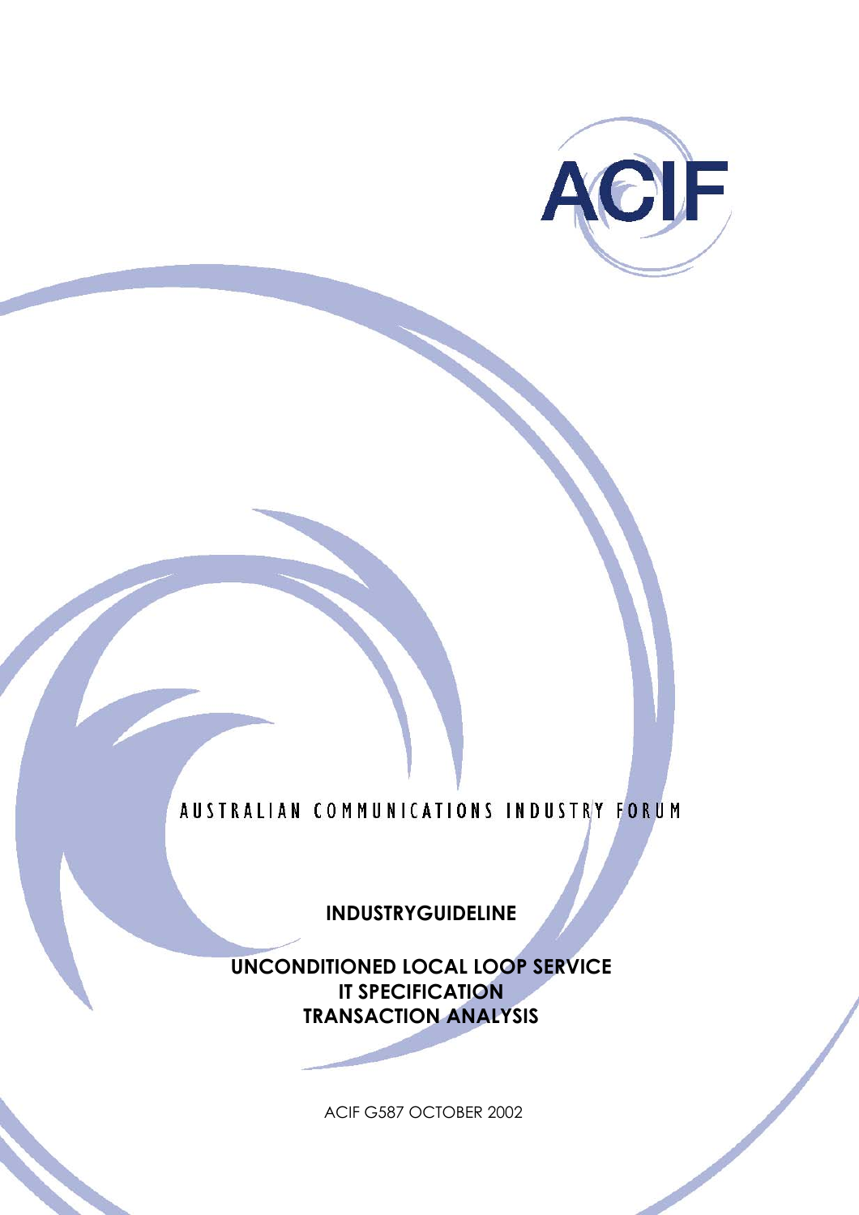ACIF

AUSTRALIAN COMMUNICATIONS INDUSTRY FORUM

**INDUSTRYGUIDELINE**

# UNCONDITIONED LOCAL LOOP SERVICE IT SPECIFICATION TRANSACTION ANALYSIS

ACIF G587 OCTOBER 2002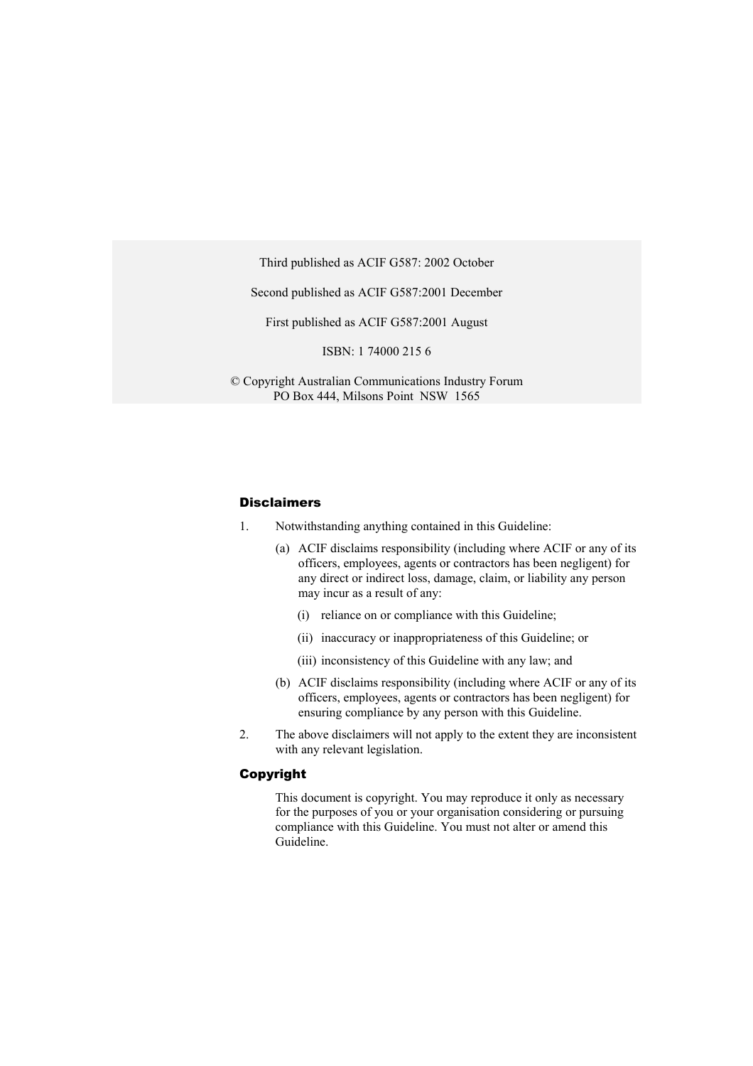Third published as ACIF G587: 2002 October

Second published as ACIF G587:2001 December

First published as ACIF G587:2001 August

ISBN: 1 74000 215 6

© Copyright Australian Communications Industry Forum
PO Box 444, Milsons Point NSW 1565

## Disclaimers

1. Notwithstanding anything contained in this Guideline:

   (a) ACIF disclaims responsibility (including where ACIF or any of its officers, employees, agents or contractors has been negligent) for any direct or indirect loss, damage, claim, or liability any person may incur as a result of any:

      (i) reliance on or compliance with this Guideline;

      (ii) inaccuracy or inappropriateness of this Guideline; or

      (iii) inconsistency of this Guideline with any law; and

   (b) ACIF disclaims responsibility (including where ACIF or any of its officers, employees, agents or contractors has been negligent) for ensuring compliance by any person with this Guideline.

2. The above disclaimers will not apply to the extent they are inconsistent with any relevant legislation.

## Copyright

This document is copyright. You may reproduce it only as necessary for the purposes of you or your organisation considering or pursuing compliance with this Guideline. You must not alter or amend this Guideline.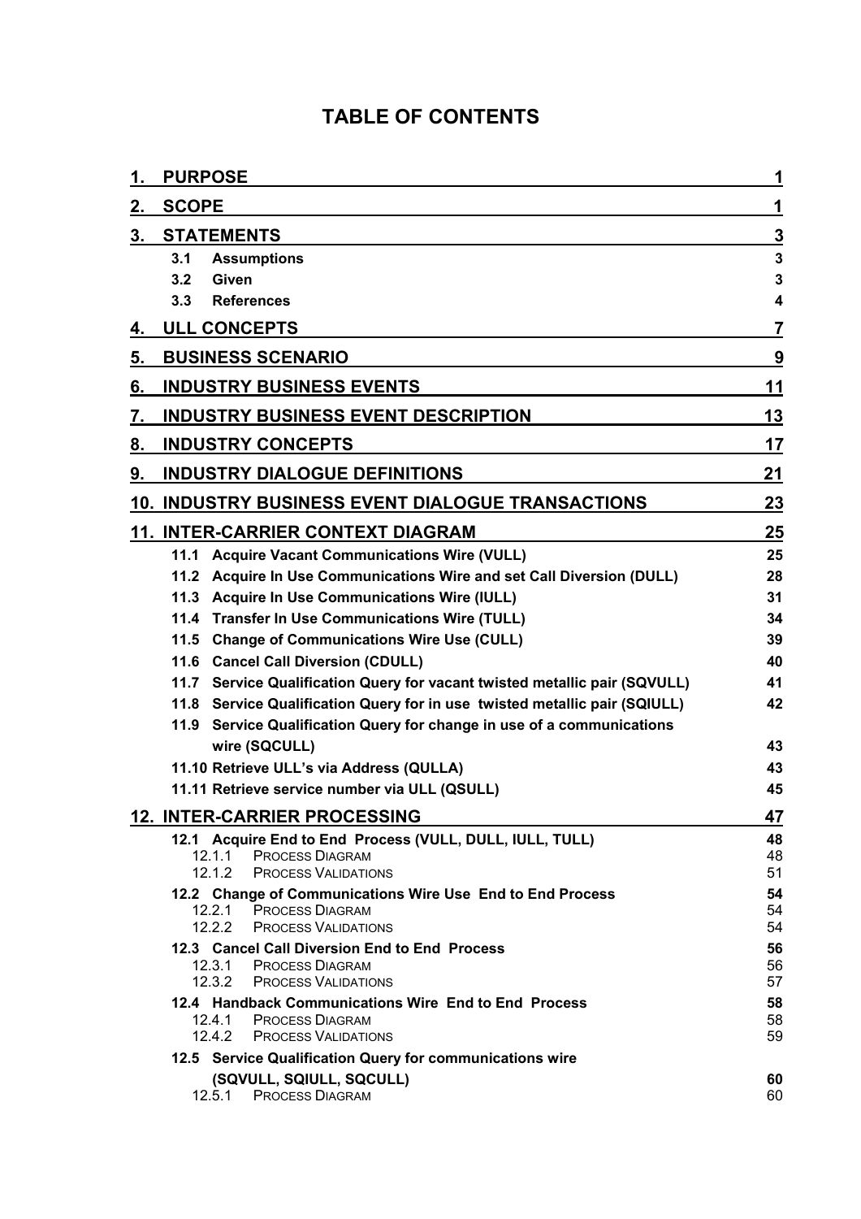# TABLE OF CONTENTS

| | | |
|---|---|---|
| **1.** | **PURPOSE** | **1** |
| **2.** | **SCOPE** | **1** |
| **3.** | **STATEMENTS** | **3** |
| | **3.1 Assumptions** | **3** |
| | **3.2 Given** | **3** |
| | **3.3 References** | **4** |
| **4.** | **ULL CONCEPTS** | **7** |
| **5.** | **BUSINESS SCENARIO** | **9** |
| **6.** | **INDUSTRY BUSINESS EVENTS** | **11** |
| **7.** | **INDUSTRY BUSINESS EVENT DESCRIPTION** | **13** |
| **8.** | **INDUSTRY CONCEPTS** | **17** |
| **9.** | **INDUSTRY DIALOGUE DEFINITIONS** | **21** |
| **10.** | **INDUSTRY BUSINESS EVENT DIALOGUE TRANSACTIONS** | **23** |
| **11.** | **INTER-CARRIER CONTEXT DIAGRAM** | **25** |
| | **11.1 Acquire Vacant Communications Wire (VULL)** | **25** |
| | **11.2 Acquire In Use Communications Wire and set Call Diversion (DULL)** | **28** |
| | **11.3 Acquire In Use Communications Wire (IULL)** | **31** |
| | **11.4 Transfer In Use Communications Wire (TULL)** | **34** |
| | **11.5 Change of Communications Wire Use (CULL)** | **39** |
| | **11.6 Cancel Call Diversion (CDULL)** | **40** |
| | **11.7 Service Qualification Query for vacant twisted metallic pair (SQVULL)** | **41** |
| | **11.8 Service Qualification Query for in use twisted metallic pair (SQIULL)** | **42** |
| | **11.9 Service Qualification Query for change in use of a communications wire (SQCULL)** | **43** |
| | **11.10 Retrieve ULL's via Address (QULLA)** | **43** |
| | **11.11 Retrieve service number via ULL (QSULL)** | **45** |
| **12.** | **INTER-CARRIER PROCESSING** | **47** |
| | **12.1 Acquire End to End Process (VULL, DULL, IULL, TULL)** | **48** |
| | 12.1.1 PROCESS DIAGRAM | 48 |
| | 12.1.2 PROCESS VALIDATIONS | 51 |
| | **12.2 Change of Communications Wire Use End to End Process** | **54** |
| | 12.2.1 PROCESS DIAGRAM | 54 |
| | 12.2.2 PROCESS VALIDATIONS | 54 |
| | **12.3 Cancel Call Diversion End to End Process** | **56** |
| | 12.3.1 PROCESS DIAGRAM | 56 |
| | 12.3.2 PROCESS VALIDATIONS | 57 |
| | **12.4 Handback Communications Wire End to End Process** | **58** |
| | 12.4.1 PROCESS DIAGRAM | 58 |
| | 12.4.2 PROCESS VALIDATIONS | 59 |
| | **12.5 Service Qualification Query for communications wire (SQVULL, SQIULL, SQCULL)** | **60** |
| | 12.5.1 PROCESS DIAGRAM | 60 |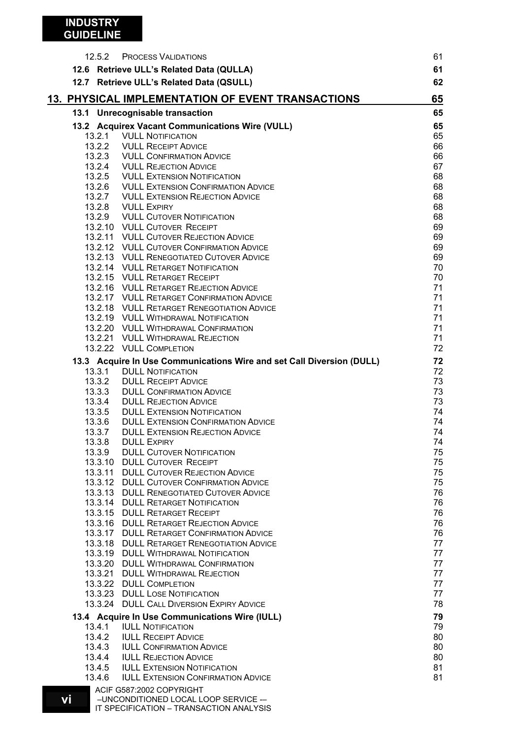| | | |
|---|---|---|
| 12.5.2 | PROCESS VALIDATIONS | 61 |
| **12.6** | **Retrieve ULL's Related Data (QULLA)** | **61** |
| **12.7** | **Retrieve ULL's Related Data (QSULL)** | **62** |
| **13.** | **PHYSICAL IMPLEMENTATION OF EVENT TRANSACTIONS** | **65** |
| **13.1** | **Unrecognisable transaction** | **65** |
| **13.2** | **Acquirex Vacant Communications Wire (VULL)** | **65** |
| 13.2.1 | VULL NOTIFICATION | 65 |
| 13.2.2 | VULL RECEIPT ADVICE | 66 |
| 13.2.3 | VULL CONFIRMATION ADVICE | 66 |
| 13.2.4 | VULL REJECTION ADVICE | 67 |
| 13.2.5 | VULL EXTENSION NOTIFICATION | 68 |
| 13.2.6 | VULL EXTENSION CONFIRMATION ADVICE | 68 |
| 13.2.7 | VULL EXTENSION REJECTION ADVICE | 68 |
| 13.2.8 | VULL EXPIRY | 68 |
| 13.2.9 | VULL CUTOVER NOTIFICATION | 68 |
| 13.2.10 | VULL CUTOVER RECEIPT | 69 |
| 13.2.11 | VULL CUTOVER REJECTION ADVICE | 69 |
| 13.2.12 | VULL CUTOVER CONFIRMATION ADVICE | 69 |
| 13.2.13 | VULL RENEGOTIATED CUTOVER ADVICE | 69 |
| 13.2.14 | VULL RETARGET NOTIFICATION | 70 |
| 13.2.15 | VULL RETARGET RECEIPT | 70 |
| 13.2.16 | VULL RETARGET REJECTION ADVICE | 71 |
| 13.2.17 | VULL RETARGET CONFIRMATION ADVICE | 71 |
| 13.2.18 | VULL RETARGET RENEGOTIATION ADVICE | 71 |
| 13.2.19 | VULL WITHDRAWAL NOTIFICATION | 71 |
| 13.2.20 | VULL WITHDRAWAL CONFIRMATION | 71 |
| 13.2.21 | VULL WITHDRAWAL REJECTION | 71 |
| 13.2.22 | VULL COMPLETION | 72 |
| **13.3** | **Acquire In Use Communications Wire and set Call Diversion (DULL)** | **72** |
| 13.3.1 | DULL NOTIFICATION | 72 |
| 13.3.2 | DULL RECEIPT ADVICE | 73 |
| 13.3.3 | DULL CONFIRMATION ADVICE | 73 |
| 13.3.4 | DULL REJECTION ADVICE | 73 |
| 13.3.5 | DULL EXTENSION NOTIFICATION | 74 |
| 13.3.6 | DULL EXTENSION CONFIRMATION ADVICE | 74 |
| 13.3.7 | DULL EXTENSION REJECTION ADVICE | 74 |
| 13.3.8 | DULL EXPIRY | 74 |
| 13.3.9 | DULL CUTOVER NOTIFICATION | 75 |
| 13.3.10 | DULL CUTOVER RECEIPT | 75 |
| 13.3.11 | DULL CUTOVER REJECTION ADVICE | 75 |
| 13.3.12 | DULL CUTOVER CONFIRMATION ADVICE | 75 |
| 13.3.13 | DULL RENEGOTIATED CUTOVER ADVICE | 76 |
| 13.3.14 | DULL RETARGET NOTIFICATION | 76 |
| 13.3.15 | DULL RETARGET RECEIPT | 76 |
| 13.3.16 | DULL RETARGET REJECTION ADVICE | 76 |
| 13.3.17 | DULL RETARGET CONFIRMATION ADVICE | 76 |
| 13.3.18 | DULL RETARGET RENEGOTIATION ADVICE | 77 |
| 13.3.19 | DULL WITHDRAWAL NOTIFICATION | 77 |
| 13.3.20 | DULL WITHDRAWAL CONFIRMATION | 77 |
| 13.3.21 | DULL WITHDRAWAL REJECTION | 77 |
| 13.3.22 | DULL COMPLETION | 77 |
| 13.3.23 | DULL LOSE NOTIFICATION | 77 |
| 13.3.24 | DULL CALL DIVERSION EXPIRY ADVICE | 78 |
| **13.4** | **Acquire In Use Communications Wire (IULL)** | **79** |
| 13.4.1 | IULL NOTIFICATION | 79 |
| 13.4.2 | IULL RECEIPT ADVICE | 80 |
| 13.4.3 | IULL CONFIRMATION ADVICE | 80 |
| 13.4.4 | IULL REJECTION ADVICE | 80 |
| 13.4.5 | IULL EXTENSION NOTIFICATION | 81 |
| 13.4.6 | IULL EXTENSION CONFIRMATION ADVICE | 81 |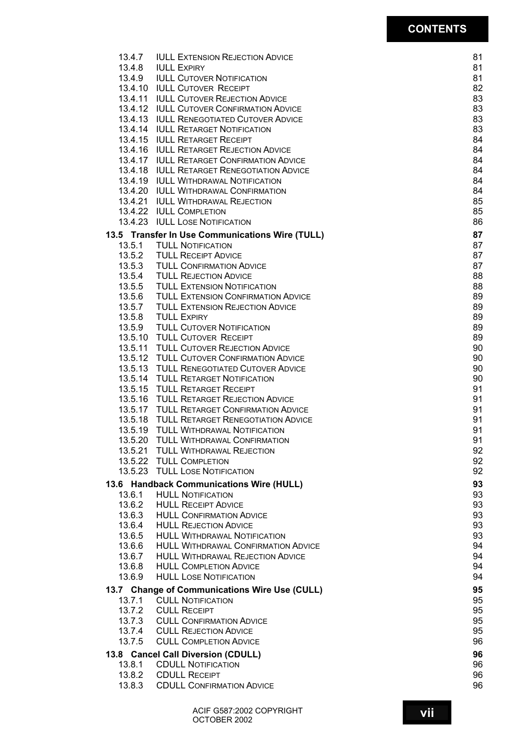| | | |
|---|---|---|
| 13.4.7 | IULL Extension Rejection Advice | 81 |
| 13.4.8 | IULL Expiry | 81 |
| 13.4.9 | IULL Cutover Notification | 81 |
| 13.4.10 | IULL Cutover Receipt | 82 |
| 13.4.11 | IULL Cutover Rejection Advice | 83 |
| 13.4.12 | IULL Cutover Confirmation Advice | 83 |
| 13.4.13 | IULL Renegotiated Cutover Advice | 83 |
| 13.4.14 | IULL Retarget Notification | 83 |
| 13.4.15 | IULL Retarget Receipt | 84 |
| 13.4.16 | IULL Retarget Rejection Advice | 84 |
| 13.4.17 | IULL Retarget Confirmation Advice | 84 |
| 13.4.18 | IULL Retarget Renegotiation Advice | 84 |
| 13.4.19 | IULL Withdrawal Notification | 84 |
| 13.4.20 | IULL Withdrawal Confirmation | 84 |
| 13.4.21 | IULL Withdrawal Rejection | 85 |
| 13.4.22 | IULL Completion | 85 |
| 13.4.23 | IULL Lose Notification | 86 |
| **13.5** | **Transfer In Use Communications Wire (TULL)** | **87** |
| 13.5.1 | TULL Notification | 87 |
| 13.5.2 | TULL Receipt Advice | 87 |
| 13.5.3 | TULL Confirmation Advice | 87 |
| 13.5.4 | TULL Rejection Advice | 88 |
| 13.5.5 | TULL Extension Notification | 88 |
| 13.5.6 | TULL Extension Confirmation Advice | 89 |
| 13.5.7 | TULL Extension Rejection Advice | 89 |
| 13.5.8 | TULL Expiry | 89 |
| 13.5.9 | TULL Cutover Notification | 89 |
| 13.5.10 | TULL Cutover Receipt | 89 |
| 13.5.11 | TULL Cutover Rejection Advice | 90 |
| 13.5.12 | TULL Cutover Confirmation Advice | 90 |
| 13.5.13 | TULL Renegotiated Cutover Advice | 90 |
| 13.5.14 | TULL Retarget Notification | 90 |
| 13.5.15 | TULL Retarget Receipt | 91 |
| 13.5.16 | TULL Retarget Rejection Advice | 91 |
| 13.5.17 | TULL Retarget Confirmation Advice | 91 |
| 13.5.18 | TULL Retarget Renegotiation Advice | 91 |
| 13.5.19 | TULL Withdrawal Notification | 91 |
| 13.5.20 | TULL Withdrawal Confirmation | 91 |
| 13.5.21 | TULL Withdrawal Rejection | 92 |
| 13.5.22 | TULL Completion | 92 |
| 13.5.23 | TULL Lose Notification | 92 |
| **13.6** | **Handback Communications Wire (HULL)** | **93** |
| 13.6.1 | HULL Notification | 93 |
| 13.6.2 | HULL Receipt Advice | 93 |
| 13.6.3 | HULL Confirmation Advice | 93 |
| 13.6.4 | HULL Rejection Advice | 93 |
| 13.6.5 | HULL Withdrawal Notification | 93 |
| 13.6.6 | HULL Withdrawal Confirmation Advice | 94 |
| 13.6.7 | HULL Withdrawal Rejection Advice | 94 |
| 13.6.8 | HULL Completion Advice | 94 |
| 13.6.9 | HULL Lose Notification | 94 |
| **13.7** | **Change of Communications Wire Use (CULL)** | **95** |
| 13.7.1 | CULL Notification | 95 |
| 13.7.2 | CULL Receipt | 95 |
| 13.7.3 | CULL Confirmation Advice | 95 |
| 13.7.4 | CULL Rejection Advice | 95 |
| 13.7.5 | CULL Completion Advice | 96 |
| **13.8** | **Cancel Call Diversion (CDULL)** | **96** |
| 13.8.1 | CDULL Notification | 96 |
| 13.8.2 | CDULL Receipt | 96 |
| 13.8.3 | CDULL Confirmation Advice | 96 |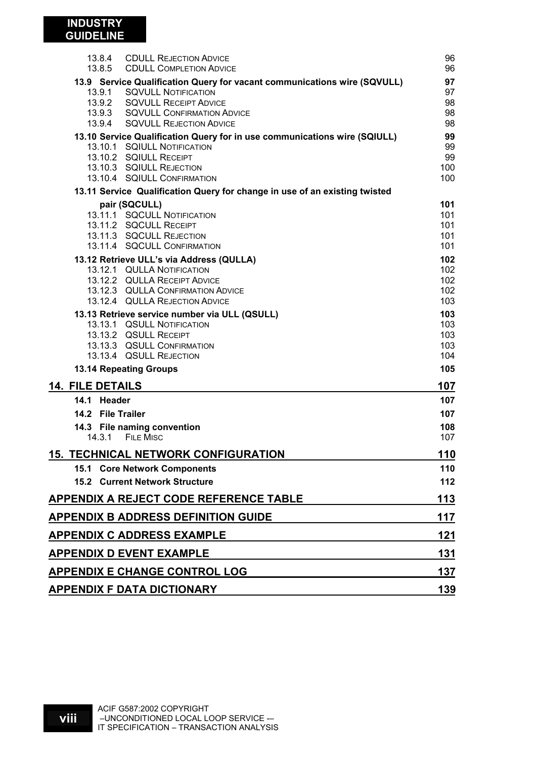| | | |
|---|---|---|
| 13.8.4 | CDULL REJECTION ADVICE | 96 |
| 13.8.5 | CDULL COMPLETION ADVICE | 96 |
| **13.9** | **Service Qualification Query for vacant communications wire (SQVULL)** | **97** |
| 13.9.1 | SQVULL NOTIFICATION | 97 |
| 13.9.2 | SQVULL RECEIPT ADVICE | 98 |
| 13.9.3 | SQVULL CONFIRMATION ADVICE | 98 |
| 13.9.4 | SQVULL REJECTION ADVICE | 98 |
| **13.10** | **Service Qualification Query for in use communications wire (SQIULL)** | **99** |
| 13.10.1 | SQIULL NOTIFICATION | 99 |
| 13.10.2 | SQIULL RECEIPT | 99 |
| 13.10.3 | SQIULL REJECTION | 100 |
| 13.10.4 | SQIULL CONFIRMATION | 100 |
| **13.11** | **Service Qualification Query for change in use of an existing twisted pair (SQCULL)** | **101** |
| 13.11.1 | SQCULL NOTIFICATION | 101 |
| 13.11.2 | SQCULL RECEIPT | 101 |
| 13.11.3 | SQCULL REJECTION | 101 |
| 13.11.4 | SQCULL CONFIRMATION | 101 |
| **13.12** | **Retrieve ULL's via Address (QULLA)** | **102** |
| 13.12.1 | QULLA NOTIFICATION | 102 |
| 13.12.2 | QULLA RECEIPT ADVICE | 102 |
| 13.12.3 | QULLA CONFIRMATION ADVICE | 102 |
| 13.12.4 | QULLA REJECTION ADVICE | 103 |
| **13.13** | **Retrieve service number via ULL (QSULL)** | **103** |
| 13.13.1 | QSULL NOTIFICATION | 103 |
| 13.13.2 | QSULL RECEIPT | 103 |
| 13.13.3 | QSULL CONFIRMATION | 103 |
| 13.13.4 | QSULL REJECTION | 104 |
| **13.14** | **Repeating Groups** | **105** |
| **14.** | **FILE DETAILS** | **107** |
| **14.1** | **Header** | **107** |
| **14.2** | **File Trailer** | **107** |
| **14.3** | **File naming convention** | **108** |
| 14.3.1 | FILE MISC | 107 |
| **15.** | **TECHNICAL NETWORK CONFIGURATION** | **110** |
| **15.1** | **Core Network Components** | **110** |
| **15.2** | **Current Network Structure** | **112** |
| **APPENDIX A** | **REJECT CODE REFERENCE TABLE** | **113** |
| **APPENDIX B** | **ADDRESS DEFINITION GUIDE** | **117** |
| **APPENDIX C** | **ADDRESS EXAMPLE** | **121** |
| **APPENDIX D** | **EVENT EXAMPLE** | **131** |
| **APPENDIX E** | **CHANGE CONTROL LOG** | **137** |
| **APPENDIX F** | **DATA DICTIONARY** | **139** |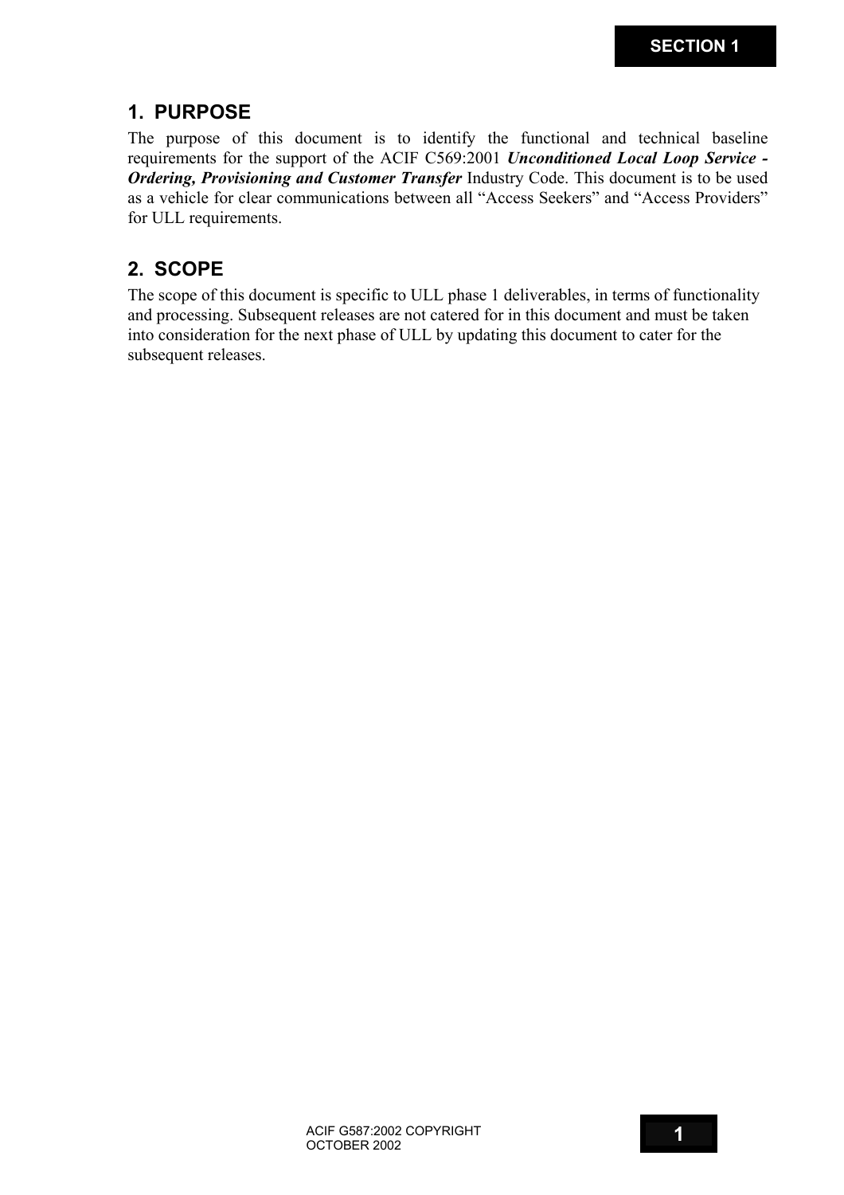# 1. PURPOSE

The purpose of this document is to identify the functional and technical baseline requirements for the support of the ACIF C569:2001 ***Unconditioned Local Loop Service - Ordering, Provisioning and Customer Transfer*** Industry Code. This document is to be used as a vehicle for clear communications between all "Access Seekers" and "Access Providers" for ULL requirements.

# 2. SCOPE

The scope of this document is specific to ULL phase 1 deliverables, in terms of functionality and processing. Subsequent releases are not catered for in this document and must be taken into consideration for the next phase of ULL by updating this document to cater for the subsequent releases.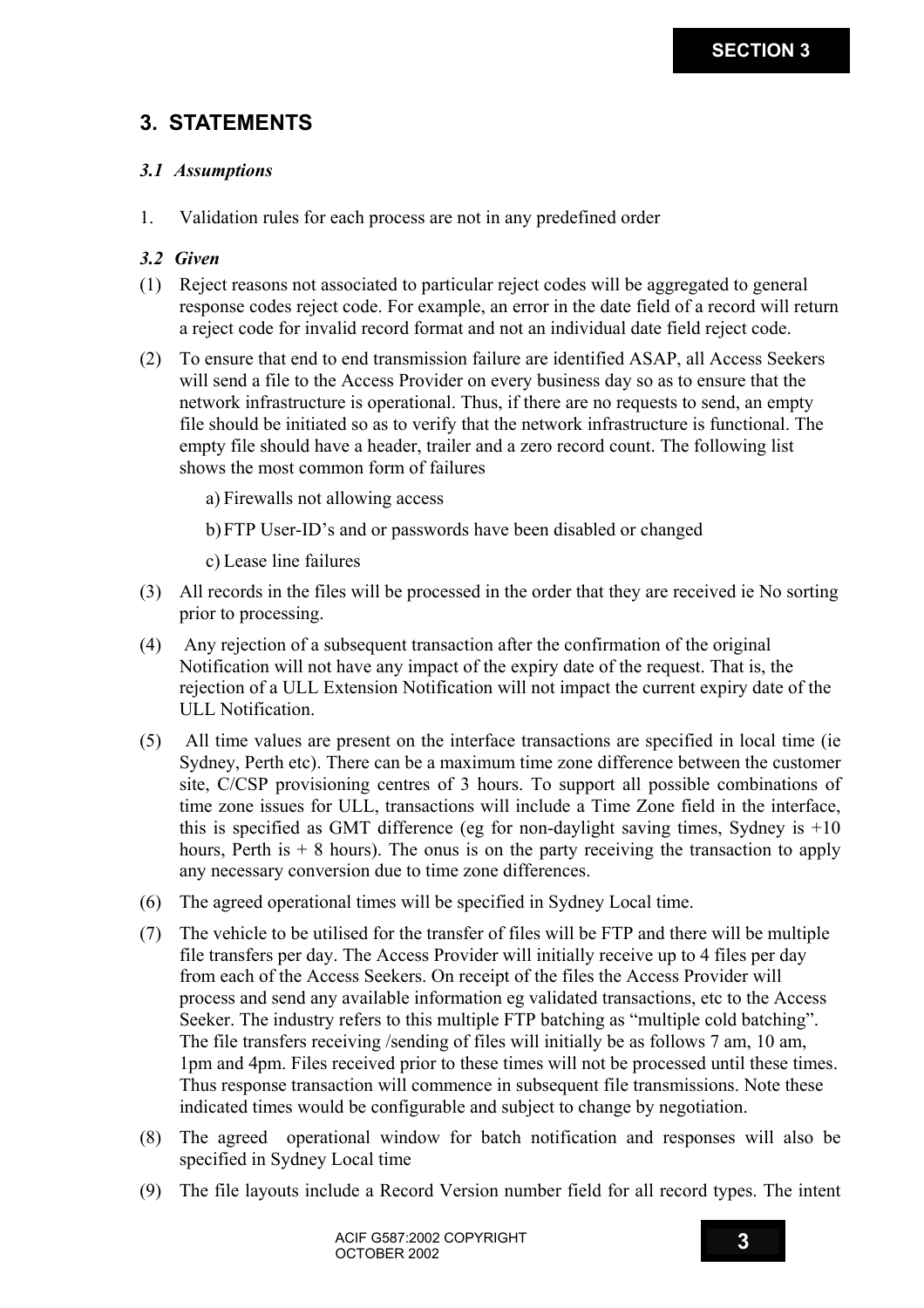# 3. STATEMENTS

### *3.1 Assumptions*

1. Validation rules for each process are not in any predefined order

### *3.2 Given*

(1) Reject reasons not associated to particular reject codes will be aggregated to general response codes reject code. For example, an error in the date field of a record will return a reject code for invalid record format and not an individual date field reject code.

(2) To ensure that end to end transmission failure are identified ASAP, all Access Seekers will send a file to the Access Provider on every business day so as to ensure that the network infrastructure is operational. Thus, if there are no requests to send, an empty file should be initiated so as to verify that the network infrastructure is functional. The empty file should have a header, trailer and a zero record count. The following list shows the most common form of failures

   a) Firewalls not allowing access

   b) FTP User-ID's and or passwords have been disabled or changed

   c) Lease line failures

(3) All records in the files will be processed in the order that they are received ie No sorting prior to processing.

(4) Any rejection of a subsequent transaction after the confirmation of the original Notification will not have any impact of the expiry date of the request. That is, the rejection of a ULL Extension Notification will not impact the current expiry date of the ULL Notification.

(5) All time values are present on the interface transactions are specified in local time (ie Sydney, Perth etc). There can be a maximum time zone difference between the customer site, C/CSP provisioning centres of 3 hours. To support all possible combinations of time zone issues for ULL, transactions will include a Time Zone field in the interface, this is specified as GMT difference (eg for non-daylight saving times, Sydney is +10 hours, Perth is + 8 hours). The onus is on the party receiving the transaction to apply any necessary conversion due to time zone differences.

(6) The agreed operational times will be specified in Sydney Local time.

(7) The vehicle to be utilised for the transfer of files will be FTP and there will be multiple file transfers per day. The Access Provider will initially receive up to 4 files per day from each of the Access Seekers. On receipt of the files the Access Provider will process and send any available information eg validated transactions, etc to the Access Seeker. The industry refers to this multiple FTP batching as "multiple cold batching". The file transfers receiving /sending of files will initially be as follows 7 am, 10 am, 1pm and 4pm. Files received prior to these times will not be processed until these times. Thus response transaction will commence in subsequent file transmissions. Note these indicated times would be configurable and subject to change by negotiation.

(8) The agreed operational window for batch notification and responses will also be specified in Sydney Local time

(9) The file layouts include a Record Version number field for all record types. The intent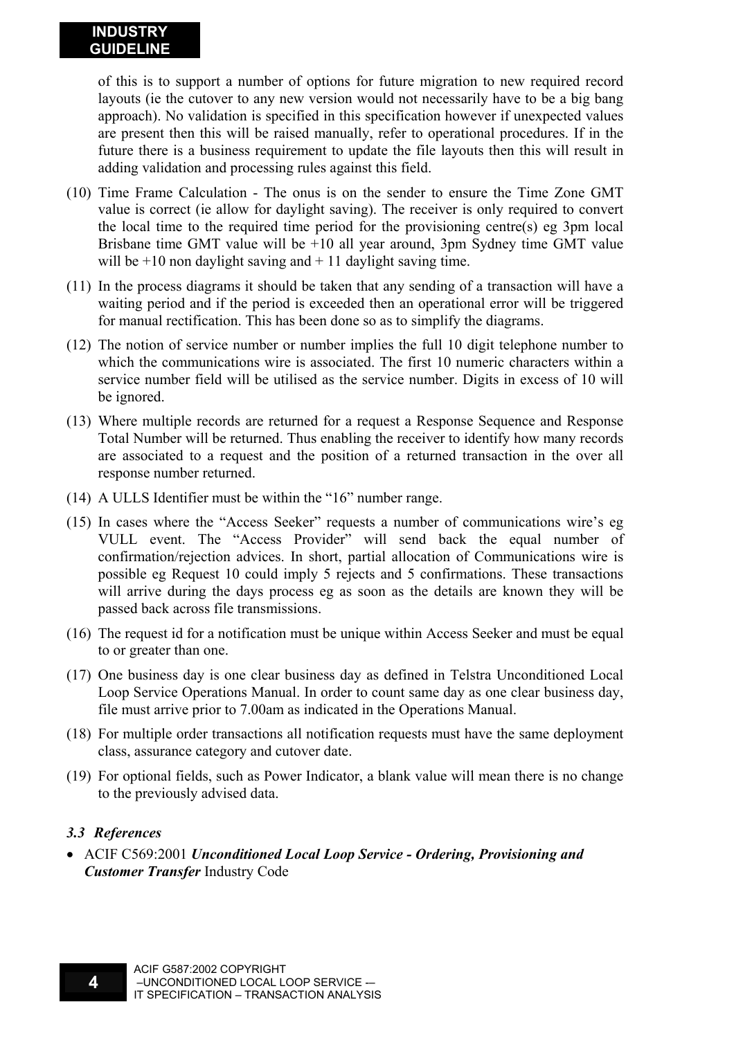of this is to support a number of options for future migration to new required record layouts (ie the cutover to any new version would not necessarily have to be a big bang approach). No validation is specified in this specification however if unexpected values are present then this will be raised manually, refer to operational procedures. If in the future there is a business requirement to update the file layouts then this will result in adding validation and processing rules against this field.

(10) Time Frame Calculation - The onus is on the sender to ensure the Time Zone GMT value is correct (ie allow for daylight saving). The receiver is only required to convert the local time to the required time period for the provisioning centre(s) eg 3pm local Brisbane time GMT value will be +10 all year around, 3pm Sydney time GMT value will be +10 non daylight saving and + 11 daylight saving time.

(11) In the process diagrams it should be taken that any sending of a transaction will have a waiting period and if the period is exceeded then an operational error will be triggered for manual rectification. This has been done so as to simplify the diagrams.

(12) The notion of service number or number implies the full 10 digit telephone number to which the communications wire is associated. The first 10 numeric characters within a service number field will be utilised as the service number. Digits in excess of 10 will be ignored.

(13) Where multiple records are returned for a request a Response Sequence and Response Total Number will be returned. Thus enabling the receiver to identify how many records are associated to a request and the position of a returned transaction in the over all response number returned.

(14) A ULLS Identifier must be within the "16" number range.

(15) In cases where the "Access Seeker" requests a number of communications wire's eg VULL event. The "Access Provider" will send back the equal number of confirmation/rejection advices. In short, partial allocation of Communications wire is possible eg Request 10 could imply 5 rejects and 5 confirmations. These transactions will arrive during the days process eg as soon as the details are known they will be passed back across file transmissions.

(16) The request id for a notification must be unique within Access Seeker and must be equal to or greater than one.

(17) One business day is one clear business day as defined in Telstra Unconditioned Local Loop Service Operations Manual. In order to count same day as one clear business day, file must arrive prior to 7.00am as indicated in the Operations Manual.

(18) For multiple order transactions all notification requests must have the same deployment class, assurance category and cutover date.

(19) For optional fields, such as Power Indicator, a blank value will mean there is no change to the previously advised data.

### *3.3 References*

- ACIF C569:2001 ***Unconditioned Local Loop Service - Ordering, Provisioning and Customer Transfer*** Industry Code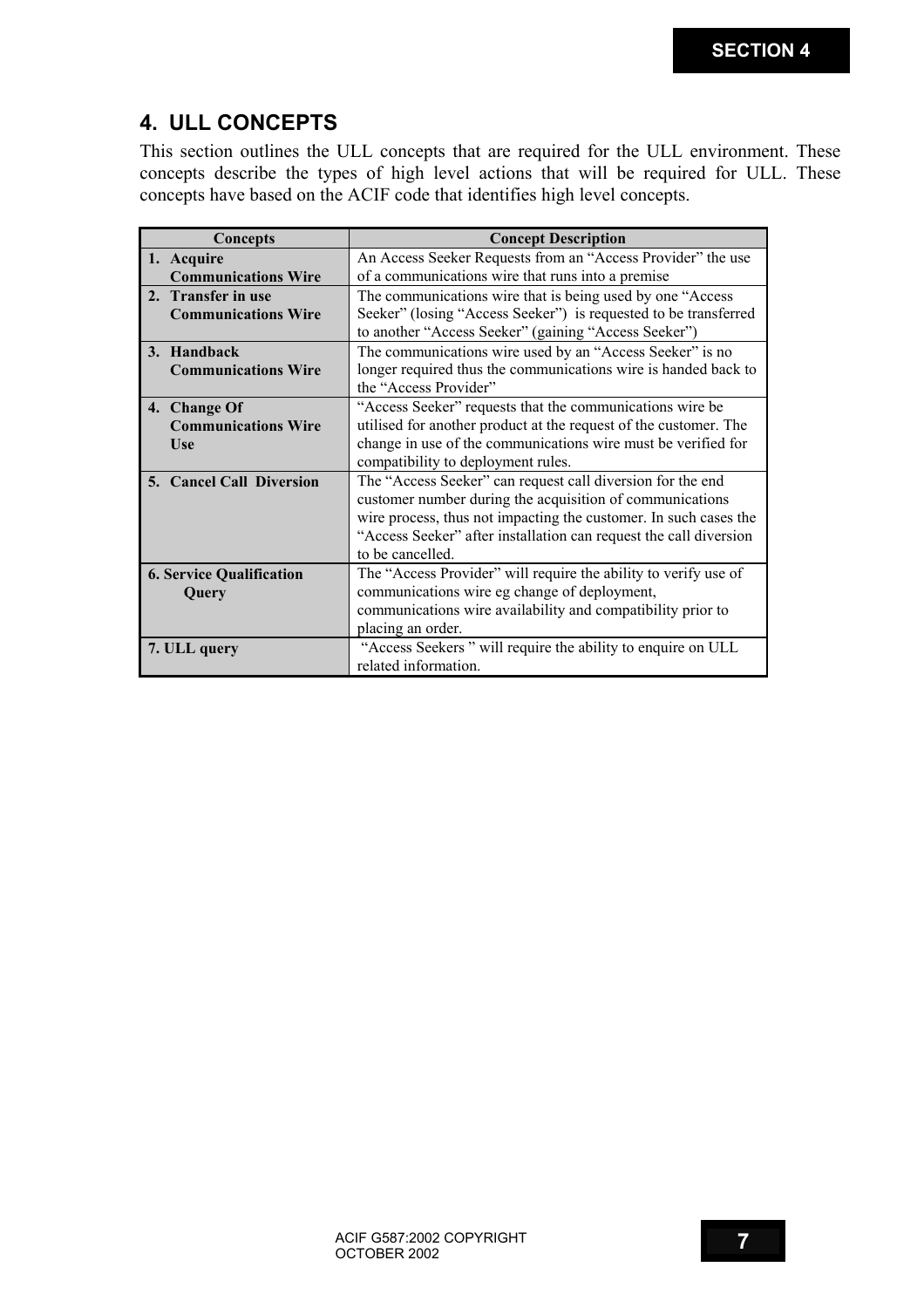# 4. ULL CONCEPTS

This section outlines the ULL concepts that are required for the ULL environment. These concepts describe the types of high level actions that will be required for ULL. These concepts have based on the ACIF code that identifies high level concepts.

| Concepts | Concept Description |
|---|---|
| **1. Acquire Communications Wire** | An Access Seeker Requests from an "Access Provider" the use of a communications wire that runs into a premise |
| **2. Transfer in use Communications Wire** | The communications wire that is being used by one "Access Seeker" (losing "Access Seeker") is requested to be transferred to another "Access Seeker" (gaining "Access Seeker") |
| **3. Handback Communications Wire** | The communications wire used by an "Access Seeker" is no longer required thus the communications wire is handed back to the "Access Provider" |
| **4. Change Of Communications Wire Use** | "Access Seeker" requests that the communications wire be utilised for another product at the request of the customer. The change in use of the communications wire must be verified for compatibility to deployment rules. |
| **5. Cancel Call Diversion** | The "Access Seeker" can request call diversion for the end customer number during the acquisition of communications wire process, thus not impacting the customer. In such cases the "Access Seeker" after installation can request the call diversion to be cancelled. |
| **6. Service Qualification Query** | The "Access Provider" will require the ability to verify use of communications wire eg change of deployment, communications wire availability and compatibility prior to placing an order. |
| **7. ULL query** | "Access Seekers " will require the ability to enquire on ULL related information. |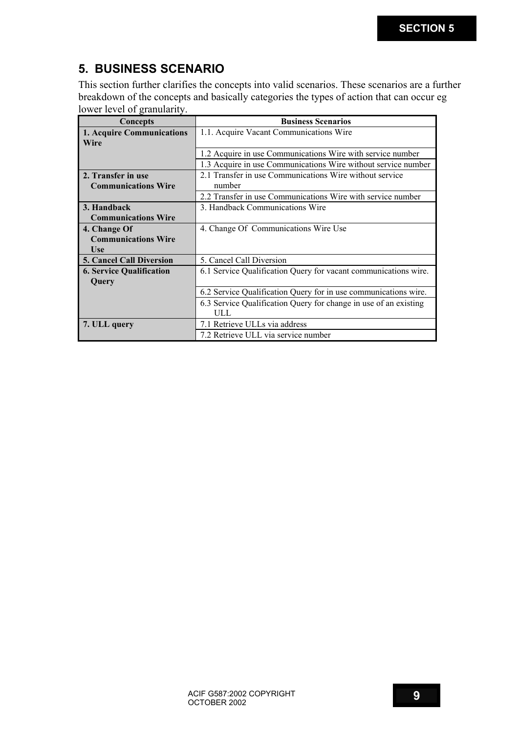## 5. BUSINESS SCENARIO

This section further clarifies the concepts into valid scenarios. These scenarios are a further breakdown of the concepts and basically categories the types of action that can occur eg lower level of granularity.

| Concepts | Business Scenarios |
|---|---|
| **1. Acquire Communications Wire** | 1.1. Acquire Vacant Communications Wire |
| | 1.2 Acquire in use Communications Wire with service number |
| | 1.3 Acquire in use Communications Wire without service number |
| **2. Transfer in use Communications Wire** | 2.1 Transfer in use Communications Wire without service number |
| | 2.2 Transfer in use Communications Wire with service number |
| **3. Handback Communications Wire** | 3. Handback Communications Wire |
| **4. Change Of Communications Wire Use** | 4. Change Of Communications Wire Use |
| **5. Cancel Call Diversion** | 5. Cancel Call Diversion |
| **6. Service Qualification Query** | 6.1 Service Qualification Query for vacant communications wire. |
| | 6.2 Service Qualification Query for in use communications wire. |
| | 6.3 Service Qualification Query for change in use of an existing ULL |
| **7. ULL query** | 7.1 Retrieve ULLs via address |
| | 7.2 Retrieve ULL via service number |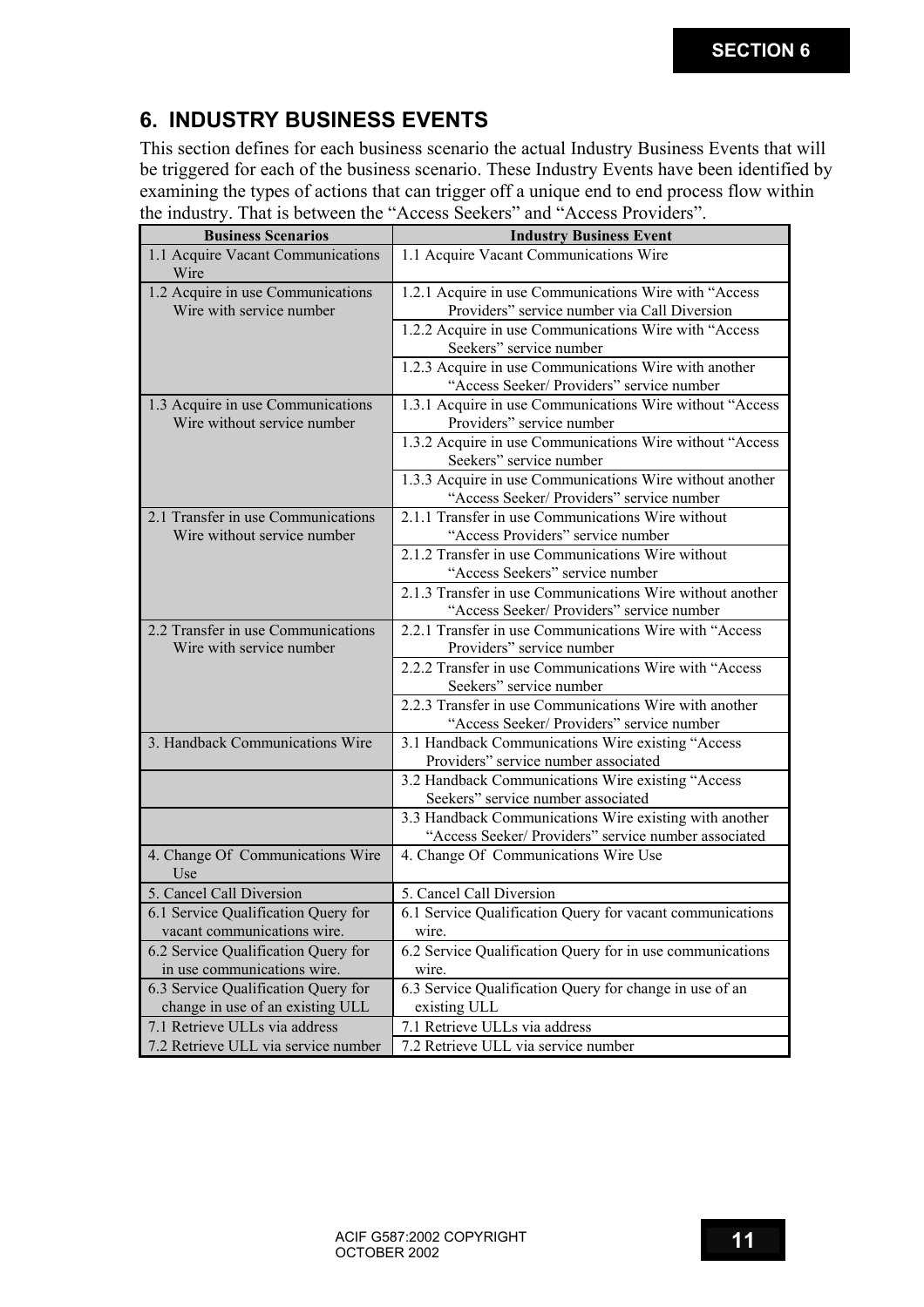## 6. INDUSTRY BUSINESS EVENTS

This section defines for each business scenario the actual Industry Business Events that will be triggered for each of the business scenario. These Industry Events have been identified by examining the types of actions that can trigger off a unique end to end process flow within the industry. That is between the "Access Seekers" and "Access Providers".

| Business Scenarios | Industry Business Event |
|---|---|
| 1.1 Acquire Vacant Communications Wire | 1.1 Acquire Vacant Communications Wire |
| 1.2 Acquire in use Communications Wire with service number | 1.2.1 Acquire in use Communications Wire with "Access Providers" service number via Call Diversion |
| | 1.2.2 Acquire in use Communications Wire with "Access Seekers" service number |
| | 1.2.3 Acquire in use Communications Wire with another "Access Seeker/ Providers" service number |
| 1.3 Acquire in use Communications Wire without service number | 1.3.1 Acquire in use Communications Wire without "Access Providers" service number |
| | 1.3.2 Acquire in use Communications Wire without "Access Seekers" service number |
| | 1.3.3 Acquire in use Communications Wire without another "Access Seeker/ Providers" service number |
| 2.1 Transfer in use Communications Wire without service number | 2.1.1 Transfer in use Communications Wire without "Access Providers" service number |
| | 2.1.2 Transfer in use Communications Wire without "Access Seekers" service number |
| | 2.1.3 Transfer in use Communications Wire without another "Access Seeker/ Providers" service number |
| 2.2 Transfer in use Communications Wire with service number | 2.2.1 Transfer in use Communications Wire with "Access Providers" service number |
| | 2.2.2 Transfer in use Communications Wire with "Access Seekers" service number |
| | 2.2.3 Transfer in use Communications Wire with another "Access Seeker/ Providers" service number |
| 3. Handback Communications Wire | 3.1 Handback Communications Wire existing "Access Providers" service number associated |
| | 3.2 Handback Communications Wire existing "Access Seekers" service number associated |
| | 3.3 Handback Communications Wire existing with another "Access Seeker/ Providers" service number associated |
| 4. Change Of Communications Wire Use | 4. Change Of Communications Wire Use |
| 5. Cancel Call Diversion | 5. Cancel Call Diversion |
| 6.1 Service Qualification Query for vacant communications wire. | 6.1 Service Qualification Query for vacant communications wire. |
| 6.2 Service Qualification Query for in use communications wire. | 6.2 Service Qualification Query for in use communications wire. |
| 6.3 Service Qualification Query for change in use of an existing ULL | 6.3 Service Qualification Query for change in use of an existing ULL |
| 7.1 Retrieve ULLs via address | 7.1 Retrieve ULLs via address |
| 7.2 Retrieve ULL via service number | 7.2 Retrieve ULL via service number |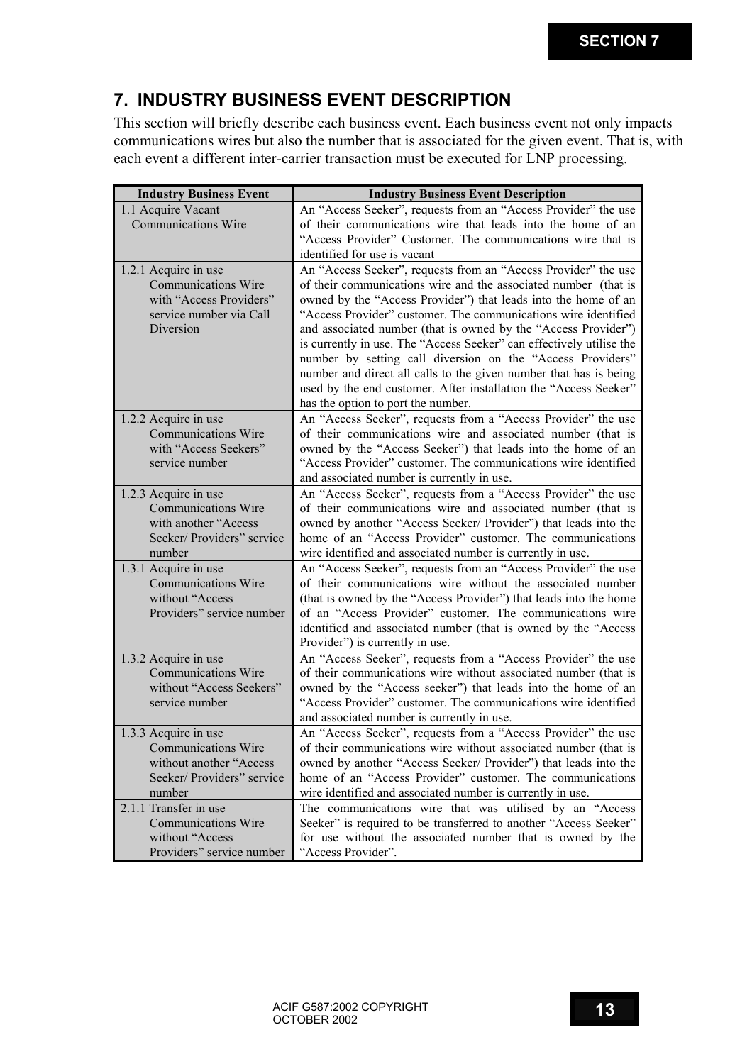# 7. INDUSTRY BUSINESS EVENT DESCRIPTION

This section will briefly describe each business event. Each business event not only impacts communications wires but also the number that is associated for the given event. That is, with each event a different inter-carrier transaction must be executed for LNP processing.

| Industry Business Event | Industry Business Event Description |
|---|---|
| 1.1 Acquire Vacant Communications Wire | An "Access Seeker", requests from an "Access Provider" the use of their communications wire that leads into the home of an "Access Provider" Customer. The communications wire that is identified for use is vacant |
| 1.2.1 Acquire in use Communications Wire with "Access Providers" service number via Call Diversion | An "Access Seeker", requests from an "Access Provider" the use of their communications wire and the associated number (that is owned by the "Access Provider") that leads into the home of an "Access Provider" customer. The communications wire identified and associated number (that is owned by the "Access Provider") is currently in use. The "Access Seeker" can effectively utilise the number by setting call diversion on the "Access Providers" number and direct all calls to the given number that has is being used by the end customer. After installation the "Access Seeker" has the option to port the number. |
| 1.2.2 Acquire in use Communications Wire with "Access Seekers" service number | An "Access Seeker", requests from a "Access Provider" the use of their communications wire and associated number (that is owned by the "Access Seeker") that leads into the home of an "Access Provider" customer. The communications wire identified and associated number is currently in use. |
| 1.2.3 Acquire in use Communications Wire with another "Access Seeker/ Providers" service number | An "Access Seeker", requests from a "Access Provider" the use of their communications wire and associated number (that is owned by another "Access Seeker/ Provider") that leads into the home of an "Access Provider" customer. The communications wire identified and associated number is currently in use. |
| 1.3.1 Acquire in use Communications Wire without "Access Providers" service number | An "Access Seeker", requests from an "Access Provider" the use of their communications wire without the associated number (that is owned by the "Access Provider") that leads into the home of an "Access Provider" customer. The communications wire identified and associated number (that is owned by the "Access Provider") is currently in use. |
| 1.3.2 Acquire in use Communications Wire without "Access Seekers" service number | An "Access Seeker", requests from a "Access Provider" the use of their communications wire without associated number (that is owned by the "Access seeker") that leads into the home of an "Access Provider" customer. The communications wire identified and associated number is currently in use. |
| 1.3.3 Acquire in use Communications Wire without another "Access Seeker/ Providers" service number | An "Access Seeker", requests from a "Access Provider" the use of their communications wire without associated number (that is owned by another "Access Seeker/ Provider") that leads into the home of an "Access Provider" customer. The communications wire identified and associated number is currently in use. |
| 2.1.1 Transfer in use Communications Wire without "Access Providers" service number | The communications wire that was utilised by an "Access Seeker" is required to be transferred to another "Access Seeker" for use without the associated number that is owned by the "Access Provider". |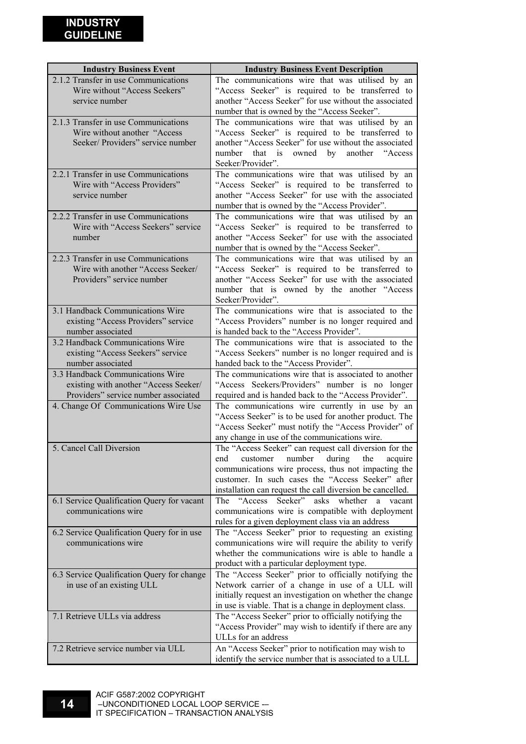| Industry Business Event | Industry Business Event Description |
|---|---|
| 2.1.2 Transfer in use Communications Wire without "Access Seekers" service number | The communications wire that was utilised by an "Access Seeker" is required to be transferred to another "Access Seeker" for use without the associated number that is owned by the "Access Seeker". |
| 2.1.3 Transfer in use Communications Wire without another "Access Seeker/ Providers" service number | The communications wire that was utilised by an "Access Seeker" is required to be transferred to another "Access Seeker" for use without the associated number that is owned by another "Access Seeker/Provider". |
| 2.2.1 Transfer in use Communications Wire with "Access Providers" service number | The communications wire that was utilised by an "Access Seeker" is required to be transferred to another "Access Seeker" for use with the associated number that is owned by the "Access Provider". |
| 2.2.2 Transfer in use Communications Wire with "Access Seekers" service number | The communications wire that was utilised by an "Access Seeker" is required to be transferred to another "Access Seeker" for use with the associated number that is owned by the "Access Seeker". |
| 2.2.3 Transfer in use Communications Wire with another "Access Seeker/ Providers" service number | The communications wire that was utilised by an "Access Seeker" is required to be transferred to another "Access Seeker" for use with the associated number that is owned by the another "Access Seeker/Provider". |
| 3.1 Handback Communications Wire existing "Access Providers" service number associated | The communications wire that is associated to the "Access Providers" number is no longer required and is handed back to the "Access Provider". |
| 3.2 Handback Communications Wire existing "Access Seekers" service number associated | The communications wire that is associated to the "Access Seekers" number is no longer required and is handed back to the "Access Provider". |
| 3.3 Handback Communications Wire existing with another "Access Seeker/ Providers" service number associated | The communications wire that is associated to another "Access Seekers/Providers" number is no longer required and is handed back to the "Access Provider". |
| 4. Change Of Communications Wire Use | The communications wire currently in use by an "Access Seeker" is to be used for another product. The "Access Seeker" must notify the "Access Provider" of any change in use of the communications wire. |
| 5. Cancel Call Diversion | The "Access Seeker" can request call diversion for the end customer number during the acquire communications wire process, thus not impacting the customer. In such cases the "Access Seeker" after installation can request the call diversion be cancelled. |
| 6.1 Service Qualification Query for vacant communications wire | The "Access Seeker" asks whether a vacant communications wire is compatible with deployment rules for a given deployment class via an address |
| 6.2 Service Qualification Query for in use communications wire | The "Access Seeker" prior to requesting an existing communications wire will require the ability to verify whether the communications wire is able to handle a product with a particular deployment type. |
| 6.3 Service Qualification Query for change in use of an existing ULL | The "Access Seeker" prior to officially notifying the Network carrier of a change in use of a ULL will initially request an investigation on whether the change in use is viable. That is a change in deployment class. |
| 7.1 Retrieve ULLs via address | The "Access Seeker" prior to officially notifying the "Access Provider" may wish to identify if there are any ULLs for an address |
| 7.2 Retrieve service number via ULL | An "Access Seeker" prior to notification may wish to identify the service number that is associated to a ULL |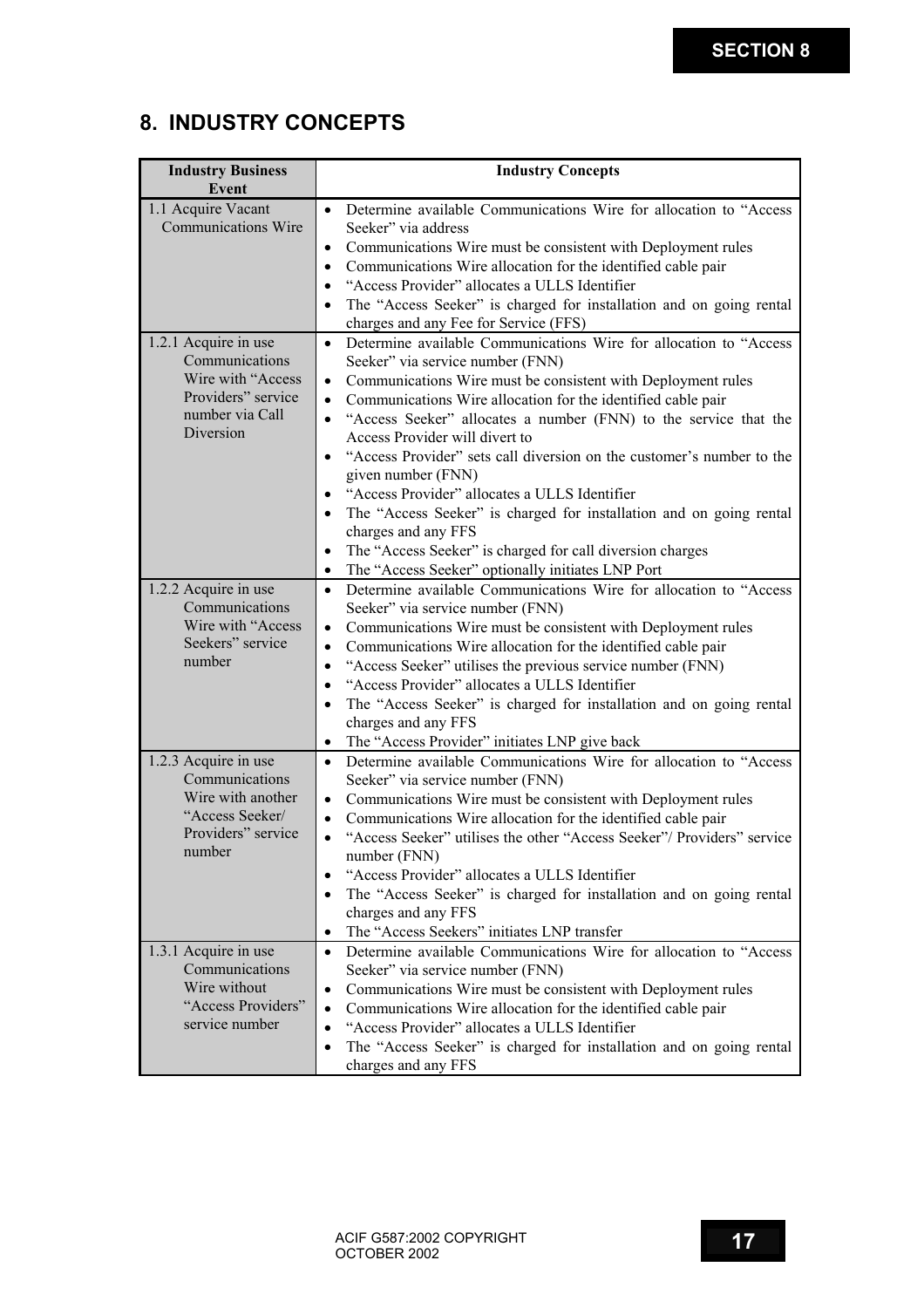# 8. INDUSTRY CONCEPTS

| Industry Business Event | Industry Concepts |
|---|---|
| 1.1 Acquire Vacant Communications Wire | • Determine available Communications Wire for allocation to "Access Seeker" via address<br>• Communications Wire must be consistent with Deployment rules<br>• Communications Wire allocation for the identified cable pair<br>• "Access Provider" allocates a ULLS Identifier<br>• The "Access Seeker" is charged for installation and on going rental charges and any Fee for Service (FFS) |
| 1.2.1 Acquire in use Communications Wire with "Access Providers" service number via Call Diversion | • Determine available Communications Wire for allocation to "Access Seeker" via service number (FNN)<br>• Communications Wire must be consistent with Deployment rules<br>• Communications Wire allocation for the identified cable pair<br>• "Access Seeker" allocates a number (FNN) to the service that the Access Provider will divert to<br>• "Access Provider" sets call diversion on the customer's number to the given number (FNN)<br>• "Access Provider" allocates a ULLS Identifier<br>• The "Access Seeker" is charged for installation and on going rental charges and any FFS<br>• The "Access Seeker" is charged for call diversion charges<br>• The "Access Seeker" optionally initiates LNP Port |
| 1.2.2 Acquire in use Communications Wire with "Access Seekers" service number | • Determine available Communications Wire for allocation to "Access Seeker" via service number (FNN)<br>• Communications Wire must be consistent with Deployment rules<br>• Communications Wire allocation for the identified cable pair<br>• "Access Seeker" utilises the previous service number (FNN)<br>• "Access Provider" allocates a ULLS Identifier<br>• The "Access Seeker" is charged for installation and on going rental charges and any FFS<br>• The "Access Provider" initiates LNP give back |
| 1.2.3 Acquire in use Communications Wire with another "Access Seeker/ Providers" service number | • Determine available Communications Wire for allocation to "Access Seeker" via service number (FNN)<br>• Communications Wire must be consistent with Deployment rules<br>• Communications Wire allocation for the identified cable pair<br>• "Access Seeker" utilises the other "Access Seeker"/ Providers" service number (FNN)<br>• "Access Provider" allocates a ULLS Identifier<br>• The "Access Seeker" is charged for installation and on going rental charges and any FFS<br>• The "Access Seekers" initiates LNP transfer |
| 1.3.1 Acquire in use Communications Wire without "Access Providers" service number | • Determine available Communications Wire for allocation to "Access Seeker" via service number (FNN)<br>• Communications Wire must be consistent with Deployment rules<br>• Communications Wire allocation for the identified cable pair<br>• "Access Provider" allocates a ULLS Identifier<br>• The "Access Seeker" is charged for installation and on going rental charges and any FFS |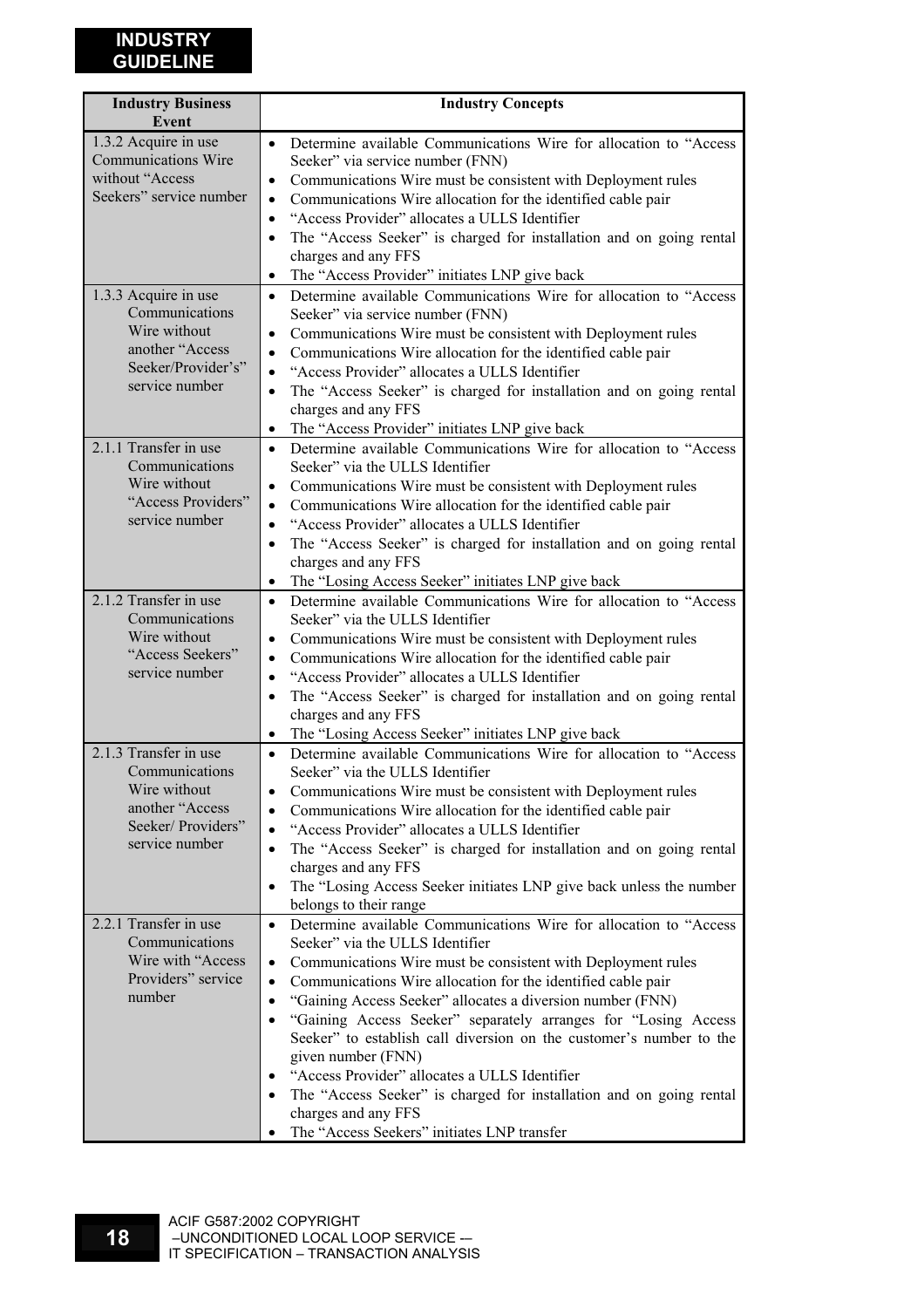| Industry Business Event | Industry Concepts |
|---|---|
| 1.3.2 Acquire in use Communications Wire without "Access Seekers" service number | • Determine available Communications Wire for allocation to "Access Seeker" via service number (FNN)<br>• Communications Wire must be consistent with Deployment rules<br>• Communications Wire allocation for the identified cable pair<br>• "Access Provider" allocates a ULLS Identifier<br>• The "Access Seeker" is charged for installation and on going rental charges and any FFS<br>• The "Access Provider" initiates LNP give back |
| 1.3.3 Acquire in use Communications Wire without another "Access Seeker/Provider's" service number | • Determine available Communications Wire for allocation to "Access Seeker" via service number (FNN)<br>• Communications Wire must be consistent with Deployment rules<br>• Communications Wire allocation for the identified cable pair<br>• "Access Provider" allocates a ULLS Identifier<br>• The "Access Seeker" is charged for installation and on going rental charges and any FFS<br>• The "Access Provider" initiates LNP give back |
| 2.1.1 Transfer in use Communications Wire without "Access Providers" service number | • Determine available Communications Wire for allocation to "Access Seeker" via the ULLS Identifier<br>• Communications Wire must be consistent with Deployment rules<br>• Communications Wire allocation for the identified cable pair<br>• "Access Provider" allocates a ULLS Identifier<br>• The "Access Seeker" is charged for installation and on going rental charges and any FFS<br>• The "Losing Access Seeker" initiates LNP give back |
| 2.1.2 Transfer in use Communications Wire without "Access Seekers" service number | • Determine available Communications Wire for allocation to "Access Seeker" via the ULLS Identifier<br>• Communications Wire must be consistent with Deployment rules<br>• Communications Wire allocation for the identified cable pair<br>• "Access Provider" allocates a ULLS Identifier<br>• The "Access Seeker" is charged for installation and on going rental charges and any FFS<br>• The "Losing Access Seeker" initiates LNP give back |
| 2.1.3 Transfer in use Communications Wire without another "Access Seeker/ Providers" service number | • Determine available Communications Wire for allocation to "Access Seeker" via the ULLS Identifier<br>• Communications Wire must be consistent with Deployment rules<br>• Communications Wire allocation for the identified cable pair<br>• "Access Provider" allocates a ULLS Identifier<br>• The "Access Seeker" is charged for installation and on going rental charges and any FFS<br>• The "Losing Access Seeker initiates LNP give back unless the number belongs to their range |
| 2.2.1 Transfer in use Communications Wire with "Access Providers" service number | • Determine available Communications Wire for allocation to "Access Seeker" via the ULLS Identifier<br>• Communications Wire must be consistent with Deployment rules<br>• Communications Wire allocation for the identified cable pair<br>• "Gaining Access Seeker" allocates a diversion number (FNN)<br>• "Gaining Access Seeker" separately arranges for "Losing Access Seeker" to establish call diversion on the customer's number to the given number (FNN)<br>• "Access Provider" allocates a ULLS Identifier<br>• The "Access Seeker" is charged for installation and on going rental charges and any FFS<br>• The "Access Seekers" initiates LNP transfer |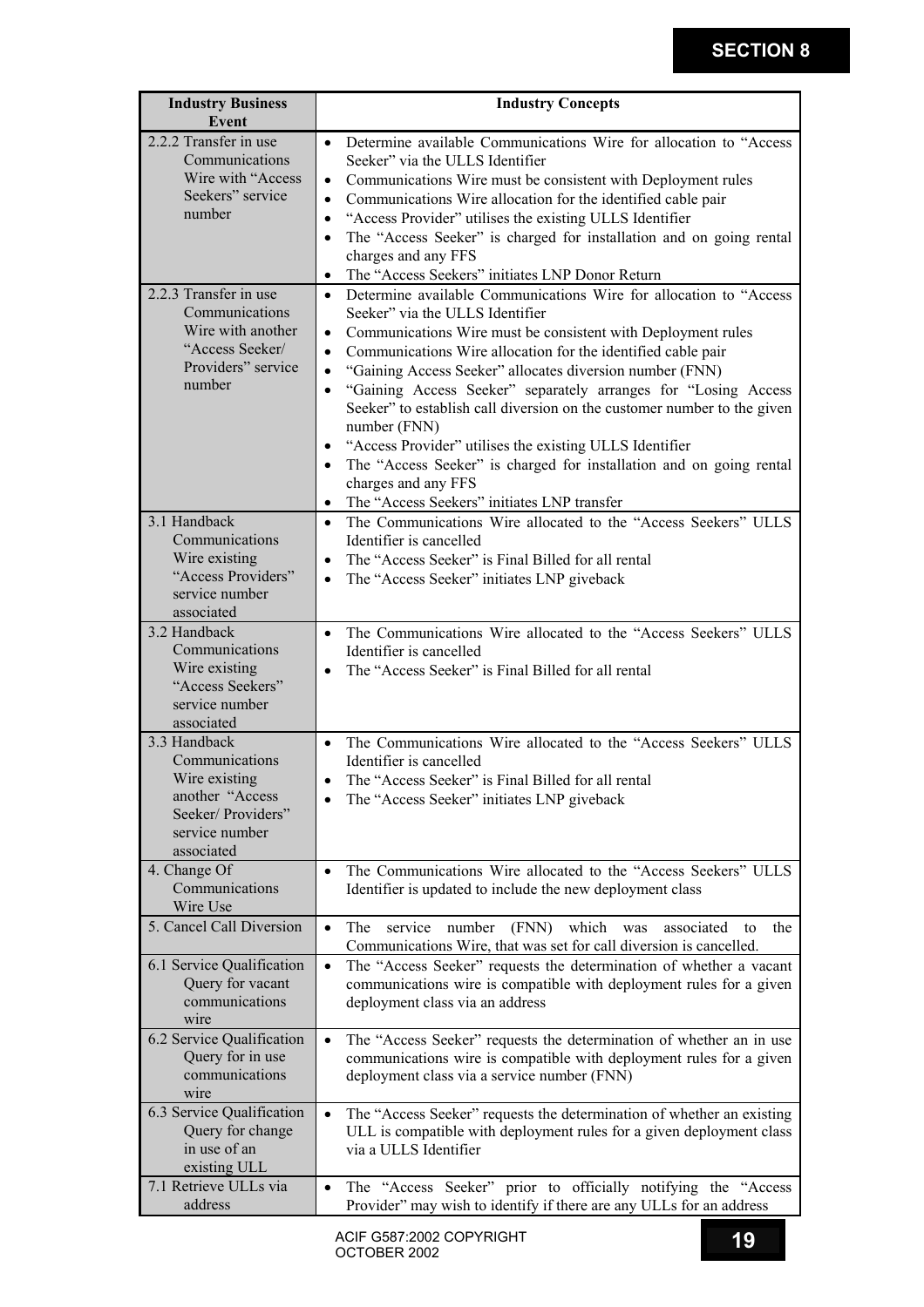| Industry Business Event | Industry Concepts |
|---|---|
| 2.2.2 Transfer in use Communications Wire with "Access Seekers" service number | • Determine available Communications Wire for allocation to "Access Seeker" via the ULLS Identifier<br>• Communications Wire must be consistent with Deployment rules<br>• Communications Wire allocation for the identified cable pair<br>• "Access Provider" utilises the existing ULLS Identifier<br>• The "Access Seeker" is charged for installation and on going rental charges and any FFS<br>• The "Access Seekers" initiates LNP Donor Return |
| 2.2.3 Transfer in use Communications Wire with another "Access Seeker/ Providers" service number | • Determine available Communications Wire for allocation to "Access Seeker" via the ULLS Identifier<br>• Communications Wire must be consistent with Deployment rules<br>• Communications Wire allocation for the identified cable pair<br>• "Gaining Access Seeker" allocates diversion number (FNN)<br>• "Gaining Access Seeker" separately arranges for "Losing Access Seeker" to establish call diversion on the customer number to the given number (FNN)<br>• "Access Provider" utilises the existing ULLS Identifier<br>• The "Access Seeker" is charged for installation and on going rental charges and any FFS<br>• The "Access Seekers" initiates LNP transfer |
| 3.1 Handback Communications Wire existing "Access Providers" service number associated | • The Communications Wire allocated to the "Access Seekers" ULLS Identifier is cancelled<br>• The "Access Seeker" is Final Billed for all rental<br>• The "Access Seeker" initiates LNP giveback |
| 3.2 Handback Communications Wire existing "Access Seekers" service number associated | • The Communications Wire allocated to the "Access Seekers" ULLS Identifier is cancelled<br>• The "Access Seeker" is Final Billed for all rental |
| 3.3 Handback Communications Wire existing another "Access Seeker/ Providers" service number associated | • The Communications Wire allocated to the "Access Seekers" ULLS Identifier is cancelled<br>• The "Access Seeker" is Final Billed for all rental<br>• The "Access Seeker" initiates LNP giveback |
| 4. Change Of Communications Wire Use | • The Communications Wire allocated to the "Access Seekers" ULLS Identifier is updated to include the new deployment class |
| 5. Cancel Call Diversion | • The service number (FNN) which was associated to the Communications Wire, that was set for call diversion is cancelled. |
| 6.1 Service Qualification Query for vacant communications wire | • The "Access Seeker" requests the determination of whether a vacant communications wire is compatible with deployment rules for a given deployment class via an address |
| 6.2 Service Qualification Query for in use communications wire | • The "Access Seeker" requests the determination of whether an in use communications wire is compatible with deployment rules for a given deployment class via a service number (FNN) |
| 6.3 Service Qualification Query for change in use of an existing ULL | • The "Access Seeker" requests the determination of whether an existing ULL is compatible with deployment rules for a given deployment class via a ULLS Identifier |
| 7.1 Retrieve ULLs via address | • The "Access Seeker" prior to officially notifying the "Access Provider" may wish to identify if there are any ULLs for an address |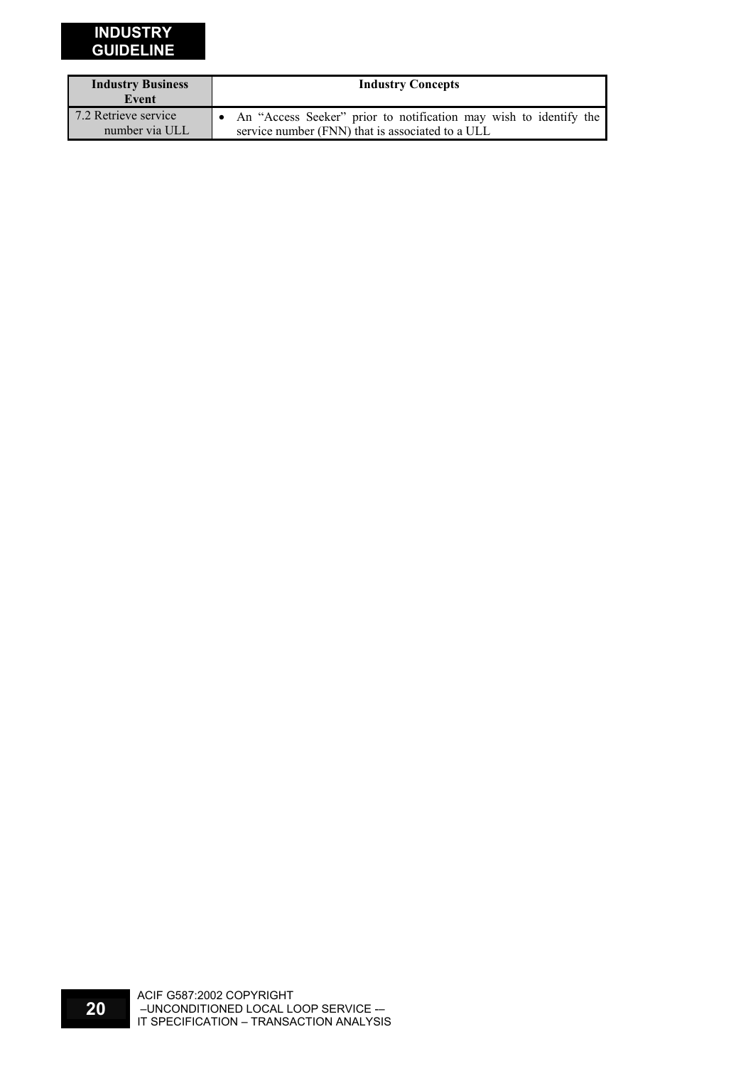| Industry Business Event | Industry Concepts |
|---|---|
| 7.2 Retrieve service number via ULL | • An "Access Seeker" prior to notification may wish to identify the service number (FNN) that is associated to a ULL |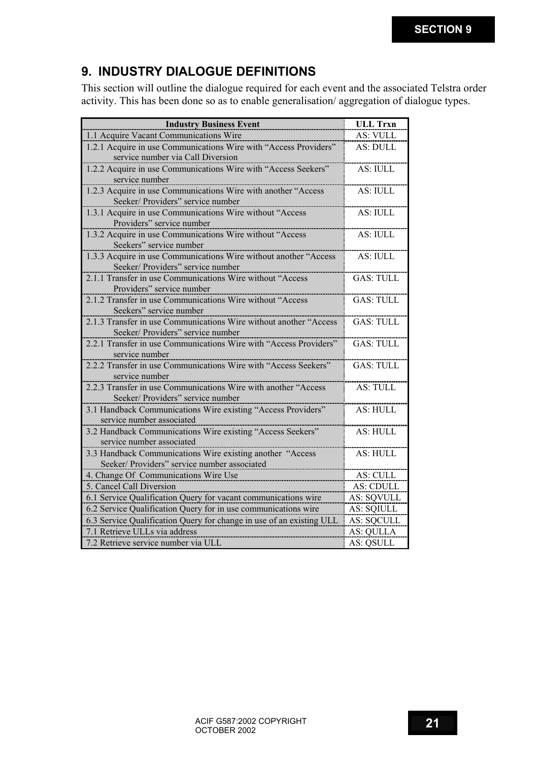## 9. INDUSTRY DIALOGUE DEFINITIONS

This section will outline the dialogue required for each event and the associated Telstra order activity. This has been done so as to enable generalisation/ aggregation of dialogue types.

| Industry Business Event | ULL Trxn |
|---|---|
| 1.1 Acquire Vacant Communications Wire | AS: VULL |
| 1.2.1 Acquire in use Communications Wire with "Access Providers" service number via Call Diversion | AS: DULL |
| 1.2.2 Acquire in use Communications Wire with "Access Seekers" service number | AS: IULL |
| 1.2.3 Acquire in use Communications Wire with another "Access Seeker/ Providers" service number | AS: IULL |
| 1.3.1 Acquire in use Communications Wire without "Access Providers" service number | AS: IULL |
| 1.3.2 Acquire in use Communications Wire without "Access Seekers" service number | AS: IULL |
| 1.3.3 Acquire in use Communications Wire without another "Access Seeker/ Providers" service number | AS: IULL |
| 2.1.1 Transfer in use Communications Wire without "Access Providers" service number | GAS: TULL |
| 2.1.2 Transfer in use Communications Wire without "Access Seekers" service number | GAS: TULL |
| 2.1.3 Transfer in use Communications Wire without another "Access Seeker/ Providers" service number | GAS: TULL |
| 2.2.1 Transfer in use Communications Wire with "Access Providers" service number | GAS: TULL |
| 2.2.2 Transfer in use Communications Wire with "Access Seekers" service number | GAS: TULL |
| 2.2.3 Transfer in use Communications Wire with another "Access Seeker/ Providers" service number | AS: TULL |
| 3.1 Handback Communications Wire existing "Access Providers" service number associated | AS: HULL |
| 3.2 Handback Communications Wire existing "Access Seekers" service number associated | AS: HULL |
| 3.3 Handback Communications Wire existing another "Access Seeker/ Providers" service number associated | AS: HULL |
| 4. Change Of Communications Wire Use | AS: CULL |
| 5. Cancel Call Diversion | AS: CDULL |
| 6.1 Service Qualification Query for vacant communications wire | AS: SQVULL |
| 6.2 Service Qualification Query for in use communications wire | AS: SQIULL |
| 6.3 Service Qualification Query for change in use of an existing ULL | AS: SQCULL |
| 7.1 Retrieve ULLs via address | AS: QULLA |
| 7.2 Retrieve service number via ULL | AS: QSULL |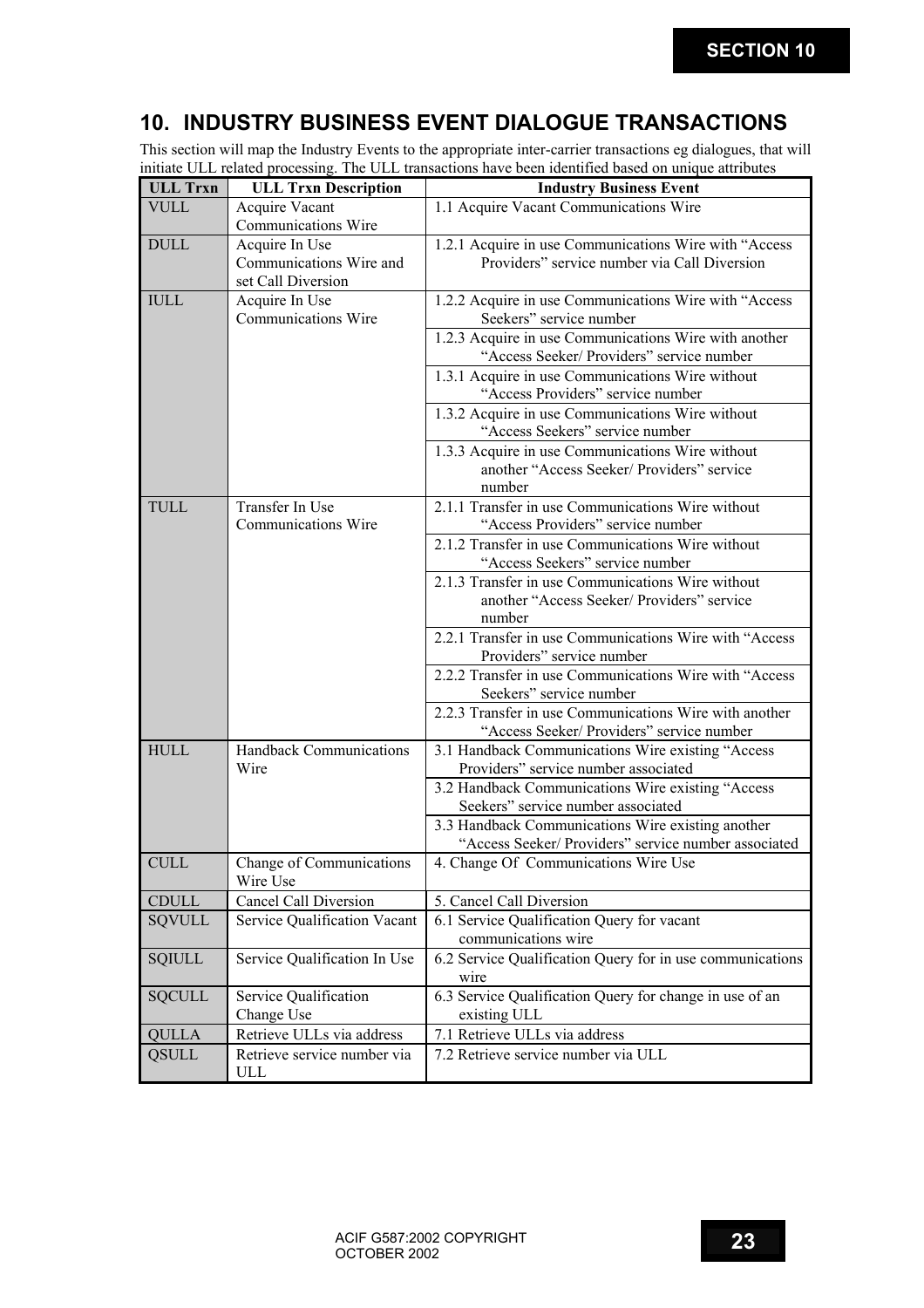# 10. INDUSTRY BUSINESS EVENT DIALOGUE TRANSACTIONS

This section will map the Industry Events to the appropriate inter-carrier transactions eg dialogues, that will initiate ULL related processing. The ULL transactions have been identified based on unique attributes

| ULL Trxn | ULL Trxn Description | Industry Business Event |
|---|---|---|
| VULL | Acquire Vacant Communications Wire | 1.1 Acquire Vacant Communications Wire |
| DULL | Acquire In Use Communications Wire and set Call Diversion | 1.2.1 Acquire in use Communications Wire with "Access Providers" service number via Call Diversion |
| IULL | Acquire In Use Communications Wire | 1.2.2 Acquire in use Communications Wire with "Access Seekers" service number |
| | | 1.2.3 Acquire in use Communications Wire with another "Access Seeker/ Providers" service number |
| | | 1.3.1 Acquire in use Communications Wire without "Access Providers" service number |
| | | 1.3.2 Acquire in use Communications Wire without "Access Seekers" service number |
| | | 1.3.3 Acquire in use Communications Wire without another "Access Seeker/ Providers" service number |
| TULL | Transfer In Use Communications Wire | 2.1.1 Transfer in use Communications Wire without "Access Providers" service number |
| | | 2.1.2 Transfer in use Communications Wire without "Access Seekers" service number |
| | | 2.1.3 Transfer in use Communications Wire without another "Access Seeker/ Providers" service number |
| | | 2.2.1 Transfer in use Communications Wire with "Access Providers" service number |
| | | 2.2.2 Transfer in use Communications Wire with "Access Seekers" service number |
| | | 2.2.3 Transfer in use Communications Wire with another "Access Seeker/ Providers" service number |
| HULL | Handback Communications Wire | 3.1 Handback Communications Wire existing "Access Providers" service number associated |
| | | 3.2 Handback Communications Wire existing "Access Seekers" service number associated |
| | | 3.3 Handback Communications Wire existing another "Access Seeker/ Providers" service number associated |
| CULL | Change of Communications Wire Use | 4. Change Of Communications Wire Use |
| CDULL | Cancel Call Diversion | 5. Cancel Call Diversion |
| SQVULL | Service Qualification Vacant | 6.1 Service Qualification Query for vacant communications wire |
| SQIULL | Service Qualification In Use | 6.2 Service Qualification Query for in use communications wire |
| SQCULL | Service Qualification Change Use | 6.3 Service Qualification Query for change in use of an existing ULL |
| QULLA | Retrieve ULLs via address | 7.1 Retrieve ULLs via address |
| QSULL | Retrieve service number via ULL | 7.2 Retrieve service number via ULL |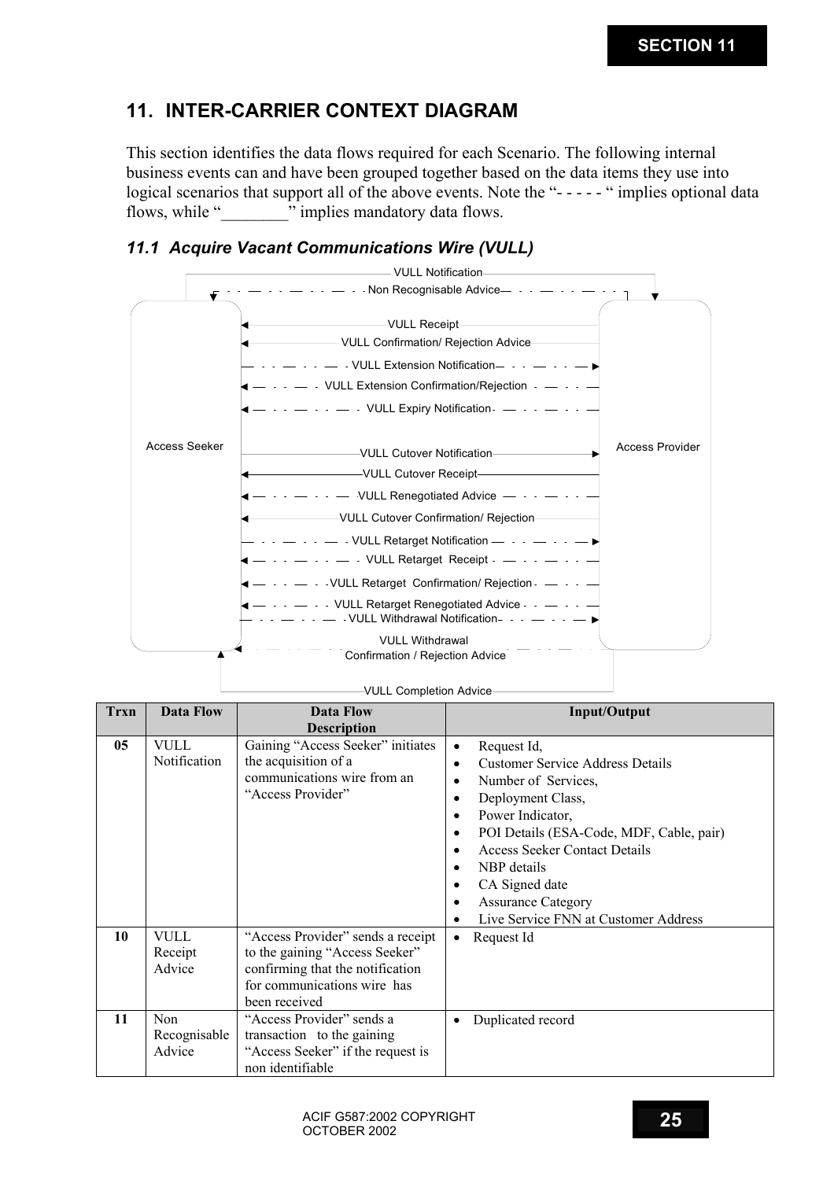# 11. INTER-CARRIER CONTEXT DIAGRAM

This section identifies the data flows required for each Scenario. The following internal business events can and have been grouped together based on the data items they use into logical scenarios that support all of the above events. Note the "- - - - - " implies optional data flows, while "________" implies mandatory data flows.

### *11.1 Acquire Vacant Communications Wire (VULL)*

Access Seeker

Access Provider

VULL Notification

Non Recognisable Advice

VULL Receipt

VULL Confirmation/ Rejection Advice

VULL Extension Notification

VULL Extension Confirmation/Rejection

VULL Expiry Notification

VULL Cutover Notification

VULL Cutover Receipt

VULL Renegotiated Advice

VULL Cutover Confirmation/ Rejection

VULL Retarget Notification

VULL Retarget Receipt

VULL Retarget Confirmation/ Rejection

VULL Retarget Renegotiated Advice

VULL Withdrawal Notification

VULL Withdrawal Confirmation / Rejection Advice

VULL Completion Advice

| Trxn | Data Flow | Data Flow Description | Input/Output |
|---|---|---|---|
| **05** | VULL Notification | Gaining "Access Seeker" initiates the acquisition of a communications wire from an "Access Provider" | • Request Id,<br>• Customer Service Address Details<br>• Number of Services,<br>• Deployment Class,<br>• Power Indicator,<br>• POI Details (ESA-Code, MDF, Cable, pair)<br>• Access Seeker Contact Details<br>• NBP details<br>• CA Signed date<br>• Assurance Category<br>• Live Service FNN at Customer Address |
| **10** | VULL Receipt Advice | "Access Provider" sends a receipt to the gaining "Access Seeker" confirming that the notification for communications wire has been received | • Request Id |
| **11** | Non Recognisable Advice | "Access Provider" sends a transaction to the gaining "Access Seeker" if the request is non identifiable | • Duplicated record |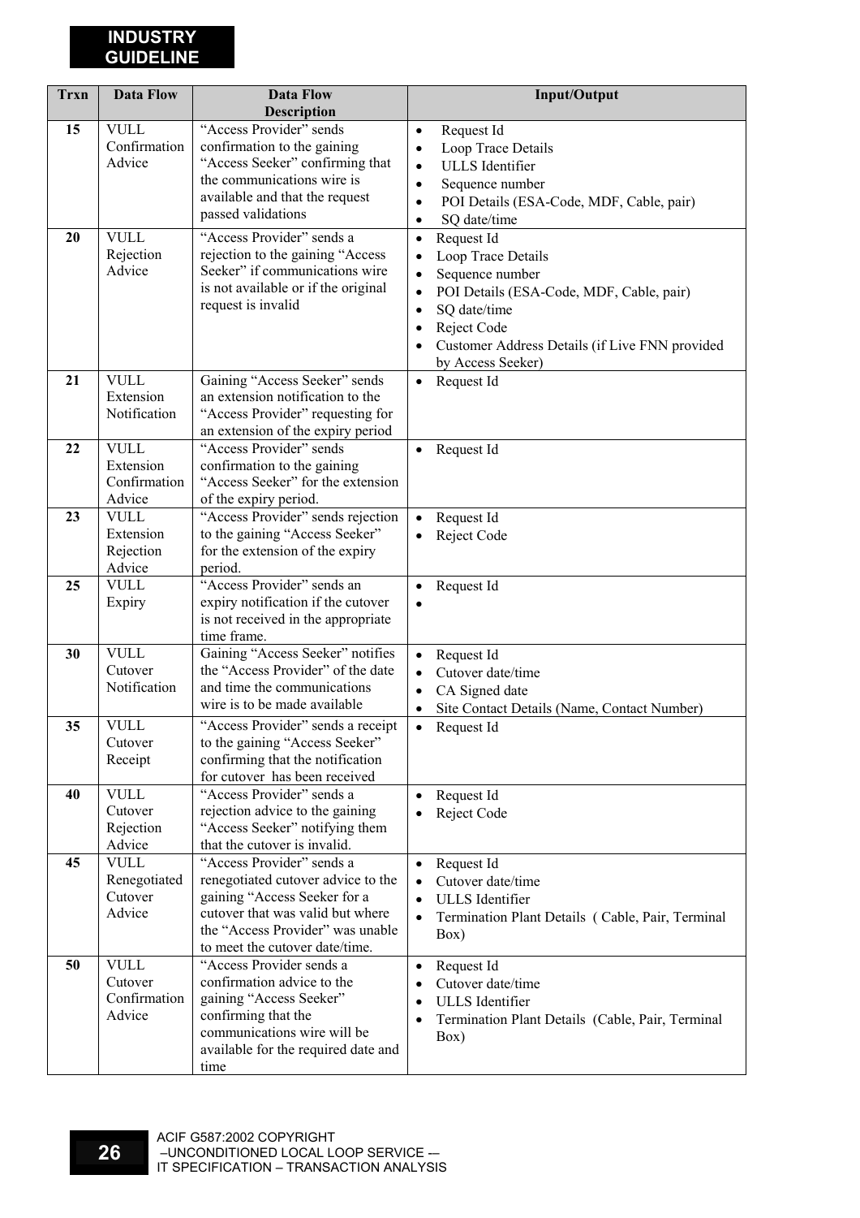| Trxn | Data Flow | Data Flow Description | Input/Output |
|---|---|---|---|
| 15 | VULL Confirmation Advice | "Access Provider" sends confirmation to the gaining "Access Seeker" confirming that the communications wire is available and that the request passed validations | • Request Id<br>• Loop Trace Details<br>• ULLS Identifier<br>• Sequence number<br>• POI Details (ESA-Code, MDF, Cable, pair)<br>• SQ date/time |
| 20 | VULL Rejection Advice | "Access Provider" sends a rejection to the gaining "Access Seeker" if communications wire is not available or if the original request is invalid | • Request Id<br>• Loop Trace Details<br>• Sequence number<br>• POI Details (ESA-Code, MDF, Cable, pair)<br>• SQ date/time<br>• Reject Code<br>• Customer Address Details (if Live FNN provided by Access Seeker) |
| 21 | VULL Extension Notification | Gaining "Access Seeker" sends an extension notification to the "Access Provider" requesting for an extension of the expiry period | • Request Id |
| 22 | VULL Extension Confirmation Advice | "Access Provider" sends confirmation to the gaining "Access Seeker" for the extension of the expiry period. | • Request Id |
| 23 | VULL Extension Rejection Advice | "Access Provider" sends rejection to the gaining "Access Seeker" for the extension of the expiry period. | • Request Id<br>• Reject Code |
| 25 | VULL Expiry | "Access Provider" sends an expiry notification if the cutover is not received in the appropriate time frame. | • Request Id<br>• |
| 30 | VULL Cutover Notification | Gaining "Access Seeker" notifies the "Access Provider" of the date and time the communications wire is to be made available | • Request Id<br>• Cutover date/time<br>• CA Signed date<br>• Site Contact Details (Name, Contact Number) |
| 35 | VULL Cutover Receipt | "Access Provider" sends a receipt to the gaining "Access Seeker" confirming that the notification for cutover has been received | • Request Id |
| 40 | VULL Cutover Rejection Advice | "Access Provider" sends a rejection advice to the gaining "Access Seeker" notifying them that the cutover is invalid. | • Request Id<br>• Reject Code |
| 45 | VULL Renegotiated Cutover Advice | "Access Provider" sends a renegotiated cutover advice to the gaining "Access Seeker for a cutover that was valid but where the "Access Provider" was unable to meet the cutover date/time. | • Request Id<br>• Cutover date/time<br>• ULLS Identifier<br>• Termination Plant Details ( Cable, Pair, Terminal Box) |
| 50 | VULL Cutover Confirmation Advice | "Access Provider sends a confirmation advice to the gaining "Access Seeker" confirming that the communications wire will be available for the required date and time | • Request Id<br>• Cutover date/time<br>• ULLS Identifier<br>• Termination Plant Details (Cable, Pair, Terminal Box) |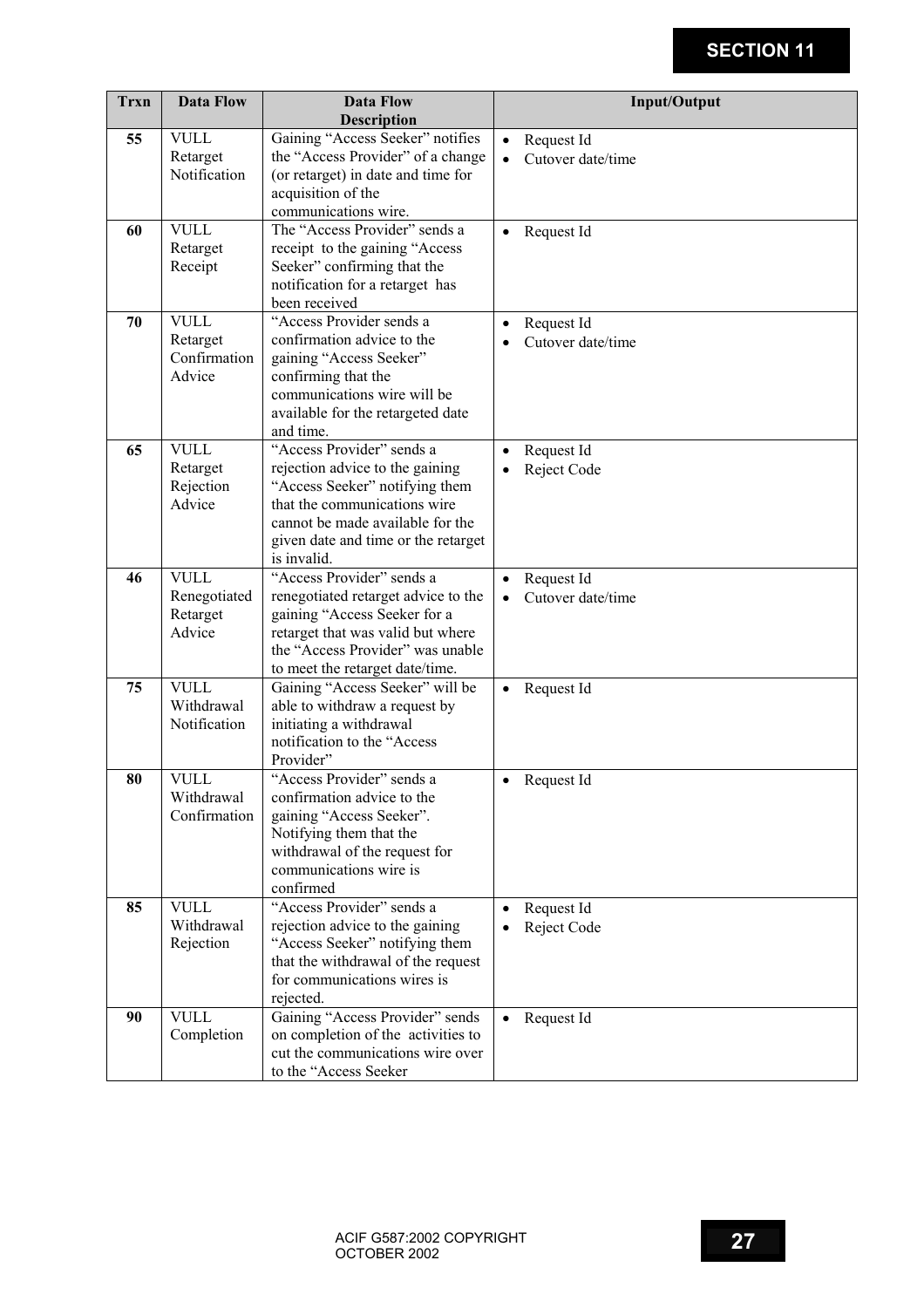| Trxn | Data Flow | Data Flow Description | Input/Output |
|---|---|---|---|
| **55** | VULL Retarget Notification | Gaining "Access Seeker" notifies the "Access Provider" of a change (or retarget) in date and time for acquisition of the communications wire. | • Request Id<br>• Cutover date/time |
| **60** | VULL Retarget Receipt | The "Access Provider" sends a receipt to the gaining "Access Seeker" confirming that the notification for a retarget has been received | • Request Id |
| **70** | VULL Retarget Confirmation Advice | "Access Provider sends a confirmation advice to the gaining "Access Seeker" confirming that the communications wire will be available for the retargeted date and time. | • Request Id<br>• Cutover date/time |
| **65** | VULL Retarget Rejection Advice | "Access Provider" sends a rejection advice to the gaining "Access Seeker" notifying them that the communications wire cannot be made available for the given date and time or the retarget is invalid. | • Request Id<br>• Reject Code |
| **46** | VULL Renegotiated Retarget Advice | "Access Provider" sends a renegotiated retarget advice to the gaining "Access Seeker for a retarget that was valid but where the "Access Provider" was unable to meet the retarget date/time. | • Request Id<br>• Cutover date/time |
| **75** | VULL Withdrawal Notification | Gaining "Access Seeker" will be able to withdraw a request by initiating a withdrawal notification to the "Access Provider" | • Request Id |
| **80** | VULL Withdrawal Confirmation | "Access Provider" sends a confirmation advice to the gaining "Access Seeker". Notifying them that the withdrawal of the request for communications wire is confirmed | • Request Id |
| **85** | VULL Withdrawal Rejection | "Access Provider" sends a rejection advice to the gaining "Access Seeker" notifying them that the withdrawal of the request for communications wires is rejected. | • Request Id<br>• Reject Code |
| **90** | VULL Completion | Gaining "Access Provider" sends on completion of the activities to cut the communications wire over to the "Access Seeker | • Request Id |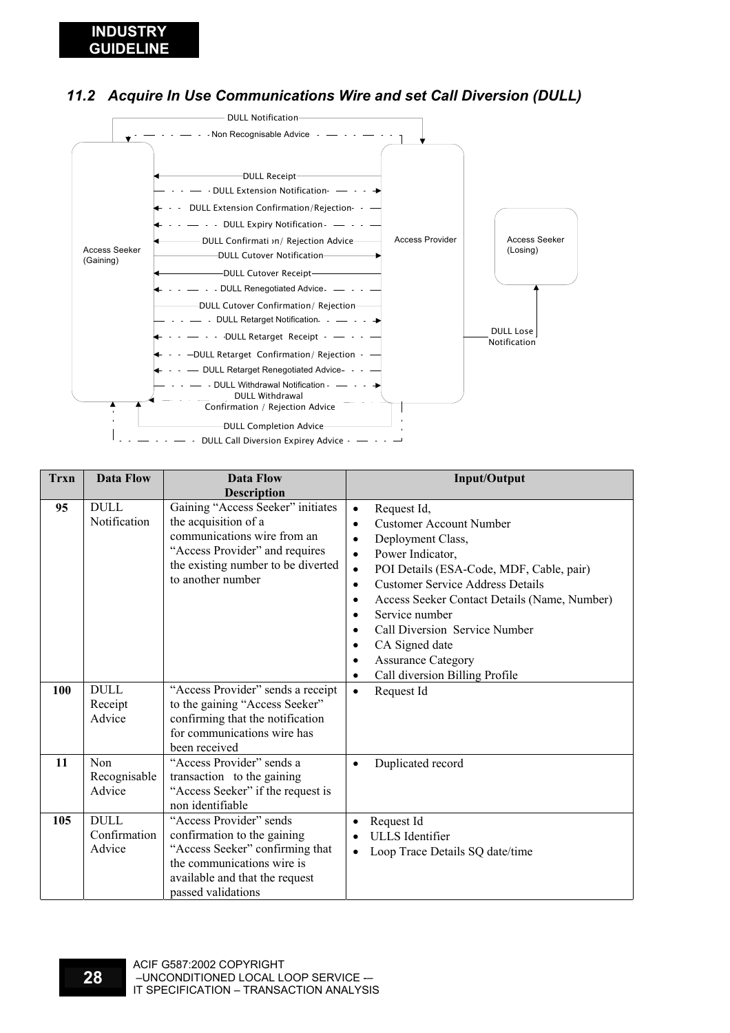## 11.2 Acquire In Use Communications Wire and set Call Diversion (DULL)

DULL Notification

Non Recognisable Advice

DULL Receipt

DULL Extension Notification

DULL Extension Confirmation/Rejection

DULL Expiry Notification

DULL Confirmation/ Rejection Advice

DULL Cutover Notification

DULL Cutover Receipt

DULL Renegotiated Advice

DULL Cutover Confirmation/ Rejection

DULL Retarget Notification

DULL Retarget Receipt

DULL Retarget Confirmation/ Rejection

DULL Retarget Renegotiated Advice

DULL Withdrawal Notification

DULL Withdrawal Confirmation / Rejection Advice

DULL Completion Advice

DULL Call Diversion Expirey Advice

Access Seeker (Gaining)

Access Provider

Access Seeker (Losing)

DULL Lose Notification

| Trxn | Data Flow | Data Flow Description | Input/Output |
|---|---|---|---|
| 95 | DULL Notification | Gaining "Access Seeker" initiates the acquisition of a communications wire from an "Access Provider" and requires the existing number to be diverted to another number | • Request Id,<br>• Customer Account Number<br>• Deployment Class,<br>• Power Indicator,<br>• POI Details (ESA-Code, MDF, Cable, pair)<br>• Customer Service Address Details<br>• Access Seeker Contact Details (Name, Number)<br>• Service number<br>• Call Diversion Service Number<br>• CA Signed date<br>• Assurance Category<br>• Call diversion Billing Profile |
| 100 | DULL Receipt Advice | "Access Provider" sends a receipt to the gaining "Access Seeker" confirming that the notification for communications wire has been received | • Request Id |
| 11 | Non Recognisable Advice | "Access Provider" sends a transaction to the gaining "Access Seeker" if the request is non identifiable | • Duplicated record |
| 105 | DULL Confirmation Advice | "Access Provider" sends confirmation to the gaining "Access Seeker" confirming that the communications wire is available and that the request passed validations | • Request Id<br>• ULLS Identifier<br>• Loop Trace Details SQ date/time |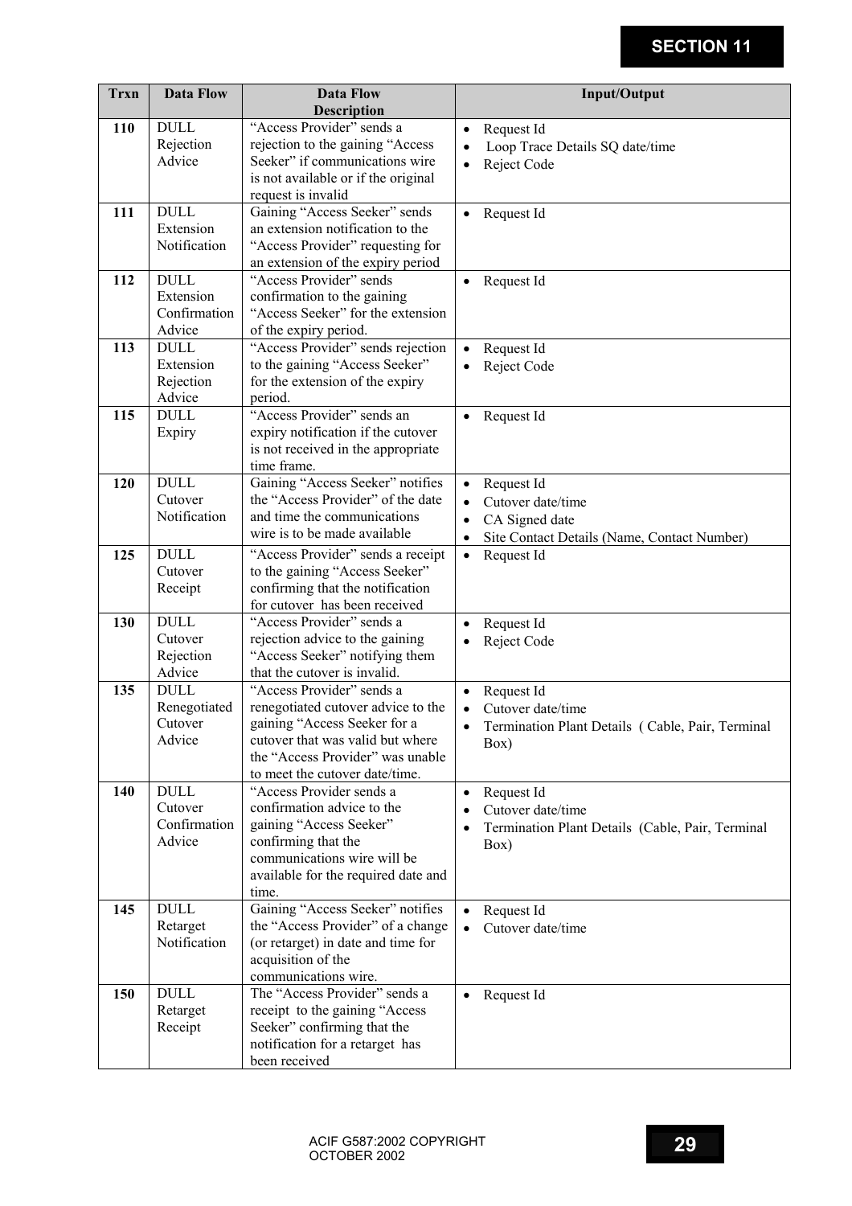| Trxn | Data Flow | Data Flow Description | Input/Output |
|---|---|---|---|
| 110 | DULL Rejection Advice | "Access Provider" sends a rejection to the gaining "Access Seeker" if communications wire is not available or if the original request is invalid | • Request Id<br>• Loop Trace Details SQ date/time<br>• Reject Code |
| 111 | DULL Extension Notification | Gaining "Access Seeker" sends an extension notification to the "Access Provider" requesting for an extension of the expiry period | • Request Id |
| 112 | DULL Extension Confirmation Advice | "Access Provider" sends confirmation to the gaining "Access Seeker" for the extension of the expiry period. | • Request Id |
| 113 | DULL Extension Rejection Advice | "Access Provider" sends rejection to the gaining "Access Seeker" for the extension of the expiry period. | • Request Id<br>• Reject Code |
| 115 | DULL Expiry | "Access Provider" sends an expiry notification if the cutover is not received in the appropriate time frame. | • Request Id |
| 120 | DULL Cutover Notification | Gaining "Access Seeker" notifies the "Access Provider" of the date and time the communications wire is to be made available | • Request Id<br>• Cutover date/time<br>• CA Signed date<br>• Site Contact Details (Name, Contact Number) |
| 125 | DULL Cutover Receipt | "Access Provider" sends a receipt to the gaining "Access Seeker" confirming that the notification for cutover has been received | • Request Id |
| 130 | DULL Cutover Rejection Advice | "Access Provider" sends a rejection advice to the gaining "Access Seeker" notifying them that the cutover is invalid. | • Request Id<br>• Reject Code |
| 135 | DULL Renegotiated Cutover Advice | "Access Provider" sends a renegotiated cutover advice to the gaining "Access Seeker for a cutover that was valid but where the "Access Provider" was unable to meet the cutover date/time. | • Request Id<br>• Cutover date/time<br>• Termination Plant Details ( Cable, Pair, Terminal Box) |
| 140 | DULL Cutover Confirmation Advice | "Access Provider sends a confirmation advice to the gaining "Access Seeker" confirming that the communications wire will be available for the required date and time. | • Request Id<br>• Cutover date/time<br>• Termination Plant Details (Cable, Pair, Terminal Box) |
| 145 | DULL Retarget Notification | Gaining "Access Seeker" notifies the "Access Provider" of a change (or retarget) in date and time for acquisition of the communications wire. | • Request Id<br>• Cutover date/time |
| 150 | DULL Retarget Receipt | The "Access Provider" sends a receipt to the gaining "Access Seeker" confirming that the notification for a retarget has been received | • Request Id |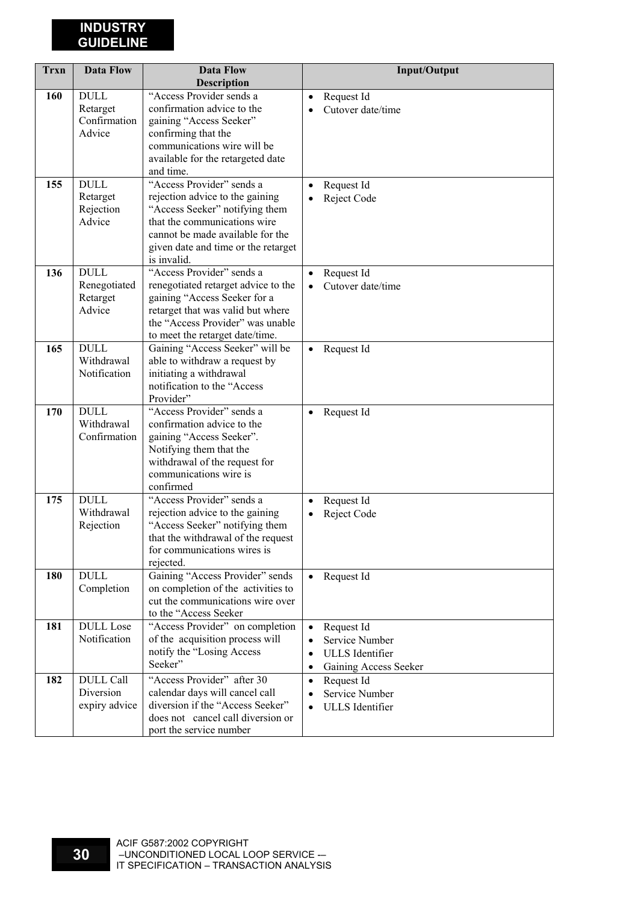| Trxn | Data Flow | Data Flow Description | Input/Output |
|---|---|---|---|
| 160 | DULL Retarget Confirmation Advice | "Access Provider sends a confirmation advice to the gaining "Access Seeker" confirming that the communications wire will be available for the retargeted date and time. | • Request Id<br>• Cutover date/time |
| 155 | DULL Retarget Rejection Advice | "Access Provider" sends a rejection advice to the gaining "Access Seeker" notifying them that the communications wire cannot be made available for the given date and time or the retarget is invalid. | • Request Id<br>• Reject Code |
| 136 | DULL Renegotiated Retarget Advice | "Access Provider" sends a renegotiated retarget advice to the gaining "Access Seeker for a retarget that was valid but where the "Access Provider" was unable to meet the retarget date/time. | • Request Id<br>• Cutover date/time |
| 165 | DULL Withdrawal Notification | Gaining "Access Seeker" will be able to withdraw a request by initiating a withdrawal notification to the "Access Provider" | • Request Id |
| 170 | DULL Withdrawal Confirmation | "Access Provider" sends a confirmation advice to the gaining "Access Seeker". Notifying them that the withdrawal of the request for communications wire is confirmed | • Request Id |
| 175 | DULL Withdrawal Rejection | "Access Provider" sends a rejection advice to the gaining "Access Seeker" notifying them that the withdrawal of the request for communications wires is rejected. | • Request Id<br>• Reject Code |
| 180 | DULL Completion | Gaining "Access Provider" sends on completion of the activities to cut the communications wire over to the "Access Seeker | • Request Id |
| 181 | DULL Lose Notification | "Access Provider" on completion of the acquisition process will notify the "Losing Access Seeker" | • Request Id<br>• Service Number<br>• ULLS Identifier<br>• Gaining Access Seeker |
| 182 | DULL Call Diversion expiry advice | "Access Provider" after 30 calendar days will cancel call diversion if the "Access Seeker" does not cancel call diversion or port the service number | • Request Id<br>• Service Number<br>• ULLS Identifier |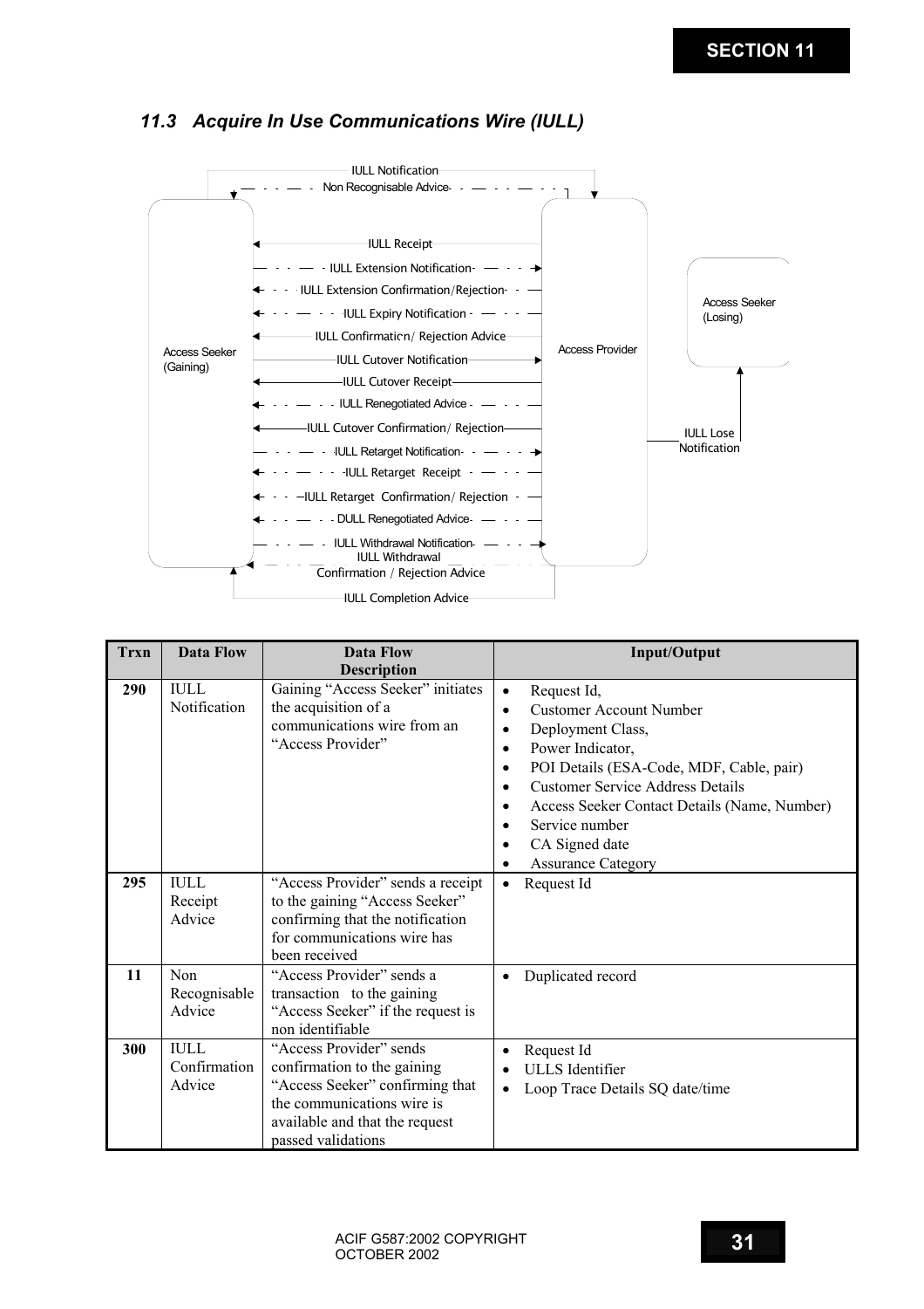## 11.3 Acquire In Use Communications Wire (IULL)

Access Seeker (Gaining)

Access Provider

Access Seeker (Losing)

IULL Notification

Non Recognisable Advice

IULL Receipt

IULL Extension Notification

IULL Extension Confirmation/Rejection

IULL Expiry Notification

IULL Confirmation/ Rejection Advice

IULL Cutover Notification

IULL Cutover Receipt

IULL Renegotiated Advice

IULL Cutover Confirmation/ Rejection

IULL Retarget Notification

IULL Retarget Receipt

IULL Retarget Confirmation/ Rejection

DULL Renegotiated Advice

IULL Withdrawal Notification

IULL Withdrawal Confirmation / Rejection Advice

IULL Completion Advice

IULL Lose Notification

| Trxn | Data Flow | Data Flow Description | Input/Output |
|---|---|---|---|
| 290 | IULL Notification | Gaining "Access Seeker" initiates the acquisition of a communications wire from an "Access Provider" | • Request Id,<br>• Customer Account Number<br>• Deployment Class,<br>• Power Indicator,<br>• POI Details (ESA-Code, MDF, Cable, pair)<br>• Customer Service Address Details<br>• Access Seeker Contact Details (Name, Number)<br>• Service number<br>• CA Signed date<br>• Assurance Category |
| 295 | IULL Receipt Advice | "Access Provider" sends a receipt to the gaining "Access Seeker" confirming that the notification for communications wire has been received | • Request Id |
| 11 | Non Recognisable Advice | "Access Provider" sends a transaction to the gaining "Access Seeker" if the request is non identifiable | • Duplicated record |
| 300 | IULL Confirmation Advice | "Access Provider" sends confirmation to the gaining "Access Seeker" confirming that the communications wire is available and that the request passed validations | • Request Id<br>• ULLS Identifier<br>• Loop Trace Details SQ date/time |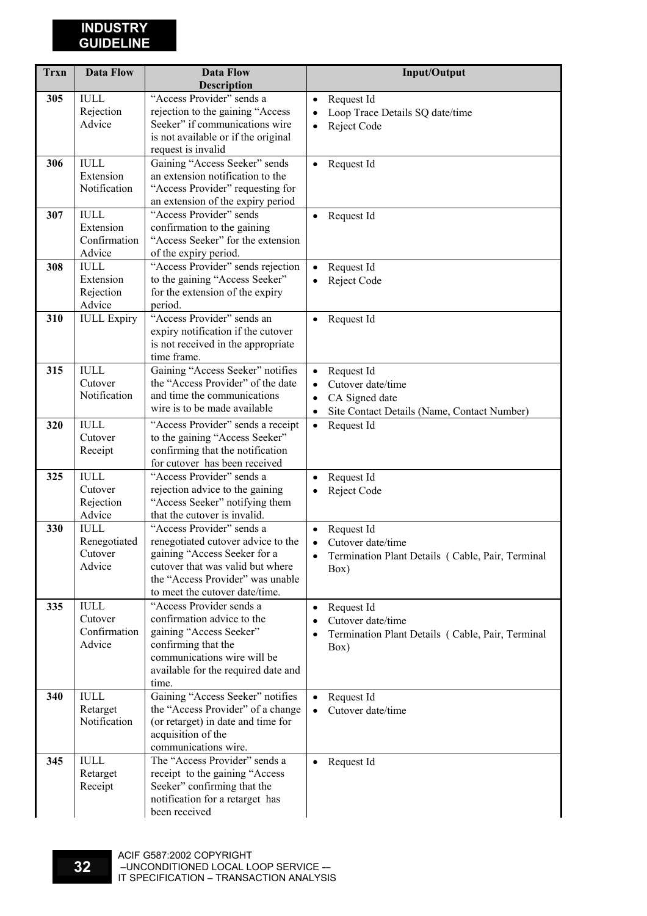| Trxn | Data Flow | Data Flow Description | Input/Output |
|---|---|---|---|
| **305** | IULL Rejection Advice | "Access Provider" sends a rejection to the gaining "Access Seeker" if communications wire is not available or if the original request is invalid | • Request Id<br>• Loop Trace Details SQ date/time<br>• Reject Code |
| **306** | IULL Extension Notification | Gaining "Access Seeker" sends an extension notification to the "Access Provider" requesting for an extension of the expiry period | • Request Id |
| **307** | IULL Extension Confirmation Advice | "Access Provider" sends confirmation to the gaining "Access Seeker" for the extension of the expiry period. | • Request Id |
| **308** | IULL Extension Rejection Advice | "Access Provider" sends rejection to the gaining "Access Seeker" for the extension of the expiry period. | • Request Id<br>• Reject Code |
| **310** | IULL Expiry | "Access Provider" sends an expiry notification if the cutover is not received in the appropriate time frame. | • Request Id |
| **315** | IULL Cutover Notification | Gaining "Access Seeker" notifies the "Access Provider" of the date and time the communications wire is to be made available | • Request Id<br>• Cutover date/time<br>• CA Signed date<br>• Site Contact Details (Name, Contact Number) |
| **320** | IULL Cutover Receipt | "Access Provider" sends a receipt to the gaining "Access Seeker" confirming that the notification for cutover has been received | • Request Id |
| **325** | IULL Cutover Rejection Advice | "Access Provider" sends a rejection advice to the gaining "Access Seeker" notifying them that the cutover is invalid. | • Request Id<br>• Reject Code |
| **330** | IULL Renegotiated Cutover Advice | "Access Provider" sends a renegotiated cutover advice to the gaining "Access Seeker for a cutover that was valid but where the "Access Provider" was unable to meet the cutover date/time. | • Request Id<br>• Cutover date/time<br>• Termination Plant Details ( Cable, Pair, Terminal Box) |
| **335** | IULL Cutover Confirmation Advice | "Access Provider sends a confirmation advice to the gaining "Access Seeker" confirming that the communications wire will be available for the required date and time. | • Request Id<br>• Cutover date/time<br>• Termination Plant Details ( Cable, Pair, Terminal Box) |
| **340** | IULL Retarget Notification | Gaining "Access Seeker" notifies the "Access Provider" of a change (or retarget) in date and time for acquisition of the communications wire. | • Request Id<br>• Cutover date/time |
| **345** | IULL Retarget Receipt | The "Access Provider" sends a receipt to the gaining "Access Seeker" confirming that the notification for a retarget has been received | • Request Id |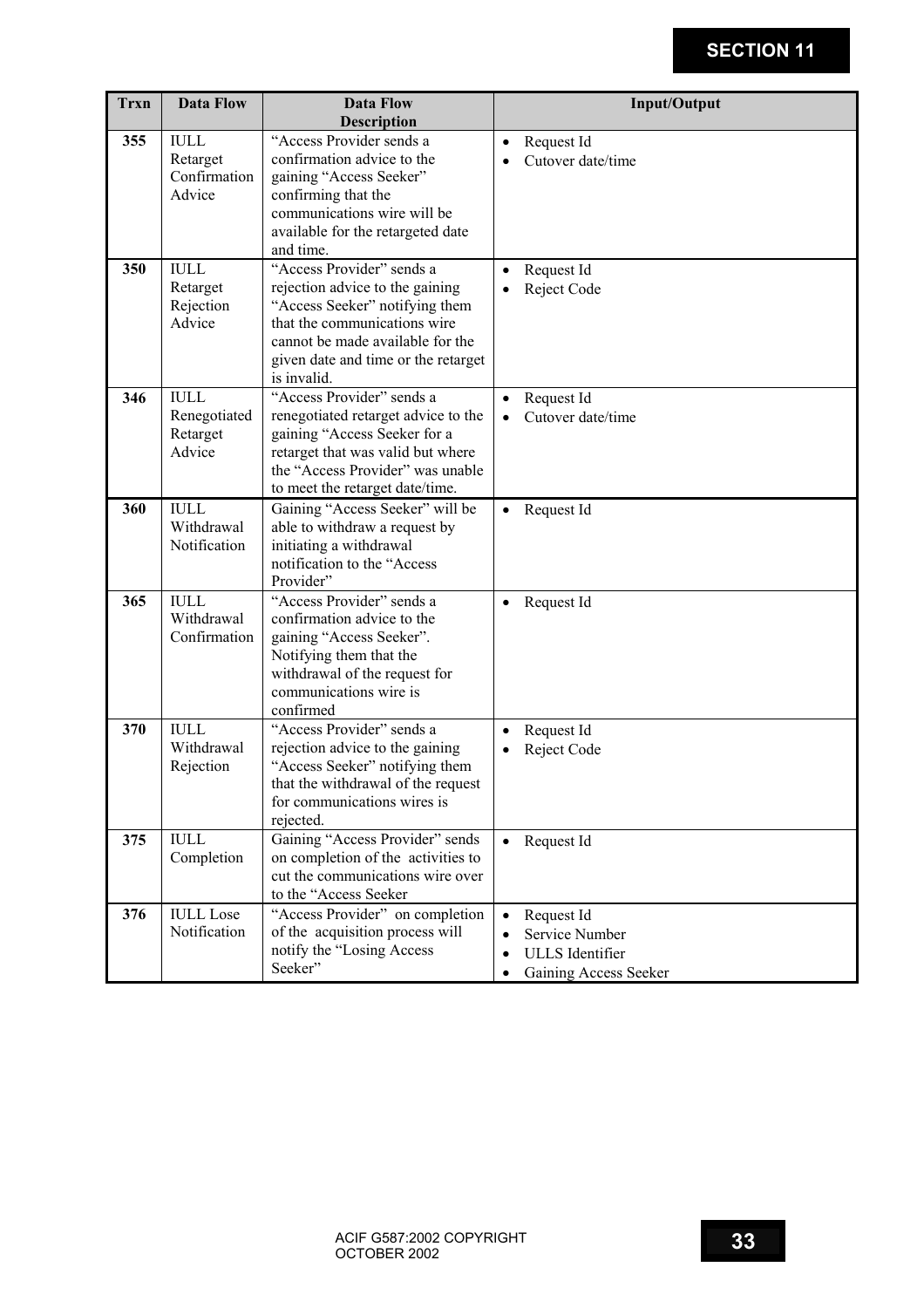| Trxn | Data Flow | Data Flow Description | Input/Output |
|---|---|---|---|
| 355 | IULL Retarget Confirmation Advice | "Access Provider sends a confirmation advice to the gaining "Access Seeker" confirming that the communications wire will be available for the retargeted date and time. | • Request Id<br>• Cutover date/time |
| 350 | IULL Retarget Rejection Advice | "Access Provider" sends a rejection advice to the gaining "Access Seeker" notifying them that the communications wire cannot be made available for the given date and time or the retarget is invalid. | • Request Id<br>• Reject Code |
| 346 | IULL Renegotiated Retarget Advice | "Access Provider" sends a renegotiated retarget advice to the gaining "Access Seeker for a retarget that was valid but where the "Access Provider" was unable to meet the retarget date/time. | • Request Id<br>• Cutover date/time |
| 360 | IULL Withdrawal Notification | Gaining "Access Seeker" will be able to withdraw a request by initiating a withdrawal notification to the "Access Provider" | • Request Id |
| 365 | IULL Withdrawal Confirmation | "Access Provider" sends a confirmation advice to the gaining "Access Seeker". Notifying them that the withdrawal of the request for communications wire is confirmed | • Request Id |
| 370 | IULL Withdrawal Rejection | "Access Provider" sends a rejection advice to the gaining "Access Seeker" notifying them that the withdrawal of the request for communications wires is rejected. | • Request Id<br>• Reject Code |
| 375 | IULL Completion | Gaining "Access Provider" sends on completion of the activities to cut the communications wire over to the "Access Seeker | • Request Id |
| 376 | IULL Lose Notification | "Access Provider" on completion of the acquisition process will notify the "Losing Access Seeker" | • Request Id<br>• Service Number<br>• ULLS Identifier<br>• Gaining Access Seeker |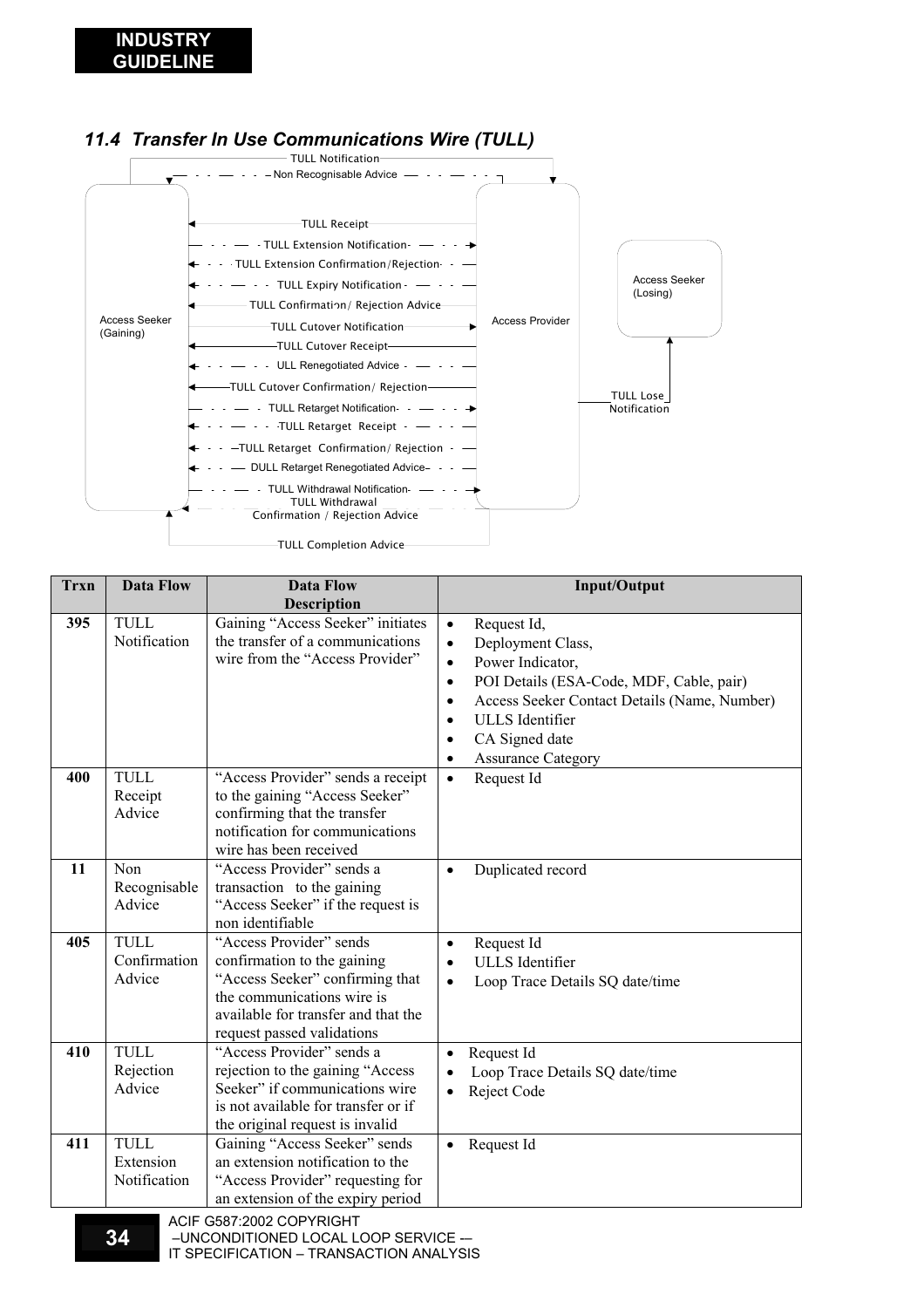### 11.4 Transfer In Use Communications Wire (TULL)

TULL Notification

Non Recognisable Advice

TULL Receipt

TULL Extension Notification

TULL Extension Confirmation/Rejection

TULL Expiry Notification

TULL Confirmation/ Rejection Advice

TULL Cutover Notification

TULL Cutover Receipt

ULL Renegotiated Advice

TULL Cutover Confirmation/ Rejection

TULL Retarget Notification

TULL Retarget Receipt

TULL Retarget Confirmation/ Rejection

DULL Retarget Renegotiated Advice

TULL Withdrawal Notification

TULL Withdrawal Confirmation / Rejection Advice

TULL Completion Advice

Access Seeker (Gaining)

Access Provider

Access Seeker (Losing)

TULL Lose Notification

| Trxn | Data Flow | Data Flow Description | Input/Output |
|---|---|---|---|
| 395 | TULL Notification | Gaining "Access Seeker" initiates the transfer of a communications wire from the "Access Provider" | • Request Id,<br>• Deployment Class,<br>• Power Indicator,<br>• POI Details (ESA-Code, MDF, Cable, pair)<br>• Access Seeker Contact Details (Name, Number)<br>• ULLS Identifier<br>• CA Signed date<br>• Assurance Category |
| 400 | TULL Receipt Advice | "Access Provider" sends a receipt to the gaining "Access Seeker" confirming that the transfer notification for communications wire has been received | • Request Id |
| 11 | Non Recognisable Advice | "Access Provider" sends a transaction to the gaining "Access Seeker" if the request is non identifiable | • Duplicated record |
| 405 | TULL Confirmation Advice | "Access Provider" sends confirmation to the gaining "Access Seeker" confirming that the communications wire is available for transfer and that the request passed validations | • Request Id<br>• ULLS Identifier<br>• Loop Trace Details SQ date/time |
| 410 | TULL Rejection Advice | "Access Provider" sends a rejection to the gaining "Access Seeker" if communications wire is not available for transfer or if the original request is invalid | • Request Id<br>• Loop Trace Details SQ date/time<br>• Reject Code |
| 411 | TULL Extension Notification | Gaining "Access Seeker" sends an extension notification to the "Access Provider" requesting for an extension of the expiry period | • Request Id |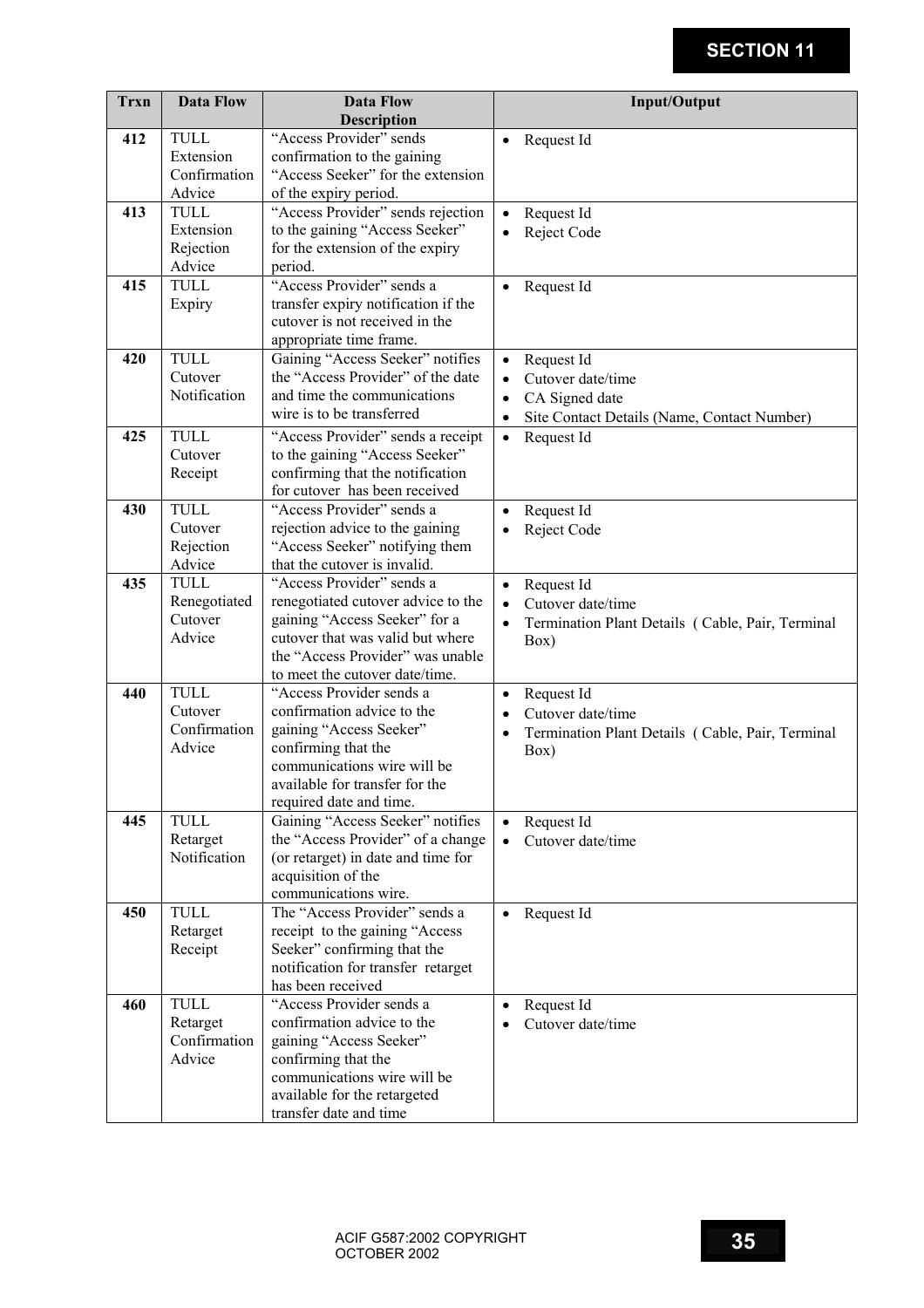| Trxn | Data Flow | Data Flow Description | Input/Output |
|---|---|---|---|
| 412 | TULL Extension Confirmation Advice | "Access Provider" sends confirmation to the gaining "Access Seeker" for the extension of the expiry period. | • Request Id |
| 413 | TULL Extension Rejection Advice | "Access Provider" sends rejection to the gaining "Access Seeker" for the extension of the expiry period. | • Request Id<br>• Reject Code |
| 415 | TULL Expiry | "Access Provider" sends a transfer expiry notification if the cutover is not received in the appropriate time frame. | • Request Id |
| 420 | TULL Cutover Notification | Gaining "Access Seeker" notifies the "Access Provider" of the date and time the communications wire is to be transferred | • Request Id<br>• Cutover date/time<br>• CA Signed date<br>• Site Contact Details (Name, Contact Number) |
| 425 | TULL Cutover Receipt | "Access Provider" sends a receipt to the gaining "Access Seeker" confirming that the notification for cutover has been received | • Request Id |
| 430 | TULL Cutover Rejection Advice | "Access Provider" sends a rejection advice to the gaining "Access Seeker" notifying them that the cutover is invalid. | • Request Id<br>• Reject Code |
| 435 | TULL Renegotiated Cutover Advice | "Access Provider" sends a renegotiated cutover advice to the gaining "Access Seeker" for a cutover that was valid but where the "Access Provider" was unable to meet the cutover date/time. | • Request Id<br>• Cutover date/time<br>• Termination Plant Details ( Cable, Pair, Terminal Box) |
| 440 | TULL Cutover Confirmation Advice | "Access Provider sends a confirmation advice to the gaining "Access Seeker" confirming that the communications wire will be available for transfer for the required date and time. | • Request Id<br>• Cutover date/time<br>• Termination Plant Details ( Cable, Pair, Terminal Box) |
| 445 | TULL Retarget Notification | Gaining "Access Seeker" notifies the "Access Provider" of a change (or retarget) in date and time for acquisition of the communications wire. | • Request Id<br>• Cutover date/time |
| 450 | TULL Retarget Receipt | The "Access Provider" sends a receipt to the gaining "Access Seeker" confirming that the notification for transfer retarget has been received | • Request Id |
| 460 | TULL Retarget Confirmation Advice | "Access Provider sends a confirmation advice to the gaining "Access Seeker" confirming that the communications wire will be available for the retargeted transfer date and time | • Request Id<br>• Cutover date/time |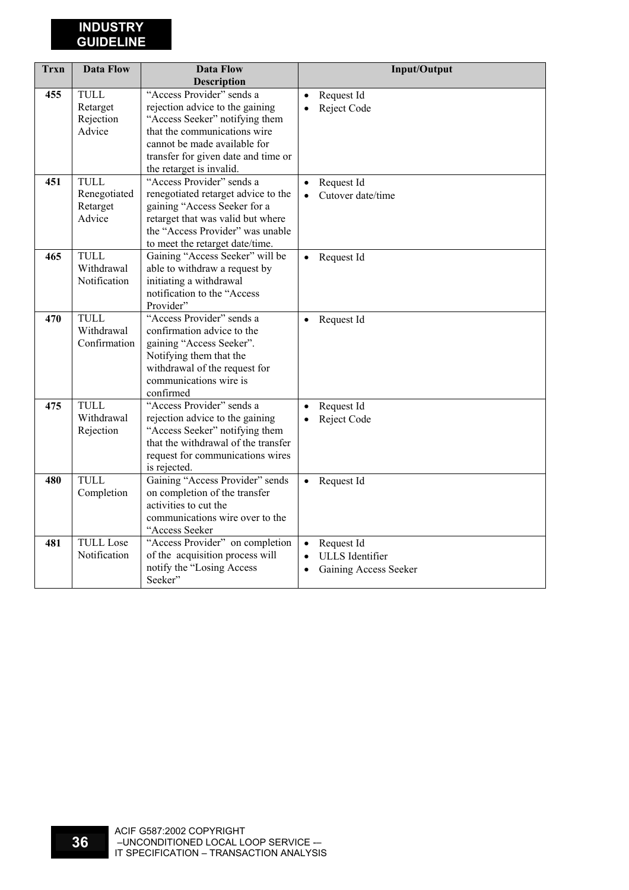| Trxn | Data Flow | Data Flow Description | Input/Output |
|---|---|---|---|
| **455** | TULL Retarget Rejection Advice | "Access Provider" sends a rejection advice to the gaining "Access Seeker" notifying them that the communications wire cannot be made available for transfer for given date and time or the retarget is invalid. | • Request Id<br>• Reject Code |
| **451** | TULL Renegotiated Retarget Advice | "Access Provider" sends a renegotiated retarget advice to the gaining "Access Seeker for a retarget that was valid but where the "Access Provider" was unable to meet the retarget date/time. | • Request Id<br>• Cutover date/time |
| **465** | TULL Withdrawal Notification | Gaining "Access Seeker" will be able to withdraw a request by initiating a withdrawal notification to the "Access Provider" | • Request Id |
| **470** | TULL Withdrawal Confirmation | "Access Provider" sends a confirmation advice to the gaining "Access Seeker". Notifying them that the withdrawal of the request for communications wire is confirmed | • Request Id |
| **475** | TULL Withdrawal Rejection | "Access Provider" sends a rejection advice to the gaining "Access Seeker" notifying them that the withdrawal of the transfer request for communications wires is rejected. | • Request Id<br>• Reject Code |
| **480** | TULL Completion | Gaining "Access Provider" sends on completion of the transfer activities to cut the communications wire over to the "Access Seeker | • Request Id |
| **481** | TULL Lose Notification | "Access Provider" on completion of the acquisition process will notify the "Losing Access Seeker" | • Request Id<br>• ULLS Identifier<br>• Gaining Access Seeker |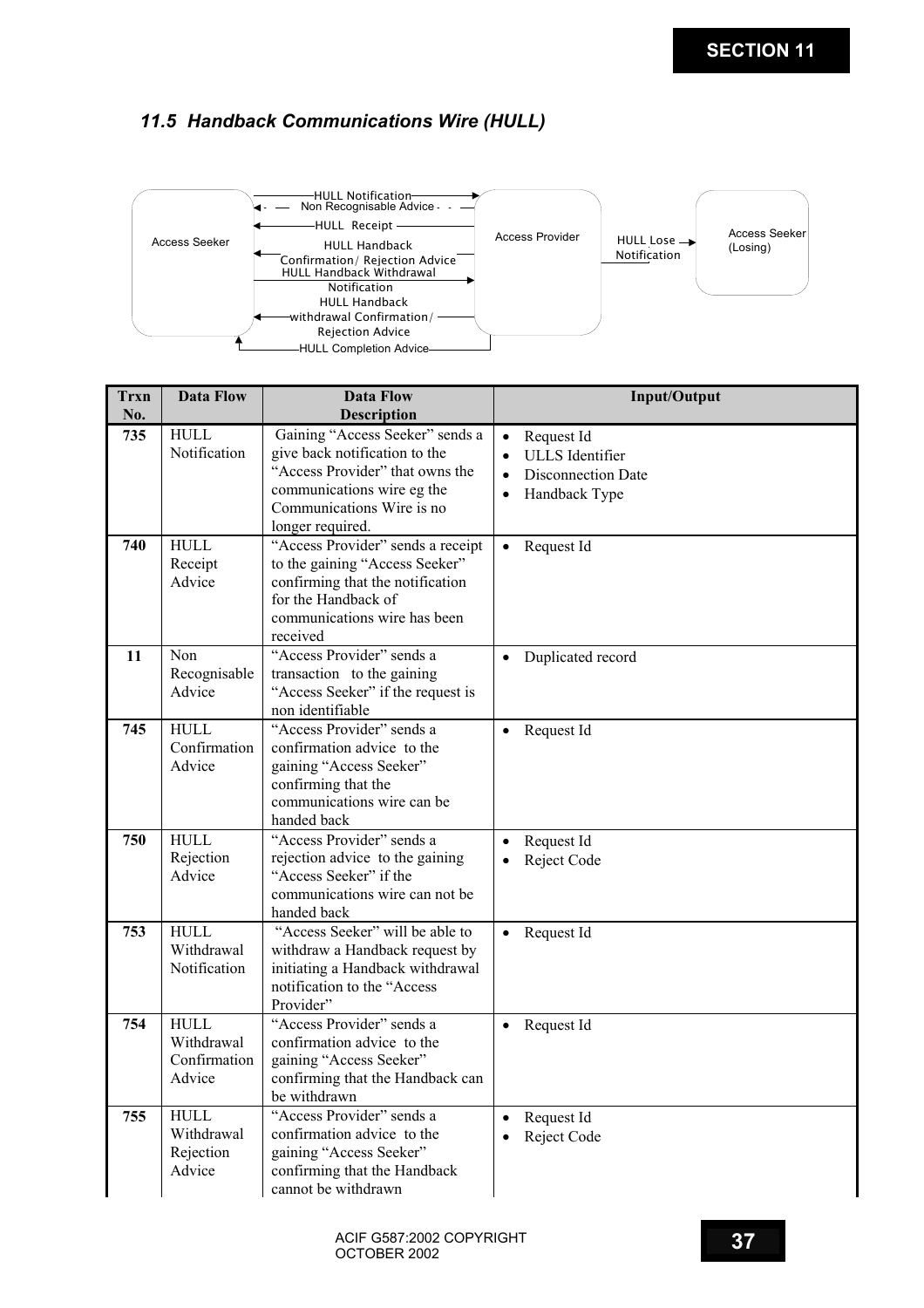### *11.5 Handback Communications Wire (HULL)*

Access Seeker — HULL Notification → Access Provider
Access Seeker ← Non Recognisable Advice — Access Provider
Access Seeker ← HULL Receipt — Access Provider
Access Seeker ← HULL Handback Confirmation / Rejection Advice — Access Provider
Access Seeker — HULL Handback Withdrawal Notification → Access Provider
Access Seeker ← HULL Handback withdrawal Confirmation / Rejection Advice — Access Provider
Access Seeker ← HULL Completion Advice — Access Provider
Access Provider — HULL Lose Notification → Access Seeker (Losing)

| Trxn No. | Data Flow | Data Flow Description | Input/Output |
|---|---|---|---|
| 735 | HULL Notification | Gaining "Access Seeker" sends a give back notification to the "Access Provider" that owns the communications wire eg the Communications Wire is no longer required. | • Request Id<br>• ULLS Identifier<br>• Disconnection Date<br>• Handback Type |
| 740 | HULL Receipt Advice | "Access Provider" sends a receipt to the gaining "Access Seeker" confirming that the notification for the Handback of communications wire has been received | • Request Id |
| 11 | Non Recognisable Advice | "Access Provider" sends a transaction to the gaining "Access Seeker" if the request is non identifiable | • Duplicated record |
| 745 | HULL Confirmation Advice | "Access Provider" sends a confirmation advice to the gaining "Access Seeker" confirming that the communications wire can be handed back | • Request Id |
| 750 | HULL Rejection Advice | "Access Provider" sends a rejection advice to the gaining "Access Seeker" if the communications wire can not be handed back | • Request Id<br>• Reject Code |
| 753 | HULL Withdrawal Notification | "Access Seeker" will be able to withdraw a Handback request by initiating a Handback withdrawal notification to the "Access Provider" | • Request Id |
| 754 | HULL Withdrawal Confirmation Advice | "Access Provider" sends a confirmation advice to the gaining "Access Seeker" confirming that the Handback can be withdrawn | • Request Id |
| 755 | HULL Withdrawal Rejection Advice | "Access Provider" sends a confirmation advice to the gaining "Access Seeker" confirming that the Handback cannot be withdrawn | • Request Id<br>• Reject Code |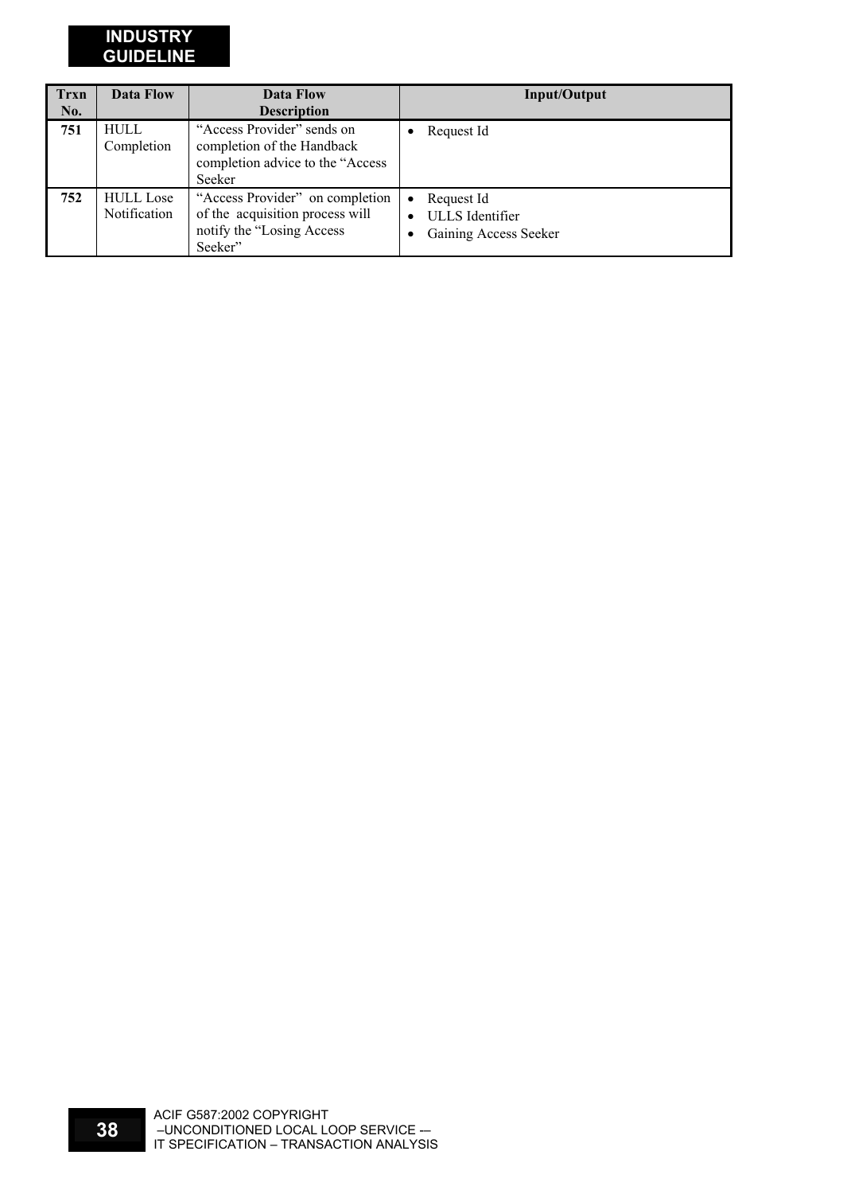| Trxn No. | Data Flow | Data Flow Description | Input/Output |
|---|---|---|---|
| **751** | HULL Completion | "Access Provider" sends on completion of the Handback completion advice to the "Access Seeker | • Request Id |
| **752** | HULL Lose Notification | "Access Provider" on completion of the acquisition process will notify the "Losing Access Seeker" | • Request Id<br>• ULLS Identifier<br>• Gaining Access Seeker |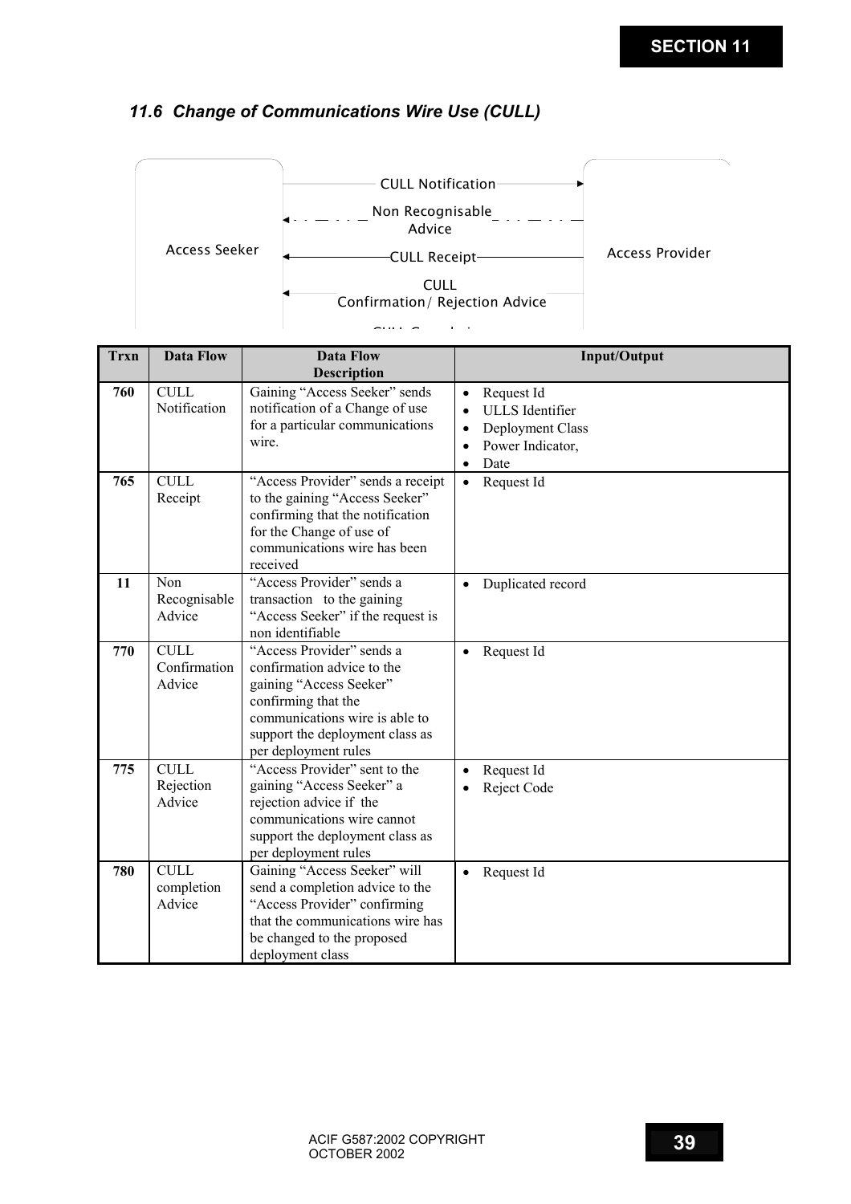## 11.6 Change of Communications Wire Use (CULL)

Access Seeker

CULL Notification

Non Recognisable Advice

CULL Receipt

CULL Confirmation/ Rejection Advice

Access Provider

| Trxn | Data Flow | Data Flow Description | Input/Output |
|---|---|---|---|
| **760** | CULL Notification | Gaining "Access Seeker" sends notification of a Change of use for a particular communications wire. | • Request Id<br>• ULLS Identifier<br>• Deployment Class<br>• Power Indicator,<br>• Date |
| **765** | CULL Receipt | "Access Provider" sends a receipt to the gaining "Access Seeker" confirming that the notification for the Change of use of communications wire has been received | • Request Id |
| **11** | Non Recognisable Advice | "Access Provider" sends a transaction to the gaining "Access Seeker" if the request is non identifiable | • Duplicated record |
| **770** | CULL Confirmation Advice | "Access Provider" sends a confirmation advice to the gaining "Access Seeker" confirming that the communications wire is able to support the deployment class as per deployment rules | • Request Id |
| **775** | CULL Rejection Advice | "Access Provider" sent to the gaining "Access Seeker" a rejection advice if the communications wire cannot support the deployment class as per deployment rules | • Request Id<br>• Reject Code |
| **780** | CULL completion Advice | Gaining "Access Seeker" will send a completion advice to the "Access Provider" confirming that the communications wire has be changed to the proposed deployment class | • Request Id |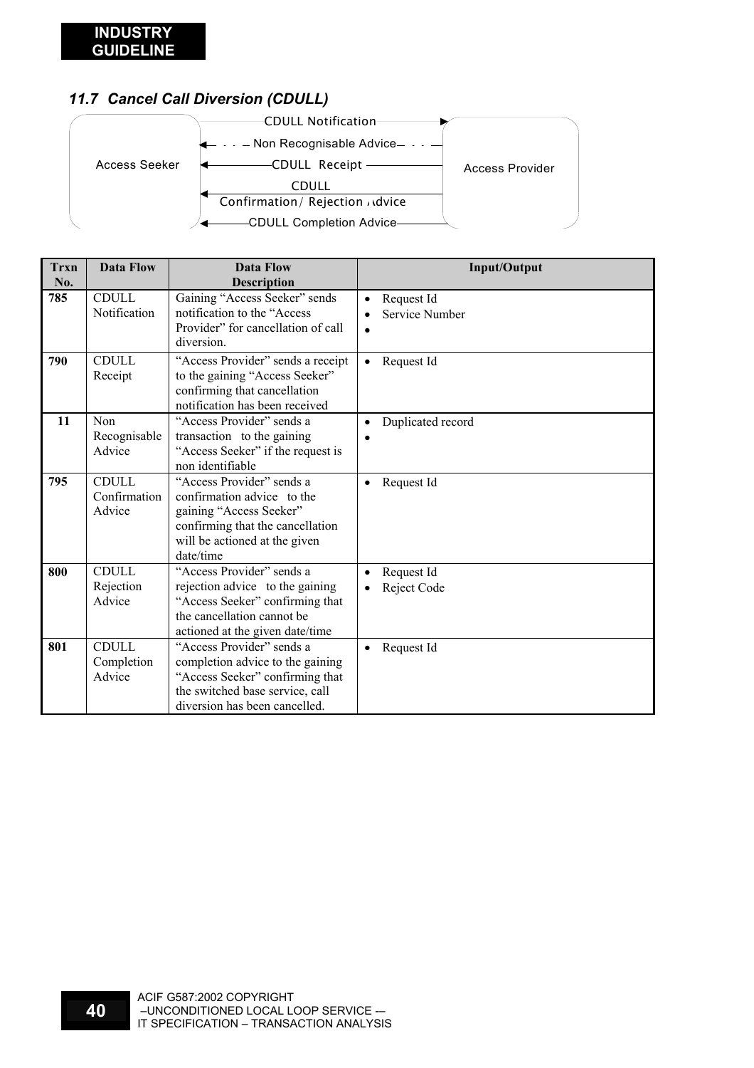## 11.7 Cancel Call Diversion (CDULL)

Access Seeker — Access Provider

- CDULL Notification →
- ← Non Recognisable Advice
- ← CDULL Receipt
- ← CDULL Confirmation / Rejection Advice
- ← CDULL Completion Advice

| Trxn No. | Data Flow | Data Flow Description | Input/Output |
|---|---|---|---|
| **785** | CDULL Notification | Gaining "Access Seeker" sends notification to the "Access Provider" for cancellation of call diversion. | • Request Id<br>• Service Number<br>• |
| **790** | CDULL Receipt | "Access Provider" sends a receipt to the gaining "Access Seeker" confirming that cancellation notification has been received | • Request Id |
| **11** | Non Recognisable Advice | "Access Provider" sends a transaction to the gaining "Access Seeker" if the request is non identifiable | • Duplicated record<br>• |
| **795** | CDULL Confirmation Advice | "Access Provider" sends a confirmation advice to the gaining "Access Seeker" confirming that the cancellation will be actioned at the given date/time | • Request Id |
| **800** | CDULL Rejection Advice | "Access Provider" sends a rejection advice to the gaining "Access Seeker" confirming that the cancellation cannot be actioned at the given date/time | • Request Id<br>• Reject Code |
| **801** | CDULL Completion Advice | "Access Provider" sends a completion advice to the gaining "Access Seeker" confirming that the switched base service, call diversion has been cancelled. | • Request Id |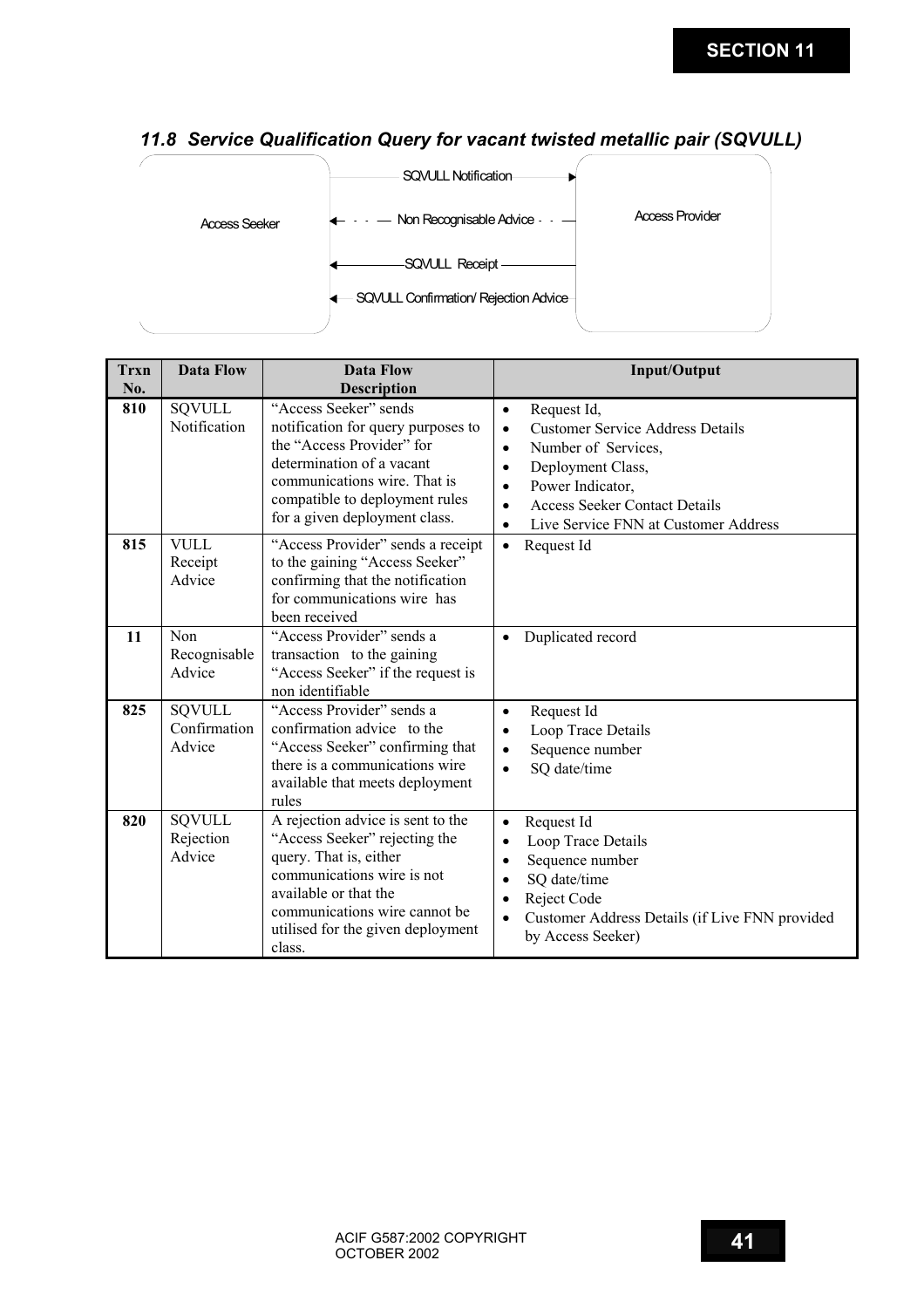### 11.8 Service Qualification Query for vacant twisted metallic pair (SQVULL)

Access Seeker

SQVULL Notification →

← Non Recognisable Advice

← SQVULL Receipt

← SQVULL Confirmation/ Rejection Advice

Access Provider

| Trxn No. | Data Flow | Data Flow Description | Input/Output |
|---|---|---|---|
| 810 | SQVULL Notification | "Access Seeker" sends notification for query purposes to the "Access Provider" for determination of a vacant communications wire. That is compatible to deployment rules for a given deployment class. | • Request Id,<br>• Customer Service Address Details<br>• Number of Services,<br>• Deployment Class,<br>• Power Indicator,<br>• Access Seeker Contact Details<br>• Live Service FNN at Customer Address |
| 815 | VULL Receipt Advice | "Access Provider" sends a receipt to the gaining "Access Seeker" confirming that the notification for communications wire has been received | • Request Id |
| 11 | Non Recognisable Advice | "Access Provider" sends a transaction to the gaining "Access Seeker" if the request is non identifiable | • Duplicated record |
| 825 | SQVULL Confirmation Advice | "Access Provider" sends a confirmation advice to the "Access Seeker" confirming that there is a communications wire available that meets deployment rules | • Request Id<br>• Loop Trace Details<br>• Sequence number<br>• SQ date/time |
| 820 | SQVULL Rejection Advice | A rejection advice is sent to the "Access Seeker" rejecting the query. That is, either communications wire is not available or that the communications wire cannot be utilised for the given deployment class. | • Request Id<br>• Loop Trace Details<br>• Sequence number<br>• SQ date/time<br>• Reject Code<br>• Customer Address Details (if Live FNN provided by Access Seeker) |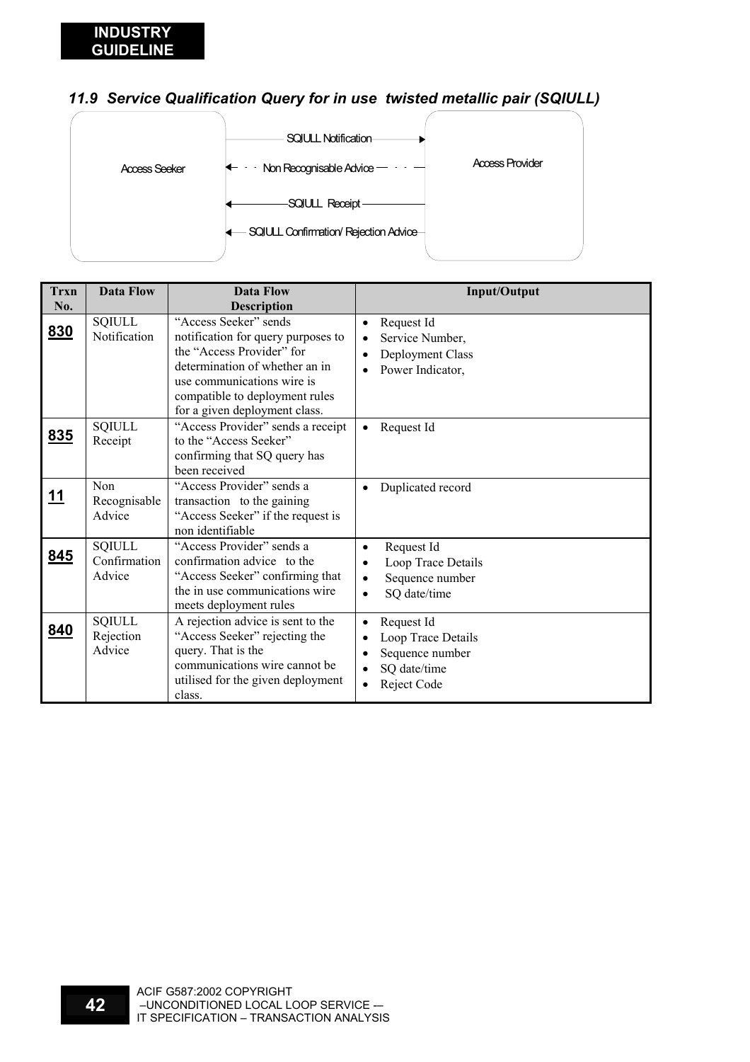## 11.9 Service Qualification Query for in use twisted metallic pair (SQIULL)

Access Seeker — Access Provider

- SQIULL Notification →
- ← Non Recognisable Advice
- ← SQIULL Receipt
- ← SQIULL Confirmation/ Rejection Advice

| Trxn No. | Data Flow | Data Flow Description | Input/Output |
|---|---|---|---|
| **830** | SQIULL Notification | "Access Seeker" sends notification for query purposes to the "Access Provider" for determination of whether an in use communications wire is compatible to deployment rules for a given deployment class. | • Request Id<br>• Service Number,<br>• Deployment Class<br>• Power Indicator, |
| **835** | SQIULL Receipt | "Access Provider" sends a receipt to the "Access Seeker" confirming that SQ query has been received | • Request Id |
| **11** | Non Recognisable Advice | "Access Provider" sends a transaction to the gaining "Access Seeker" if the request is non identifiable | • Duplicated record |
| **845** | SQIULL Confirmation Advice | "Access Provider" sends a confirmation advice to the "Access Seeker" confirming that the in use communications wire meets deployment rules | • Request Id<br>• Loop Trace Details<br>• Sequence number<br>• SQ date/time |
| **840** | SQIULL Rejection Advice | A rejection advice is sent to the "Access Seeker" rejecting the query. That is the communications wire cannot be utilised for the given deployment class. | • Request Id<br>• Loop Trace Details<br>• Sequence number<br>• SQ date/time<br>• Reject Code |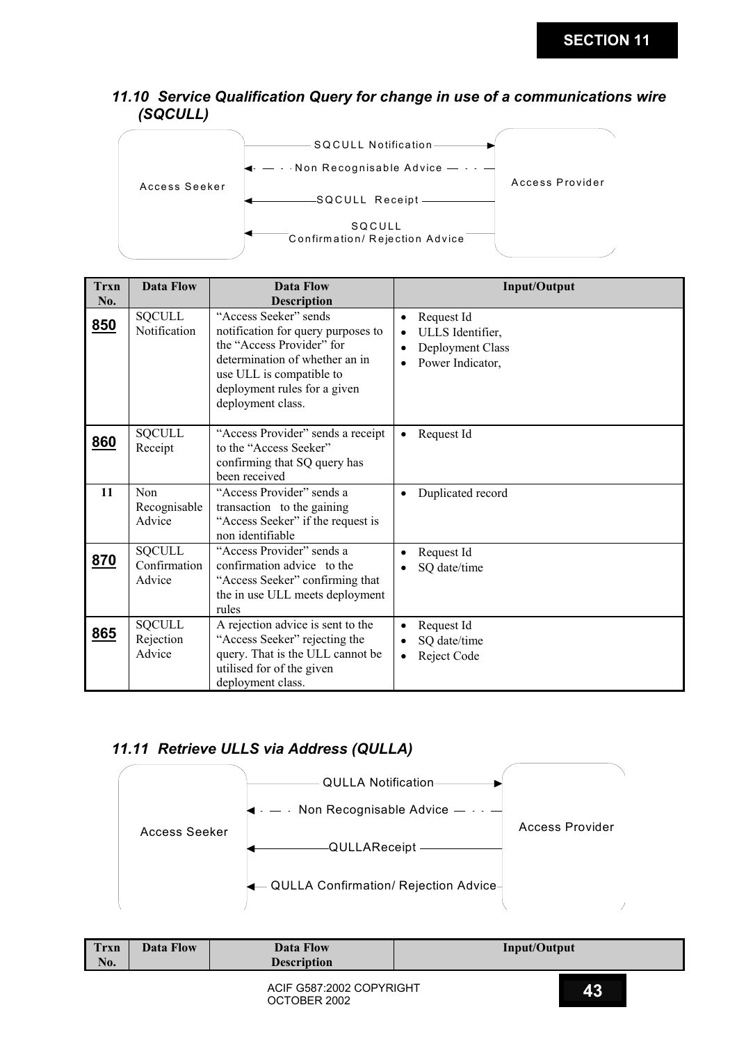### 11.10 Service Qualification Query for change in use of a communications wire (SQCULL)

Access Seeker → Access Provider: SQCULL Notification

Access Provider → Access Seeker: Non Recognisable Advice

Access Provider → Access Seeker: SQCULL Receipt

Access Provider → Access Seeker: SQCULL Confirmation/ Rejection Advice

| Trxn No. | Data Flow | Data Flow Description | Input/Output |
|---|---|---|---|
| **850** | SQCULL Notification | "Access Seeker" sends notification for query purposes to the "Access Provider" for determination of whether an in use ULL is compatible to deployment rules for a given deployment class. | • Request Id<br>• ULLS Identifier,<br>• Deployment Class<br>• Power Indicator, |
| **860** | SQCULL Receipt | "Access Provider" sends a receipt to the "Access Seeker" confirming that SQ query has been received | • Request Id |
| 11 | Non Recognisable Advice | "Access Provider" sends a transaction to the gaining "Access Seeker" if the request is non identifiable | • Duplicated record |
| **870** | SQCULL Confirmation Advice | "Access Provider" sends a confirmation advice to the "Access Seeker" confirming that the in use ULL meets deployment rules | • Request Id<br>• SQ date/time |
| **865** | SQCULL Rejection Advice | A rejection advice is sent to the "Access Seeker" rejecting the query. That is the ULL cannot be utilised for of the given deployment class. | • Request Id<br>• SQ date/time<br>• Reject Code |

### 11.11 Retrieve ULLS via Address (QULLA)

Access Seeker → Access Provider: QULLA Notification

Access Provider → Access Seeker: Non Recognisable Advice

Access Provider → Access Seeker: QULLAReceipt

Access Provider → Access Seeker: QULLA Confirmation/ Rejection Advice

| Trxn No. | Data Flow | Data Flow Description | Input/Output |
|---|---|---|---|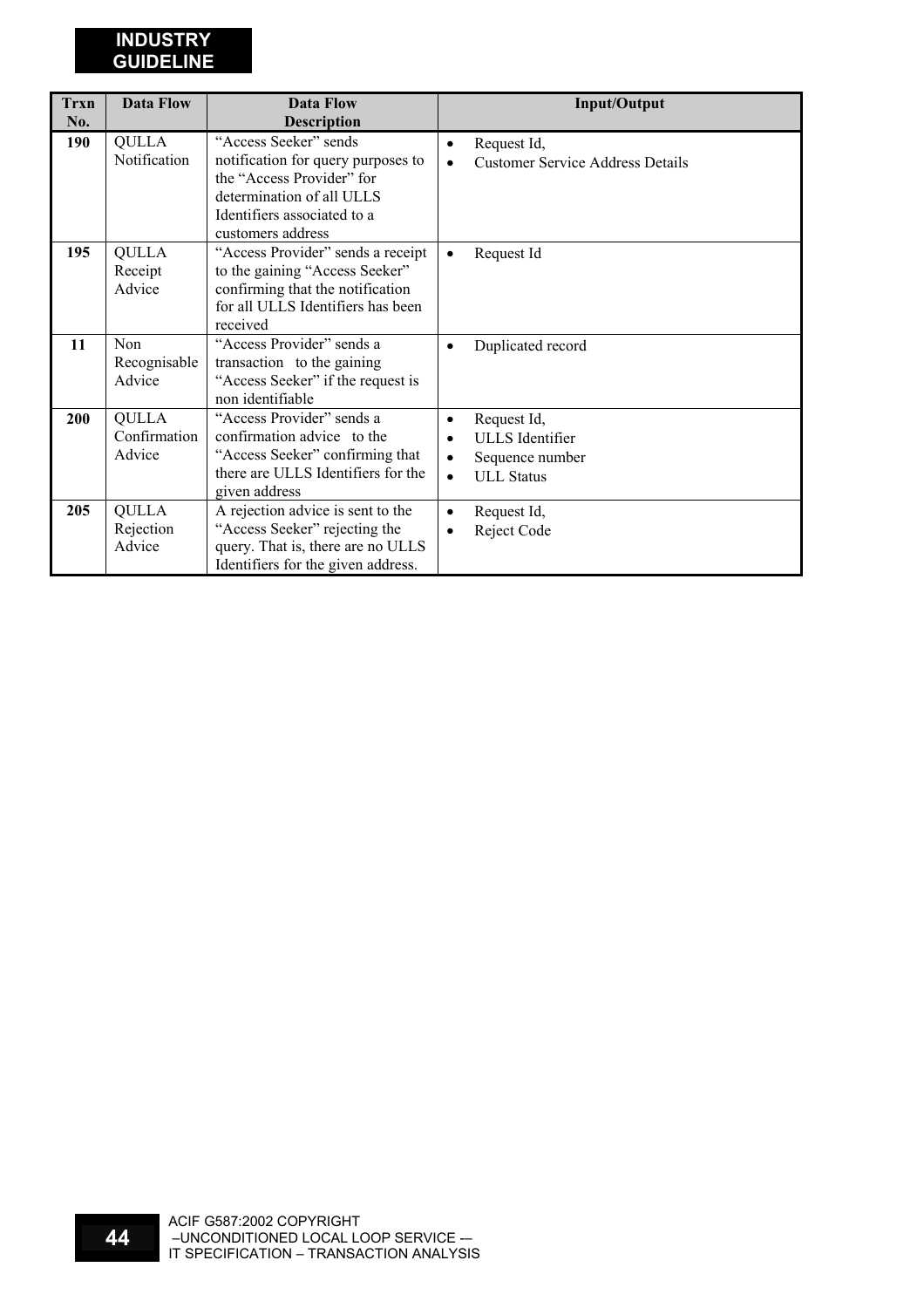| Trxn No. | Data Flow | Data Flow Description | Input/Output |
|---|---|---|---|
| **190** | QULLA Notification | "Access Seeker" sends notification for query purposes to the "Access Provider" for determination of all ULLS Identifiers associated to a customers address | • Request Id,<br>• Customer Service Address Details |
| **195** | QULLA Receipt Advice | "Access Provider" sends a receipt to the gaining "Access Seeker" confirming that the notification for all ULLS Identifiers has been received | • Request Id |
| **11** | Non Recognisable Advice | "Access Provider" sends a transaction to the gaining "Access Seeker" if the request is non identifiable | • Duplicated record |
| **200** | QULLA Confirmation Advice | "Access Provider" sends a confirmation advice to the "Access Seeker" confirming that there are ULLS Identifiers for the given address | • Request Id,<br>• ULLS Identifier<br>• Sequence number<br>• ULL Status |
| **205** | QULLA Rejection Advice | A rejection advice is sent to the "Access Seeker" rejecting the query. That is, there are no ULLS Identifiers for the given address. | • Request Id,<br>• Reject Code |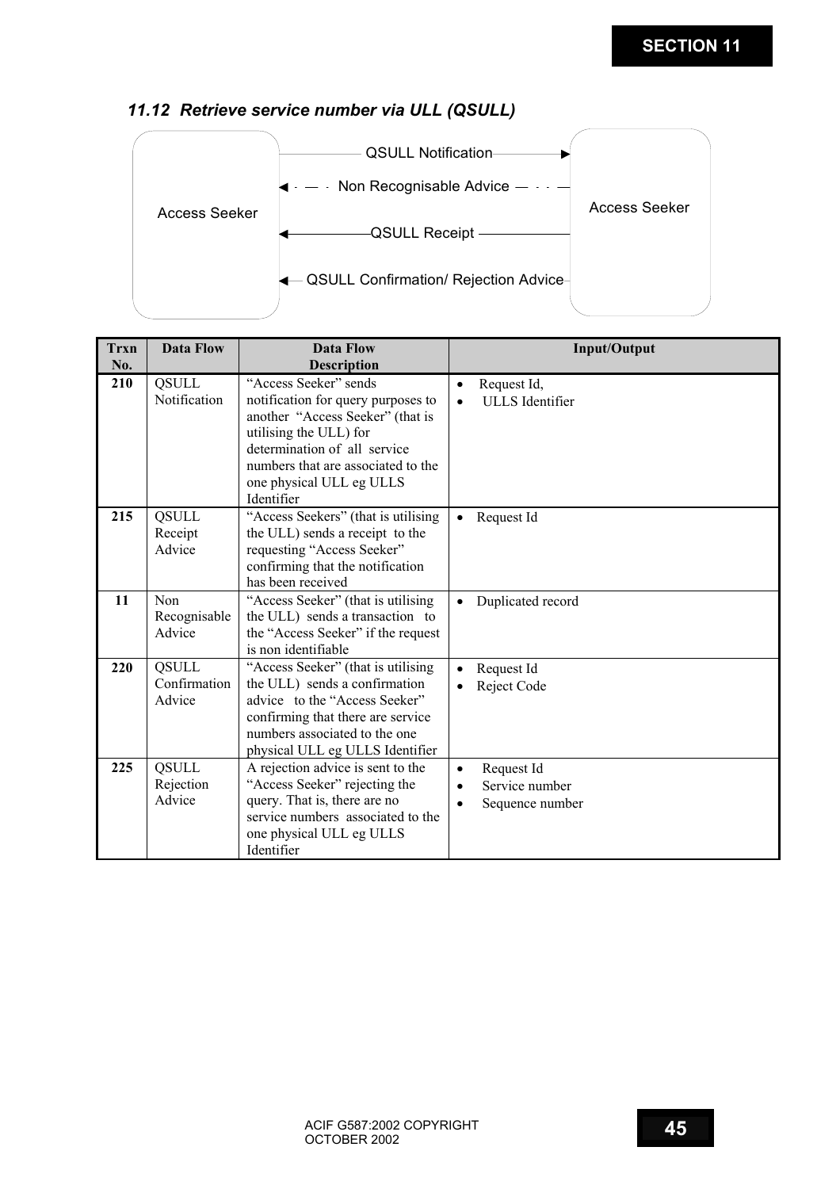### 11.12 Retrieve service number via ULL (QSULL)

Access Seeker → Access Seeker: QSULL Notification

Access Seeker ← Access Seeker: Non Recognisable Advice

Access Seeker ← Access Seeker: QSULL Receipt

Access Seeker ← Access Seeker: QSULL Confirmation/ Rejection Advice

| Trxn No. | Data Flow | Data Flow Description | Input/Output |
|---|---|---|---|
| 210 | QSULL Notification | "Access Seeker" sends notification for query purposes to another "Access Seeker" (that is utilising the ULL) for determination of all service numbers that are associated to the one physical ULL eg ULLS Identifier | • Request Id,<br>• ULLS Identifier |
| 215 | QSULL Receipt Advice | "Access Seekers" (that is utilising the ULL) sends a receipt to the requesting "Access Seeker" confirming that the notification has been received | • Request Id |
| 11 | Non Recognisable Advice | "Access Seeker" (that is utilising the ULL) sends a transaction to the "Access Seeker" if the request is non identifiable | • Duplicated record |
| 220 | QSULL Confirmation Advice | "Access Seeker" (that is utilising the ULL) sends a confirmation advice to the "Access Seeker" confirming that there are service numbers associated to the one physical ULL eg ULLS Identifier | • Request Id<br>• Reject Code |
| 225 | QSULL Rejection Advice | A rejection advice is sent to the "Access Seeker" rejecting the query. That is, there are no service numbers associated to the one physical ULL eg ULLS Identifier | • Request Id<br>• Service number<br>• Sequence number |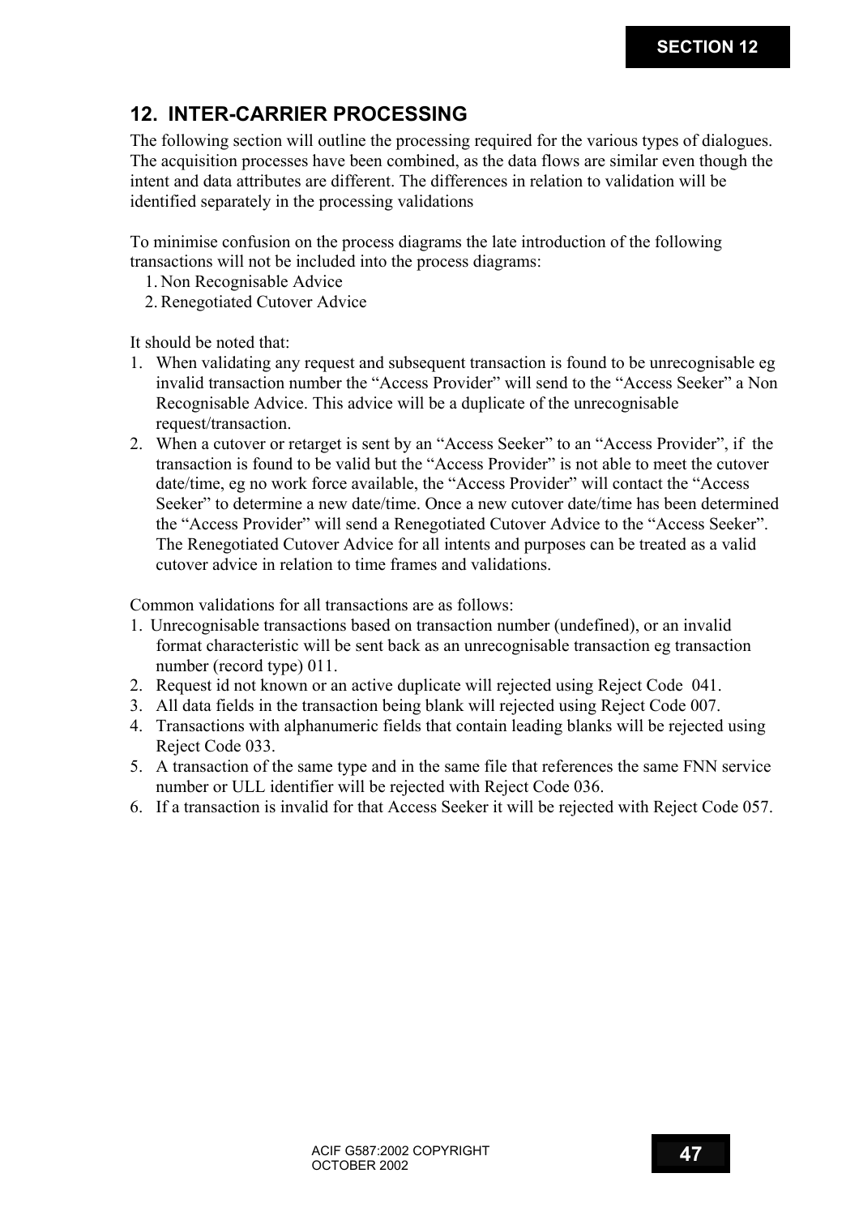## 12. INTER-CARRIER PROCESSING

The following section will outline the processing required for the various types of dialogues. The acquisition processes have been combined, as the data flows are similar even though the intent and data attributes are different. The differences in relation to validation will be identified separately in the processing validations

To minimise confusion on the process diagrams the late introduction of the following transactions will not be included into the process diagrams:

1. Non Recognisable Advice
2. Renegotiated Cutover Advice

It should be noted that:

1. When validating any request and subsequent transaction is found to be unrecognisable eg invalid transaction number the "Access Provider" will send to the "Access Seeker" a Non Recognisable Advice. This advice will be a duplicate of the unrecognisable request/transaction.
2. When a cutover or retarget is sent by an "Access Seeker" to an "Access Provider", if the transaction is found to be valid but the "Access Provider" is not able to meet the cutover date/time, eg no work force available, the "Access Provider" will contact the "Access Seeker" to determine a new date/time. Once a new cutover date/time has been determined the "Access Provider" will send a Renegotiated Cutover Advice to the "Access Seeker". The Renegotiated Cutover Advice for all intents and purposes can be treated as a valid cutover advice in relation to time frames and validations.

Common validations for all transactions are as follows:

1. Unrecognisable transactions based on transaction number (undefined), or an invalid format characteristic will be sent back as an unrecognisable transaction eg transaction number (record type) 011.
2. Request id not known or an active duplicate will rejected using Reject Code 041.
3. All data fields in the transaction being blank will rejected using Reject Code 007.
4. Transactions with alphanumeric fields that contain leading blanks will be rejected using Reject Code 033.
5. A transaction of the same type and in the same file that references the same FNN service number or ULL identifier will be rejected with Reject Code 036.
6. If a transaction is invalid for that Access Seeker it will be rejected with Reject Code 057.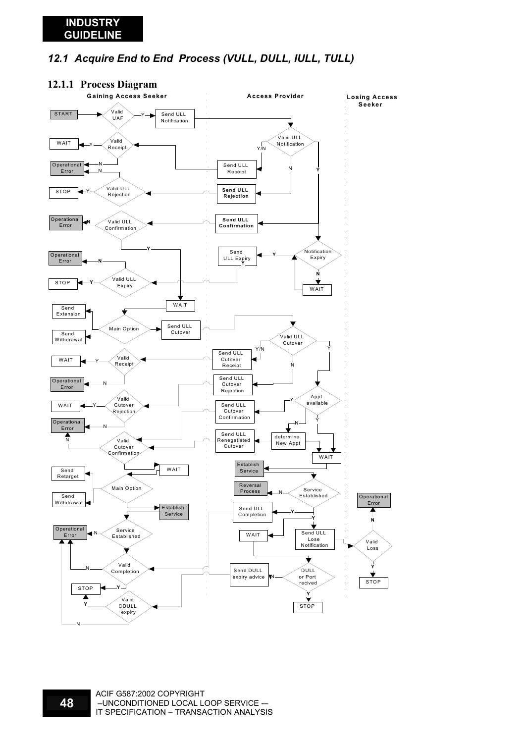## 12.1 Acquire End to End Process (VULL, DULL, IULL, TULL)

### 12.1.1 Process Diagram

Gaining Access Seeker | Access Provider | Losing Access Seeker

START → Valid UAF —Y→ Send ULL Notification

Valid ULL Notification (Y/N → Send ULL Receipt; N → Send ULL Rejection; Y → Notification Expiry)

Valid Receipt (Y → WAIT; N → Operational Error)

Valid ULL Rejection (Y → STOP; N → Operational Error)

Send ULL Confirmation → Valid ULL Confirmation (N → Operational Error; Y → WAIT)

Notification Expiry (Y → Send ULL Expiry; N → WAIT)

Send ULL Expiry → Valid ULL Expiry (Y → STOP; N → Operational Error)

WAIT → Main Option → Send Extension / Send Withdrawal / Send ULL Cutover

Valid ULL Cutover (Y/N → Send ULL Cutover Receipt; N → Send ULL Cutover Rejection; Y → Appt avaliable)

Valid Receipt (Y → WAIT; N → Operational Error)

Valid Cutover Rejection (Y → WAIT; N → Operational Error)

Appt avaliable (Y → Send ULL Cutover Confirmation; N → determine New Appt → Send ULL Renegatiated Cutover; Y → WAIT)

Valid Cutover Confirmation (N → Operational Error; → WAIT)

WAIT → Main Option → Send Retarget / Send Withdrawal / Establish Service

WAIT → Establish Service → Service Established (N → Reversal Process; Y → Send ULL Completion; Y → Send ULL Lose Notification)

Send ULL Lose Notification → Valid Loss (N → Operational Error; Y → STOP)

Service Established (N → Operational Error) → Valid Completion (N → Operational Error; Y → STOP)

WAIT → DULL or Port recived (N → Send DULL expiry advice; Y → STOP)

Send DULL expiry advice → Valid CDULL expiry (Y → STOP; N → Operational Error)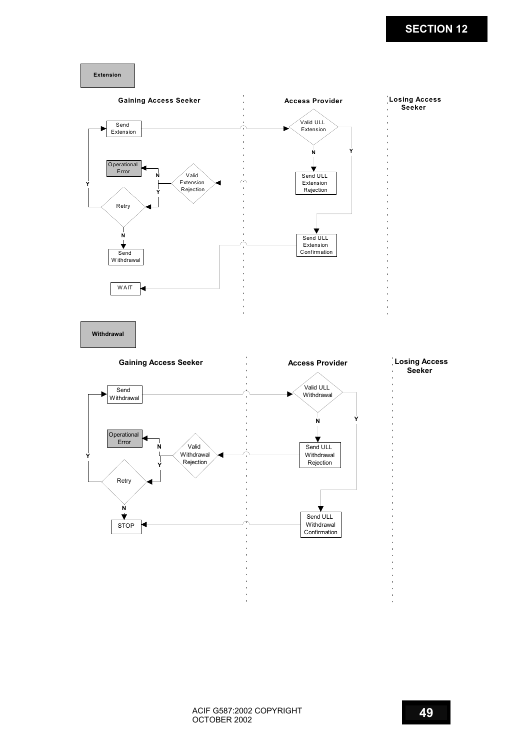**Extension**

| Gaining Access Seeker | Access Provider | Losing Access Seeker |
| --- | --- | --- |
| Send Extension → | Valid ULL Extension | |
| | N → Send ULL Extension Rejection | |
| ← Valid Extension Rejection (N → Operational Error; Y → Retry) | | |
| Retry (Y → Send Extension; N → Send Withdrawal) | | |
| | Y → Send ULL Extension Confirmation | |
| WAIT ← | | |

**Withdrawal**

| Gaining Access Seeker | Access Provider | Losing Access Seeker |
| --- | --- | --- |
| Send Withdrawal → | Valid ULL Withdrawal | |
| | N → Send ULL Withdrawal Rejection | |
| ← Valid Withdrawal Rejection (N → Operational Error; Y → Retry) | | |
| Retry (Y → Send Withdrawal; N → STOP) | | |
| | Y → Send ULL Withdrawal Confirmation | |
| STOP ← | | |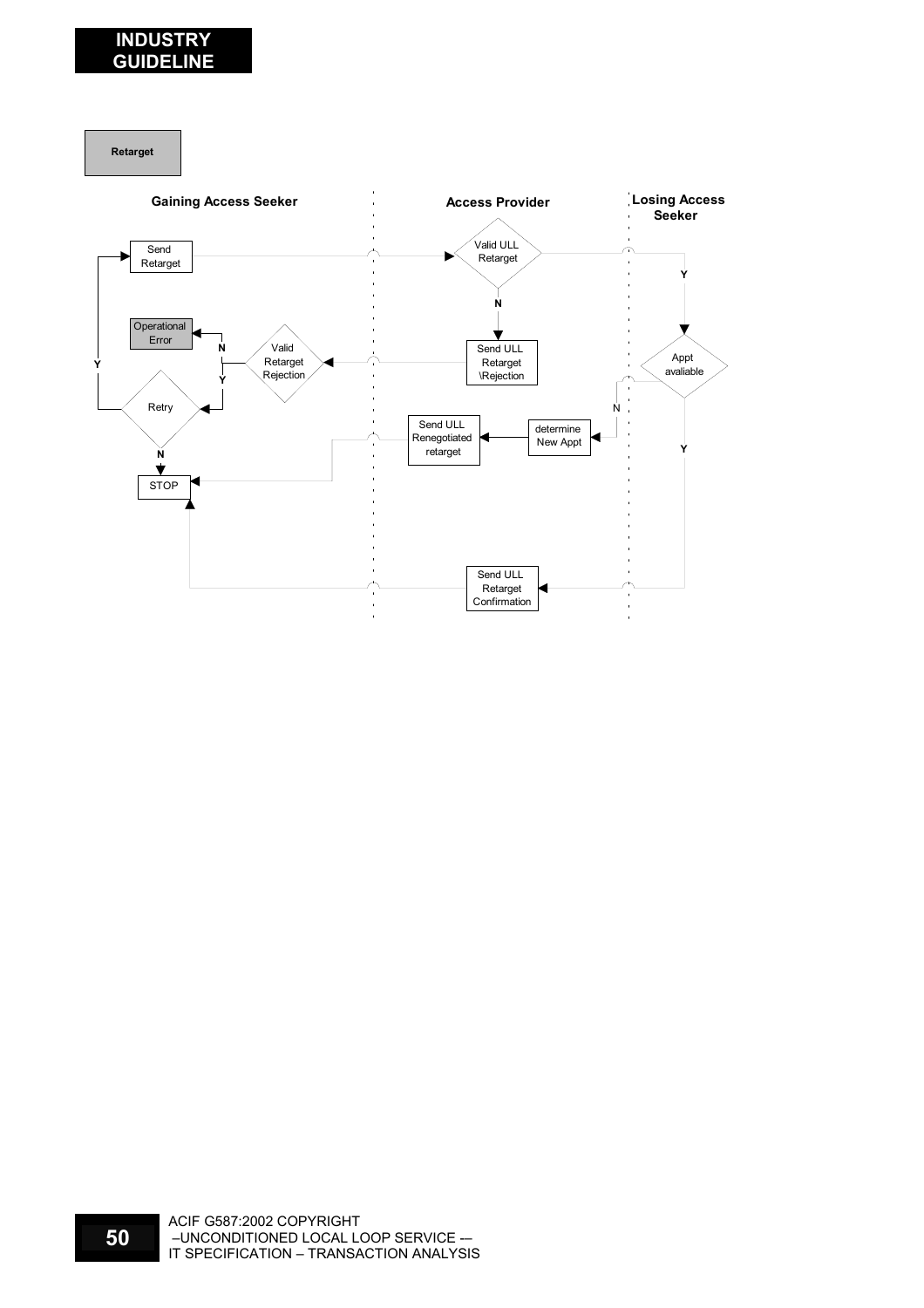**Retarget**

| Gaining Access Seeker | Access Provider | Losing Access Seeker |
| --- | --- | --- |
| Send Retarget | Valid ULL Retarget | Appt avaliable |
| Operational Error | Send ULL Retarget \Rejection | |
| Valid Retarget Rejection | Send ULL Renegotiated retarget | |
| Retry | determine New Appt | |
| STOP | Send ULL Retarget Confirmation | |

- Send Retarget → Valid ULL Retarget
  - N → Send ULL Retarget \Rejection → Valid Retarget Rejection
    - N → Operational Error
    - Y → Retry
      - Y → Send Retarget
      - N → STOP
  - Y → Appt avaliable
    - N → determine New Appt → Send ULL Renegotiated retarget → STOP
    - Y → Send ULL Retarget Confirmation → STOP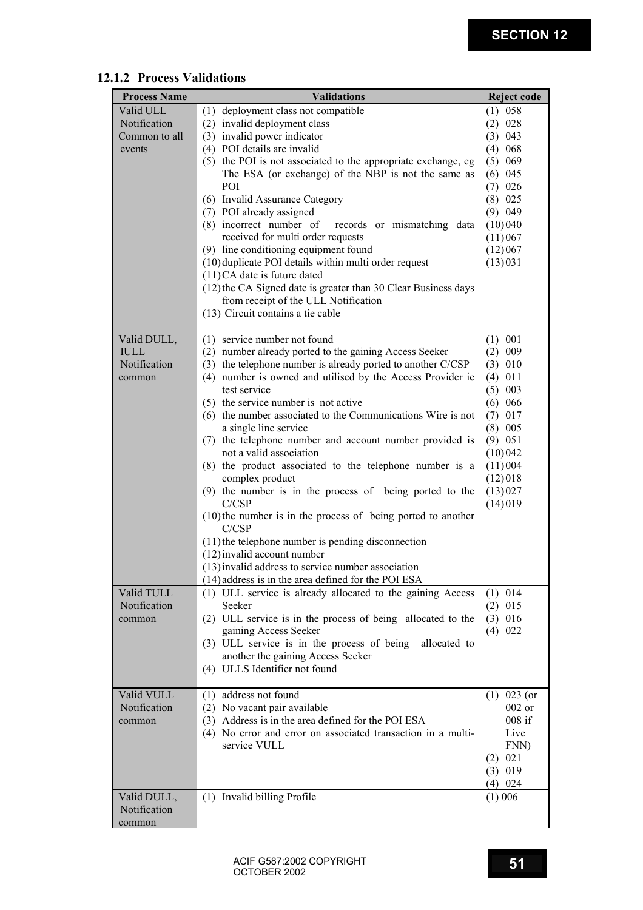### 12.1.2 Process Validations

| Process Name | Validations | Reject code |
|---|---|---|
| Valid ULL Notification Common to all events | (1) deployment class not compatible<br>(2) invalid deployment class<br>(3) invalid power indicator<br>(4) POI details are invalid<br>(5) the POI is not associated to the appropriate exchange, eg The ESA (or exchange) of the NBP is not the same as POI<br>(6) Invalid Assurance Category<br>(7) POI already assigned<br>(8) incorrect number of records or mismatching data received for multi order requests<br>(9) line conditioning equipment found<br>(10) duplicate POI details within multi order request<br>(11) CA date is future dated<br>(12) the CA Signed date is greater than 30 Clear Business days from receipt of the ULL Notification<br>(13) Circuit contains a tie cable | (1) 058<br>(2) 028<br>(3) 043<br>(4) 068<br>(5) 069<br>(6) 045<br>(7) 026<br>(8) 025<br>(9) 049<br>(10) 040<br>(11) 067<br>(12) 067<br>(13) 031 |
| Valid DULL, IULL Notification common | (1) service number not found<br>(2) number already ported to the gaining Access Seeker<br>(3) the telephone number is already ported to another C/CSP<br>(4) number is owned and utilised by the Access Provider ie test service<br>(5) the service number is not active<br>(6) the number associated to the Communications Wire is not a single line service<br>(7) the telephone number and account number provided is not a valid association<br>(8) the product associated to the telephone number is a complex product<br>(9) the number is in the process of being ported to the C/CSP<br>(10) the number is in the process of being ported to another C/CSP<br>(11) the telephone number is pending disconnection<br>(12) invalid account number<br>(13) invalid address to service number association<br>(14) address is in the area defined for the POI ESA | (1) 001<br>(2) 009<br>(3) 010<br>(4) 011<br>(5) 003<br>(6) 066<br>(7) 017<br>(8) 005<br>(9) 051<br>(10) 042<br>(11) 004<br>(12) 018<br>(13) 027<br>(14) 019 |
| Valid TULL Notification common | (1) ULL service is already allocated to the gaining Access Seeker<br>(2) ULL service is in the process of being allocated to the gaining Access Seeker<br>(3) ULL service is in the process of being allocated to another the gaining Access Seeker<br>(4) ULLS Identifier not found | (1) 014<br>(2) 015<br>(3) 016<br>(4) 022 |
| Valid VULL Notification common | (1) address not found<br>(2) No vacant pair available<br>(3) Address is in the area defined for the POI ESA<br>(4) No error and error on associated transaction in a multi-service VULL | (1) 023 (or 002 or 008 if Live FNN)<br>(2) 021<br>(3) 019<br>(4) 024 |
| Valid DULL, Notification common | (1) Invalid billing Profile | (1) 006 |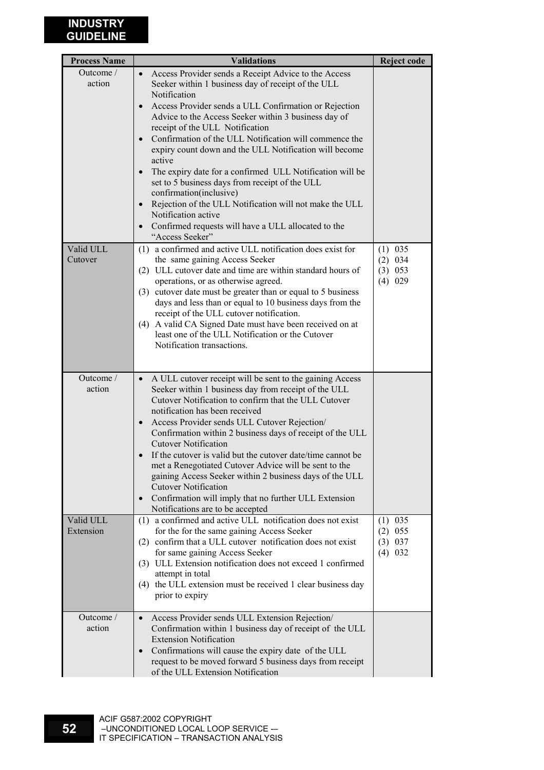| Process Name | Validations | Reject code |
|---|---|---|
| Outcome / action | • Access Provider sends a Receipt Advice to the Access Seeker within 1 business day of receipt of the ULL Notification<br>• Access Provider sends a ULL Confirmation or Rejection Advice to the Access Seeker within 3 business day of receipt of the ULL Notification<br>• Confirmation of the ULL Notification will commence the expiry count down and the ULL Notification will become active<br>• The expiry date for a confirmed ULL Notification will be set to 5 business days from receipt of the ULL confirmation(inclusive)<br>• Rejection of the ULL Notification will not make the ULL Notification active<br>• Confirmed requests will have a ULL allocated to the "Access Seeker" | |
| Valid ULL Cutover | (1) a confirmed and active ULL notification does exist for the same gaining Access Seeker<br>(2) ULL cutover date and time are within standard hours of operations, or as otherwise agreed.<br>(3) cutover date must be greater than or equal to 5 business days and less than or equal to 10 business days from the receipt of the ULL cutover notification.<br>(4) A valid CA Signed Date must have been received on at least one of the ULL Notification or the Cutover Notification transactions. | (1) 035<br>(2) 034<br>(3) 053<br>(4) 029 |
| Outcome / action | • A ULL cutover receipt will be sent to the gaining Access Seeker within 1 business day from receipt of the ULL Cutover Notification to confirm that the ULL Cutover notification has been received<br>• Access Provider sends ULL Cutover Rejection/ Confirmation within 2 business days of receipt of the ULL Cutover Notification<br>• If the cutover is valid but the cutover date/time cannot be met a Renegotiated Cutover Advice will be sent to the gaining Access Seeker within 2 business days of the ULL Cutover Notification<br>• Confirmation will imply that no further ULL Extension Notifications are to be accepted | |
| Valid ULL Extension | (1) a confirmed and active ULL notification does not exist for the for the same gaining Access Seeker<br>(2) confirm that a ULL cutover notification does not exist for same gaining Access Seeker<br>(3) ULL Extension notification does not exceed 1 confirmed attempt in total<br>(4) the ULL extension must be received 1 clear business day prior to expiry | (1) 035<br>(2) 055<br>(3) 037<br>(4) 032 |
| Outcome / action | • Access Provider sends ULL Extension Rejection/ Confirmation within 1 business day of receipt of the ULL Extension Notification<br>• Confirmations will cause the expiry date of the ULL request to be moved forward 5 business days from receipt of the ULL Extension Notification | |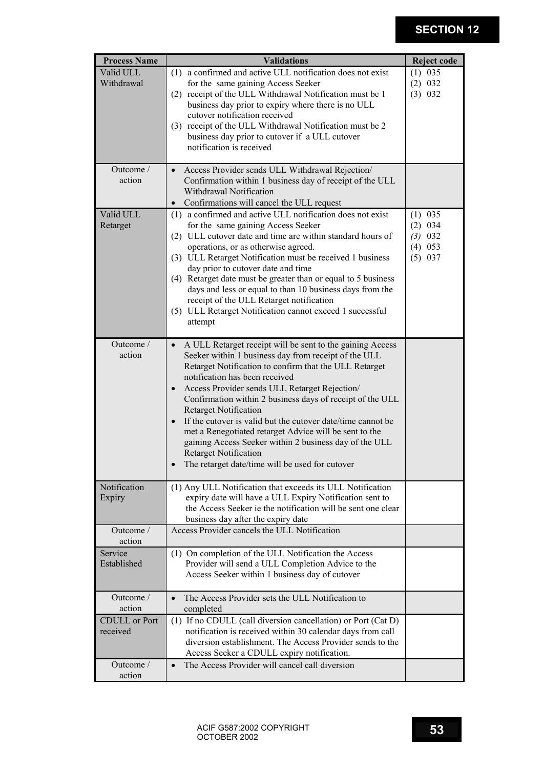| Process Name | Validations | Reject code |
|---|---|---|
| Valid ULL Withdrawal | (1) a confirmed and active ULL notification does not exist for the same gaining Access Seeker<br>(2) receipt of the ULL Withdrawal Notification must be 1 business day prior to expiry where there is no ULL cutover notification received<br>(3) receipt of the ULL Withdrawal Notification must be 2 business day prior to cutover if a ULL cutover notification is received | (1) 035<br>(2) 032<br>(3) 032 |
| Outcome / action | • Access Provider sends ULL Withdrawal Rejection/ Confirmation within 1 business day of receipt of the ULL Withdrawal Notification<br>• Confirmations will cancel the ULL request | |
| Valid ULL Retarget | (1) a confirmed and active ULL notification does not exist for the same gaining Access Seeker<br>(2) ULL cutover date and time are within standard hours of operations, or as otherwise agreed.<br>(3) ULL Retarget Notification must be received 1 business day prior to cutover date and time<br>(4) Retarget date must be greater than or equal to 5 business days and less or equal to than 10 business days from the receipt of the ULL Retarget notification<br>(5) ULL Retarget Notification cannot exceed 1 successful attempt | (1) 035<br>(2) 034<br>*(3)* 032<br>(4) 053<br>(5) 037 |
| Outcome / action | • A ULL Retarget receipt will be sent to the gaining Access Seeker within 1 business day from receipt of the ULL Retarget Notification to confirm that the ULL Retarget notification has been received<br>• Access Provider sends ULL Retarget Rejection/ Confirmation within 2 business days of receipt of the ULL Retarget Notification<br>• If the cutover is valid but the cutover date/time cannot be met a Renegotiated retarget Advice will be sent to the gaining Access Seeker within 2 business day of the ULL Retarget Notification<br>• The retarget date/time will be used for cutover | |
| Notification Expiry | (1) Any ULL Notification that exceeds its ULL Notification expiry date will have a ULL Expiry Notification sent to the Access Seeker ie the notification will be sent one clear business day after the expiry date | |
| Outcome / action | Access Provider cancels the ULL Notification | |
| Service Established | (1) On completion of the ULL Notification the Access Provider will send a ULL Completion Advice to the Access Seeker within 1 business day of cutover | |
| Outcome / action | • The Access Provider sets the ULL Notification to completed | |
| CDULL or Port received | (1) If no CDULL (call diversion cancellation) or Port (Cat D) notification is received within 30 calendar days from call diversion establishment. The Access Provider sends to the Access Seeker a CDULL expiry notification. | |
| Outcome / action | • The Access Provider will cancel call diversion | |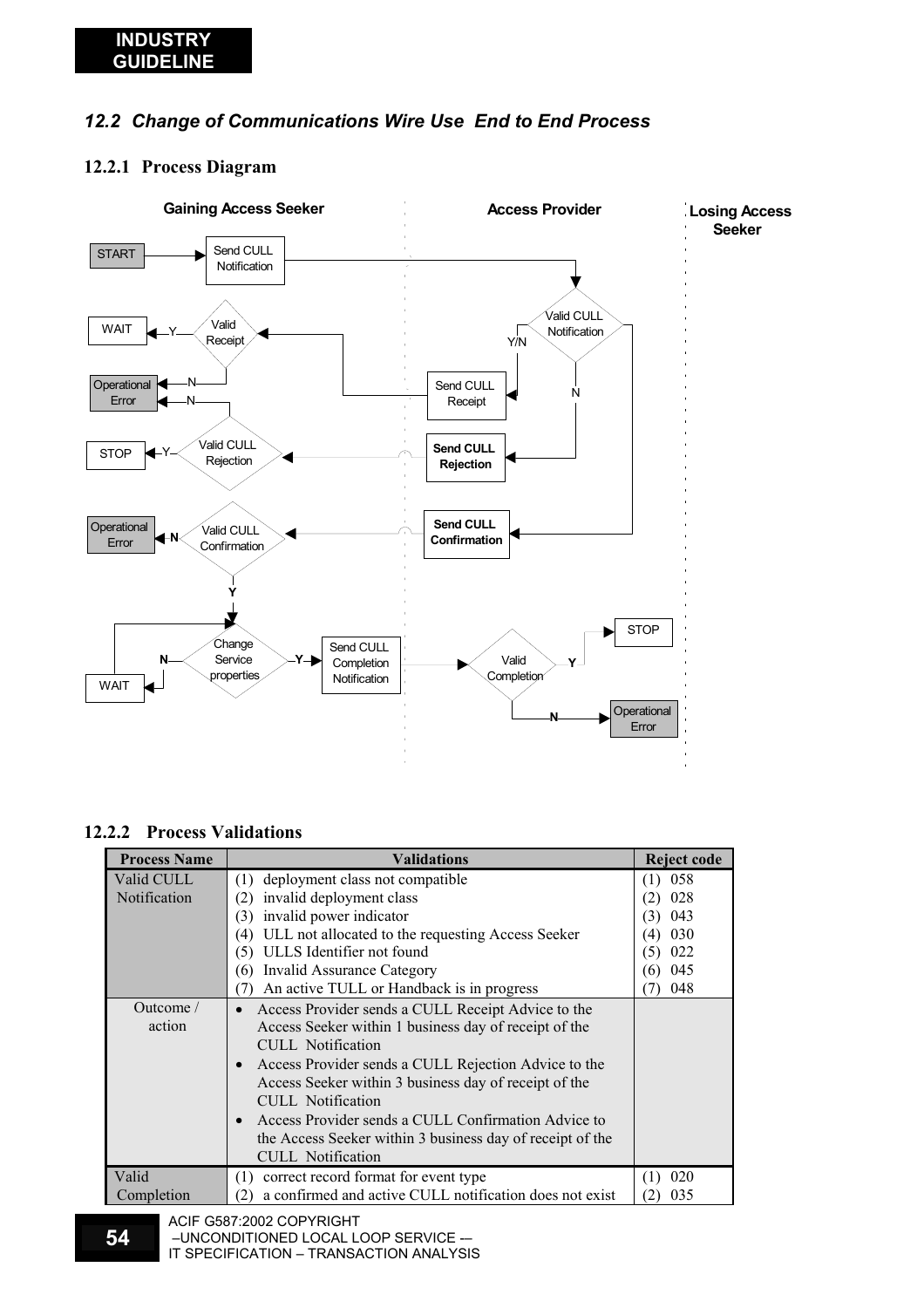## 12.2 Change of Communications Wire Use End to End Process

### 12.2.1 Process Diagram

Gaining Access Seeker | Access Provider | Losing Access Seeker

START → Send CULL Notification → Valid CULL Notification

Valid CULL Notification — Y/N → Send CULL Receipt → Valid Receipt

Valid Receipt — Y → WAIT

Valid Receipt — N → Operational Error

Valid CULL Notification — N → Send CULL Rejection → Valid CULL Rejection

Valid CULL Rejection — Y → STOP

Valid CULL Rejection — N → Operational Error

Valid CULL Notification → Send CULL Confirmation → Valid CULL Confirmation

Valid CULL Confirmation — N → Operational Error

Valid CULL Confirmation — Y → Change Service properties

Change Service properties — N → WAIT → Change Service properties

Change Service properties — Y → Send CULL Completion Notification → Valid Completion

Valid Completion — Y → STOP

Valid Completion — N → Operational Error

### 12.2.2 Process Validations

| Process Name | Validations | Reject code |
|---|---|---|
| Valid CULL Notification | (1) deployment class not compatible<br>(2) invalid deployment class<br>(3) invalid power indicator<br>(4) ULL not allocated to the requesting Access Seeker<br>(5) ULLS Identifier not found<br>(6) Invalid Assurance Category<br>(7) An active TULL or Handback is in progress | (1) 058<br>(2) 028<br>(3) 043<br>(4) 030<br>(5) 022<br>(6) 045<br>(7) 048 |
| Outcome / action | • Access Provider sends a CULL Receipt Advice to the Access Seeker within 1 business day of receipt of the CULL Notification<br>• Access Provider sends a CULL Rejection Advice to the Access Seeker within 3 business day of receipt of the CULL Notification<br>• Access Provider sends a CULL Confirmation Advice to the Access Seeker within 3 business day of receipt of the CULL Notification | |
| Valid Completion | (1) correct record format for event type<br>(2) a confirmed and active CULL notification does not exist | (1) 020<br>(2) 035 |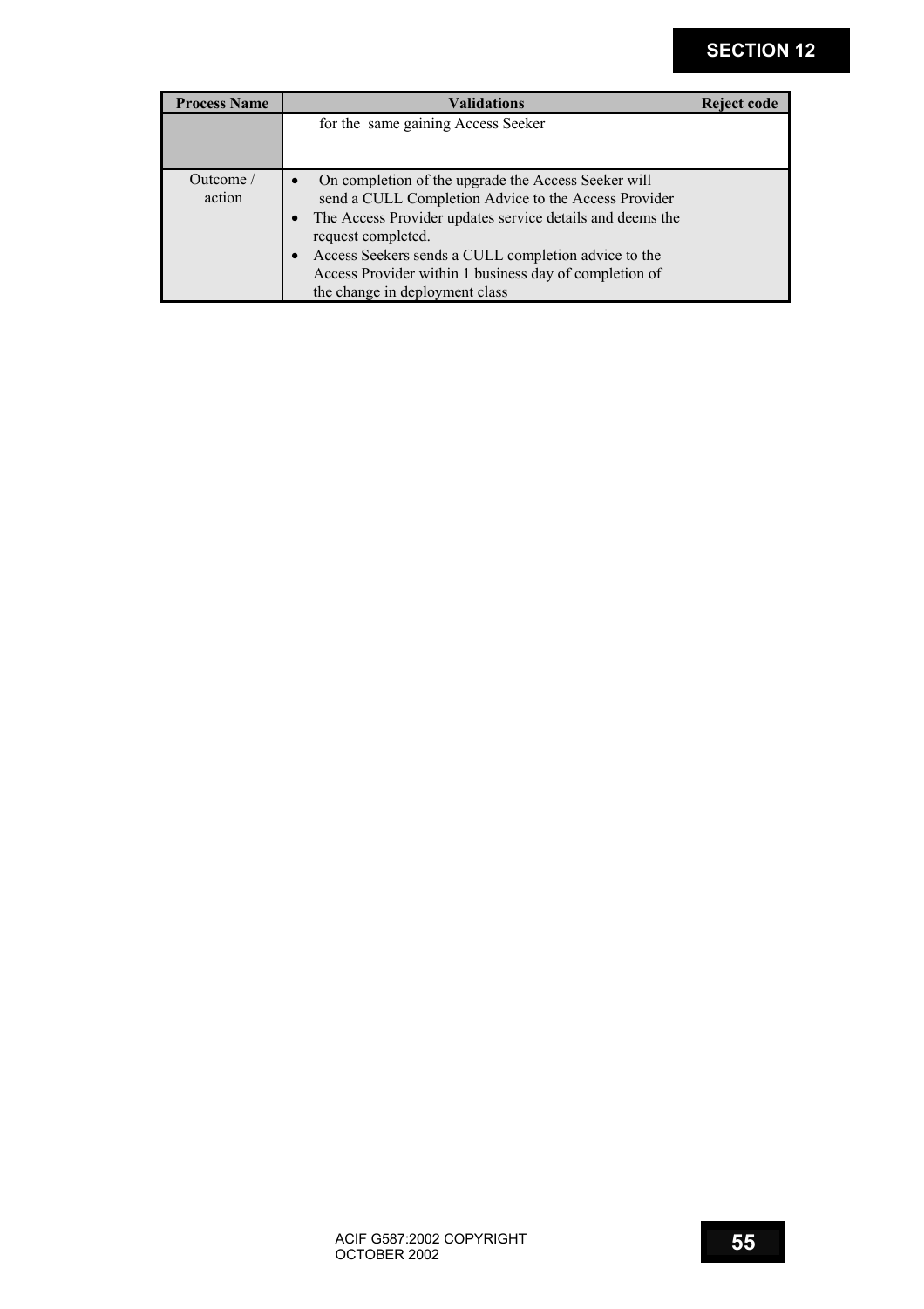| Process Name | Validations | Reject code |
|---|---|---|
| | for the same gaining Access Seeker | |
| Outcome / action | • On completion of the upgrade the Access Seeker will send a CULL Completion Advice to the Access Provider<br>• The Access Provider updates service details and deems the request completed.<br>• Access Seekers sends a CULL completion advice to the Access Provider within 1 business day of completion of the change in deployment class | |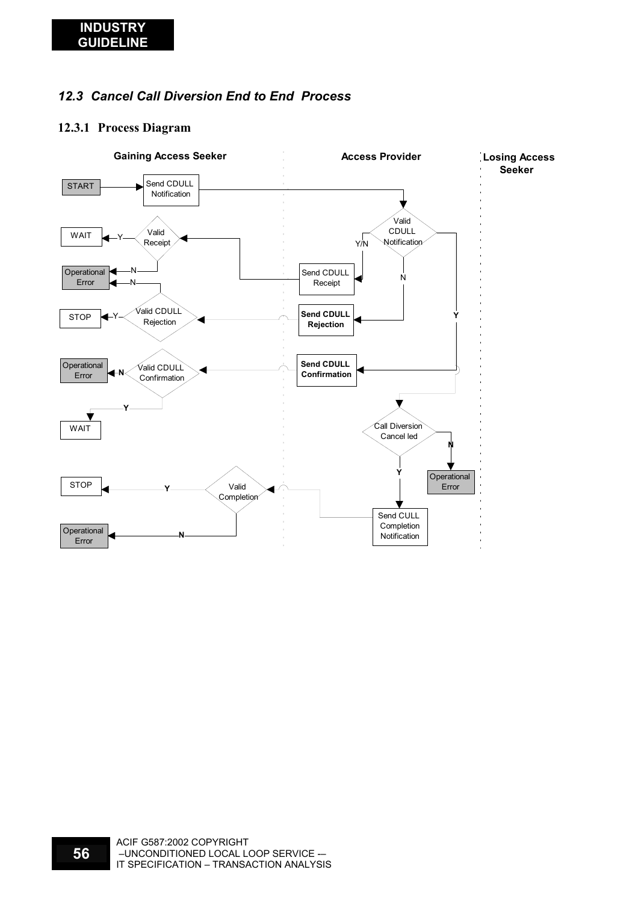## 12.3 Cancel Call Diversion End to End Process

### 12.3.1 Process Diagram

| Gaining Access Seeker | Access Provider | Losing Access Seeker |
|---|---|---|

START → Send CDULL Notification → Valid CDULL Notification

Valid CDULL Notification:
- Y/N → Send CDULL Receipt → Valid Receipt (Y → WAIT; N → Operational Error)
- N → **Send CDULL Rejection** → Valid CDULL Rejection (Y → STOP; N → Operational Error)
- Y → **Send CDULL Confirmation** → Valid CDULL Confirmation (N → Operational Error; Y → WAIT)

Call Diversion Cancel led:
- N → Operational Error
- Y → Send CULL Completion Notification → Valid Completion (Y → STOP; N → Operational Error)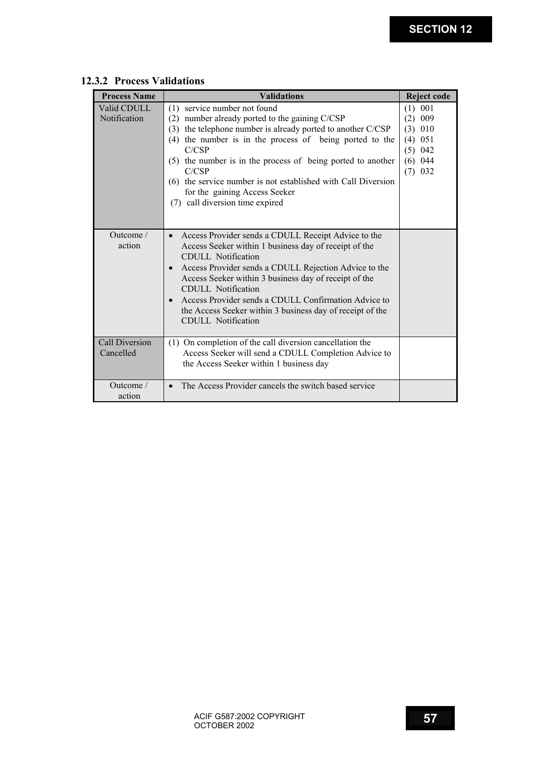### 12.3.2 Process Validations

| Process Name | Validations | Reject code |
|---|---|---|
| Valid CDULL Notification | (1) service number not found<br>(2) number already ported to the gaining C/CSP<br>(3) the telephone number is already ported to another C/CSP<br>(4) the number is in the process of being ported to the C/CSP<br>(5) the number is in the process of being ported to another C/CSP<br>(6) the service number is not established with Call Diversion for the gaining Access Seeker<br>(7) call diversion time expired | (1) 001<br>(2) 009<br>(3) 010<br>(4) 051<br>(5) 042<br>(6) 044<br>(7) 032 |
| Outcome / action | • Access Provider sends a CDULL Receipt Advice to the Access Seeker within 1 business day of receipt of the CDULL Notification<br>• Access Provider sends a CDULL Rejection Advice to the Access Seeker within 3 business day of receipt of the CDULL Notification<br>• Access Provider sends a CDULL Confirmation Advice to the Access Seeker within 3 business day of receipt of the CDULL Notification | |
| Call Diversion Cancelled | (1) On completion of the call diversion cancellation the Access Seeker will send a CDULL Completion Advice to the Access Seeker within 1 business day | |
| Outcome / action | • The Access Provider cancels the switch based service | |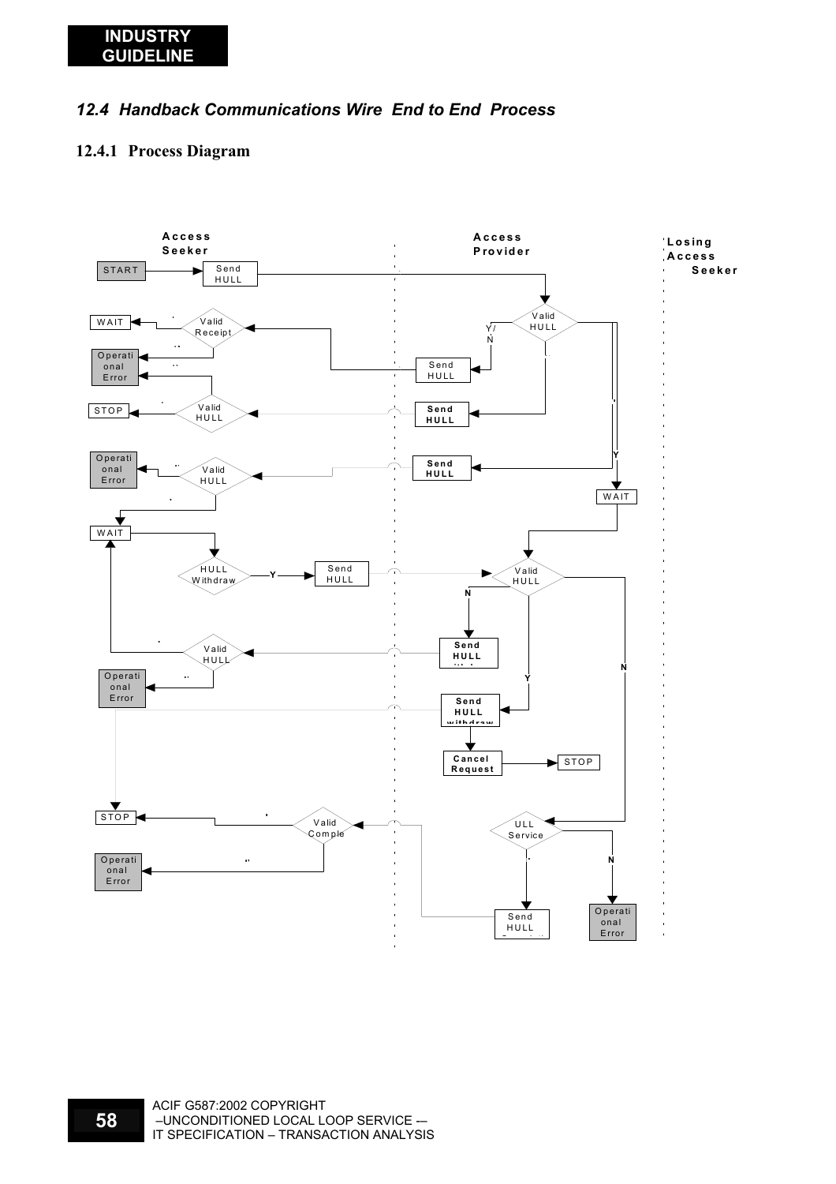## *12.4 Handback Communications Wire End to End Process*

### 12.4.1 Process Diagram

Access Seeker | Access Provider | Losing Access Seeker

START → Send HULL → Valid HULL

Valid HULL: Y/N → Send HULL → Valid Receipt → WAIT / Operational Error

Send HULL → Valid HULL → STOP / Operational Error

Y → Send HULL → Valid HULL → Operational Error / WAIT

Y → WAIT → Valid HULL

WAIT → HULL Withdraw → Y → Send HULL → Valid HULL

Valid HULL: N → Send HULL → Valid HULL → WAIT / Operational Error

Valid HULL: Y → Send HULL withdraw → Cancel Request → STOP; → STOP

Valid HULL: N → ULL Service → Send HULL → Valid Comple → STOP / Operational Error

ULL Service: N → Operational Error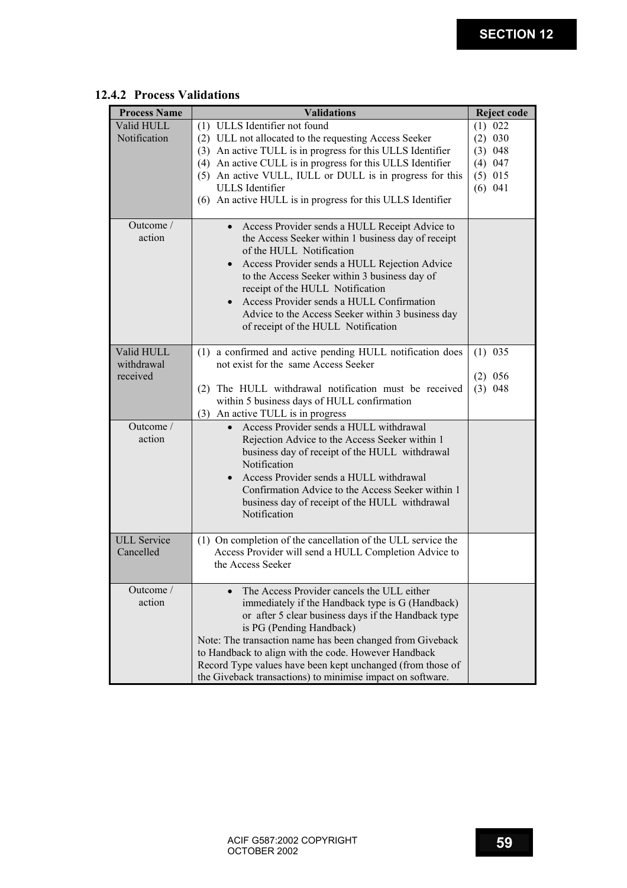### 12.4.2 Process Validations

| Process Name | Validations | Reject code |
|---|---|---|
| Valid HULL Notification | (1) ULLS Identifier not found<br>(2) ULL not allocated to the requesting Access Seeker<br>(3) An active TULL is in progress for this ULLS Identifier<br>(4) An active CULL is in progress for this ULLS Identifier<br>(5) An active VULL, IULL or DULL is in progress for this ULLS Identifier<br>(6) An active HULL is in progress for this ULLS Identifier | (1) 022<br>(2) 030<br>(3) 048<br>(4) 047<br>(5) 015<br>(6) 041 |
| Outcome / action | • Access Provider sends a HULL Receipt Advice to the Access Seeker within 1 business day of receipt of the HULL Notification<br>• Access Provider sends a HULL Rejection Advice to the Access Seeker within 3 business day of receipt of the HULL Notification<br>• Access Provider sends a HULL Confirmation Advice to the Access Seeker within 3 business day of receipt of the HULL Notification | |
| Valid HULL withdrawal received | (1) a confirmed and active pending HULL notification does not exist for the same Access Seeker<br>(2) The HULL withdrawal notification must be received within 5 business days of HULL confirmation<br>(3) An active TULL is in progress | (1) 035<br>(2) 056<br>(3) 048 |
| Outcome / action | • Access Provider sends a HULL withdrawal Rejection Advice to the Access Seeker within 1 business day of receipt of the HULL withdrawal Notification<br>• Access Provider sends a HULL withdrawal Confirmation Advice to the Access Seeker within 1 business day of receipt of the HULL withdrawal Notification | |
| ULL Service Cancelled | (1) On completion of the cancellation of the ULL service the Access Provider will send a HULL Completion Advice to the Access Seeker | |
| Outcome / action | • The Access Provider cancels the ULL either immediately if the Handback type is G (Handback) or after 5 clear business days if the Handback type is PG (Pending Handback)<br>Note: The transaction name has been changed from Giveback to Handback to align with the code. However Handback Record Type values have been kept unchanged (from those of the Giveback transactions) to minimise impact on software. | |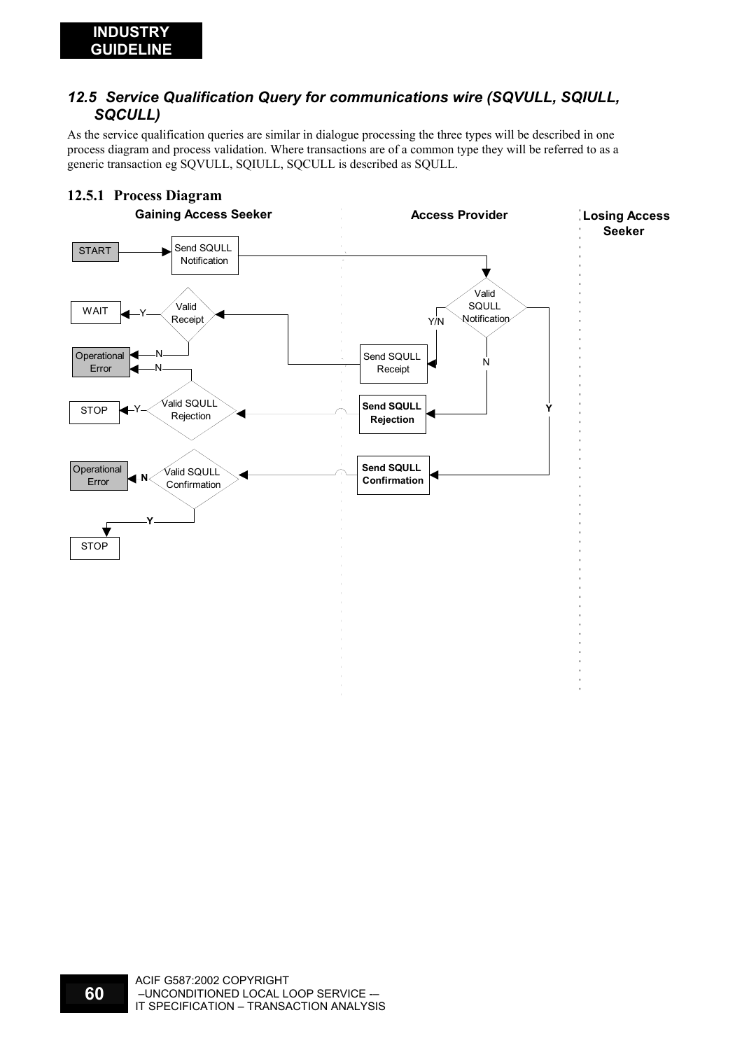### 12.5 Service Qualification Query for communications wire (SQVULL, SQIULL, SQCULL)

As the service qualification queries are similar in dialogue processing the three types will be described in one process diagram and process validation. Where transactions are of a common type they will be referred to as a generic transaction eg SQVULL, SQIULL, SQCULL is described as SQULL.

#### 12.5.1 Process Diagram

**Gaining Access Seeker** | **Access Provider** | **Losing Access Seeker**

- START → Send SQULL Notification → (Access Provider) Valid SQULL Notification
- Valid SQULL Notification:
  - Y/N → Send SQULL Receipt → (Gaining Access Seeker) Valid Receipt
    - Y → WAIT
    - N → Operational Error
  - N → **Send SQULL Rejection** → (Gaining Access Seeker) Valid SQULL Rejection
    - Y → STOP
    - N → Operational Error
  - Y → **Send SQULL Confirmation** → (Gaining Access Seeker) Valid SQULL Confirmation
    - N → Operational Error
    - Y → STOP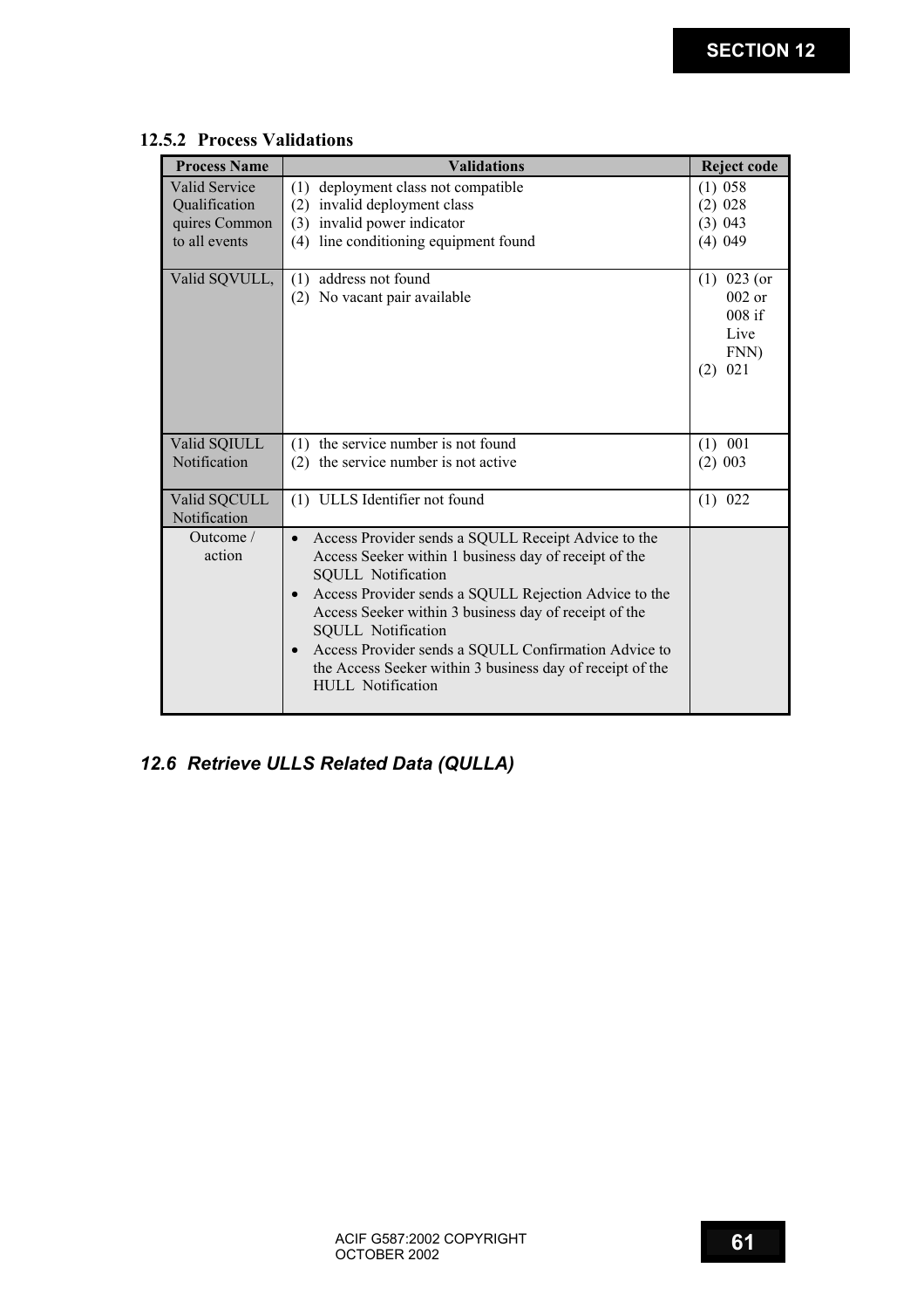### 12.5.2 Process Validations

| Process Name | Validations | Reject code |
|---|---|---|
| Valid Service Qualification quires Common to all events | (1) deployment class not compatible<br>(2) invalid deployment class<br>(3) invalid power indicator<br>(4) line conditioning equipment found | (1) 058<br>(2) 028<br>(3) 043<br>(4) 049 |
| Valid SQVULL, | (1) address not found<br>(2) No vacant pair available | (1) 023 (or 002 or 008 if Live FNN)<br>(2) 021 |
| Valid SQIULL Notification | (1) the service number is not found<br>(2) the service number is not active | (1) 001<br>(2) 003 |
| Valid SQCULL Notification | (1) ULLS Identifier not found | (1) 022 |
| Outcome / action | • Access Provider sends a SQULL Receipt Advice to the Access Seeker within 1 business day of receipt of the SQULL Notification<br>• Access Provider sends a SQULL Rejection Advice to the Access Seeker within 3 business day of receipt of the SQULL Notification<br>• Access Provider sends a SQULL Confirmation Advice to the Access Seeker within 3 business day of receipt of the HULL Notification | |

## *12.6 Retrieve ULLS Related Data (QULLA)*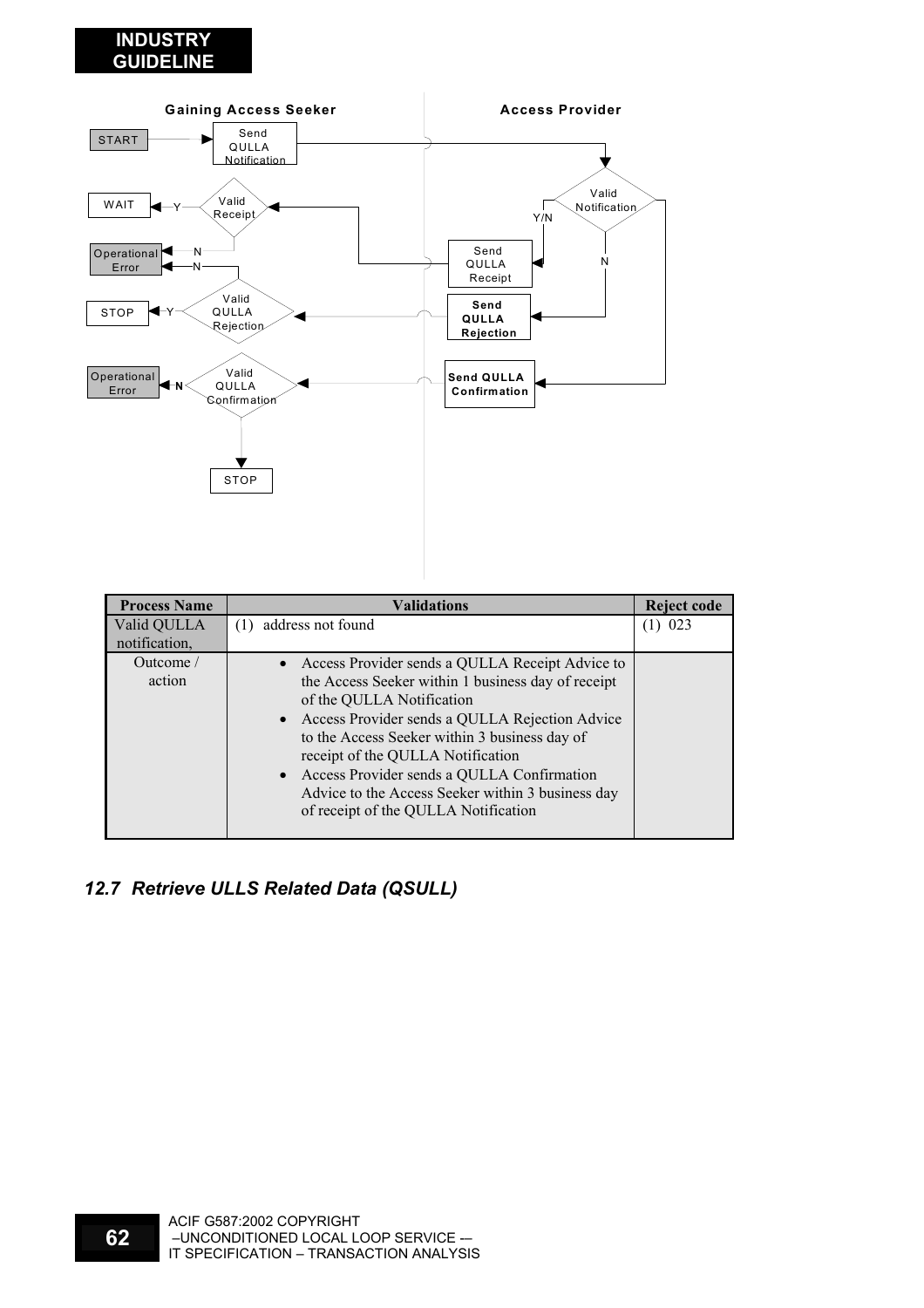| Process Name | Validations | Reject code |
|---|---|---|
| Valid QULLA notification, | (1) address not found | (1) 023 |
| Outcome / action | • Access Provider sends a QULLA Receipt Advice to the Access Seeker within 1 business day of receipt of the QULLA Notification<br>• Access Provider sends a QULLA Rejection Advice to the Access Seeker within 3 business day of receipt of the QULLA Notification<br>• Access Provider sends a QULLA Confirmation Advice to the Access Seeker within 3 business day of receipt of the QULLA Notification | |

## *12.7 Retrieve ULLS Related Data (QSULL)*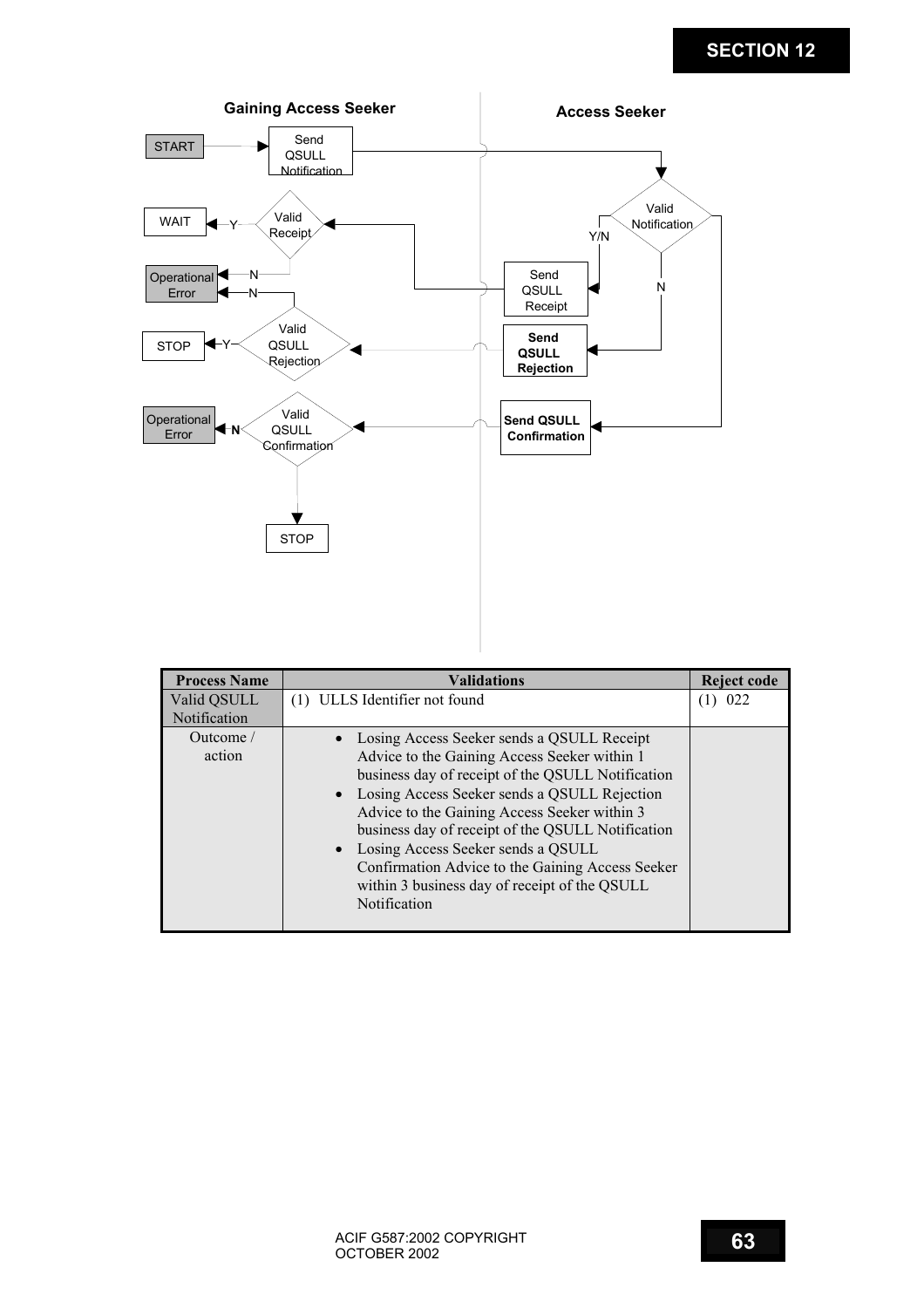**Gaining Access Seeker**

**Access Seeker**

START → Send QSULL Notification → Valid Notification

Valid Notification — Y/N → Send QSULL Receipt → Valid Receipt

Valid Receipt — Y → WAIT

Valid Receipt — N → Operational Error

Valid Notification — N → Send QSULL Rejection → Valid QSULL Rejection

Valid QSULL Rejection — Y → STOP

Valid QSULL Rejection — N → Operational Error

Valid Notification → Send QSULL Confirmation → Valid QSULL Confirmation

Valid QSULL Confirmation — N → Operational Error

Valid QSULL Confirmation → STOP

| Process Name | Validations | Reject code |
|---|---|---|
| Valid QSULL Notification | (1) ULLS Identifier not found | (1) 022 |
| Outcome / action | • Losing Access Seeker sends a QSULL Receipt Advice to the Gaining Access Seeker within 1 business day of receipt of the QSULL Notification<br>• Losing Access Seeker sends a QSULL Rejection Advice to the Gaining Access Seeker within 3 business day of receipt of the QSULL Notification<br>• Losing Access Seeker sends a QSULL Confirmation Advice to the Gaining Access Seeker within 3 business day of receipt of the QSULL Notification | |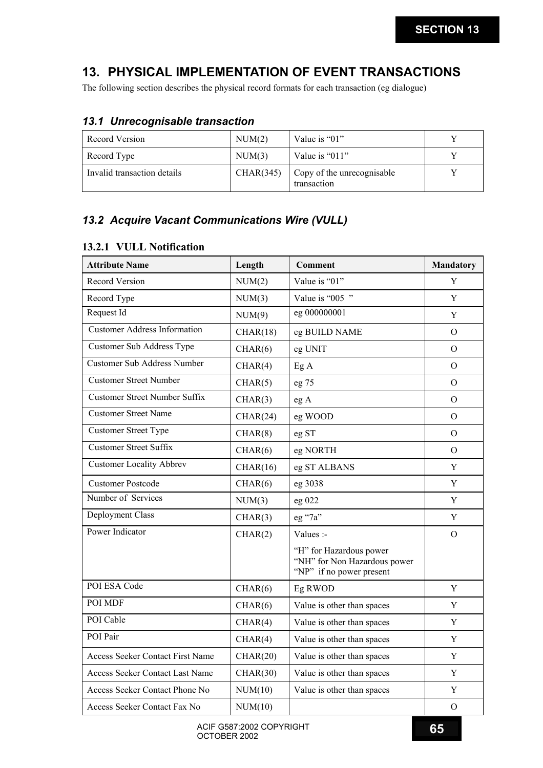# 13. PHYSICAL IMPLEMENTATION OF EVENT TRANSACTIONS

The following section describes the physical record formats for each transaction (eg dialogue)

## *13.1 Unrecognisable transaction*

| Record Version | NUM(2) | Value is "01" | Y |
|---|---|---|---|
| Record Type | NUM(3) | Value is "011" | Y |
| Invalid transaction details | CHAR(345) | Copy of the unrecognisable transaction | Y |

## *13.2 Acquire Vacant Communications Wire (VULL)*

### 13.2.1 VULL Notification

| Attribute Name | Length | Comment | Mandatory |
|---|---|---|---|
| Record Version | NUM(2) | Value is "01" | Y |
| Record Type | NUM(3) | Value is "005 " | Y |
| Request Id | NUM(9) | eg 000000001 | Y |
| Customer Address Information | CHAR(18) | eg BUILD NAME | O |
| Customer Sub Address Type | CHAR(6) | eg UNIT | O |
| Customer Sub Address Number | CHAR(4) | Eg A | O |
| Customer Street Number | CHAR(5) | eg 75 | O |
| Customer Street Number Suffix | CHAR(3) | eg A | O |
| Customer Street Name | CHAR(24) | eg WOOD | O |
| Customer Street Type | CHAR(8) | eg ST | O |
| Customer Street Suffix | CHAR(6) | eg NORTH | O |
| Customer Locality Abbrev | CHAR(16) | eg ST ALBANS | Y |
| Customer Postcode | CHAR(6) | eg 3038 | Y |
| Number of Services | NUM(3) | eg 022 | Y |
| Deployment Class | CHAR(3) | eg "7a" | Y |
| Power Indicator | CHAR(2) | Values :-<br>"H" for Hazardous power<br>"NH" for Non Hazardous power<br>"NP" if no power present | O |
| POI ESA Code | CHAR(6) | Eg RWOD | Y |
| POI MDF | CHAR(6) | Value is other than spaces | Y |
| POI Cable | CHAR(4) | Value is other than spaces | Y |
| POI Pair | CHAR(4) | Value is other than spaces | Y |
| Access Seeker Contact First Name | CHAR(20) | Value is other than spaces | Y |
| Access Seeker Contact Last Name | CHAR(30) | Value is other than spaces | Y |
| Access Seeker Contact Phone No | NUM(10) | Value is other than spaces | Y |
| Access Seeker Contact Fax No | NUM(10) | | O |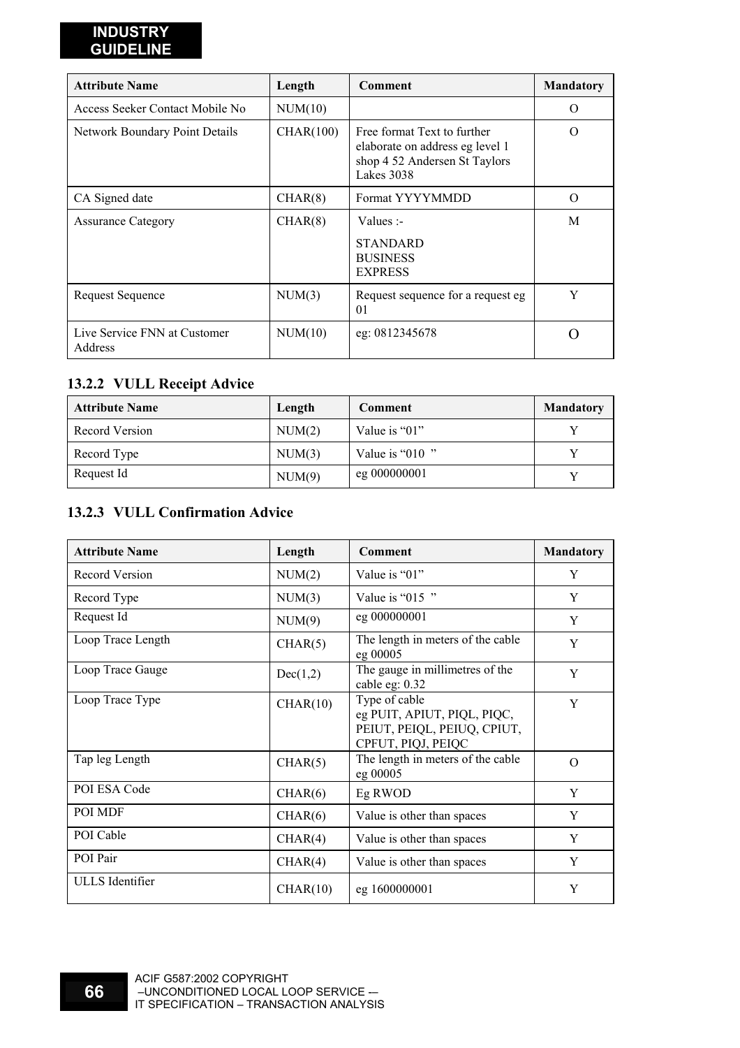| Attribute Name | Length | Comment | Mandatory |
|---|---|---|---|
| Access Seeker Contact Mobile No | NUM(10) | | O |
| Network Boundary Point Details | CHAR(100) | Free format Text to further elaborate on address eg level 1 shop 4 52 Andersen St Taylors Lakes 3038 | O |
| CA Signed date | CHAR(8) | Format YYYYMMDD | O |
| Assurance Category | CHAR(8) | Values :-<br>STANDARD<br>BUSINESS<br>EXPRESS | M |
| Request Sequence | NUM(3) | Request sequence for a request eg 01 | Y |
| Live Service FNN at Customer Address | NUM(10) | eg: 0812345678 | O |

### 13.2.2 VULL Receipt Advice

| Attribute Name | Length | Comment | Mandatory |
|---|---|---|---|
| Record Version | NUM(2) | Value is "01" | Y |
| Record Type | NUM(3) | Value is "010 " | Y |
| Request Id | NUM(9) | eg 000000001 | Y |

### 13.2.3 VULL Confirmation Advice

| Attribute Name | Length | Comment | Mandatory |
|---|---|---|---|
| Record Version | NUM(2) | Value is "01" | Y |
| Record Type | NUM(3) | Value is "015 " | Y |
| Request Id | NUM(9) | eg 000000001 | Y |
| Loop Trace Length | CHAR(5) | The length in meters of the cable eg 00005 | Y |
| Loop Trace Gauge | Dec(1,2) | The gauge in millimetres of the cable eg: 0.32 | Y |
| Loop Trace Type | CHAR(10) | Type of cable<br>eg PUIT, APIUT, PIQL, PIQC, PEIUT, PEIQL, PEIUQ, CPIUT, CPFUT, PIQJ, PEIQC | Y |
| Tap leg Length | CHAR(5) | The length in meters of the cable eg 00005 | O |
| POI ESA Code | CHAR(6) | Eg RWOD | Y |
| POI MDF | CHAR(6) | Value is other than spaces | Y |
| POI Cable | CHAR(4) | Value is other than spaces | Y |
| POI Pair | CHAR(4) | Value is other than spaces | Y |
| ULLS Identifier | CHAR(10) | eg 1600000001 | Y |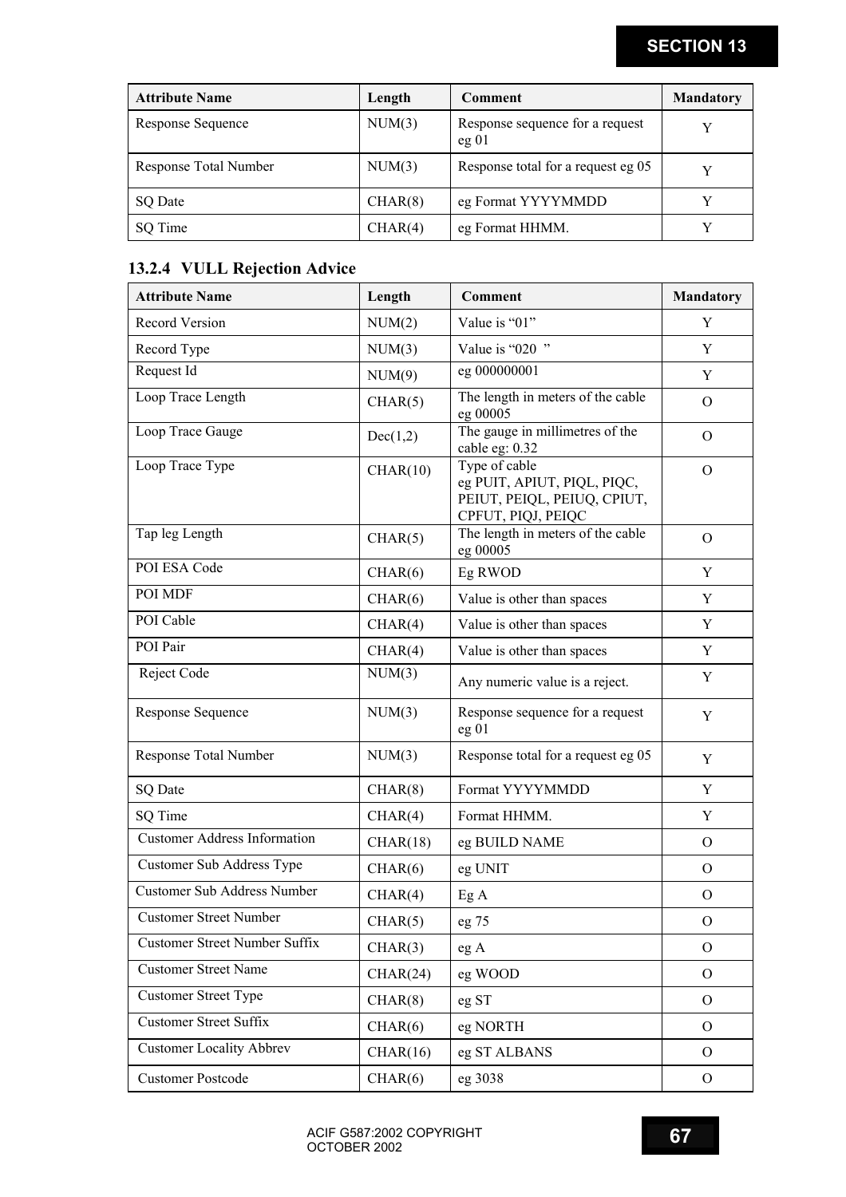| Attribute Name | Length | Comment | Mandatory |
|---|---|---|---|
| Response Sequence | NUM(3) | Response sequence for a request eg 01 | Y |
| Response Total Number | NUM(3) | Response total for a request eg 05 | Y |
| SQ Date | CHAR(8) | eg Format YYYYMMDD | Y |
| SQ Time | CHAR(4) | eg Format HHMM. | Y |

### 13.2.4 VULL Rejection Advice

| Attribute Name | Length | Comment | Mandatory |
|---|---|---|---|
| Record Version | NUM(2) | Value is "01" | Y |
| Record Type | NUM(3) | Value is "020 " | Y |
| Request Id | NUM(9) | eg 000000001 | Y |
| Loop Trace Length | CHAR(5) | The length in meters of the cable eg 00005 | O |
| Loop Trace Gauge | Dec(1,2) | The gauge in millimetres of the cable eg: 0.32 | O |
| Loop Trace Type | CHAR(10) | Type of cable eg PUIT, APIUT, PIQL, PIQC, PEIUT, PEIQL, PEIUQ, CPIUT, CPFUT, PIQJ, PEIQC | O |
| Tap leg Length | CHAR(5) | The length in meters of the cable eg 00005 | O |
| POI ESA Code | CHAR(6) | Eg RWOD | Y |
| POI MDF | CHAR(6) | Value is other than spaces | Y |
| POI Cable | CHAR(4) | Value is other than spaces | Y |
| POI Pair | CHAR(4) | Value is other than spaces | Y |
| Reject Code | NUM(3) | Any numeric value is a reject. | Y |
| Response Sequence | NUM(3) | Response sequence for a request eg 01 | Y |
| Response Total Number | NUM(3) | Response total for a request eg 05 | Y |
| SQ Date | CHAR(8) | Format YYYYMMDD | Y |
| SQ Time | CHAR(4) | Format HHMM. | Y |
| Customer Address Information | CHAR(18) | eg BUILD NAME | O |
| Customer Sub Address Type | CHAR(6) | eg UNIT | O |
| Customer Sub Address Number | CHAR(4) | Eg A | O |
| Customer Street Number | CHAR(5) | eg 75 | O |
| Customer Street Number Suffix | CHAR(3) | eg A | O |
| Customer Street Name | CHAR(24) | eg WOOD | O |
| Customer Street Type | CHAR(8) | eg ST | O |
| Customer Street Suffix | CHAR(6) | eg NORTH | O |
| Customer Locality Abbrev | CHAR(16) | eg ST ALBANS | O |
| Customer Postcode | CHAR(6) | eg 3038 | O |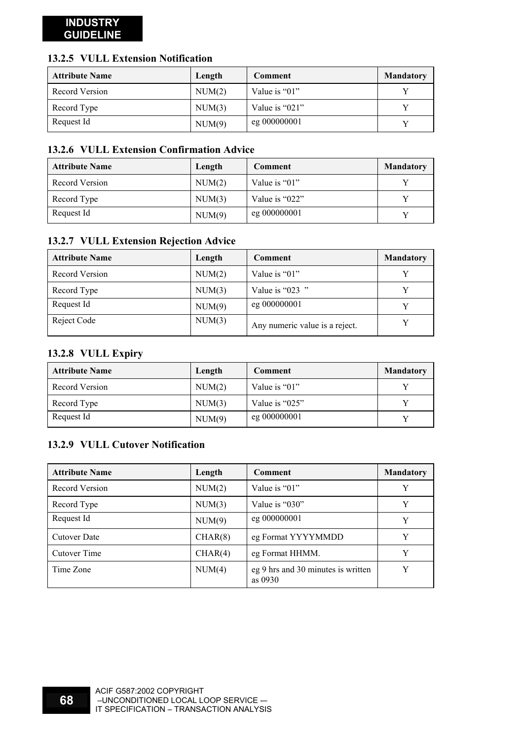### 13.2.5 VULL Extension Notification

| Attribute Name | Length | Comment | Mandatory |
|---|---|---|---|
| Record Version | NUM(2) | Value is “01” | Y |
| Record Type | NUM(3) | Value is “021” | Y |
| Request Id | NUM(9) | eg 000000001 | Y |

### 13.2.6 VULL Extension Confirmation Advice

| Attribute Name | Length | Comment | Mandatory |
|---|---|---|---|
| Record Version | NUM(2) | Value is “01” | Y |
| Record Type | NUM(3) | Value is “022” | Y |
| Request Id | NUM(9) | eg 000000001 | Y |

### 13.2.7 VULL Extension Rejection Advice

| Attribute Name | Length | Comment | Mandatory |
|---|---|---|---|
| Record Version | NUM(2) | Value is “01” | Y |
| Record Type | NUM(3) | Value is “023 ” | Y |
| Request Id | NUM(9) | eg 000000001 | Y |
| Reject Code | NUM(3) | Any numeric value is a reject. | Y |

### 13.2.8 VULL Expiry

| Attribute Name | Length | Comment | Mandatory |
|---|---|---|---|
| Record Version | NUM(2) | Value is “01” | Y |
| Record Type | NUM(3) | Value is “025” | Y |
| Request Id | NUM(9) | eg 000000001 | Y |

### 13.2.9 VULL Cutover Notification

| Attribute Name | Length | Comment | Mandatory |
|---|---|---|---|
| Record Version | NUM(2) | Value is “01” | Y |
| Record Type | NUM(3) | Value is “030” | Y |
| Request Id | NUM(9) | eg 000000001 | Y |
| Cutover Date | CHAR(8) | eg Format YYYYMMDD | Y |
| Cutover Time | CHAR(4) | eg Format HHMM. | Y |
| Time Zone | NUM(4) | eg 9 hrs and 30 minutes is written as 0930 | Y |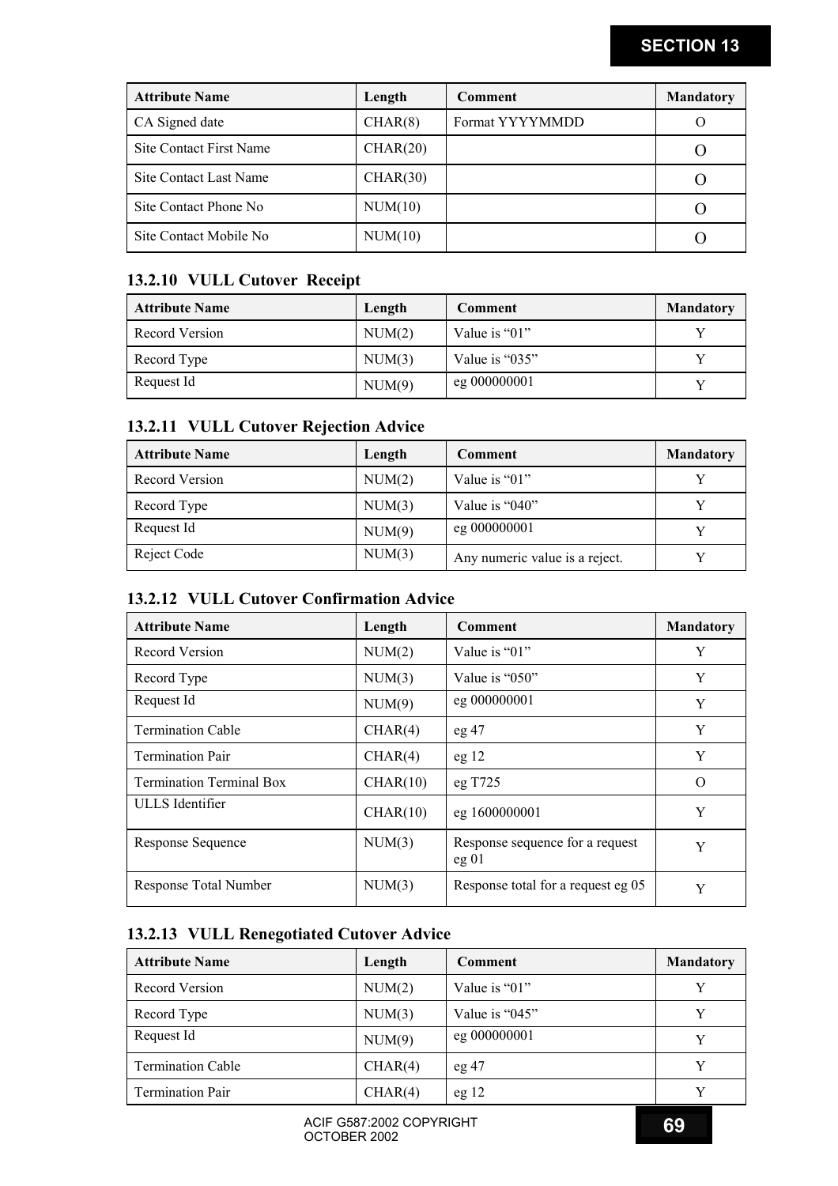| Attribute Name | Length | Comment | Mandatory |
|---|---|---|---|
| CA Signed date | CHAR(8) | Format YYYYMMDD | O |
| Site Contact First Name | CHAR(20) | | O |
| Site Contact Last Name | CHAR(30) | | O |
| Site Contact Phone No | NUM(10) | | O |
| Site Contact Mobile No | NUM(10) | | O |

### 13.2.10 VULL Cutover Receipt

| Attribute Name | Length | Comment | Mandatory |
|---|---|---|---|
| Record Version | NUM(2) | Value is "01" | Y |
| Record Type | NUM(3) | Value is "035" | Y |
| Request Id | NUM(9) | eg 000000001 | Y |

### 13.2.11 VULL Cutover Rejection Advice

| Attribute Name | Length | Comment | Mandatory |
|---|---|---|---|
| Record Version | NUM(2) | Value is "01" | Y |
| Record Type | NUM(3) | Value is "040" | Y |
| Request Id | NUM(9) | eg 000000001 | Y |
| Reject Code | NUM(3) | Any numeric value is a reject. | Y |

### 13.2.12 VULL Cutover Confirmation Advice

| Attribute Name | Length | Comment | Mandatory |
|---|---|---|---|
| Record Version | NUM(2) | Value is "01" | Y |
| Record Type | NUM(3) | Value is "050" | Y |
| Request Id | NUM(9) | eg 000000001 | Y |
| Termination Cable | CHAR(4) | eg 47 | Y |
| Termination Pair | CHAR(4) | eg 12 | Y |
| Termination Terminal Box | CHAR(10) | eg T725 | O |
| ULLS Identifier | CHAR(10) | eg 1600000001 | Y |
| Response Sequence | NUM(3) | Response sequence for a request eg 01 | Y |
| Response Total Number | NUM(3) | Response total for a request eg 05 | Y |

### 13.2.13 VULL Renegotiated Cutover Advice

| Attribute Name | Length | Comment | Mandatory |
|---|---|---|---|
| Record Version | NUM(2) | Value is "01" | Y |
| Record Type | NUM(3) | Value is "045" | Y |
| Request Id | NUM(9) | eg 000000001 | Y |
| Termination Cable | CHAR(4) | eg 47 | Y |
| Termination Pair | CHAR(4) | eg 12 | Y |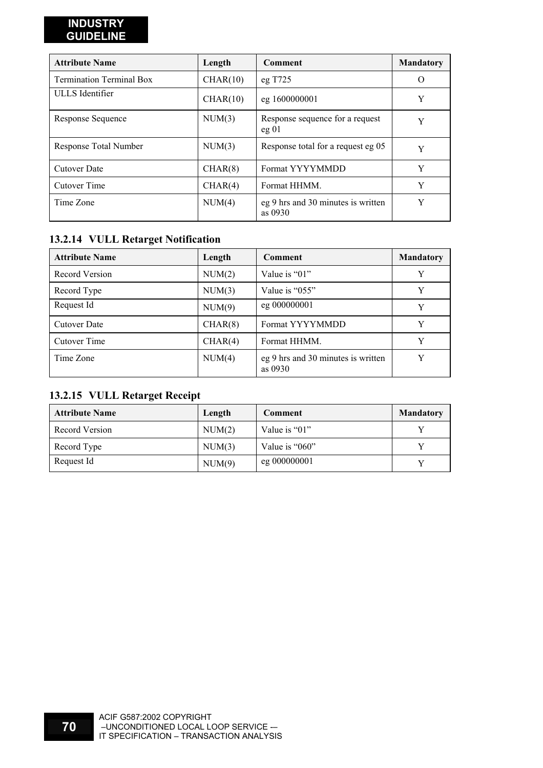| Attribute Name | Length | Comment | Mandatory |
|---|---|---|---|
| Termination Terminal Box | CHAR(10) | eg T725 | O |
| ULLS Identifier | CHAR(10) | eg 1600000001 | Y |
| Response Sequence | NUM(3) | Response sequence for a request eg 01 | Y |
| Response Total Number | NUM(3) | Response total for a request eg 05 | Y |
| Cutover Date | CHAR(8) | Format YYYYMMDD | Y |
| Cutover Time | CHAR(4) | Format HHMM. | Y |
| Time Zone | NUM(4) | eg 9 hrs and 30 minutes is written as 0930 | Y |

### 13.2.14 VULL Retarget Notification

| Attribute Name | Length | Comment | Mandatory |
|---|---|---|---|
| Record Version | NUM(2) | Value is “01” | Y |
| Record Type | NUM(3) | Value is “055” | Y |
| Request Id | NUM(9) | eg 000000001 | Y |
| Cutover Date | CHAR(8) | Format YYYYMMDD | Y |
| Cutover Time | CHAR(4) | Format HHMM. | Y |
| Time Zone | NUM(4) | eg 9 hrs and 30 minutes is written as 0930 | Y |

### 13.2.15 VULL Retarget Receipt

| Attribute Name | Length | Comment | Mandatory |
|---|---|---|---|
| Record Version | NUM(2) | Value is “01” | Y |
| Record Type | NUM(3) | Value is “060” | Y |
| Request Id | NUM(9) | eg 000000001 | Y |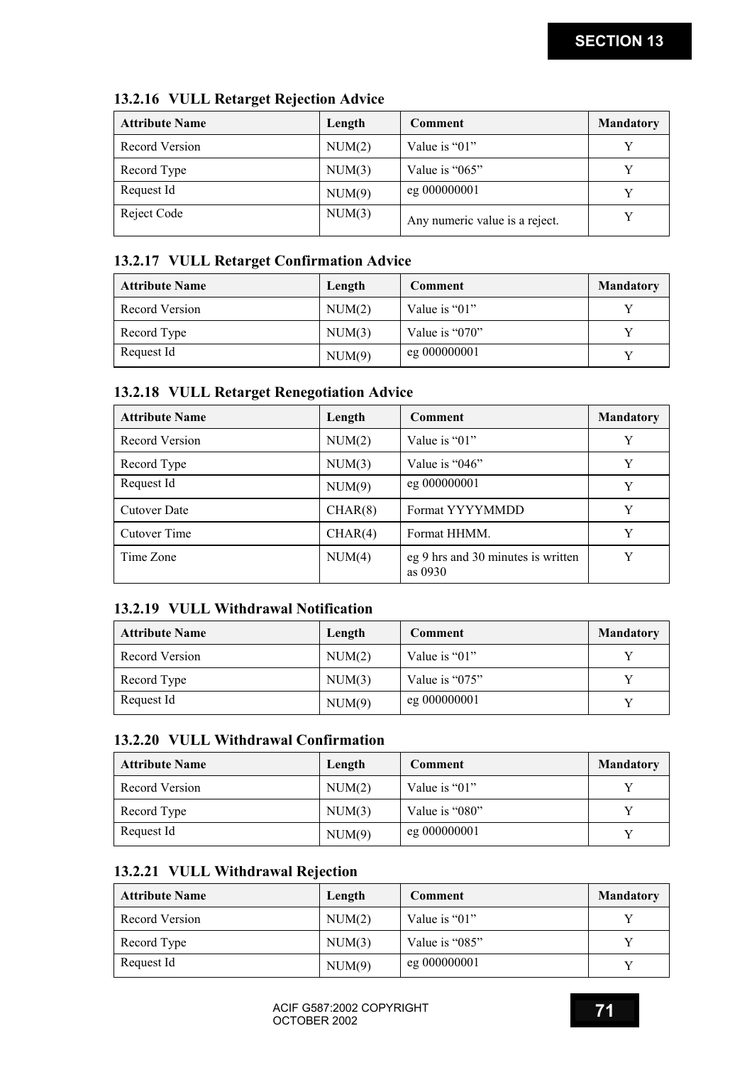### 13.2.16 VULL Retarget Rejection Advice

| Attribute Name | Length | Comment | Mandatory |
|---|---|---|---|
| Record Version | NUM(2) | Value is "01" | Y |
| Record Type | NUM(3) | Value is "065" | Y |
| Request Id | NUM(9) | eg 000000001 | Y |
| Reject Code | NUM(3) | Any numeric value is a reject. | Y |

### 13.2.17 VULL Retarget Confirmation Advice

| Attribute Name | Length | Comment | Mandatory |
|---|---|---|---|
| Record Version | NUM(2) | Value is "01" | Y |
| Record Type | NUM(3) | Value is "070" | Y |
| Request Id | NUM(9) | eg 000000001 | Y |

### 13.2.18 VULL Retarget Renegotiation Advice

| Attribute Name | Length | Comment | Mandatory |
|---|---|---|---|
| Record Version | NUM(2) | Value is "01" | Y |
| Record Type | NUM(3) | Value is "046" | Y |
| Request Id | NUM(9) | eg 000000001 | Y |
| Cutover Date | CHAR(8) | Format YYYYMMDD | Y |
| Cutover Time | CHAR(4) | Format HHMM. | Y |
| Time Zone | NUM(4) | eg 9 hrs and 30 minutes is written as 0930 | Y |

### 13.2.19 VULL Withdrawal Notification

| Attribute Name | Length | Comment | Mandatory |
|---|---|---|---|
| Record Version | NUM(2) | Value is "01" | Y |
| Record Type | NUM(3) | Value is "075" | Y |
| Request Id | NUM(9) | eg 000000001 | Y |

### 13.2.20 VULL Withdrawal Confirmation

| Attribute Name | Length | Comment | Mandatory |
|---|---|---|---|
| Record Version | NUM(2) | Value is "01" | Y |
| Record Type | NUM(3) | Value is "080" | Y |
| Request Id | NUM(9) | eg 000000001 | Y |

### 13.2.21 VULL Withdrawal Rejection

| Attribute Name | Length | Comment | Mandatory |
|---|---|---|---|
| Record Version | NUM(2) | Value is "01" | Y |
| Record Type | NUM(3) | Value is "085" | Y |
| Request Id | NUM(9) | eg 000000001 | Y |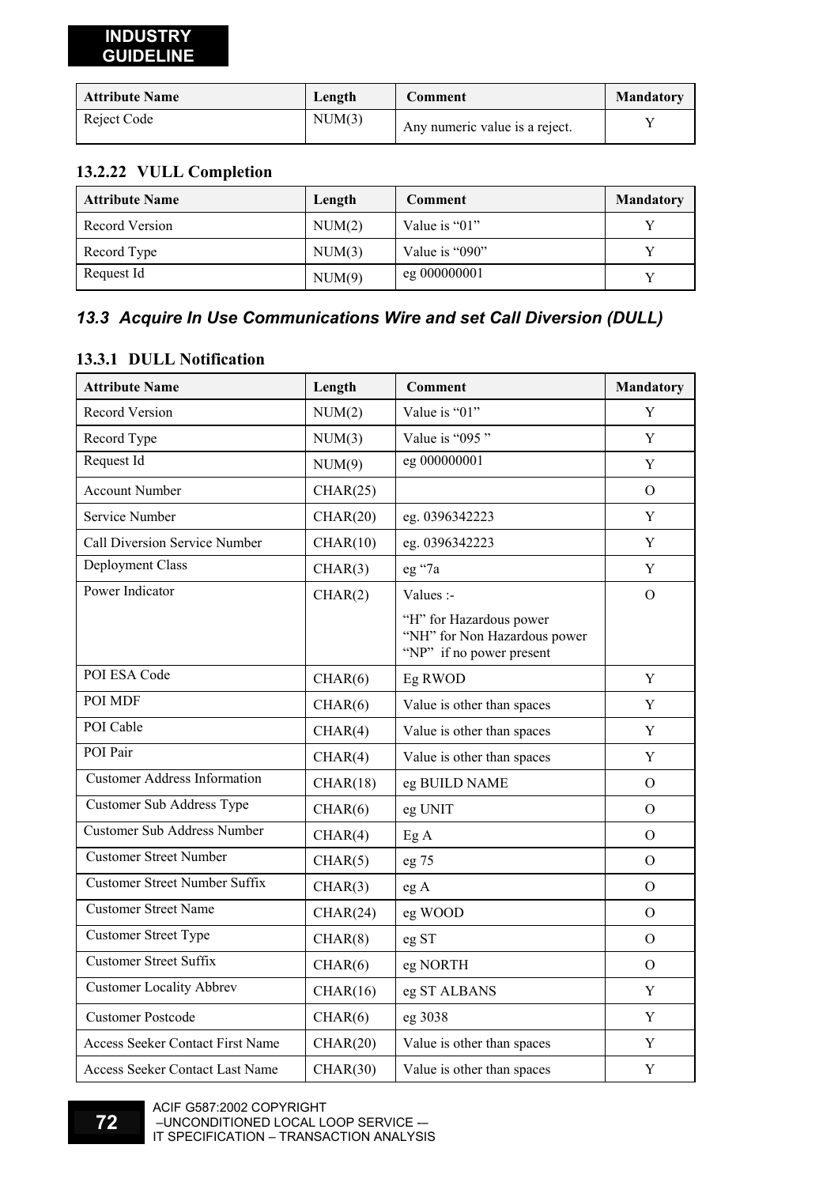| Attribute Name | Length | Comment | Mandatory |
|---|---|---|---|
| Reject Code | NUM(3) | Any numeric value is a reject. | Y |

### 13.2.22 VULL Completion

| Attribute Name | Length | Comment | Mandatory |
|---|---|---|---|
| Record Version | NUM(2) | Value is “01” | Y |
| Record Type | NUM(3) | Value is “090” | Y |
| Request Id | NUM(9) | eg 000000001 | Y |

## *13.3 Acquire In Use Communications Wire and set Call Diversion (DULL)*

### 13.3.1 DULL Notification

| Attribute Name | Length | Comment | Mandatory |
|---|---|---|---|
| Record Version | NUM(2) | Value is “01” | Y |
| Record Type | NUM(3) | Value is “095 ” | Y |
| Request Id | NUM(9) | eg 000000001 | Y |
| Account Number | CHAR(25) | | O |
| Service Number | CHAR(20) | eg. 0396342223 | Y |
| Call Diversion Service Number | CHAR(10) | eg. 0396342223 | Y |
| Deployment Class | CHAR(3) | eg “7a | Y |
| Power Indicator | CHAR(2) | Values :- “H” for Hazardous power “NH” for Non Hazardous power “NP” if no power present | O |
| POI ESA Code | CHAR(6) | Eg RWOD | Y |
| POI MDF | CHAR(6) | Value is other than spaces | Y |
| POI Cable | CHAR(4) | Value is other than spaces | Y |
| POI Pair | CHAR(4) | Value is other than spaces | Y |
| Customer Address Information | CHAR(18) | eg BUILD NAME | O |
| Customer Sub Address Type | CHAR(6) | eg UNIT | O |
| Customer Sub Address Number | CHAR(4) | Eg A | O |
| Customer Street Number | CHAR(5) | eg 75 | O |
| Customer Street Number Suffix | CHAR(3) | eg A | O |
| Customer Street Name | CHAR(24) | eg WOOD | O |
| Customer Street Type | CHAR(8) | eg ST | O |
| Customer Street Suffix | CHAR(6) | eg NORTH | O |
| Customer Locality Abbrev | CHAR(16) | eg ST ALBANS | Y |
| Customer Postcode | CHAR(6) | eg 3038 | Y |
| Access Seeker Contact First Name | CHAR(20) | Value is other than spaces | Y |
| Access Seeker Contact Last Name | CHAR(30) | Value is other than spaces | Y |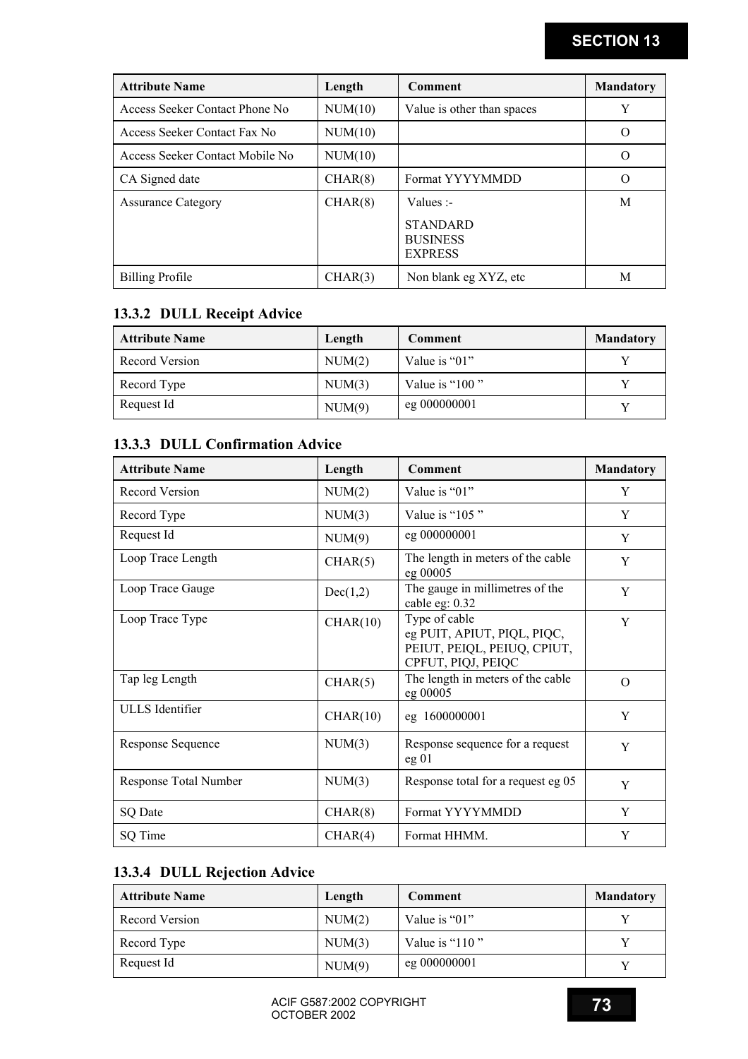| Attribute Name | Length | Comment | Mandatory |
|---|---|---|---|
| Access Seeker Contact Phone No | NUM(10) | Value is other than spaces | Y |
| Access Seeker Contact Fax No | NUM(10) | | O |
| Access Seeker Contact Mobile No | NUM(10) | | O |
| CA Signed date | CHAR(8) | Format YYYYMMDD | O |
| Assurance Category | CHAR(8) | Values :- STANDARD BUSINESS EXPRESS | M |
| Billing Profile | CHAR(3) | Non blank eg XYZ, etc | M |

### 13.3.2 DULL Receipt Advice

| Attribute Name | Length | Comment | Mandatory |
|---|---|---|---|
| Record Version | NUM(2) | Value is "01" | Y |
| Record Type | NUM(3) | Value is "100 " | Y |
| Request Id | NUM(9) | eg 000000001 | Y |

### 13.3.3 DULL Confirmation Advice

| Attribute Name | Length | Comment | Mandatory |
|---|---|---|---|
| Record Version | NUM(2) | Value is "01" | Y |
| Record Type | NUM(3) | Value is "105 " | Y |
| Request Id | NUM(9) | eg 000000001 | Y |
| Loop Trace Length | CHAR(5) | The length in meters of the cable eg 00005 | Y |
| Loop Trace Gauge | Dec(1,2) | The gauge in millimetres of the cable eg: 0.32 | Y |
| Loop Trace Type | CHAR(10) | Type of cable eg PUIT, APIUT, PIQL, PIQC, PEIUT, PEIQL, PEIUQ, CPIUT, CPFUT, PIQJ, PEIQC | Y |
| Tap leg Length | CHAR(5) | The length in meters of the cable eg 00005 | O |
| ULLS Identifier | CHAR(10) | eg 1600000001 | Y |
| Response Sequence | NUM(3) | Response sequence for a request eg 01 | Y |
| Response Total Number | NUM(3) | Response total for a request eg 05 | Y |
| SQ Date | CHAR(8) | Format YYYYMMDD | Y |
| SQ Time | CHAR(4) | Format HHMM. | Y |

### 13.3.4 DULL Rejection Advice

| Attribute Name | Length | Comment | Mandatory |
|---|---|---|---|
| Record Version | NUM(2) | Value is "01" | Y |
| Record Type | NUM(3) | Value is "110 " | Y |
| Request Id | NUM(9) | eg 000000001 | Y |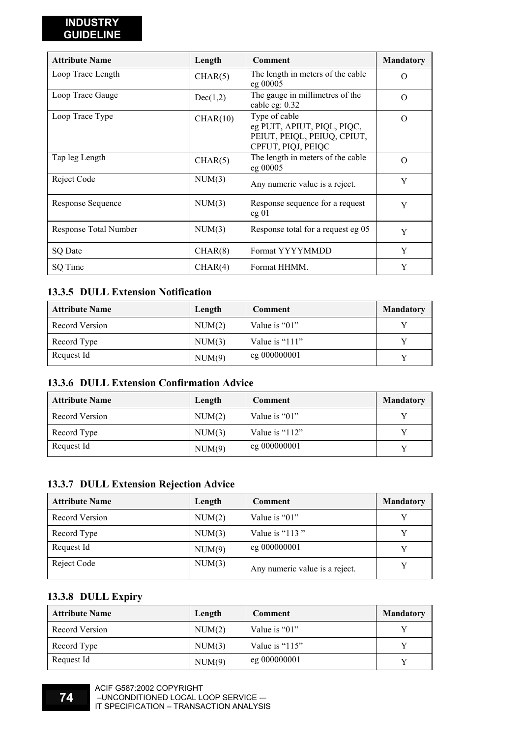| Attribute Name | Length | Comment | Mandatory |
| --- | --- | --- | --- |
| Loop Trace Length | CHAR(5) | The length in meters of the cable eg 00005 | O |
| Loop Trace Gauge | Dec(1,2) | The gauge in millimetres of the cable eg: 0.32 | O |
| Loop Trace Type | CHAR(10) | Type of cable eg PUIT, APIUT, PIQL, PIQC, PEIUT, PEIQL, PEIUQ, CPIUT, CPFUT, PIQJ, PEIQC | O |
| Tap leg Length | CHAR(5) | The length in meters of the cable eg 00005 | O |
| Reject Code | NUM(3) | Any numeric value is a reject. | Y |
| Response Sequence | NUM(3) | Response sequence for a request eg 01 | Y |
| Response Total Number | NUM(3) | Response total for a request eg 05 | Y |
| SQ Date | CHAR(8) | Format YYYYMMDD | Y |
| SQ Time | CHAR(4) | Format HHMM. | Y |

### 13.3.5 DULL Extension Notification

| Attribute Name | Length | Comment | Mandatory |
| --- | --- | --- | --- |
| Record Version | NUM(2) | Value is “01” | Y |
| Record Type | NUM(3) | Value is “111” | Y |
| Request Id | NUM(9) | eg 000000001 | Y |

### 13.3.6 DULL Extension Confirmation Advice

| Attribute Name | Length | Comment | Mandatory |
| --- | --- | --- | --- |
| Record Version | NUM(2) | Value is “01” | Y |
| Record Type | NUM(3) | Value is “112” | Y |
| Request Id | NUM(9) | eg 000000001 | Y |

### 13.3.7 DULL Extension Rejection Advice

| Attribute Name | Length | Comment | Mandatory |
| --- | --- | --- | --- |
| Record Version | NUM(2) | Value is “01” | Y |
| Record Type | NUM(3) | Value is “113 ” | Y |
| Request Id | NUM(9) | eg 000000001 | Y |
| Reject Code | NUM(3) | Any numeric value is a reject. | Y |

### 13.3.8 DULL Expiry

| Attribute Name | Length | Comment | Mandatory |
| --- | --- | --- | --- |
| Record Version | NUM(2) | Value is “01” | Y |
| Record Type | NUM(3) | Value is “115” | Y |
| Request Id | NUM(9) | eg 000000001 | Y |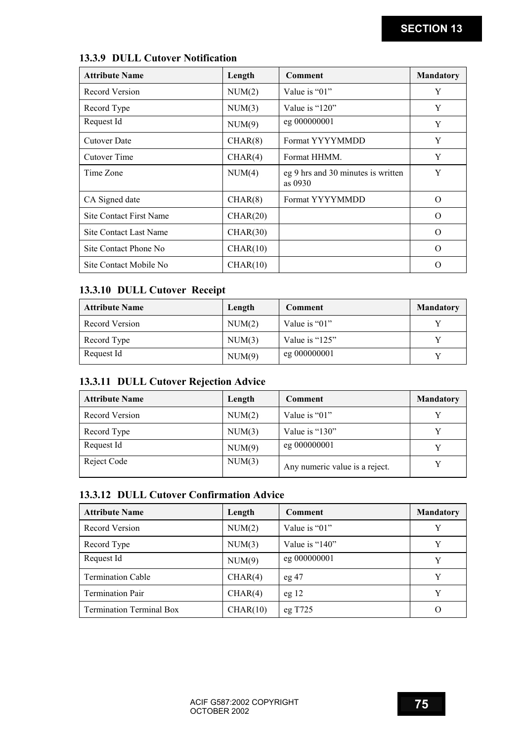### 13.3.9 DULL Cutover Notification

| Attribute Name | Length | Comment | Mandatory |
|---|---|---|---|
| Record Version | NUM(2) | Value is "01" | Y |
| Record Type | NUM(3) | Value is "120" | Y |
| Request Id | NUM(9) | eg 000000001 | Y |
| Cutover Date | CHAR(8) | Format YYYYMMDD | Y |
| Cutover Time | CHAR(4) | Format HHMM. | Y |
| Time Zone | NUM(4) | eg 9 hrs and 30 minutes is written as 0930 | Y |
| CA Signed date | CHAR(8) | Format YYYYMMDD | O |
| Site Contact First Name | CHAR(20) | | O |
| Site Contact Last Name | CHAR(30) | | O |
| Site Contact Phone No | CHAR(10) | | O |
| Site Contact Mobile No | CHAR(10) | | O |

### 13.3.10 DULL Cutover Receipt

| Attribute Name | Length | Comment | Mandatory |
|---|---|---|---|
| Record Version | NUM(2) | Value is "01" | Y |
| Record Type | NUM(3) | Value is "125" | Y |
| Request Id | NUM(9) | eg 000000001 | Y |

### 13.3.11 DULL Cutover Rejection Advice

| Attribute Name | Length | Comment | Mandatory |
|---|---|---|---|
| Record Version | NUM(2) | Value is "01" | Y |
| Record Type | NUM(3) | Value is "130" | Y |
| Request Id | NUM(9) | eg 000000001 | Y |
| Reject Code | NUM(3) | Any numeric value is a reject. | Y |

### 13.3.12 DULL Cutover Confirmation Advice

| Attribute Name | Length | Comment | Mandatory |
|---|---|---|---|
| Record Version | NUM(2) | Value is "01" | Y |
| Record Type | NUM(3) | Value is "140" | Y |
| Request Id | NUM(9) | eg 000000001 | Y |
| Termination Cable | CHAR(4) | eg 47 | Y |
| Termination Pair | CHAR(4) | eg 12 | Y |
| Termination Terminal Box | CHAR(10) | eg T725 | O |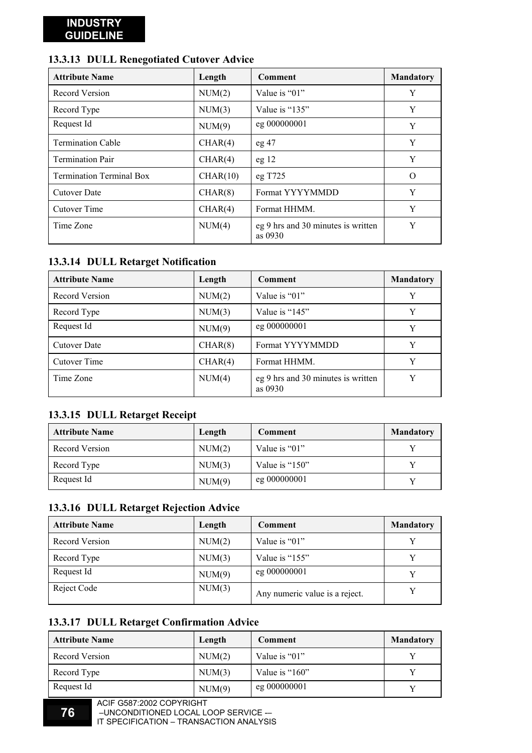### 13.3.13 DULL Renegotiated Cutover Advice

| Attribute Name | Length | Comment | Mandatory |
|---|---|---|---|
| Record Version | NUM(2) | Value is “01” | Y |
| Record Type | NUM(3) | Value is “135” | Y |
| Request Id | NUM(9) | eg 000000001 | Y |
| Termination Cable | CHAR(4) | eg 47 | Y |
| Termination Pair | CHAR(4) | eg 12 | Y |
| Termination Terminal Box | CHAR(10) | eg T725 | O |
| Cutover Date | CHAR(8) | Format YYYYMMDD | Y |
| Cutover Time | CHAR(4) | Format HHMM. | Y |
| Time Zone | NUM(4) | eg 9 hrs and 30 minutes is written as 0930 | Y |

### 13.3.14 DULL Retarget Notification

| Attribute Name | Length | Comment | Mandatory |
|---|---|---|---|
| Record Version | NUM(2) | Value is “01” | Y |
| Record Type | NUM(3) | Value is “145” | Y |
| Request Id | NUM(9) | eg 000000001 | Y |
| Cutover Date | CHAR(8) | Format YYYYMMDD | Y |
| Cutover Time | CHAR(4) | Format HHMM. | Y |
| Time Zone | NUM(4) | eg 9 hrs and 30 minutes is written as 0930 | Y |

### 13.3.15 DULL Retarget Receipt

| Attribute Name | Length | Comment | Mandatory |
|---|---|---|---|
| Record Version | NUM(2) | Value is “01” | Y |
| Record Type | NUM(3) | Value is “150” | Y |
| Request Id | NUM(9) | eg 000000001 | Y |

### 13.3.16 DULL Retarget Rejection Advice

| Attribute Name | Length | Comment | Mandatory |
|---|---|---|---|
| Record Version | NUM(2) | Value is “01” | Y |
| Record Type | NUM(3) | Value is “155” | Y |
| Request Id | NUM(9) | eg 000000001 | Y |
| Reject Code | NUM(3) | Any numeric value is a reject. | Y |

### 13.3.17 DULL Retarget Confirmation Advice

| Attribute Name | Length | Comment | Mandatory |
|---|---|---|---|
| Record Version | NUM(2) | Value is “01” | Y |
| Record Type | NUM(3) | Value is “160” | Y |
| Request Id | NUM(9) | eg 000000001 | Y |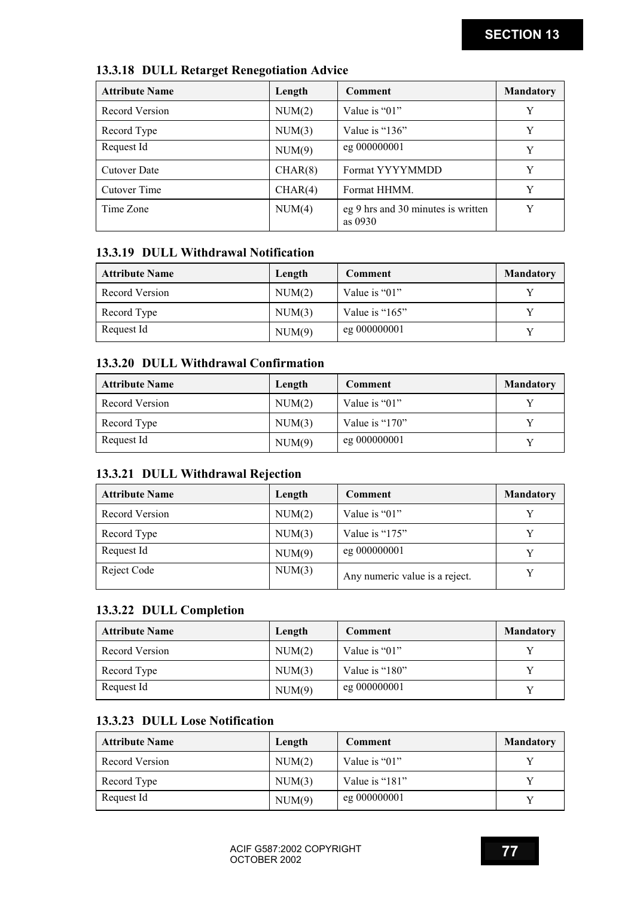### 13.3.18 DULL Retarget Renegotiation Advice

| Attribute Name | Length | Comment | Mandatory |
|---|---|---|---|
| Record Version | NUM(2) | Value is “01” | Y |
| Record Type | NUM(3) | Value is “136” | Y |
| Request Id | NUM(9) | eg 000000001 | Y |
| Cutover Date | CHAR(8) | Format YYYYMMDD | Y |
| Cutover Time | CHAR(4) | Format HHMM. | Y |
| Time Zone | NUM(4) | eg 9 hrs and 30 minutes is written as 0930 | Y |

### 13.3.19 DULL Withdrawal Notification

| Attribute Name | Length | Comment | Mandatory |
|---|---|---|---|
| Record Version | NUM(2) | Value is “01” | Y |
| Record Type | NUM(3) | Value is “165” | Y |
| Request Id | NUM(9) | eg 000000001 | Y |

### 13.3.20 DULL Withdrawal Confirmation

| Attribute Name | Length | Comment | Mandatory |
|---|---|---|---|
| Record Version | NUM(2) | Value is “01” | Y |
| Record Type | NUM(3) | Value is “170” | Y |
| Request Id | NUM(9) | eg 000000001 | Y |

### 13.3.21 DULL Withdrawal Rejection

| Attribute Name | Length | Comment | Mandatory |
|---|---|---|---|
| Record Version | NUM(2) | Value is “01” | Y |
| Record Type | NUM(3) | Value is “175” | Y |
| Request Id | NUM(9) | eg 000000001 | Y |
| Reject Code | NUM(3) | Any numeric value is a reject. | Y |

### 13.3.22 DULL Completion

| Attribute Name | Length | Comment | Mandatory |
|---|---|---|---|
| Record Version | NUM(2) | Value is “01” | Y |
| Record Type | NUM(3) | Value is “180” | Y |
| Request Id | NUM(9) | eg 000000001 | Y |

### 13.3.23 DULL Lose Notification

| Attribute Name | Length | Comment | Mandatory |
|---|---|---|---|
| Record Version | NUM(2) | Value is “01” | Y |
| Record Type | NUM(3) | Value is “181” | Y |
| Request Id | NUM(9) | eg 000000001 | Y |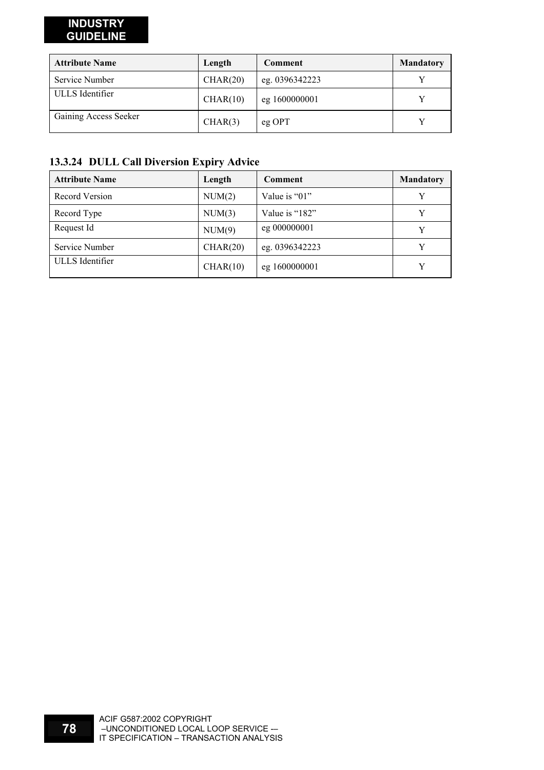| Attribute Name | Length | Comment | Mandatory |
|---|---|---|---|
| Service Number | CHAR(20) | eg. 0396342223 | Y |
| ULLS Identifier | CHAR(10) | eg 1600000001 | Y |
| Gaining Access Seeker | CHAR(3) | eg OPT | Y |

### 13.3.24 DULL Call Diversion Expiry Advice

| Attribute Name | Length | Comment | Mandatory |
|---|---|---|---|
| Record Version | NUM(2) | Value is "01" | Y |
| Record Type | NUM(3) | Value is "182" | Y |
| Request Id | NUM(9) | eg 000000001 | Y |
| Service Number | CHAR(20) | eg. 0396342223 | Y |
| ULLS Identifier | CHAR(10) | eg 1600000001 | Y |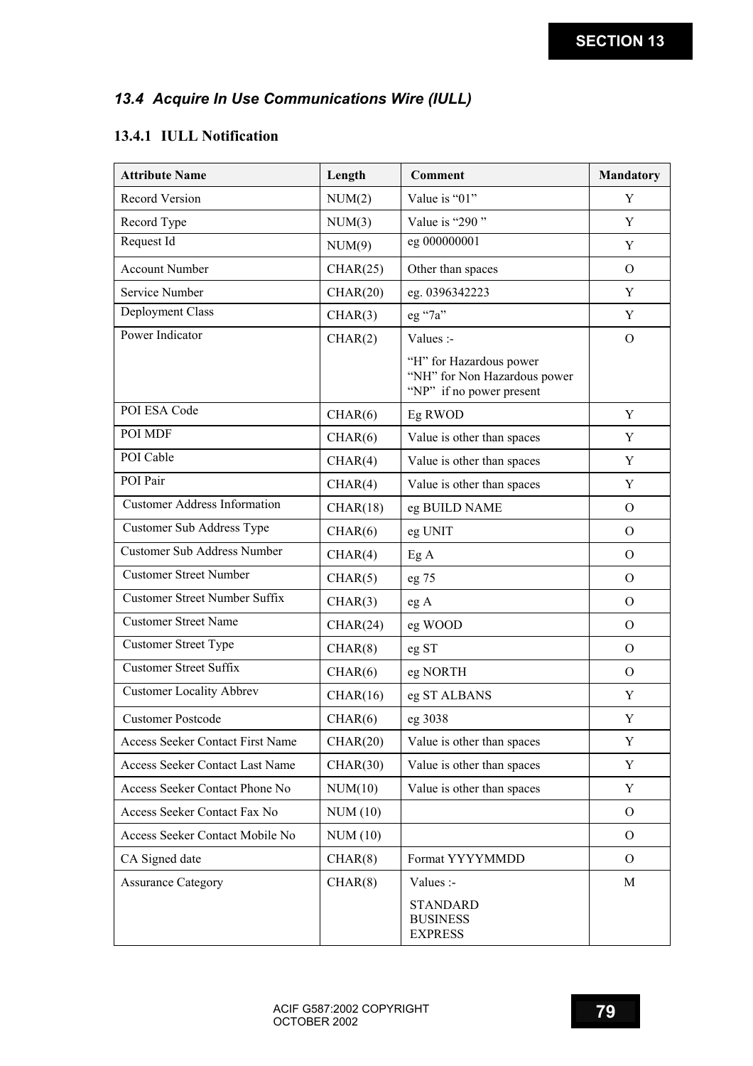### 13.4 *Acquire In Use Communications Wire (IULL)*

#### 13.4.1 IULL Notification

| Attribute Name | Length | Comment | Mandatory |
|---|---|---|---|
| Record Version | NUM(2) | Value is "01" | Y |
| Record Type | NUM(3) | Value is "290 " | Y |
| Request Id | NUM(9) | eg 000000001 | Y |
| Account Number | CHAR(25) | Other than spaces | O |
| Service Number | CHAR(20) | eg. 0396342223 | Y |
| Deployment Class | CHAR(3) | eg "7a" | Y |
| Power Indicator | CHAR(2) | Values :-<br>"H" for Hazardous power<br>"NH" for Non Hazardous power<br>"NP" if no power present | O |
| POI ESA Code | CHAR(6) | Eg RWOD | Y |
| POI MDF | CHAR(6) | Value is other than spaces | Y |
| POI Cable | CHAR(4) | Value is other than spaces | Y |
| POI Pair | CHAR(4) | Value is other than spaces | Y |
| Customer Address Information | CHAR(18) | eg BUILD NAME | O |
| Customer Sub Address Type | CHAR(6) | eg UNIT | O |
| Customer Sub Address Number | CHAR(4) | Eg A | O |
| Customer Street Number | CHAR(5) | eg 75 | O |
| Customer Street Number Suffix | CHAR(3) | eg A | O |
| Customer Street Name | CHAR(24) | eg WOOD | O |
| Customer Street Type | CHAR(8) | eg ST | O |
| Customer Street Suffix | CHAR(6) | eg NORTH | O |
| Customer Locality Abbrev | CHAR(16) | eg ST ALBANS | Y |
| Customer Postcode | CHAR(6) | eg 3038 | Y |
| Access Seeker Contact First Name | CHAR(20) | Value is other than spaces | Y |
| Access Seeker Contact Last Name | CHAR(30) | Value is other than spaces | Y |
| Access Seeker Contact Phone No | NUM(10) | Value is other than spaces | Y |
| Access Seeker Contact Fax No | NUM (10) | | O |
| Access Seeker Contact Mobile No | NUM (10) | | O |
| CA Signed date | CHAR(8) | Format YYYYMMDD | O |
| Assurance Category | CHAR(8) | Values :-<br>STANDARD<br>BUSINESS<br>EXPRESS | M |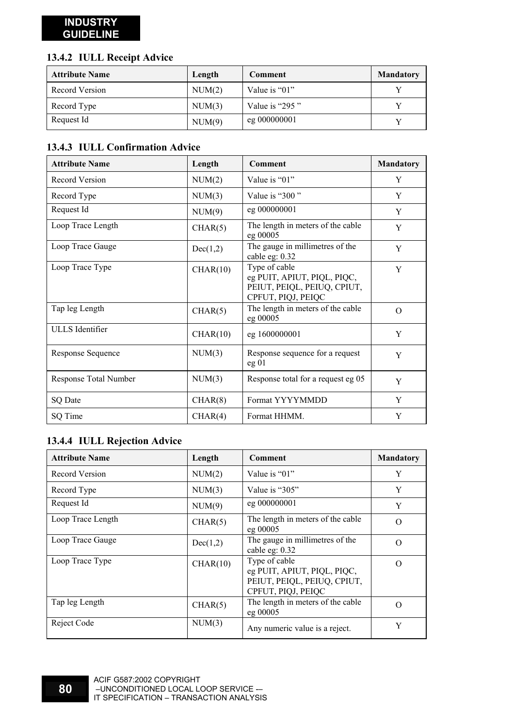### 13.4.2 IULL Receipt Advice

| Attribute Name | Length | Comment | Mandatory |
|---|---|---|---|
| Record Version | NUM(2) | Value is "01" | Y |
| Record Type | NUM(3) | Value is "295 " | Y |
| Request Id | NUM(9) | eg 000000001 | Y |

### 13.4.3 IULL Confirmation Advice

| Attribute Name | Length | Comment | Mandatory |
|---|---|---|---|
| Record Version | NUM(2) | Value is "01" | Y |
| Record Type | NUM(3) | Value is "300 " | Y |
| Request Id | NUM(9) | eg 000000001 | Y |
| Loop Trace Length | CHAR(5) | The length in meters of the cable eg 00005 | Y |
| Loop Trace Gauge | Dec(1,2) | The gauge in millimetres of the cable eg: 0.32 | Y |
| Loop Trace Type | CHAR(10) | Type of cable eg PUIT, APIUT, PIQL, PIQC, PEIUT, PEIQL, PEIUQ, CPIUT, CPFUT, PIQJ, PEIQC | Y |
| Tap leg Length | CHAR(5) | The length in meters of the cable eg 00005 | O |
| ULLS Identifier | CHAR(10) | eg 1600000001 | Y |
| Response Sequence | NUM(3) | Response sequence for a request eg 01 | Y |
| Response Total Number | NUM(3) | Response total for a request eg 05 | Y |
| SQ Date | CHAR(8) | Format YYYYMMDD | Y |
| SQ Time | CHAR(4) | Format HHMM. | Y |

### 13.4.4 IULL Rejection Advice

| Attribute Name | Length | Comment | Mandatory |
|---|---|---|---|
| Record Version | NUM(2) | Value is "01" | Y |
| Record Type | NUM(3) | Value is "305" | Y |
| Request Id | NUM(9) | eg 000000001 | Y |
| Loop Trace Length | CHAR(5) | The length in meters of the cable eg 00005 | O |
| Loop Trace Gauge | Dec(1,2) | The gauge in millimetres of the cable eg: 0.32 | O |
| Loop Trace Type | CHAR(10) | Type of cable eg PUIT, APIUT, PIQL, PIQC, PEIUT, PEIQL, PEIUQ, CPIUT, CPFUT, PIQJ, PEIQC | O |
| Tap leg Length | CHAR(5) | The length in meters of the cable eg 00005 | O |
| Reject Code | NUM(3) | Any numeric value is a reject. | Y |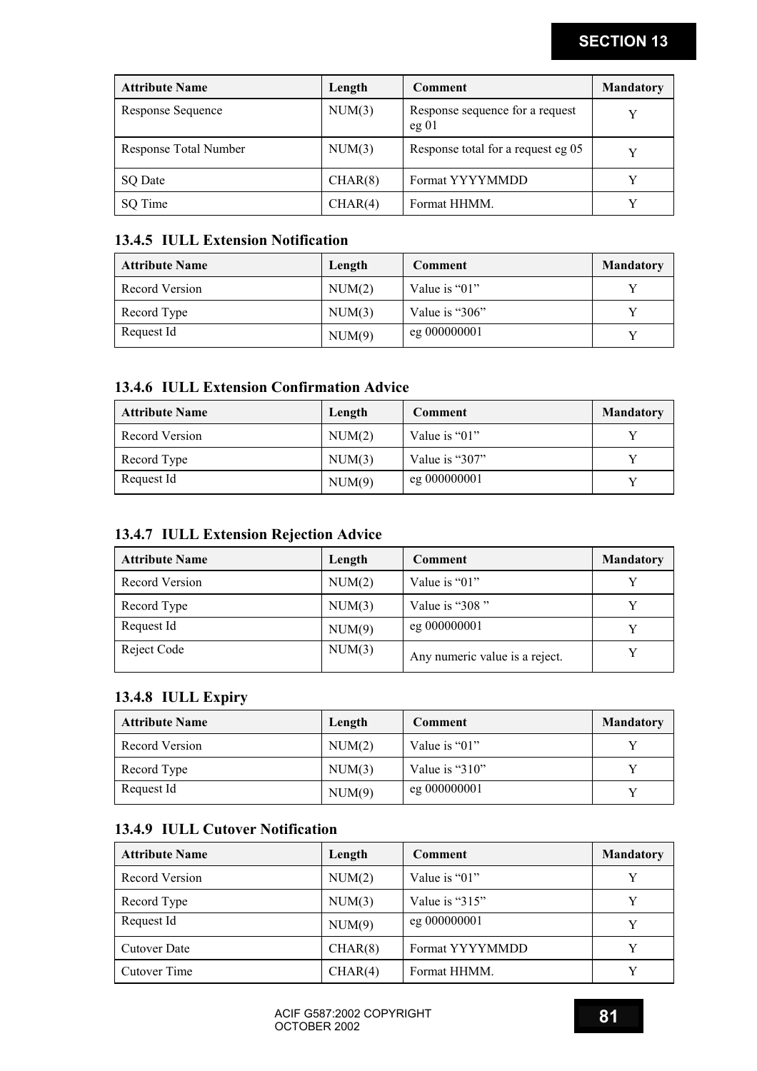| Attribute Name | Length | Comment | Mandatory |
| --- | --- | --- | --- |
| Response Sequence | NUM(3) | Response sequence for a request eg 01 | Y |
| Response Total Number | NUM(3) | Response total for a request eg 05 | Y |
| SQ Date | CHAR(8) | Format YYYYMMDD | Y |
| SQ Time | CHAR(4) | Format HHMM. | Y |

### 13.4.5 IULL Extension Notification

| Attribute Name | Length | Comment | Mandatory |
| --- | --- | --- | --- |
| Record Version | NUM(2) | Value is "01" | Y |
| Record Type | NUM(3) | Value is "306" | Y |
| Request Id | NUM(9) | eg 000000001 | Y |

### 13.4.6 IULL Extension Confirmation Advice

| Attribute Name | Length | Comment | Mandatory |
| --- | --- | --- | --- |
| Record Version | NUM(2) | Value is "01" | Y |
| Record Type | NUM(3) | Value is "307" | Y |
| Request Id | NUM(9) | eg 000000001 | Y |

### 13.4.7 IULL Extension Rejection Advice

| Attribute Name | Length | Comment | Mandatory |
| --- | --- | --- | --- |
| Record Version | NUM(2) | Value is "01" | Y |
| Record Type | NUM(3) | Value is "308 " | Y |
| Request Id | NUM(9) | eg 000000001 | Y |
| Reject Code | NUM(3) | Any numeric value is a reject. | Y |

### 13.4.8 IULL Expiry

| Attribute Name | Length | Comment | Mandatory |
| --- | --- | --- | --- |
| Record Version | NUM(2) | Value is "01" | Y |
| Record Type | NUM(3) | Value is "310" | Y |
| Request Id | NUM(9) | eg 000000001 | Y |

### 13.4.9 IULL Cutover Notification

| Attribute Name | Length | Comment | Mandatory |
| --- | --- | --- | --- |
| Record Version | NUM(2) | Value is "01" | Y |
| Record Type | NUM(3) | Value is "315" | Y |
| Request Id | NUM(9) | eg 000000001 | Y |
| Cutover Date | CHAR(8) | Format YYYYMMDD | Y |
| Cutover Time | CHAR(4) | Format HHMM. | Y |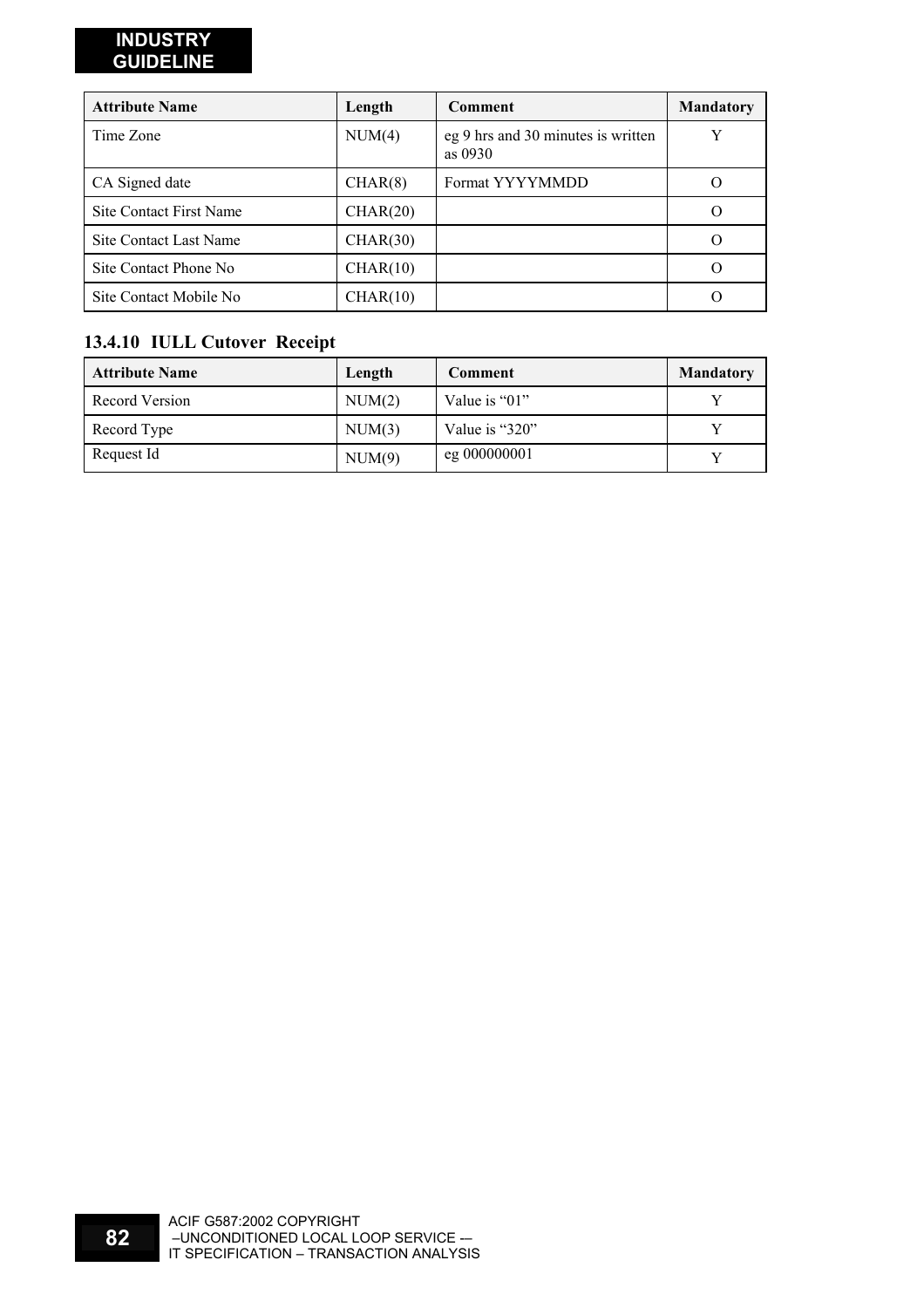| Attribute Name | Length | Comment | Mandatory |
| --- | --- | --- | --- |
| Time Zone | NUM(4) | eg 9 hrs and 30 minutes is written as 0930 | Y |
| CA Signed date | CHAR(8) | Format YYYYMMDD | O |
| Site Contact First Name | CHAR(20) | | O |
| Site Contact Last Name | CHAR(30) | | O |
| Site Contact Phone No | CHAR(10) | | O |
| Site Contact Mobile No | CHAR(10) | | O |

### 13.4.10 IULL Cutover Receipt

| Attribute Name | Length | Comment | Mandatory |
| --- | --- | --- | --- |
| Record Version | NUM(2) | Value is "01" | Y |
| Record Type | NUM(3) | Value is "320" | Y |
| Request Id | NUM(9) | eg 000000001 | Y |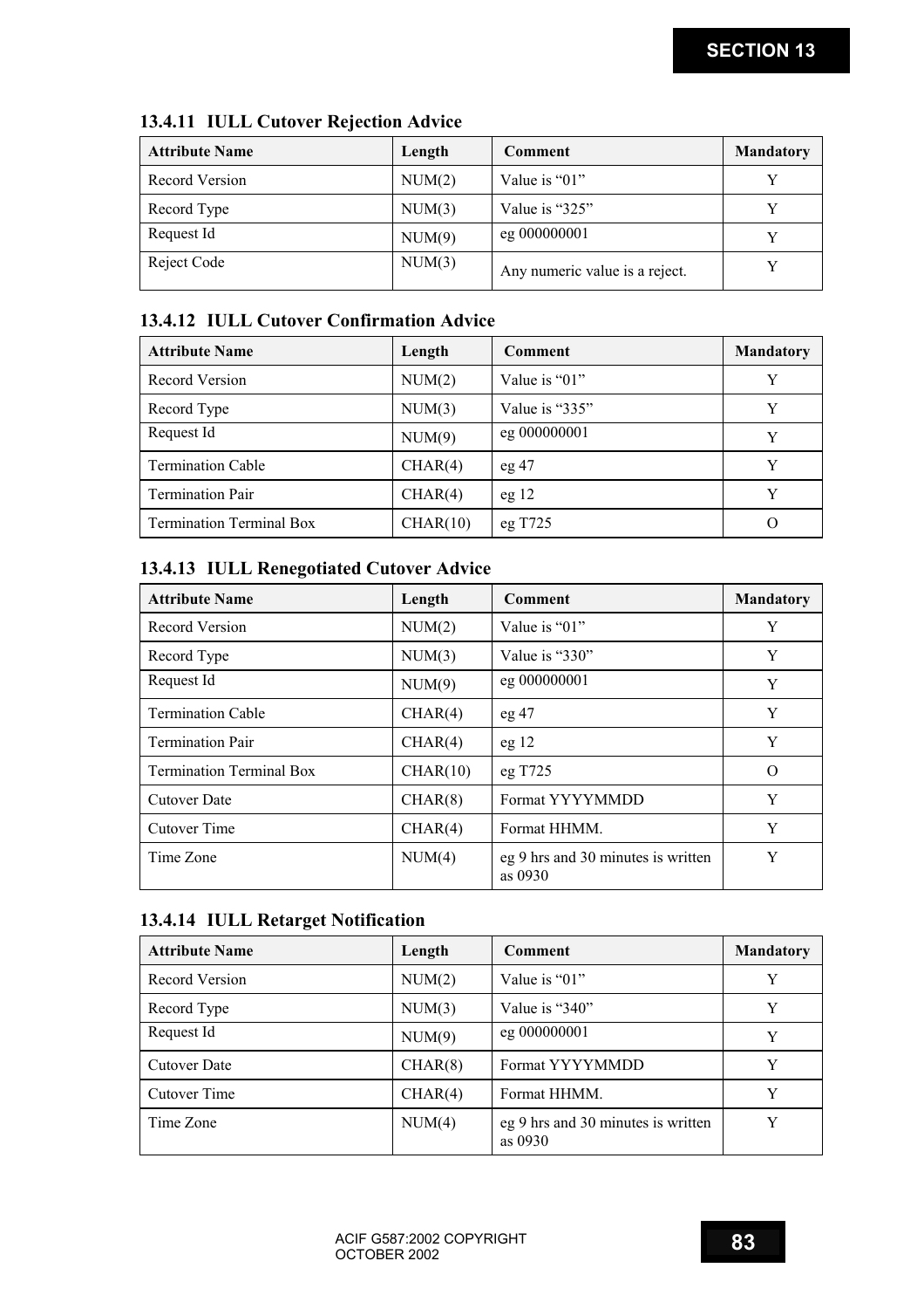### 13.4.11 IULL Cutover Rejection Advice

| Attribute Name | Length | Comment | Mandatory |
|---|---|---|---|
| Record Version | NUM(2) | Value is "01" | Y |
| Record Type | NUM(3) | Value is "325" | Y |
| Request Id | NUM(9) | eg 000000001 | Y |
| Reject Code | NUM(3) | Any numeric value is a reject. | Y |

### 13.4.12 IULL Cutover Confirmation Advice

| Attribute Name | Length | Comment | Mandatory |
|---|---|---|---|
| Record Version | NUM(2) | Value is "01" | Y |
| Record Type | NUM(3) | Value is "335" | Y |
| Request Id | NUM(9) | eg 000000001 | Y |
| Termination Cable | CHAR(4) | eg 47 | Y |
| Termination Pair | CHAR(4) | eg 12 | Y |
| Termination Terminal Box | CHAR(10) | eg T725 | O |

### 13.4.13 IULL Renegotiated Cutover Advice

| Attribute Name | Length | Comment | Mandatory |
|---|---|---|---|
| Record Version | NUM(2) | Value is "01" | Y |
| Record Type | NUM(3) | Value is "330" | Y |
| Request Id | NUM(9) | eg 000000001 | Y |
| Termination Cable | CHAR(4) | eg 47 | Y |
| Termination Pair | CHAR(4) | eg 12 | Y |
| Termination Terminal Box | CHAR(10) | eg T725 | O |
| Cutover Date | CHAR(8) | Format YYYYMMDD | Y |
| Cutover Time | CHAR(4) | Format HHMM. | Y |
| Time Zone | NUM(4) | eg 9 hrs and 30 minutes is written as 0930 | Y |

### 13.4.14 IULL Retarget Notification

| Attribute Name | Length | Comment | Mandatory |
|---|---|---|---|
| Record Version | NUM(2) | Value is "01" | Y |
| Record Type | NUM(3) | Value is "340" | Y |
| Request Id | NUM(9) | eg 000000001 | Y |
| Cutover Date | CHAR(8) | Format YYYYMMDD | Y |
| Cutover Time | CHAR(4) | Format HHMM. | Y |
| Time Zone | NUM(4) | eg 9 hrs and 30 minutes is written as 0930 | Y |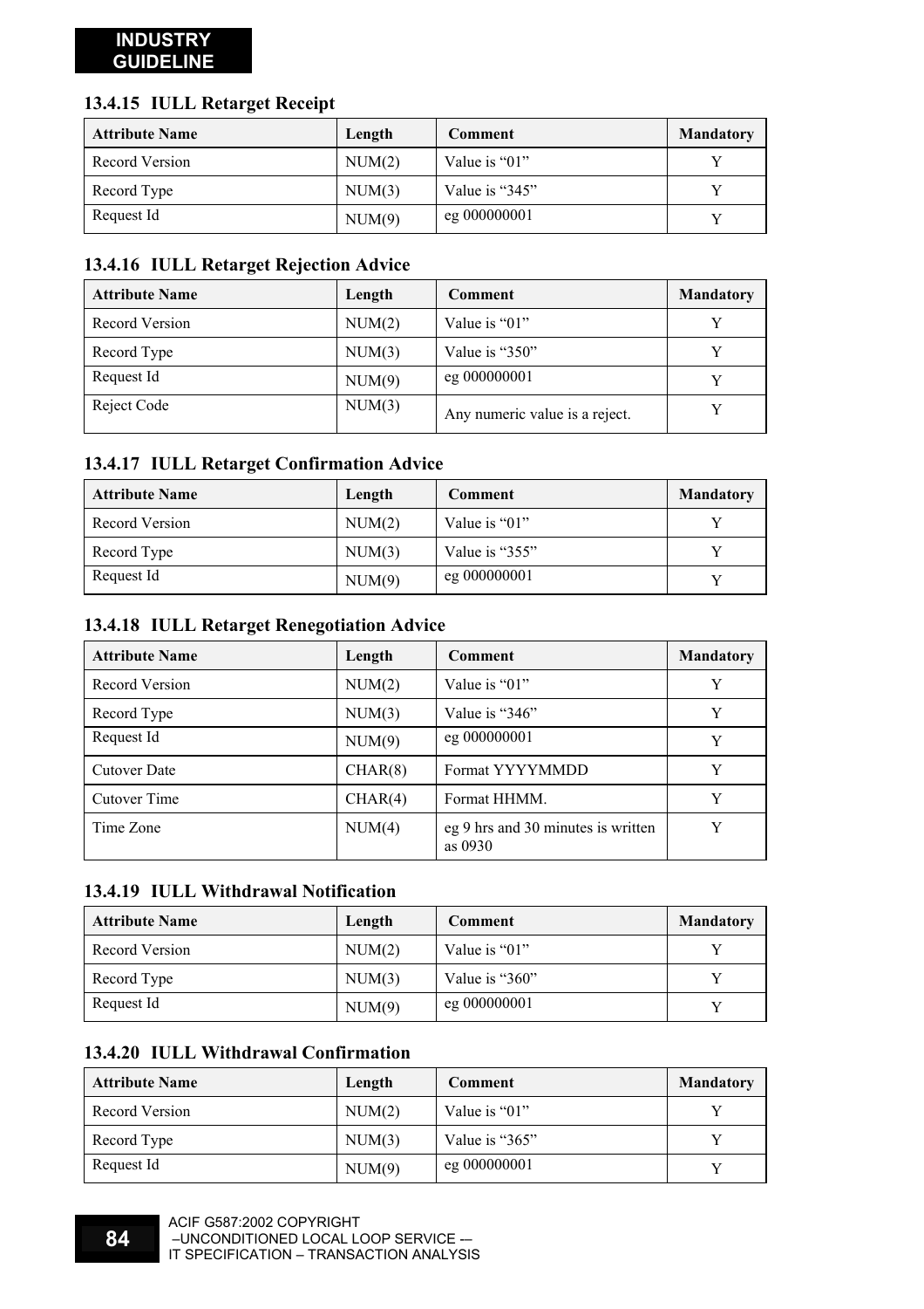### 13.4.15 IULL Retarget Receipt

| Attribute Name | Length | Comment | Mandatory |
|---|---|---|---|
| Record Version | NUM(2) | Value is “01” | Y |
| Record Type | NUM(3) | Value is “345” | Y |
| Request Id | NUM(9) | eg 000000001 | Y |

### 13.4.16 IULL Retarget Rejection Advice

| Attribute Name | Length | Comment | Mandatory |
|---|---|---|---|
| Record Version | NUM(2) | Value is “01” | Y |
| Record Type | NUM(3) | Value is “350” | Y |
| Request Id | NUM(9) | eg 000000001 | Y |
| Reject Code | NUM(3) | Any numeric value is a reject. | Y |

### 13.4.17 IULL Retarget Confirmation Advice

| Attribute Name | Length | Comment | Mandatory |
|---|---|---|---|
| Record Version | NUM(2) | Value is “01” | Y |
| Record Type | NUM(3) | Value is “355” | Y |
| Request Id | NUM(9) | eg 000000001 | Y |

### 13.4.18 IULL Retarget Renegotiation Advice

| Attribute Name | Length | Comment | Mandatory |
|---|---|---|---|
| Record Version | NUM(2) | Value is “01” | Y |
| Record Type | NUM(3) | Value is “346” | Y |
| Request Id | NUM(9) | eg 000000001 | Y |
| Cutover Date | CHAR(8) | Format YYYYMMDD | Y |
| Cutover Time | CHAR(4) | Format HHMM. | Y |
| Time Zone | NUM(4) | eg 9 hrs and 30 minutes is written as 0930 | Y |

### 13.4.19 IULL Withdrawal Notification

| Attribute Name | Length | Comment | Mandatory |
|---|---|---|---|
| Record Version | NUM(2) | Value is “01” | Y |
| Record Type | NUM(3) | Value is “360” | Y |
| Request Id | NUM(9) | eg 000000001 | Y |

### 13.4.20 IULL Withdrawal Confirmation

| Attribute Name | Length | Comment | Mandatory |
|---|---|---|---|
| Record Version | NUM(2) | Value is “01” | Y |
| Record Type | NUM(3) | Value is “365” | Y |
| Request Id | NUM(9) | eg 000000001 | Y |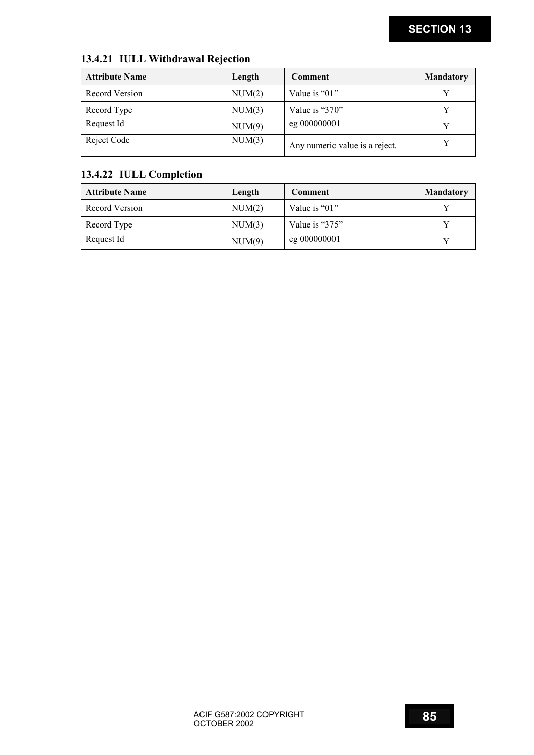### 13.4.21 IULL Withdrawal Rejection

| Attribute Name | Length | Comment | Mandatory |
|---|---|---|---|
| Record Version | NUM(2) | Value is “01” | Y |
| Record Type | NUM(3) | Value is “370” | Y |
| Request Id | NUM(9) | eg 000000001 | Y |
| Reject Code | NUM(3) | Any numeric value is a reject. | Y |

### 13.4.22 IULL Completion

| Attribute Name | Length | Comment | Mandatory |
|---|---|---|---|
| Record Version | NUM(2) | Value is “01” | Y |
| Record Type | NUM(3) | Value is “375” | Y |
| Request Id | NUM(9) | eg 000000001 | Y |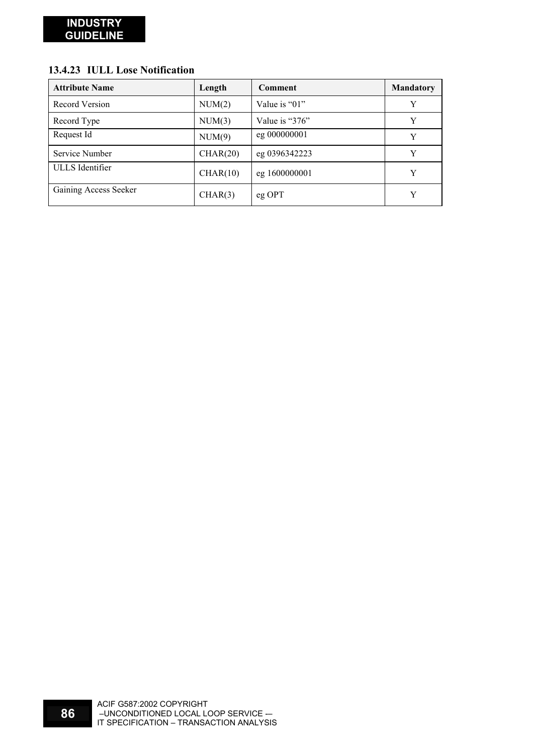### 13.4.23 IULL Lose Notification

| Attribute Name | Length | Comment | Mandatory |
|---|---|---|---|
| Record Version | NUM(2) | Value is “01” | Y |
| Record Type | NUM(3) | Value is “376” | Y |
| Request Id | NUM(9) | eg 000000001 | Y |
| Service Number | CHAR(20) | eg 0396342223 | Y |
| ULLS Identifier | CHAR(10) | eg 1600000001 | Y |
| Gaining Access Seeker | CHAR(3) | eg OPT | Y |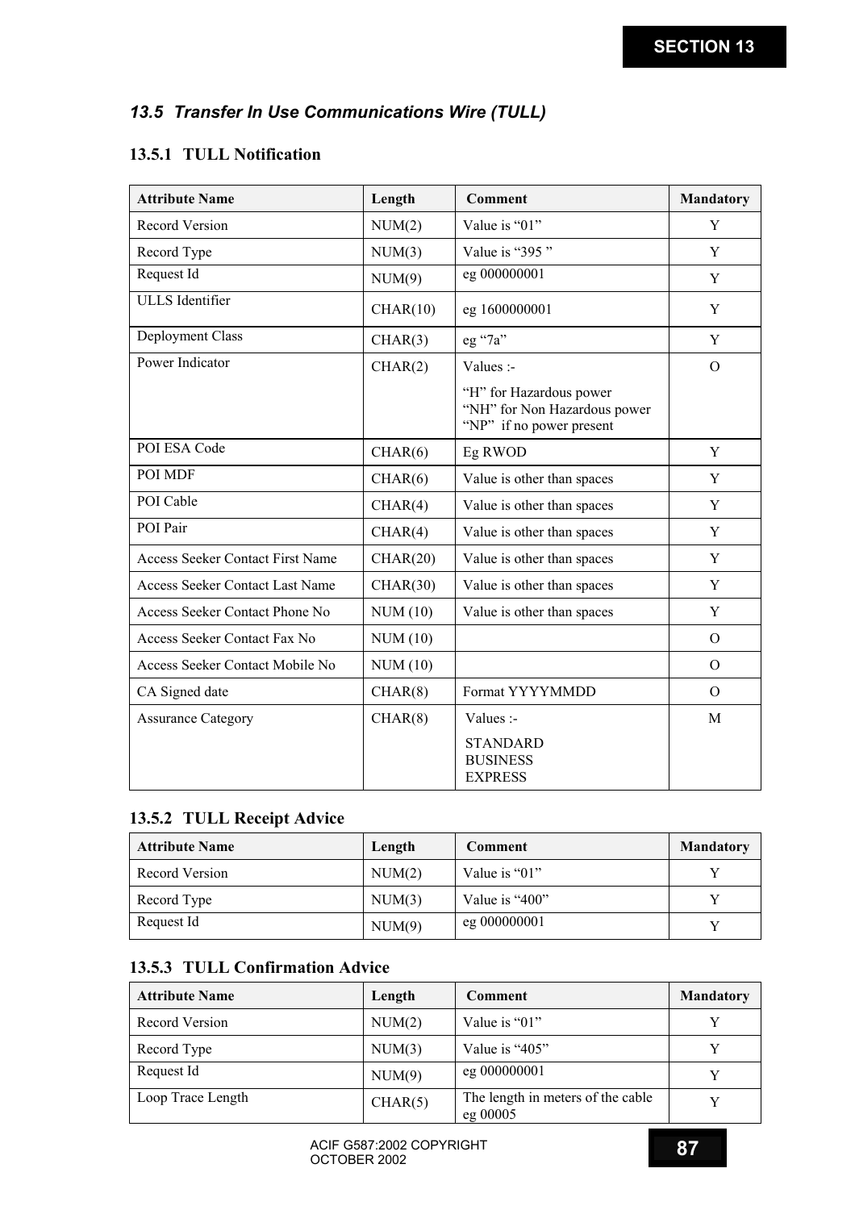## 13.5 Transfer In Use Communications Wire (TULL)

### 13.5.1 TULL Notification

| Attribute Name | Length | Comment | Mandatory |
|---|---|---|---|
| Record Version | NUM(2) | Value is "01" | Y |
| Record Type | NUM(3) | Value is "395 " | Y |
| Request Id | NUM(9) | eg 000000001 | Y |
| ULLS Identifier | CHAR(10) | eg 1600000001 | Y |
| Deployment Class | CHAR(3) | eg "7a" | Y |
| Power Indicator | CHAR(2) | Values :-<br>"H" for Hazardous power<br>"NH" for Non Hazardous power<br>"NP" if no power present | O |
| POI ESA Code | CHAR(6) | Eg RWOD | Y |
| POI MDF | CHAR(6) | Value is other than spaces | Y |
| POI Cable | CHAR(4) | Value is other than spaces | Y |
| POI Pair | CHAR(4) | Value is other than spaces | Y |
| Access Seeker Contact First Name | CHAR(20) | Value is other than spaces | Y |
| Access Seeker Contact Last Name | CHAR(30) | Value is other than spaces | Y |
| Access Seeker Contact Phone No | NUM (10) | Value is other than spaces | Y |
| Access Seeker Contact Fax No | NUM (10) | | O |
| Access Seeker Contact Mobile No | NUM (10) | | O |
| CA Signed date | CHAR(8) | Format YYYYMMDD | O |
| Assurance Category | CHAR(8) | Values :-<br>STANDARD<br>BUSINESS<br>EXPRESS | M |

### 13.5.2 TULL Receipt Advice

| Attribute Name | Length | Comment | Mandatory |
|---|---|---|---|
| Record Version | NUM(2) | Value is "01" | Y |
| Record Type | NUM(3) | Value is "400" | Y |
| Request Id | NUM(9) | eg 000000001 | Y |

### 13.5.3 TULL Confirmation Advice

| Attribute Name | Length | Comment | Mandatory |
|---|---|---|---|
| Record Version | NUM(2) | Value is "01" | Y |
| Record Type | NUM(3) | Value is "405" | Y |
| Request Id | NUM(9) | eg 000000001 | Y |
| Loop Trace Length | CHAR(5) | The length in meters of the cable eg 00005 | Y |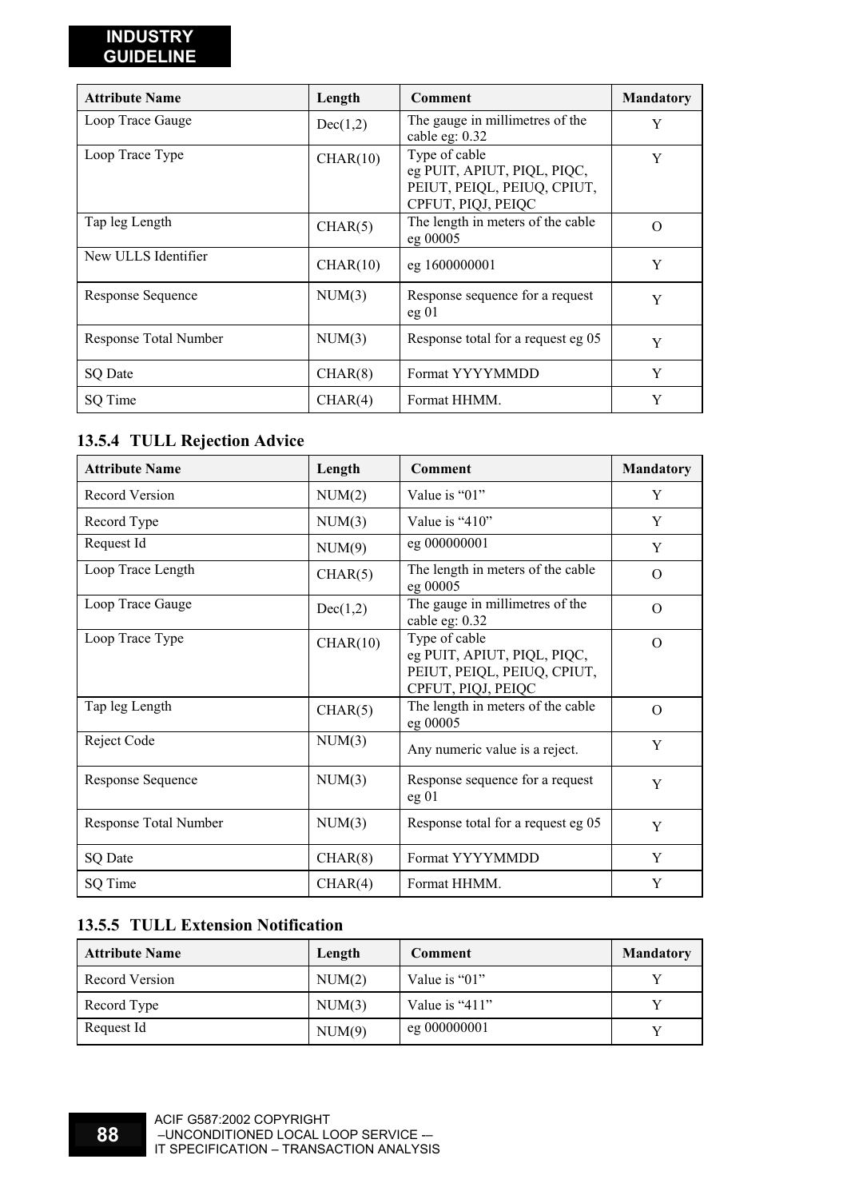| Attribute Name | Length | Comment | Mandatory |
| --- | --- | --- | --- |
| Loop Trace Gauge | Dec(1,2) | The gauge in millimetres of the cable eg: 0.32 | Y |
| Loop Trace Type | CHAR(10) | Type of cable eg PUIT, APIUT, PIQL, PIQC, PEIUT, PEIQL, PEIUQ, CPIUT, CPFUT, PIQJ, PEIQC | Y |
| Tap leg Length | CHAR(5) | The length in meters of the cable eg 00005 | O |
| New ULLS Identifier | CHAR(10) | eg 1600000001 | Y |
| Response Sequence | NUM(3) | Response sequence for a request eg 01 | Y |
| Response Total Number | NUM(3) | Response total for a request eg 05 | Y |
| SQ Date | CHAR(8) | Format YYYYMMDD | Y |
| SQ Time | CHAR(4) | Format HHMM. | Y |

### 13.5.4 TULL Rejection Advice

| Attribute Name | Length | Comment | Mandatory |
| --- | --- | --- | --- |
| Record Version | NUM(2) | Value is "01" | Y |
| Record Type | NUM(3) | Value is "410" | Y |
| Request Id | NUM(9) | eg 000000001 | Y |
| Loop Trace Length | CHAR(5) | The length in meters of the cable eg 00005 | O |
| Loop Trace Gauge | Dec(1,2) | The gauge in millimetres of the cable eg: 0.32 | O |
| Loop Trace Type | CHAR(10) | Type of cable eg PUIT, APIUT, PIQL, PIQC, PEIUT, PEIQL, PEIUQ, CPIUT, CPFUT, PIQJ, PEIQC | O |
| Tap leg Length | CHAR(5) | The length in meters of the cable eg 00005 | O |
| Reject Code | NUM(3) | Any numeric value is a reject. | Y |
| Response Sequence | NUM(3) | Response sequence for a request eg 01 | Y |
| Response Total Number | NUM(3) | Response total for a request eg 05 | Y |
| SQ Date | CHAR(8) | Format YYYYMMDD | Y |
| SQ Time | CHAR(4) | Format HHMM. | Y |

### 13.5.5 TULL Extension Notification

| Attribute Name | Length | Comment | Mandatory |
| --- | --- | --- | --- |
| Record Version | NUM(2) | Value is "01" | Y |
| Record Type | NUM(3) | Value is "411" | Y |
| Request Id | NUM(9) | eg 000000001 | Y |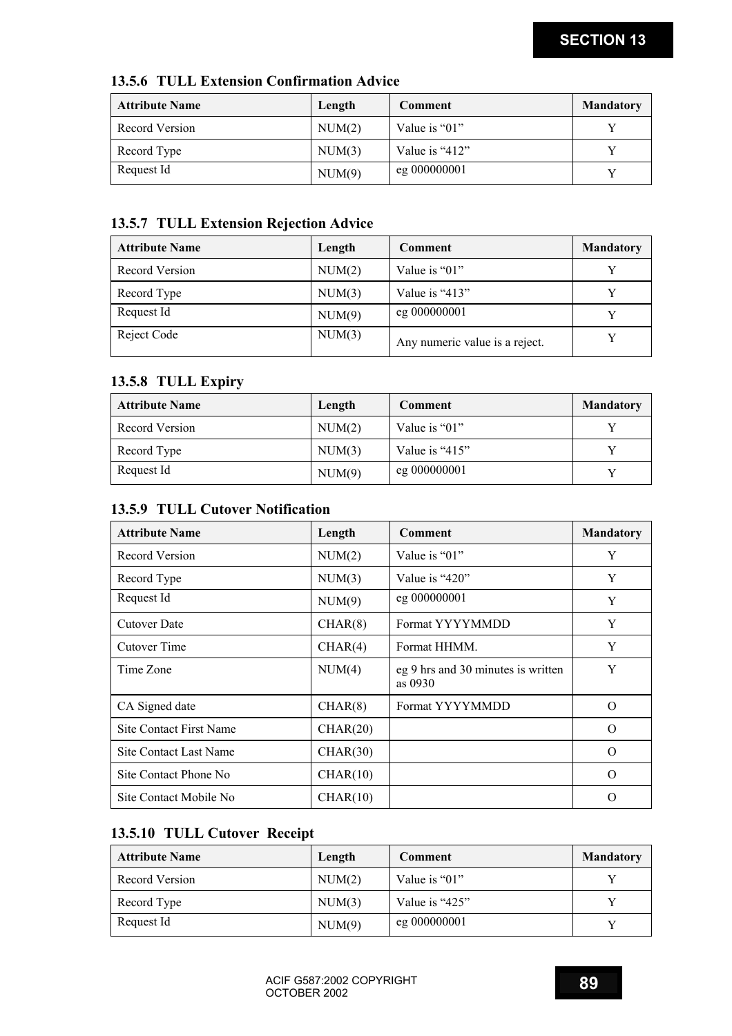### 13.5.6 TULL Extension Confirmation Advice

| Attribute Name | Length | Comment | Mandatory |
|---|---|---|---|
| Record Version | NUM(2) | Value is “01” | Y |
| Record Type | NUM(3) | Value is “412” | Y |
| Request Id | NUM(9) | eg 000000001 | Y |

### 13.5.7 TULL Extension Rejection Advice

| Attribute Name | Length | Comment | Mandatory |
|---|---|---|---|
| Record Version | NUM(2) | Value is “01” | Y |
| Record Type | NUM(3) | Value is “413” | Y |
| Request Id | NUM(9) | eg 000000001 | Y |
| Reject Code | NUM(3) | Any numeric value is a reject. | Y |

### 13.5.8 TULL Expiry

| Attribute Name | Length | Comment | Mandatory |
|---|---|---|---|
| Record Version | NUM(2) | Value is “01” | Y |
| Record Type | NUM(3) | Value is “415” | Y |
| Request Id | NUM(9) | eg 000000001 | Y |

### 13.5.9 TULL Cutover Notification

| Attribute Name | Length | Comment | Mandatory |
|---|---|---|---|
| Record Version | NUM(2) | Value is “01” | Y |
| Record Type | NUM(3) | Value is “420” | Y |
| Request Id | NUM(9) | eg 000000001 | Y |
| Cutover Date | CHAR(8) | Format YYYYMMDD | Y |
| Cutover Time | CHAR(4) | Format HHMM. | Y |
| Time Zone | NUM(4) | eg 9 hrs and 30 minutes is written as 0930 | Y |
| CA Signed date | CHAR(8) | Format YYYYMMDD | O |
| Site Contact First Name | CHAR(20) | | O |
| Site Contact Last Name | CHAR(30) | | O |
| Site Contact Phone No | CHAR(10) | | O |
| Site Contact Mobile No | CHAR(10) | | O |

### 13.5.10 TULL Cutover Receipt

| Attribute Name | Length | Comment | Mandatory |
|---|---|---|---|
| Record Version | NUM(2) | Value is “01” | Y |
| Record Type | NUM(3) | Value is “425” | Y |
| Request Id | NUM(9) | eg 000000001 | Y |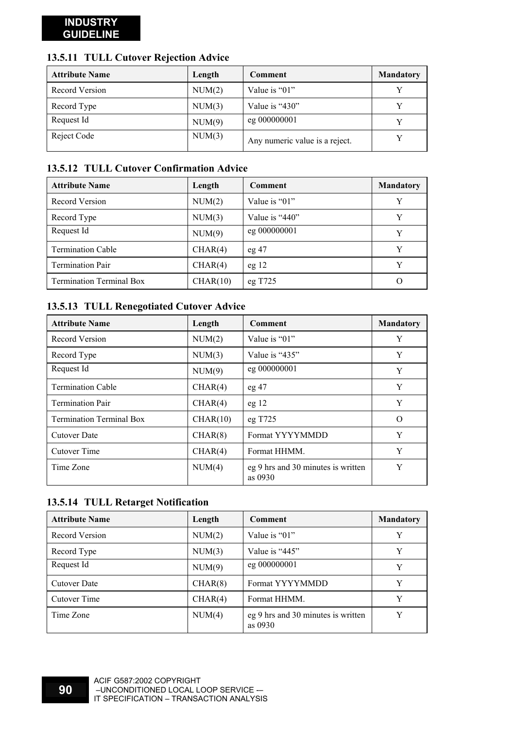### 13.5.11 TULL Cutover Rejection Advice

| Attribute Name | Length | Comment | Mandatory |
|---|---|---|---|
| Record Version | NUM(2) | Value is "01" | Y |
| Record Type | NUM(3) | Value is "430" | Y |
| Request Id | NUM(9) | eg 000000001 | Y |
| Reject Code | NUM(3) | Any numeric value is a reject. | Y |

### 13.5.12 TULL Cutover Confirmation Advice

| Attribute Name | Length | Comment | Mandatory |
|---|---|---|---|
| Record Version | NUM(2) | Value is "01" | Y |
| Record Type | NUM(3) | Value is "440" | Y |
| Request Id | NUM(9) | eg 000000001 | Y |
| Termination Cable | CHAR(4) | eg 47 | Y |
| Termination Pair | CHAR(4) | eg 12 | Y |
| Termination Terminal Box | CHAR(10) | eg T725 | O |

### 13.5.13 TULL Renegotiated Cutover Advice

| Attribute Name | Length | Comment | Mandatory |
|---|---|---|---|
| Record Version | NUM(2) | Value is "01" | Y |
| Record Type | NUM(3) | Value is "435" | Y |
| Request Id | NUM(9) | eg 000000001 | Y |
| Termination Cable | CHAR(4) | eg 47 | Y |
| Termination Pair | CHAR(4) | eg 12 | Y |
| Termination Terminal Box | CHAR(10) | eg T725 | O |
| Cutover Date | CHAR(8) | Format YYYYMMDD | Y |
| Cutover Time | CHAR(4) | Format HHMM. | Y |
| Time Zone | NUM(4) | eg 9 hrs and 30 minutes is written as 0930 | Y |

### 13.5.14 TULL Retarget Notification

| Attribute Name | Length | Comment | Mandatory |
|---|---|---|---|
| Record Version | NUM(2) | Value is "01" | Y |
| Record Type | NUM(3) | Value is "445" | Y |
| Request Id | NUM(9) | eg 000000001 | Y |
| Cutover Date | CHAR(8) | Format YYYYMMDD | Y |
| Cutover Time | CHAR(4) | Format HHMM. | Y |
| Time Zone | NUM(4) | eg 9 hrs and 30 minutes is written as 0930 | Y |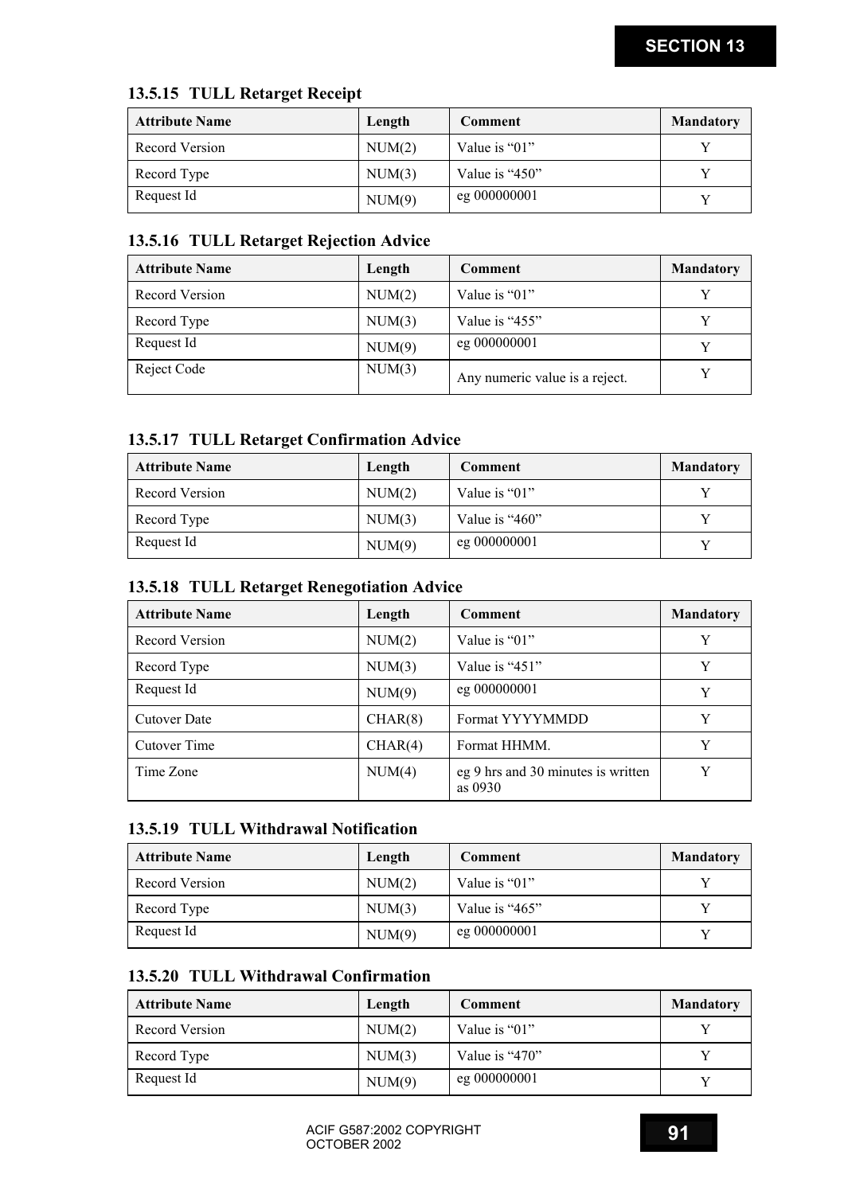### 13.5.15 TULL Retarget Receipt

| Attribute Name | Length | Comment | Mandatory |
|---|---|---|---|
| Record Version | NUM(2) | Value is "01" | Y |
| Record Type | NUM(3) | Value is "450" | Y |
| Request Id | NUM(9) | eg 000000001 | Y |

### 13.5.16 TULL Retarget Rejection Advice

| Attribute Name | Length | Comment | Mandatory |
|---|---|---|---|
| Record Version | NUM(2) | Value is "01" | Y |
| Record Type | NUM(3) | Value is "455" | Y |
| Request Id | NUM(9) | eg 000000001 | Y |
| Reject Code | NUM(3) | Any numeric value is a reject. | Y |

### 13.5.17 TULL Retarget Confirmation Advice

| Attribute Name | Length | Comment | Mandatory |
|---|---|---|---|
| Record Version | NUM(2) | Value is "01" | Y |
| Record Type | NUM(3) | Value is "460" | Y |
| Request Id | NUM(9) | eg 000000001 | Y |

### 13.5.18 TULL Retarget Renegotiation Advice

| Attribute Name | Length | Comment | Mandatory |
|---|---|---|---|
| Record Version | NUM(2) | Value is "01" | Y |
| Record Type | NUM(3) | Value is "451" | Y |
| Request Id | NUM(9) | eg 000000001 | Y |
| Cutover Date | CHAR(8) | Format YYYYMMDD | Y |
| Cutover Time | CHAR(4) | Format HHMM. | Y |
| Time Zone | NUM(4) | eg 9 hrs and 30 minutes is written as 0930 | Y |

### 13.5.19 TULL Withdrawal Notification

| Attribute Name | Length | Comment | Mandatory |
|---|---|---|---|
| Record Version | NUM(2) | Value is "01" | Y |
| Record Type | NUM(3) | Value is "465" | Y |
| Request Id | NUM(9) | eg 000000001 | Y |

### 13.5.20 TULL Withdrawal Confirmation

| Attribute Name | Length | Comment | Mandatory |
|---|---|---|---|
| Record Version | NUM(2) | Value is "01" | Y |
| Record Type | NUM(3) | Value is "470" | Y |
| Request Id | NUM(9) | eg 000000001 | Y |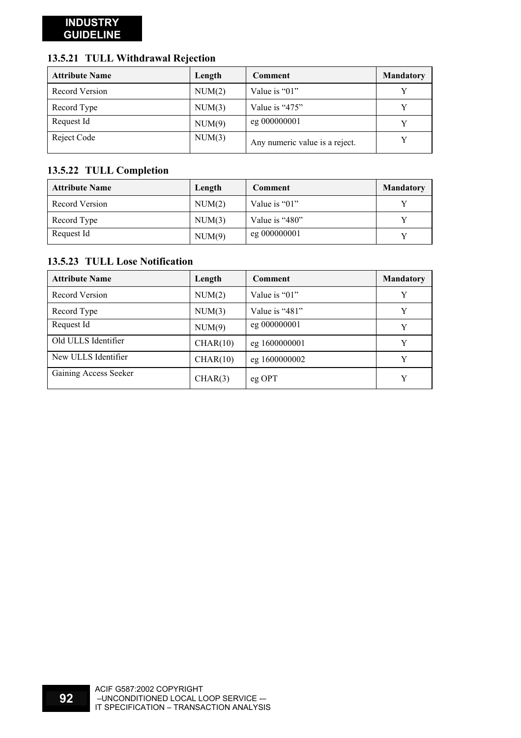### 13.5.21 TULL Withdrawal Rejection

| Attribute Name | Length | Comment | Mandatory |
|---|---|---|---|
| Record Version | NUM(2) | Value is “01” | Y |
| Record Type | NUM(3) | Value is “475” | Y |
| Request Id | NUM(9) | eg 000000001 | Y |
| Reject Code | NUM(3) | Any numeric value is a reject. | Y |

### 13.5.22 TULL Completion

| Attribute Name | Length | Comment | Mandatory |
|---|---|---|---|
| Record Version | NUM(2) | Value is “01” | Y |
| Record Type | NUM(3) | Value is “480” | Y |
| Request Id | NUM(9) | eg 000000001 | Y |

### 13.5.23 TULL Lose Notification

| Attribute Name | Length | Comment | Mandatory |
|---|---|---|---|
| Record Version | NUM(2) | Value is “01” | Y |
| Record Type | NUM(3) | Value is “481” | Y |
| Request Id | NUM(9) | eg 000000001 | Y |
| Old ULLS Identifier | CHAR(10) | eg 1600000001 | Y |
| New ULLS Identifier | CHAR(10) | eg 1600000002 | Y |
| Gaining Access Seeker | CHAR(3) | eg OPT | Y |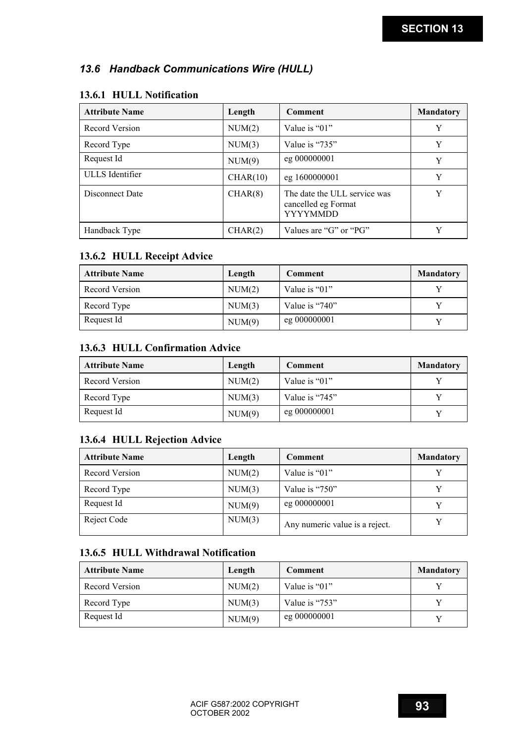## 13.6 Handback Communications Wire (HULL)

### 13.6.1 HULL Notification

| Attribute Name | Length | Comment | Mandatory |
|---|---|---|---|
| Record Version | NUM(2) | Value is "01" | Y |
| Record Type | NUM(3) | Value is "735" | Y |
| Request Id | NUM(9) | eg 000000001 | Y |
| ULLS Identifier | CHAR(10) | eg 1600000001 | Y |
| Disconnect Date | CHAR(8) | The date the ULL service was cancelled eg Format YYYYMMDD | Y |
| Handback Type | CHAR(2) | Values are "G" or "PG" | Y |

### 13.6.2 HULL Receipt Advice

| Attribute Name | Length | Comment | Mandatory |
|---|---|---|---|
| Record Version | NUM(2) | Value is "01" | Y |
| Record Type | NUM(3) | Value is "740" | Y |
| Request Id | NUM(9) | eg 000000001 | Y |

### 13.6.3 HULL Confirmation Advice

| Attribute Name | Length | Comment | Mandatory |
|---|---|---|---|
| Record Version | NUM(2) | Value is "01" | Y |
| Record Type | NUM(3) | Value is "745" | Y |
| Request Id | NUM(9) | eg 000000001 | Y |

### 13.6.4 HULL Rejection Advice

| Attribute Name | Length | Comment | Mandatory |
|---|---|---|---|
| Record Version | NUM(2) | Value is "01" | Y |
| Record Type | NUM(3) | Value is "750" | Y |
| Request Id | NUM(9) | eg 000000001 | Y |
| Reject Code | NUM(3) | Any numeric value is a reject. | Y |

### 13.6.5 HULL Withdrawal Notification

| Attribute Name | Length | Comment | Mandatory |
|---|---|---|---|
| Record Version | NUM(2) | Value is "01" | Y |
| Record Type | NUM(3) | Value is "753" | Y |
| Request Id | NUM(9) | eg 000000001 | Y |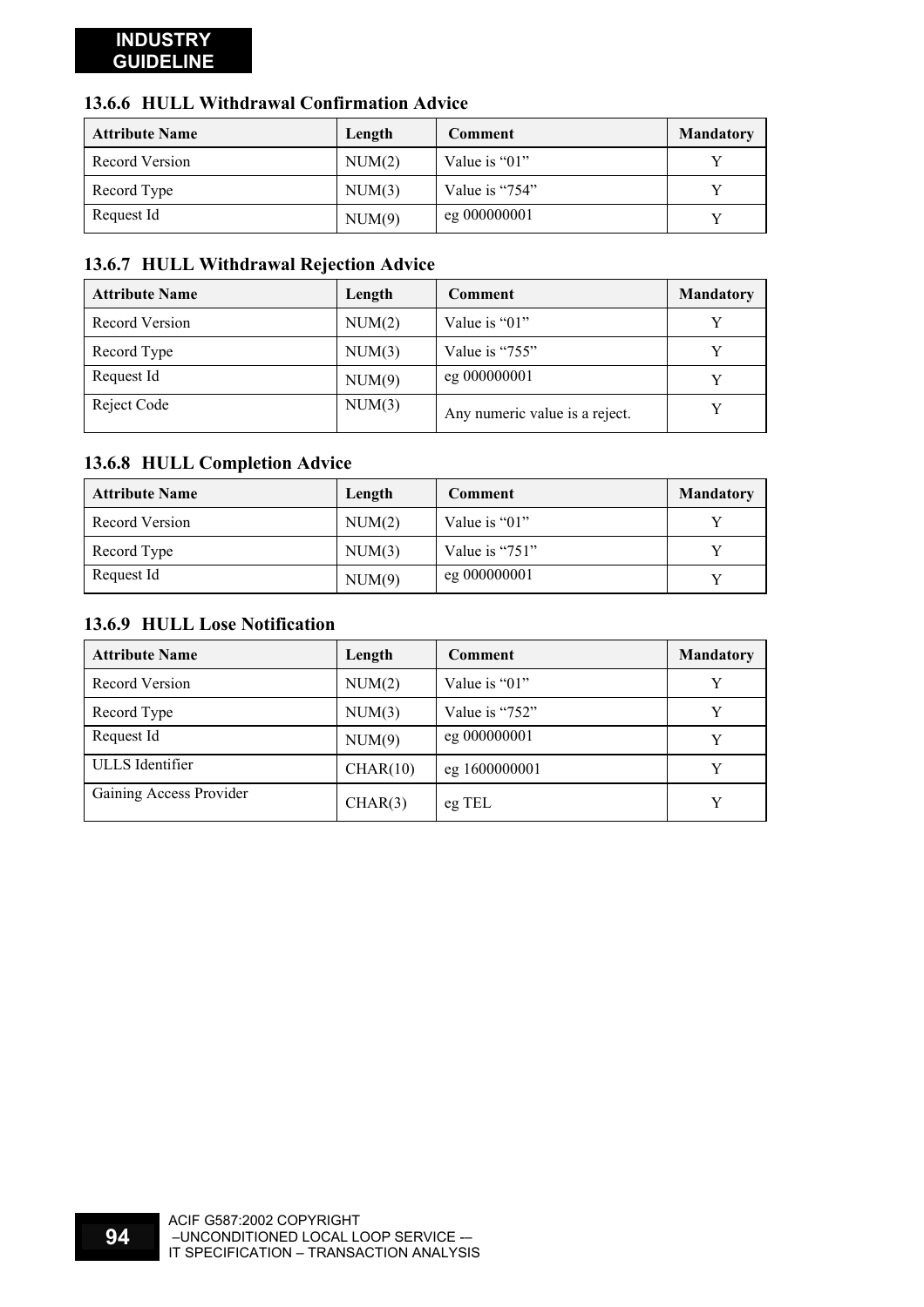### 13.6.6 HULL Withdrawal Confirmation Advice

| Attribute Name | Length | Comment | Mandatory |
|---|---|---|---|
| Record Version | NUM(2) | Value is “01” | Y |
| Record Type | NUM(3) | Value is “754” | Y |
| Request Id | NUM(9) | eg 000000001 | Y |

### 13.6.7 HULL Withdrawal Rejection Advice

| Attribute Name | Length | Comment | Mandatory |
|---|---|---|---|
| Record Version | NUM(2) | Value is “01” | Y |
| Record Type | NUM(3) | Value is “755” | Y |
| Request Id | NUM(9) | eg 000000001 | Y |
| Reject Code | NUM(3) | Any numeric value is a reject. | Y |

### 13.6.8 HULL Completion Advice

| Attribute Name | Length | Comment | Mandatory |
|---|---|---|---|
| Record Version | NUM(2) | Value is “01” | Y |
| Record Type | NUM(3) | Value is “751” | Y |
| Request Id | NUM(9) | eg 000000001 | Y |

### 13.6.9 HULL Lose Notification

| Attribute Name | Length | Comment | Mandatory |
|---|---|---|---|
| Record Version | NUM(2) | Value is “01” | Y |
| Record Type | NUM(3) | Value is “752” | Y |
| Request Id | NUM(9) | eg 000000001 | Y |
| ULLS Identifier | CHAR(10) | eg 1600000001 | Y |
| Gaining Access Provider | CHAR(3) | eg TEL | Y |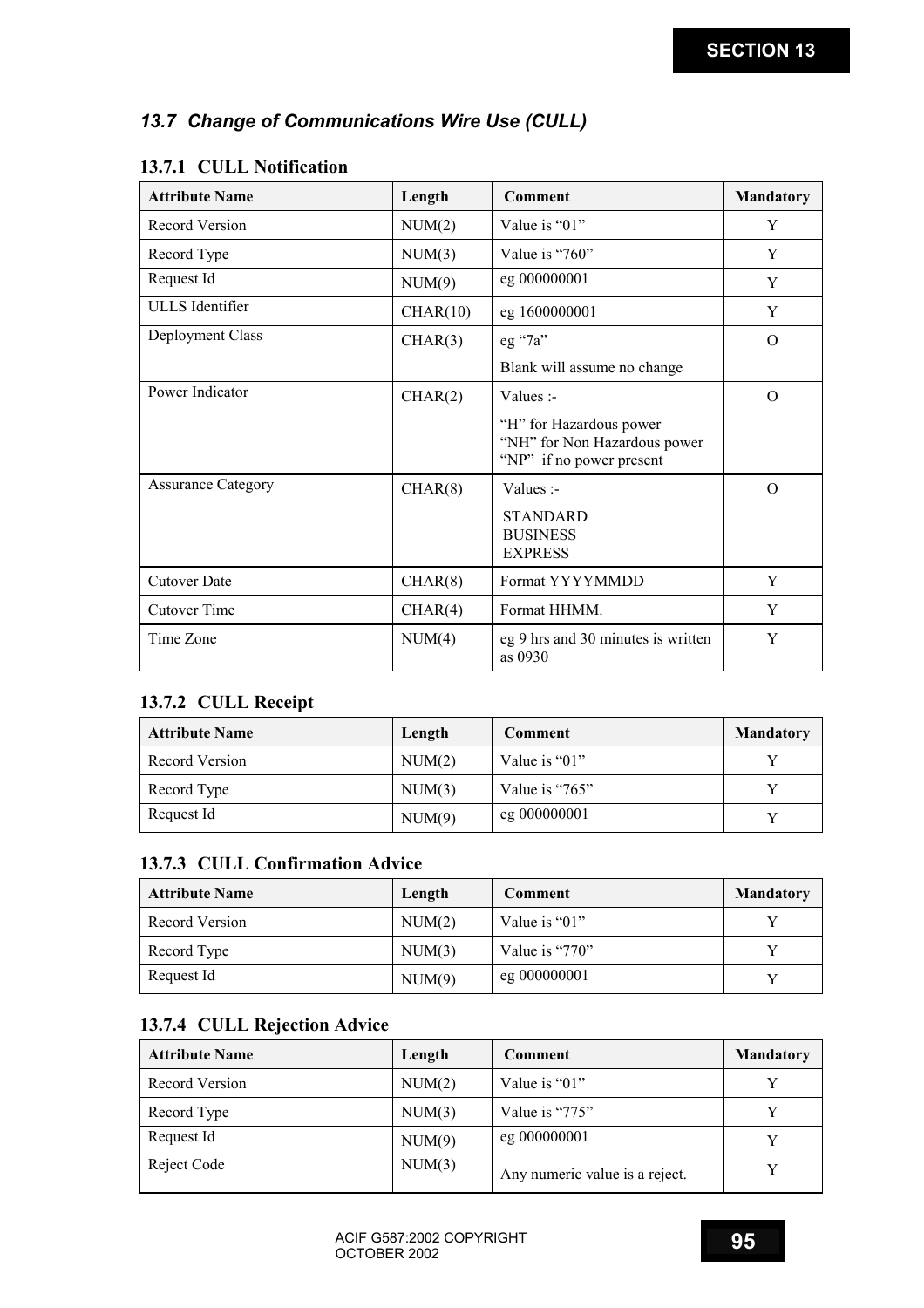## 13.7 *Change of Communications Wire Use (CULL)*

### 13.7.1 CULL Notification

| Attribute Name | Length | Comment | Mandatory |
|---|---|---|---|
| Record Version | NUM(2) | Value is "01" | Y |
| Record Type | NUM(3) | Value is "760" | Y |
| Request Id | NUM(9) | eg 000000001 | Y |
| ULLS Identifier | CHAR(10) | eg 1600000001 | Y |
| Deployment Class | CHAR(3) | eg "7a"<br>Blank will assume no change | O |
| Power Indicator | CHAR(2) | Values :-<br>"H" for Hazardous power<br>"NH" for Non Hazardous power<br>"NP" if no power present | O |
| Assurance Category | CHAR(8) | Values :-<br>STANDARD<br>BUSINESS<br>EXPRESS | O |
| Cutover Date | CHAR(8) | Format YYYYMMDD | Y |
| Cutover Time | CHAR(4) | Format HHMM. | Y |
| Time Zone | NUM(4) | eg 9 hrs and 30 minutes is written as 0930 | Y |

### 13.7.2 CULL Receipt

| Attribute Name | Length | Comment | Mandatory |
|---|---|---|---|
| Record Version | NUM(2) | Value is "01" | Y |
| Record Type | NUM(3) | Value is "765" | Y |
| Request Id | NUM(9) | eg 000000001 | Y |

### 13.7.3 CULL Confirmation Advice

| Attribute Name | Length | Comment | Mandatory |
|---|---|---|---|
| Record Version | NUM(2) | Value is "01" | Y |
| Record Type | NUM(3) | Value is "770" | Y |
| Request Id | NUM(9) | eg 000000001 | Y |

### 13.7.4 CULL Rejection Advice

| Attribute Name | Length | Comment | Mandatory |
|---|---|---|---|
| Record Version | NUM(2) | Value is "01" | Y |
| Record Type | NUM(3) | Value is "775" | Y |
| Request Id | NUM(9) | eg 000000001 | Y |
| Reject Code | NUM(3) | Any numeric value is a reject. | Y |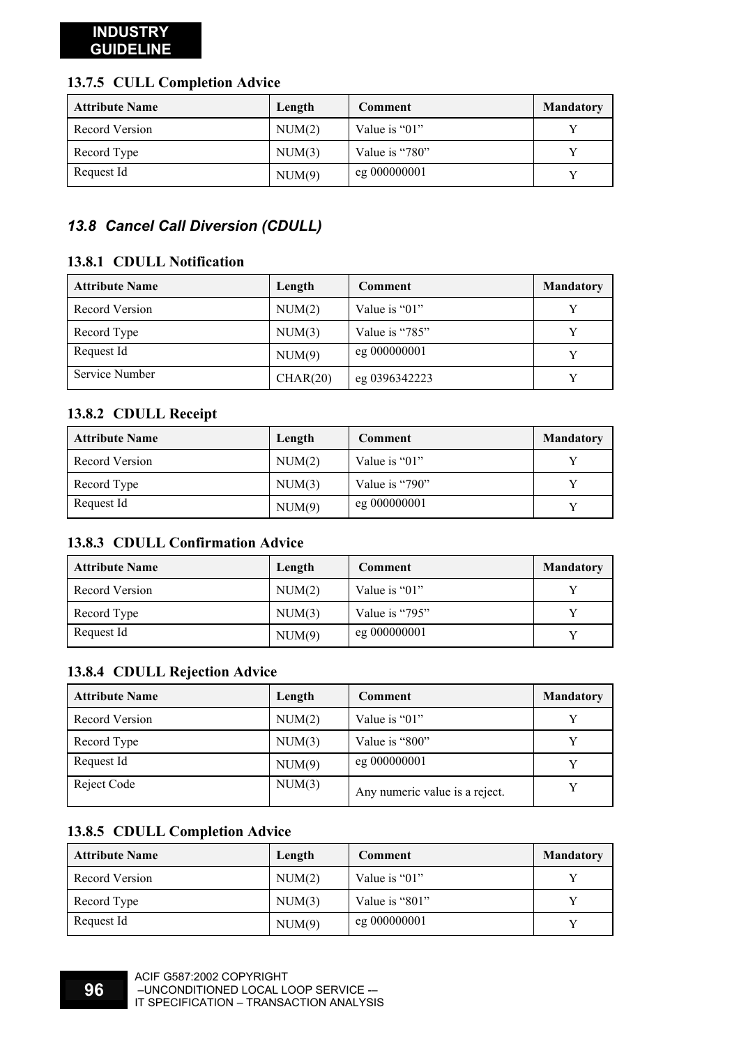### 13.7.5 CULL Completion Advice

| Attribute Name | Length | Comment | Mandatory |
|---|---|---|---|
| Record Version | NUM(2) | Value is “01” | Y |
| Record Type | NUM(3) | Value is “780” | Y |
| Request Id | NUM(9) | eg 000000001 | Y |

## *13.8 Cancel Call Diversion (CDULL)*

### 13.8.1 CDULL Notification

| Attribute Name | Length | Comment | Mandatory |
|---|---|---|---|
| Record Version | NUM(2) | Value is “01” | Y |
| Record Type | NUM(3) | Value is “785” | Y |
| Request Id | NUM(9) | eg 000000001 | Y |
| Service Number | CHAR(20) | eg 0396342223 | Y |

### 13.8.2 CDULL Receipt

| Attribute Name | Length | Comment | Mandatory |
|---|---|---|---|
| Record Version | NUM(2) | Value is “01” | Y |
| Record Type | NUM(3) | Value is “790” | Y |
| Request Id | NUM(9) | eg 000000001 | Y |

### 13.8.3 CDULL Confirmation Advice

| Attribute Name | Length | Comment | Mandatory |
|---|---|---|---|
| Record Version | NUM(2) | Value is “01” | Y |
| Record Type | NUM(3) | Value is “795” | Y |
| Request Id | NUM(9) | eg 000000001 | Y |

### 13.8.4 CDULL Rejection Advice

| Attribute Name | Length | Comment | Mandatory |
|---|---|---|---|
| Record Version | NUM(2) | Value is “01” | Y |
| Record Type | NUM(3) | Value is “800” | Y |
| Request Id | NUM(9) | eg 000000001 | Y |
| Reject Code | NUM(3) | Any numeric value is a reject. | Y |

### 13.8.5 CDULL Completion Advice

| Attribute Name | Length | Comment | Mandatory |
|---|---|---|---|
| Record Version | NUM(2) | Value is “01” | Y |
| Record Type | NUM(3) | Value is “801” | Y |
| Request Id | NUM(9) | eg 000000001 | Y |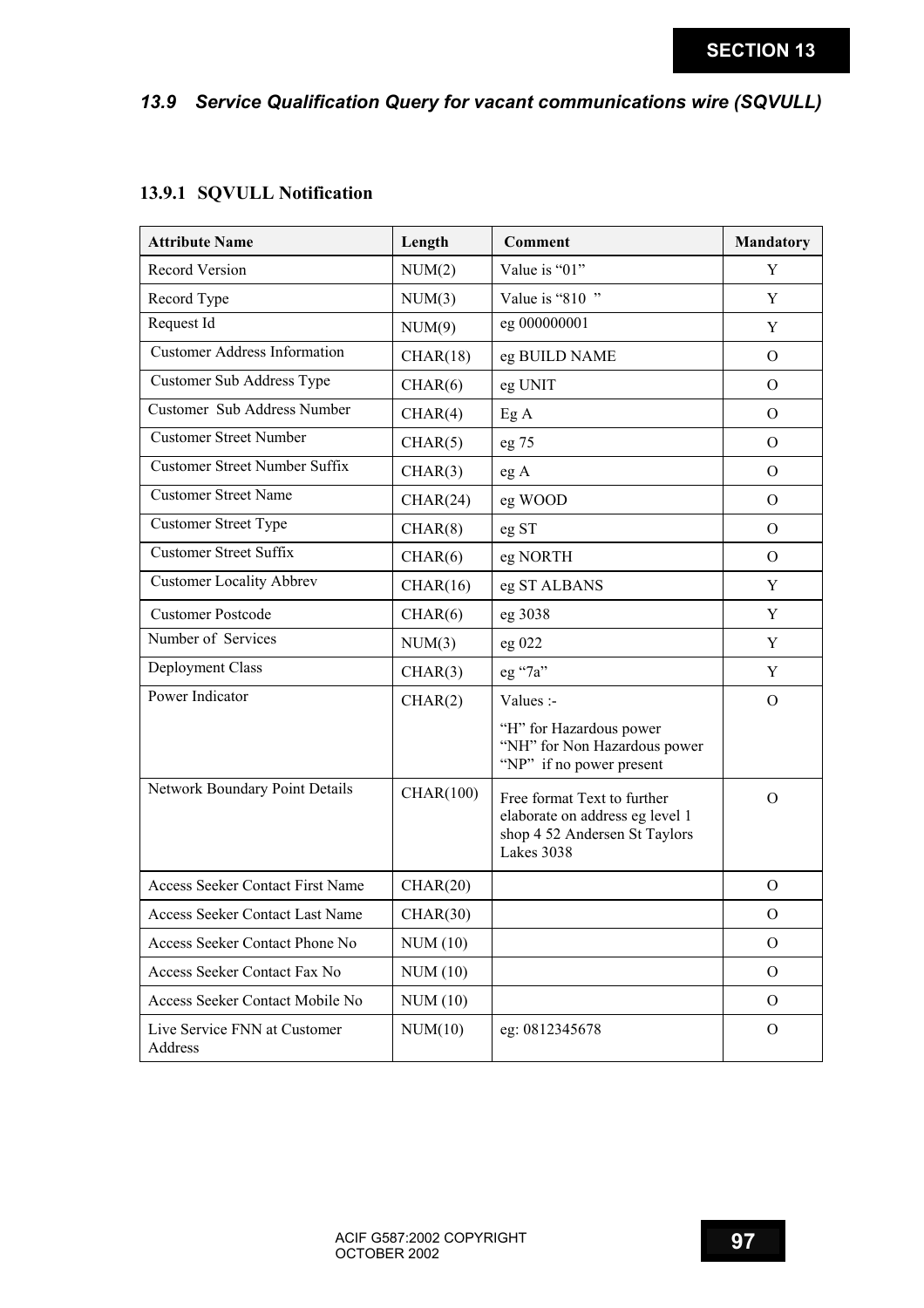## 13.9 Service Qualification Query for vacant communications wire (SQVULL)

### 13.9.1 SQVULL Notification

| Attribute Name | Length | Comment | Mandatory |
|---|---|---|---|
| Record Version | NUM(2) | Value is “01” | Y |
| Record Type | NUM(3) | Value is “810 ” | Y |
| Request Id | NUM(9) | eg 000000001 | Y |
| Customer Address Information | CHAR(18) | eg BUILD NAME | O |
| Customer Sub Address Type | CHAR(6) | eg UNIT | O |
| Customer Sub Address Number | CHAR(4) | Eg A | O |
| Customer Street Number | CHAR(5) | eg 75 | O |
| Customer Street Number Suffix | CHAR(3) | eg A | O |
| Customer Street Name | CHAR(24) | eg WOOD | O |
| Customer Street Type | CHAR(8) | eg ST | O |
| Customer Street Suffix | CHAR(6) | eg NORTH | O |
| Customer Locality Abbrev | CHAR(16) | eg ST ALBANS | Y |
| Customer Postcode | CHAR(6) | eg 3038 | Y |
| Number of Services | NUM(3) | eg 022 | Y |
| Deployment Class | CHAR(3) | eg “7a” | Y |
| Power Indicator | CHAR(2) | Values :-<br>“H” for Hazardous power<br>“NH” for Non Hazardous power<br>“NP” if no power present | O |
| Network Boundary Point Details | CHAR(100) | Free format Text to further elaborate on address eg level 1 shop 4 52 Andersen St Taylors Lakes 3038 | O |
| Access Seeker Contact First Name | CHAR(20) | | O |
| Access Seeker Contact Last Name | CHAR(30) | | O |
| Access Seeker Contact Phone No | NUM (10) | | O |
| Access Seeker Contact Fax No | NUM (10) | | O |
| Access Seeker Contact Mobile No | NUM (10) | | O |
| Live Service FNN at Customer Address | NUM(10) | eg: 0812345678 | O |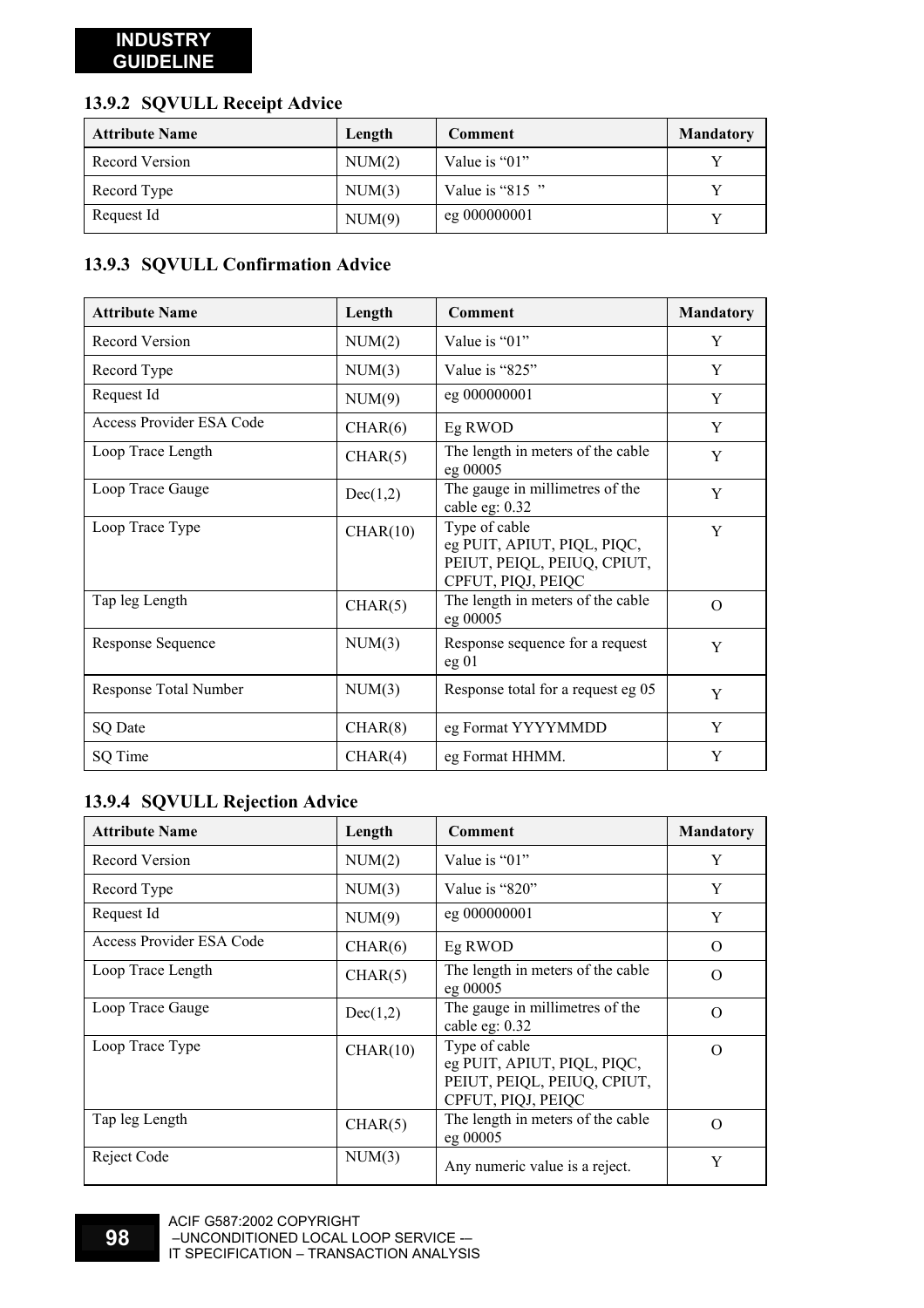### 13.9.2 SQVULL Receipt Advice

| Attribute Name | Length | Comment | Mandatory |
|---|---|---|---|
| Record Version | NUM(2) | Value is “01” | Y |
| Record Type | NUM(3) | Value is “815 ” | Y |
| Request Id | NUM(9) | eg 000000001 | Y |

### 13.9.3 SQVULL Confirmation Advice

| Attribute Name | Length | Comment | Mandatory |
|---|---|---|---|
| Record Version | NUM(2) | Value is “01” | Y |
| Record Type | NUM(3) | Value is “825” | Y |
| Request Id | NUM(9) | eg 000000001 | Y |
| Access Provider ESA Code | CHAR(6) | Eg RWOD | Y |
| Loop Trace Length | CHAR(5) | The length in meters of the cable eg 00005 | Y |
| Loop Trace Gauge | Dec(1,2) | The gauge in millimetres of the cable eg: 0.32 | Y |
| Loop Trace Type | CHAR(10) | Type of cable eg PUIT, APIUT, PIQL, PIQC, PEIUT, PEIQL, PEIUQ, CPIUT, CPFUT, PIQJ, PEIQC | Y |
| Tap leg Length | CHAR(5) | The length in meters of the cable eg 00005 | O |
| Response Sequence | NUM(3) | Response sequence for a request eg 01 | Y |
| Response Total Number | NUM(3) | Response total for a request eg 05 | Y |
| SQ Date | CHAR(8) | eg Format YYYYMMDD | Y |
| SQ Time | CHAR(4) | eg Format HHMM. | Y |

### 13.9.4 SQVULL Rejection Advice

| Attribute Name | Length | Comment | Mandatory |
|---|---|---|---|
| Record Version | NUM(2) | Value is “01” | Y |
| Record Type | NUM(3) | Value is “820” | Y |
| Request Id | NUM(9) | eg 000000001 | Y |
| Access Provider ESA Code | CHAR(6) | Eg RWOD | O |
| Loop Trace Length | CHAR(5) | The length in meters of the cable eg 00005 | O |
| Loop Trace Gauge | Dec(1,2) | The gauge in millimetres of the cable eg: 0.32 | O |
| Loop Trace Type | CHAR(10) | Type of cable eg PUIT, APIUT, PIQL, PIQC, PEIUT, PEIQL, PEIUQ, CPIUT, CPFUT, PIQJ, PEIQC | O |
| Tap leg Length | CHAR(5) | The length in meters of the cable eg 00005 | O |
| Reject Code | NUM(3) | Any numeric value is a reject. | Y |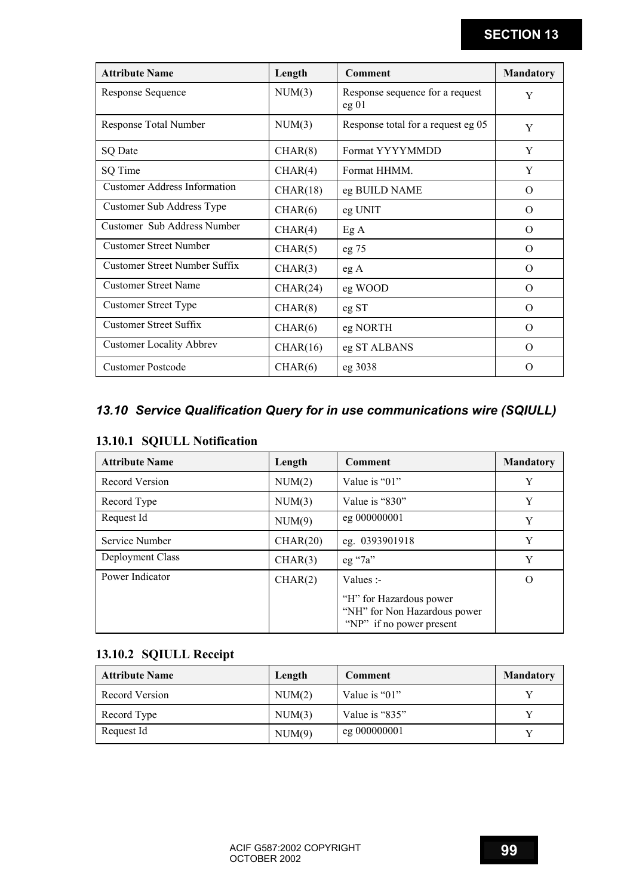| Attribute Name | Length | Comment | Mandatory |
|---|---|---|---|
| Response Sequence | NUM(3) | Response sequence for a request eg 01 | Y |
| Response Total Number | NUM(3) | Response total for a request eg 05 | Y |
| SQ Date | CHAR(8) | Format YYYYMMDD | Y |
| SQ Time | CHAR(4) | Format HHMM. | Y |
| Customer Address Information | CHAR(18) | eg BUILD NAME | O |
| Customer Sub Address Type | CHAR(6) | eg UNIT | O |
| Customer Sub Address Number | CHAR(4) | Eg A | O |
| Customer Street Number | CHAR(5) | eg 75 | O |
| Customer Street Number Suffix | CHAR(3) | eg A | O |
| Customer Street Name | CHAR(24) | eg WOOD | O |
| Customer Street Type | CHAR(8) | eg ST | O |
| Customer Street Suffix | CHAR(6) | eg NORTH | O |
| Customer Locality Abbrev | CHAR(16) | eg ST ALBANS | O |
| Customer Postcode | CHAR(6) | eg 3038 | O |

## *13.10 Service Qualification Query for in use communications wire (SQIULL)*

### 13.10.1 SQIULL Notification

| Attribute Name | Length | Comment | Mandatory |
|---|---|---|---|
| Record Version | NUM(2) | Value is "01" | Y |
| Record Type | NUM(3) | Value is "830" | Y |
| Request Id | NUM(9) | eg 000000001 | Y |
| Service Number | CHAR(20) | eg. 0393901918 | Y |
| Deployment Class | CHAR(3) | eg "7a" | Y |
| Power Indicator | CHAR(2) | Values :-<br>"H" for Hazardous power<br>"NH" for Non Hazardous power<br>"NP" if no power present | O |

### 13.10.2 SQIULL Receipt

| Attribute Name | Length | Comment | Mandatory |
|---|---|---|---|
| Record Version | NUM(2) | Value is "01" | Y |
| Record Type | NUM(3) | Value is "835" | Y |
| Request Id | NUM(9) | eg 000000001 | Y |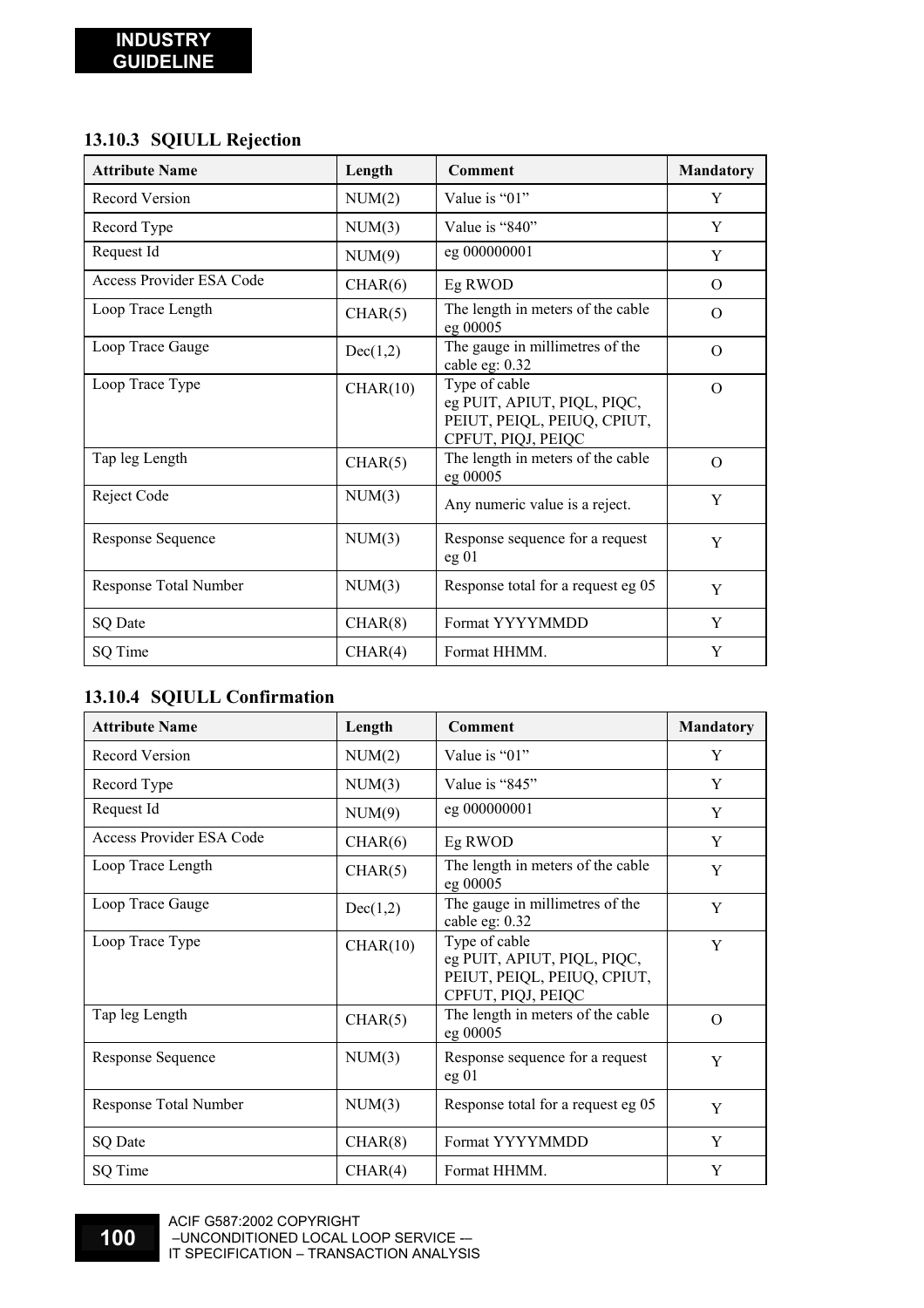### 13.10.3 SQIULL Rejection

| Attribute Name | Length | Comment | Mandatory |
|---|---|---|---|
| Record Version | NUM(2) | Value is “01” | Y |
| Record Type | NUM(3) | Value is “840” | Y |
| Request Id | NUM(9) | eg 000000001 | Y |
| Access Provider ESA Code | CHAR(6) | Eg RWOD | O |
| Loop Trace Length | CHAR(5) | The length in meters of the cable eg 00005 | O |
| Loop Trace Gauge | Dec(1,2) | The gauge in millimetres of the cable eg: 0.32 | O |
| Loop Trace Type | CHAR(10) | Type of cable<br>eg PUIT, APIUT, PIQL, PIQC, PEIUT, PEIQL, PEIUQ, CPIUT, CPFUT, PIQJ, PEIQC | O |
| Tap leg Length | CHAR(5) | The length in meters of the cable eg 00005 | O |
| Reject Code | NUM(3) | Any numeric value is a reject. | Y |
| Response Sequence | NUM(3) | Response sequence for a request eg 01 | Y |
| Response Total Number | NUM(3) | Response total for a request eg 05 | Y |
| SQ Date | CHAR(8) | Format YYYYMMDD | Y |
| SQ Time | CHAR(4) | Format HHMM. | Y |

### 13.10.4 SQIULL Confirmation

| Attribute Name | Length | Comment | Mandatory |
|---|---|---|---|
| Record Version | NUM(2) | Value is “01” | Y |
| Record Type | NUM(3) | Value is “845” | Y |
| Request Id | NUM(9) | eg 000000001 | Y |
| Access Provider ESA Code | CHAR(6) | Eg RWOD | Y |
| Loop Trace Length | CHAR(5) | The length in meters of the cable eg 00005 | Y |
| Loop Trace Gauge | Dec(1,2) | The gauge in millimetres of the cable eg: 0.32 | Y |
| Loop Trace Type | CHAR(10) | Type of cable<br>eg PUIT, APIUT, PIQL, PIQC, PEIUT, PEIQL, PEIUQ, CPIUT, CPFUT, PIQJ, PEIQC | Y |
| Tap leg Length | CHAR(5) | The length in meters of the cable eg 00005 | O |
| Response Sequence | NUM(3) | Response sequence for a request eg 01 | Y |
| Response Total Number | NUM(3) | Response total for a request eg 05 | Y |
| SQ Date | CHAR(8) | Format YYYYMMDD | Y |
| SQ Time | CHAR(4) | Format HHMM. | Y |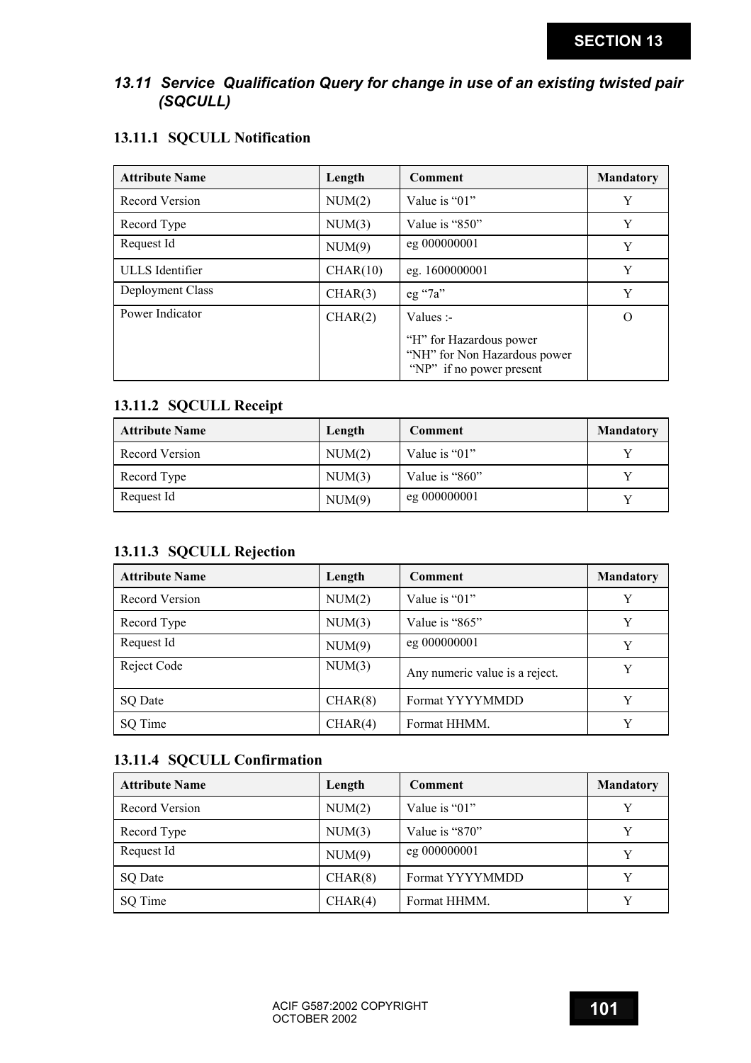## *13.11 Service Qualification Query for change in use of an existing twisted pair (SQCULL)*

### 13.11.1 SQCULL Notification

| Attribute Name | Length | Comment | Mandatory |
|---|---|---|---|
| Record Version | NUM(2) | Value is "01" | Y |
| Record Type | NUM(3) | Value is "850" | Y |
| Request Id | NUM(9) | eg 000000001 | Y |
| ULLS Identifier | CHAR(10) | eg. 1600000001 | Y |
| Deployment Class | CHAR(3) | eg "7a" | Y |
| Power Indicator | CHAR(2) | Values :-<br>"H" for Hazardous power<br>"NH" for Non Hazardous power<br>"NP" if no power present | O |

### 13.11.2 SQCULL Receipt

| Attribute Name | Length | Comment | Mandatory |
|---|---|---|---|
| Record Version | NUM(2) | Value is "01" | Y |
| Record Type | NUM(3) | Value is "860" | Y |
| Request Id | NUM(9) | eg 000000001 | Y |

### 13.11.3 SQCULL Rejection

| Attribute Name | Length | Comment | Mandatory |
|---|---|---|---|
| Record Version | NUM(2) | Value is "01" | Y |
| Record Type | NUM(3) | Value is "865" | Y |
| Request Id | NUM(9) | eg 000000001 | Y |
| Reject Code | NUM(3) | Any numeric value is a reject. | Y |
| SQ Date | CHAR(8) | Format YYYYMMDD | Y |
| SQ Time | CHAR(4) | Format HHMM. | Y |

### 13.11.4 SQCULL Confirmation

| Attribute Name | Length | Comment | Mandatory |
|---|---|---|---|
| Record Version | NUM(2) | Value is "01" | Y |
| Record Type | NUM(3) | Value is "870" | Y |
| Request Id | NUM(9) | eg 000000001 | Y |
| SQ Date | CHAR(8) | Format YYYYMMDD | Y |
| SQ Time | CHAR(4) | Format HHMM. | Y |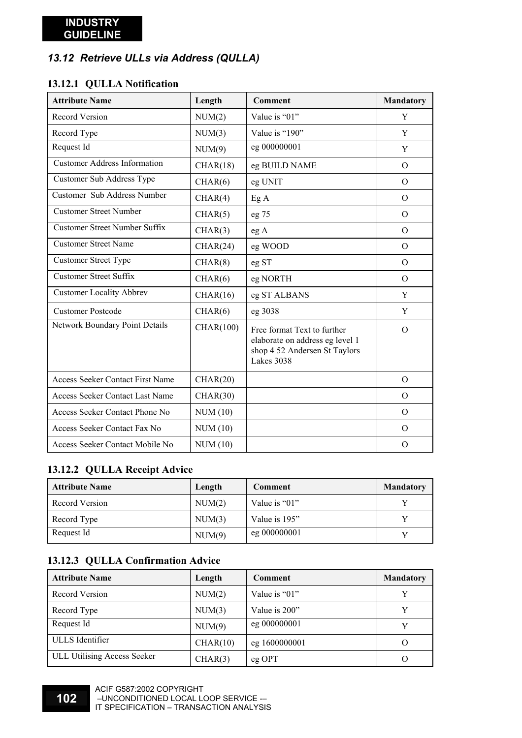## 13.12 *Retrieve ULLs via Address (QULLA)*

### 13.12.1 QULLA Notification

| Attribute Name | Length | Comment | Mandatory |
|---|---|---|---|
| Record Version | NUM(2) | Value is "01" | Y |
| Record Type | NUM(3) | Value is "190" | Y |
| Request Id | NUM(9) | eg 000000001 | Y |
| Customer Address Information | CHAR(18) | eg BUILD NAME | O |
| Customer Sub Address Type | CHAR(6) | eg UNIT | O |
| Customer Sub Address Number | CHAR(4) | Eg A | O |
| Customer Street Number | CHAR(5) | eg 75 | O |
| Customer Street Number Suffix | CHAR(3) | eg A | O |
| Customer Street Name | CHAR(24) | eg WOOD | O |
| Customer Street Type | CHAR(8) | eg ST | O |
| Customer Street Suffix | CHAR(6) | eg NORTH | O |
| Customer Locality Abbrev | CHAR(16) | eg ST ALBANS | Y |
| Customer Postcode | CHAR(6) | eg 3038 | Y |
| Network Boundary Point Details | CHAR(100) | Free format Text to further elaborate on address eg level 1 shop 4 52 Andersen St Taylors Lakes 3038 | O |
| Access Seeker Contact First Name | CHAR(20) | | O |
| Access Seeker Contact Last Name | CHAR(30) | | O |
| Access Seeker Contact Phone No | NUM (10) | | O |
| Access Seeker Contact Fax No | NUM (10) | | O |
| Access Seeker Contact Mobile No | NUM (10) | | O |

### 13.12.2 QULLA Receipt Advice

| Attribute Name | Length | Comment | Mandatory |
|---|---|---|---|
| Record Version | NUM(2) | Value is "01" | Y |
| Record Type | NUM(3) | Value is 195" | Y |
| Request Id | NUM(9) | eg 000000001 | Y |

### 13.12.3 QULLA Confirmation Advice

| Attribute Name | Length | Comment | Mandatory |
|---|---|---|---|
| Record Version | NUM(2) | Value is "01" | Y |
| Record Type | NUM(3) | Value is 200" | Y |
| Request Id | NUM(9) | eg 000000001 | Y |
| ULLS Identifier | CHAR(10) | eg 1600000001 | O |
| ULL Utilising Access Seeker | CHAR(3) | eg OPT | O |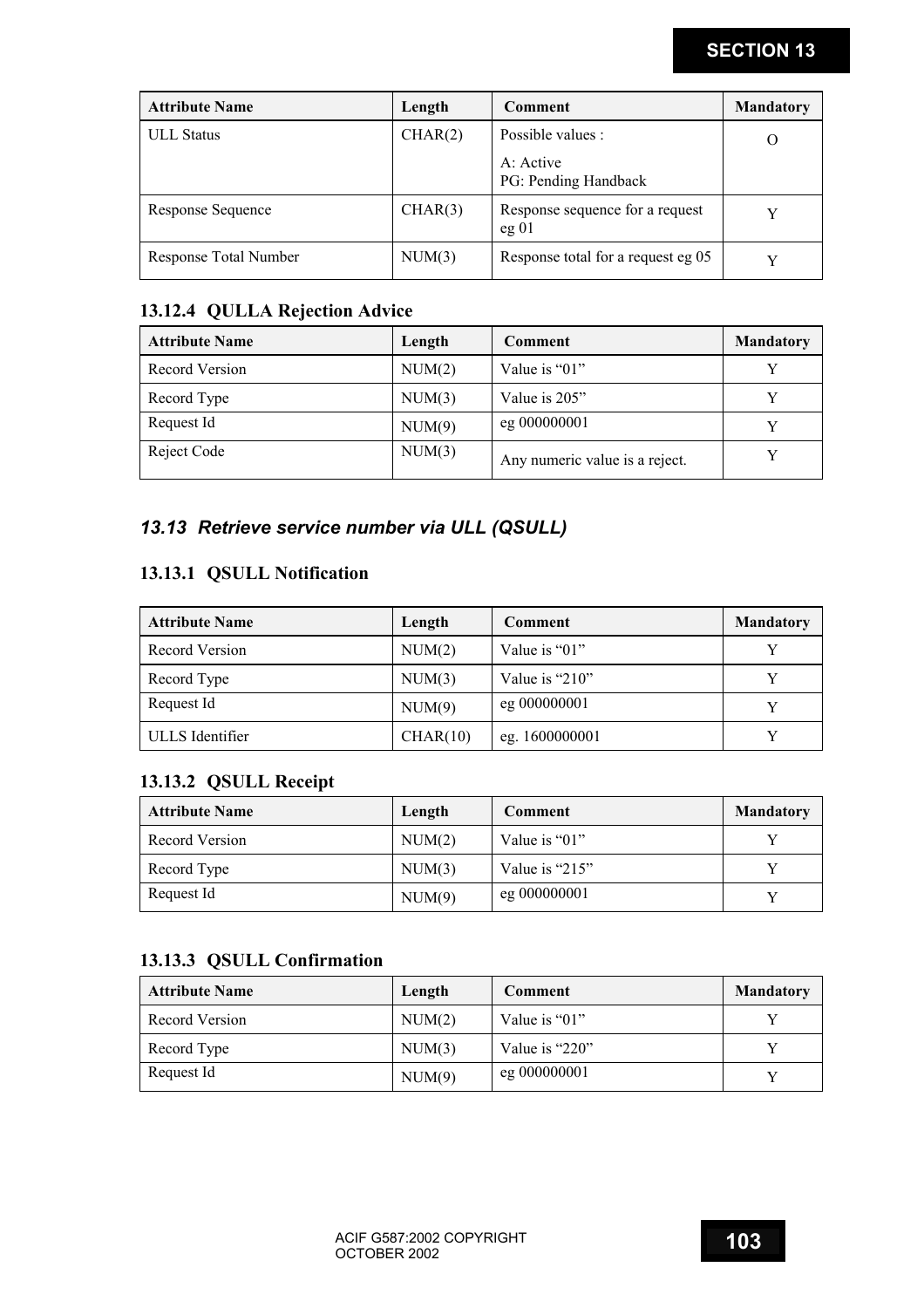| Attribute Name | Length | Comment | Mandatory |
|---|---|---|---|
| ULL Status | CHAR(2) | Possible values :<br>A: Active<br>PG: Pending Handback | O |
| Response Sequence | CHAR(3) | Response sequence for a request eg 01 | Y |
| Response Total Number | NUM(3) | Response total for a request eg 05 | Y |

### 13.12.4 QULLA Rejection Advice

| Attribute Name | Length | Comment | Mandatory |
|---|---|---|---|
| Record Version | NUM(2) | Value is "01" | Y |
| Record Type | NUM(3) | Value is 205" | Y |
| Request Id | NUM(9) | eg 000000001 | Y |
| Reject Code | NUM(3) | Any numeric value is a reject. | Y |

## *13.13 Retrieve service number via ULL (QSULL)*

### 13.13.1 QSULL Notification

| Attribute Name | Length | Comment | Mandatory |
|---|---|---|---|
| Record Version | NUM(2) | Value is "01" | Y |
| Record Type | NUM(3) | Value is "210" | Y |
| Request Id | NUM(9) | eg 000000001 | Y |
| ULLS Identifier | CHAR(10) | eg. 1600000001 | Y |

### 13.13.2 QSULL Receipt

| Attribute Name | Length | Comment | Mandatory |
|---|---|---|---|
| Record Version | NUM(2) | Value is "01" | Y |
| Record Type | NUM(3) | Value is "215" | Y |
| Request Id | NUM(9) | eg 000000001 | Y |

### 13.13.3 QSULL Confirmation

| Attribute Name | Length | Comment | Mandatory |
|---|---|---|---|
| Record Version | NUM(2) | Value is "01" | Y |
| Record Type | NUM(3) | Value is "220" | Y |
| Request Id | NUM(9) | eg 000000001 | Y |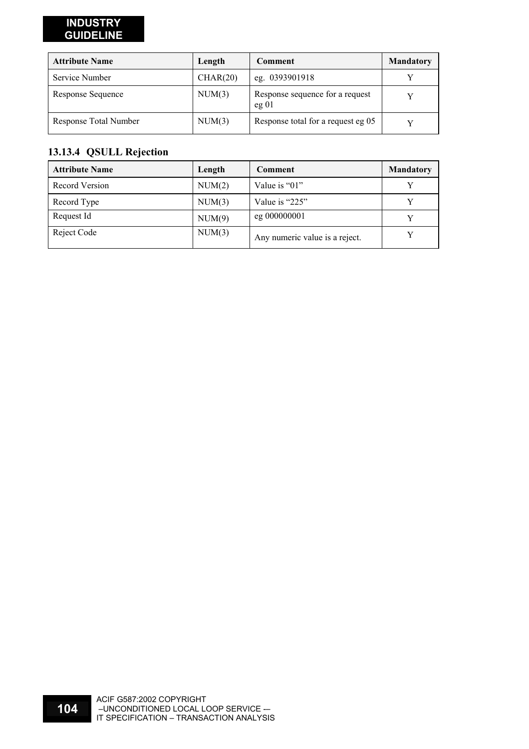| Attribute Name | Length | Comment | Mandatory |
|---|---|---|---|
| Service Number | CHAR(20) | eg. 0393901918 | Y |
| Response Sequence | NUM(3) | Response sequence for a request eg 01 | Y |
| Response Total Number | NUM(3) | Response total for a request eg 05 | Y |

### 13.13.4 QSULL Rejection

| Attribute Name | Length | Comment | Mandatory |
|---|---|---|---|
| Record Version | NUM(2) | Value is “01” | Y |
| Record Type | NUM(3) | Value is “225” | Y |
| Request Id | NUM(9) | eg 000000001 | Y |
| Reject Code | NUM(3) | Any numeric value is a reject. | Y |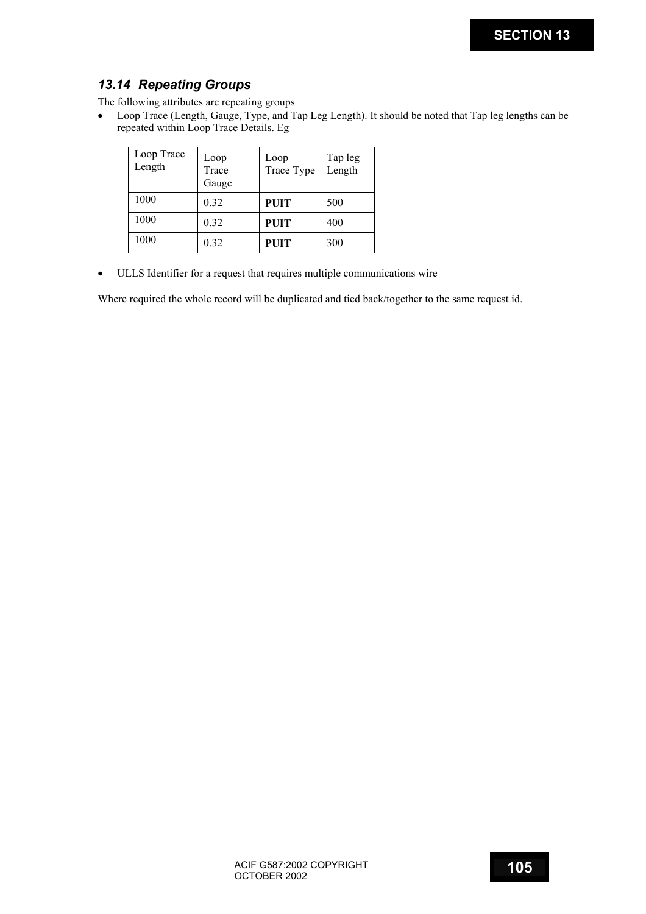### *13.14 Repeating Groups*

The following attributes are repeating groups

- Loop Trace (Length, Gauge, Type, and Tap Leg Length). It should be noted that Tap leg lengths can be repeated within Loop Trace Details. Eg

| Loop Trace Length | Loop Trace Gauge | Loop Trace Type | Tap leg Length |
|---|---|---|---|
| 1000 | 0.32 | **PUIT** | 500 |
| 1000 | 0.32 | **PUIT** | 400 |
| 1000 | 0.32 | **PUIT** | 300 |

- ULLS Identifier for a request that requires multiple communications wire

Where required the whole record will be duplicated and tied back/together to the same request id.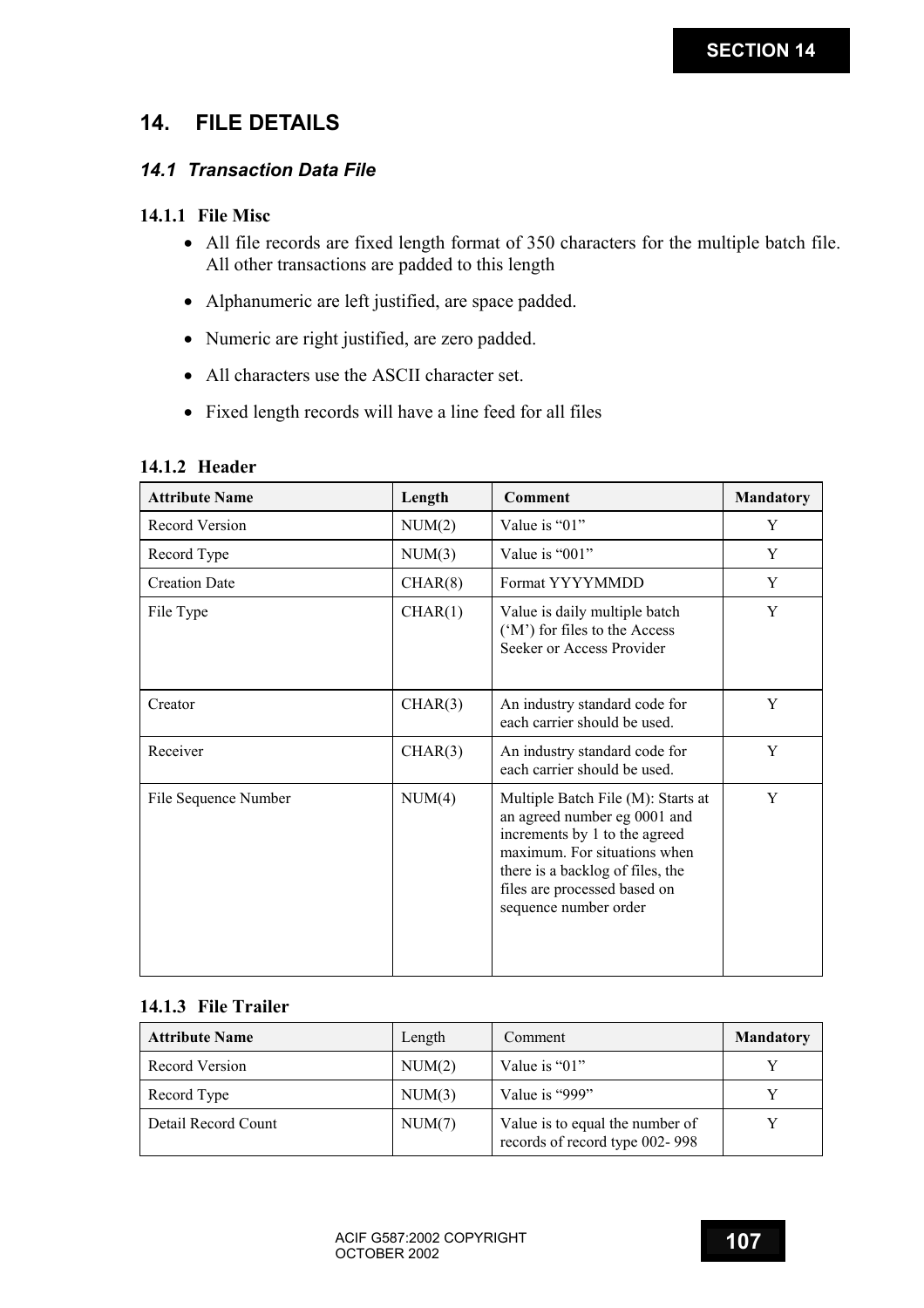# 14. FILE DETAILS

## 14.1 Transaction Data File

### 14.1.1 File Misc

- All file records are fixed length format of 350 characters for the multiple batch file. All other transactions are padded to this length
- Alphanumeric are left justified, are space padded.
- Numeric are right justified, are zero padded.
- All characters use the ASCII character set.
- Fixed length records will have a line feed for all files

### 14.1.2 Header

| Attribute Name | Length | Comment | Mandatory |
|---|---|---|---|
| Record Version | NUM(2) | Value is "01" | Y |
| Record Type | NUM(3) | Value is "001" | Y |
| Creation Date | CHAR(8) | Format YYYYMMDD | Y |
| File Type | CHAR(1) | Value is daily multiple batch ('M') for files to the Access Seeker or Access Provider | Y |
| Creator | CHAR(3) | An industry standard code for each carrier should be used. | Y |
| Receiver | CHAR(3) | An industry standard code for each carrier should be used. | Y |
| File Sequence Number | NUM(4) | Multiple Batch File (M): Starts at an agreed number eg 0001 and increments by 1 to the agreed maximum. For situations when there is a backlog of files, the files are processed based on sequence number order | Y |

### 14.1.3 File Trailer

| Attribute Name | Length | Comment | Mandatory |
|---|---|---|---|
| Record Version | NUM(2) | Value is "01" | Y |
| Record Type | NUM(3) | Value is "999" | Y |
| Detail Record Count | NUM(7) | Value is to equal the number of records of record type 002- 998 | Y |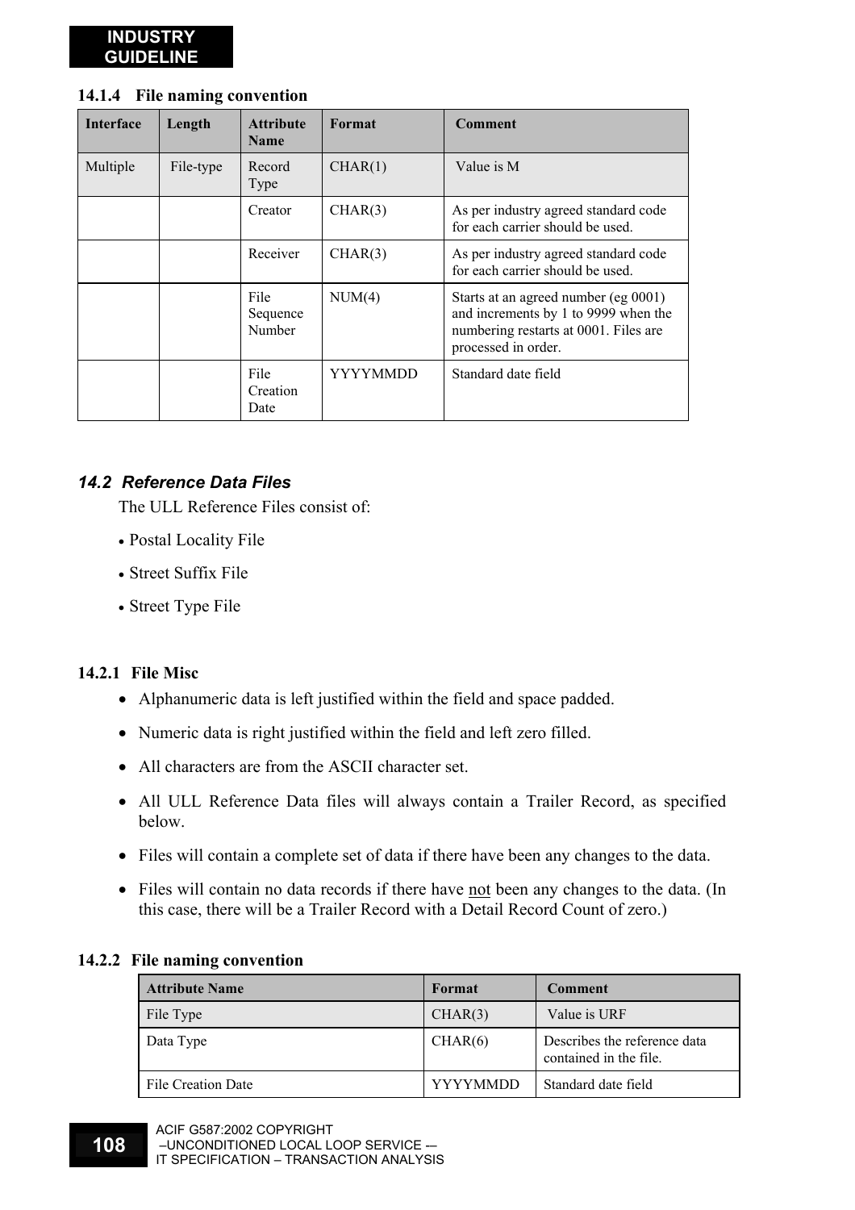#### 14.1.4 File naming convention

| Interface | Length | Attribute Name | Format | Comment |
|---|---|---|---|---|
| Multiple | File-type | Record Type | CHAR(1) | Value is M |
| | | Creator | CHAR(3) | As per industry agreed standard code for each carrier should be used. |
| | | Receiver | CHAR(3) | As per industry agreed standard code for each carrier should be used. |
| | | File Sequence Number | NUM(4) | Starts at an agreed number (eg 0001) and increments by 1 to 9999 when the numbering restarts at 0001. Files are processed in order. |
| | | File Creation Date | YYYYMMDD | Standard date field |

### *14.2 Reference Data Files*

The ULL Reference Files consist of:

- Postal Locality File
- Street Suffix File
- Street Type File

#### 14.2.1 File Misc

- Alphanumeric data is left justified within the field and space padded.
- Numeric data is right justified within the field and left zero filled.
- All characters are from the ASCII character set.
- All ULL Reference Data files will always contain a Trailer Record, as specified below.
- Files will contain a complete set of data if there have been any changes to the data.
- Files will contain no data records if there have not been any changes to the data. (In this case, there will be a Trailer Record with a Detail Record Count of zero.)

#### 14.2.2 File naming convention

| Attribute Name | Format | Comment |
|---|---|---|
| File Type | CHAR(3) | Value is URF |
| Data Type | CHAR(6) | Describes the reference data contained in the file. |
| File Creation Date | YYYYMMDD | Standard date field |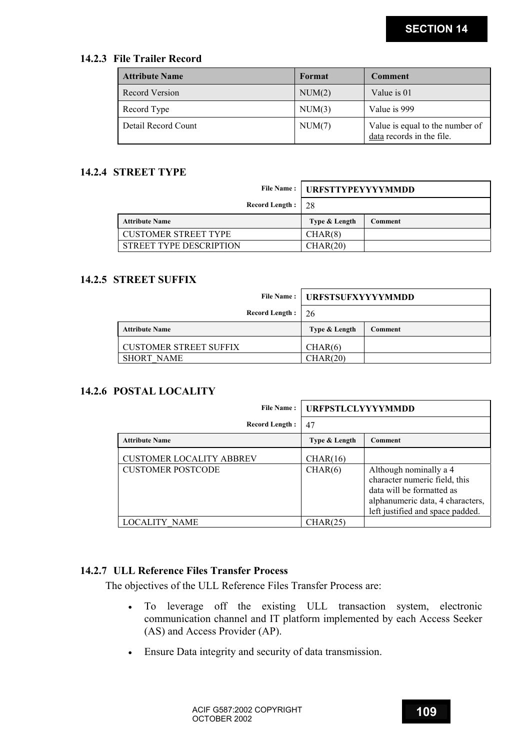### 14.2.3 File Trailer Record

| Attribute Name | Format | Comment |
|---|---|---|
| Record Version | NUM(2) | Value is 01 |
| Record Type | NUM(3) | Value is 999 |
| Detail Record Count | NUM(7) | Value is equal to the number of data records in the file. |

### 14.2.4 STREET TYPE

**File Name :** **URFSTTYPEYYYYMMDD**

**Record Length :** 28

| Attribute Name | Type & Length | Comment |
|---|---|---|
| CUSTOMER STREET TYPE | CHAR(8) | |
| STREET TYPE DESCRIPTION | CHAR(20) | |

### 14.2.5 STREET SUFFIX

**File Name :** **URFSTSUFXYYYYMMDD**

**Record Length :** 26

| Attribute Name | Type & Length | Comment |
|---|---|---|
| CUSTOMER STREET SUFFIX | CHAR(6) | |
| SHORT_NAME | CHAR(20) | |

### 14.2.6 POSTAL LOCALITY

**File Name :** **URFPSTLCLYYYYMMDD**

**Record Length :** 47

| Attribute Name | Type & Length | Comment |
|---|---|---|
| CUSTOMER LOCALITY ABBREV | CHAR(16) | |
| CUSTOMER POSTCODE | CHAR(6) | Although nominally a 4 character numeric field, this data will be formatted as alphanumeric data, 4 characters, left justified and space padded. |
| LOCALITY_NAME | CHAR(25) | |

### 14.2.7 ULL Reference Files Transfer Process

The objectives of the ULL Reference Files Transfer Process are:

- To leverage off the existing ULL transaction system, electronic communication channel and IT platform implemented by each Access Seeker (AS) and Access Provider (AP).
- Ensure Data integrity and security of data transmission.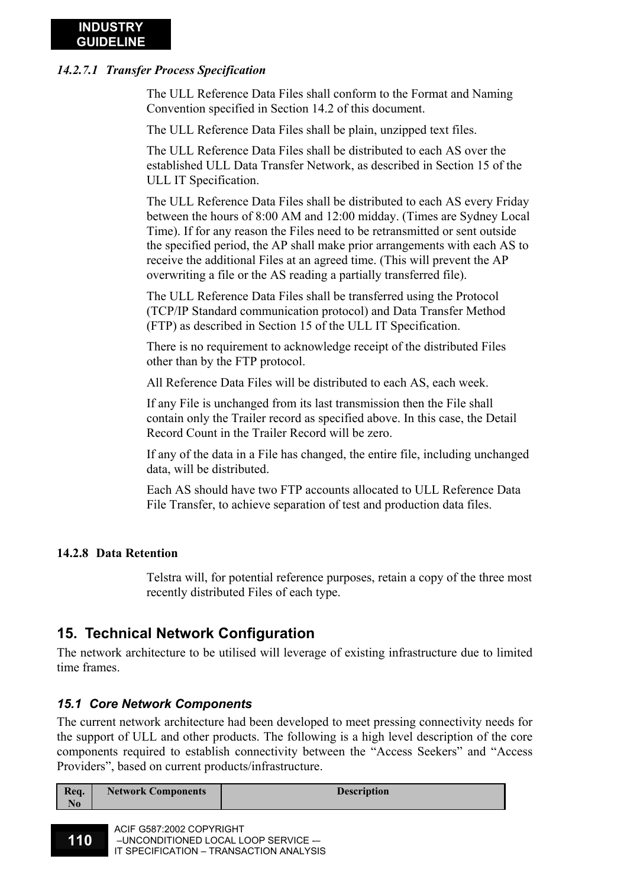#### *14.2.7.1 Transfer Process Specification*

The ULL Reference Data Files shall conform to the Format and Naming Convention specified in Section 14.2 of this document.

The ULL Reference Data Files shall be plain, unzipped text files.

The ULL Reference Data Files shall be distributed to each AS over the established ULL Data Transfer Network, as described in Section 15 of the ULL IT Specification.

The ULL Reference Data Files shall be distributed to each AS every Friday between the hours of 8:00 AM and 12:00 midday. (Times are Sydney Local Time). If for any reason the Files need to be retransmitted or sent outside the specified period, the AP shall make prior arrangements with each AS to receive the additional Files at an agreed time. (This will prevent the AP overwriting a file or the AS reading a partially transferred file).

The ULL Reference Data Files shall be transferred using the Protocol (TCP/IP Standard communication protocol) and Data Transfer Method (FTP) as described in Section 15 of the ULL IT Specification.

There is no requirement to acknowledge receipt of the distributed Files other than by the FTP protocol.

All Reference Data Files will be distributed to each AS, each week.

If any File is unchanged from its last transmission then the File shall contain only the Trailer record as specified above. In this case, the Detail Record Count in the Trailer Record will be zero.

If any of the data in a File has changed, the entire file, including unchanged data, will be distributed.

Each AS should have two FTP accounts allocated to ULL Reference Data File Transfer, to achieve separation of test and production data files.

### 14.2.8 Data Retention

Telstra will, for potential reference purposes, retain a copy of the three most recently distributed Files of each type.

## 15. Technical Network Configuration

The network architecture to be utilised will leverage of existing infrastructure due to limited time frames.

### *15.1 Core Network Components*

The current network architecture had been developed to meet pressing connectivity needs for the support of ULL and other products. The following is a high level description of the core components required to establish connectivity between the "Access Seekers" and "Access Providers", based on current products/infrastructure.

| Req. No | Network Components | Description |
|---|---|---|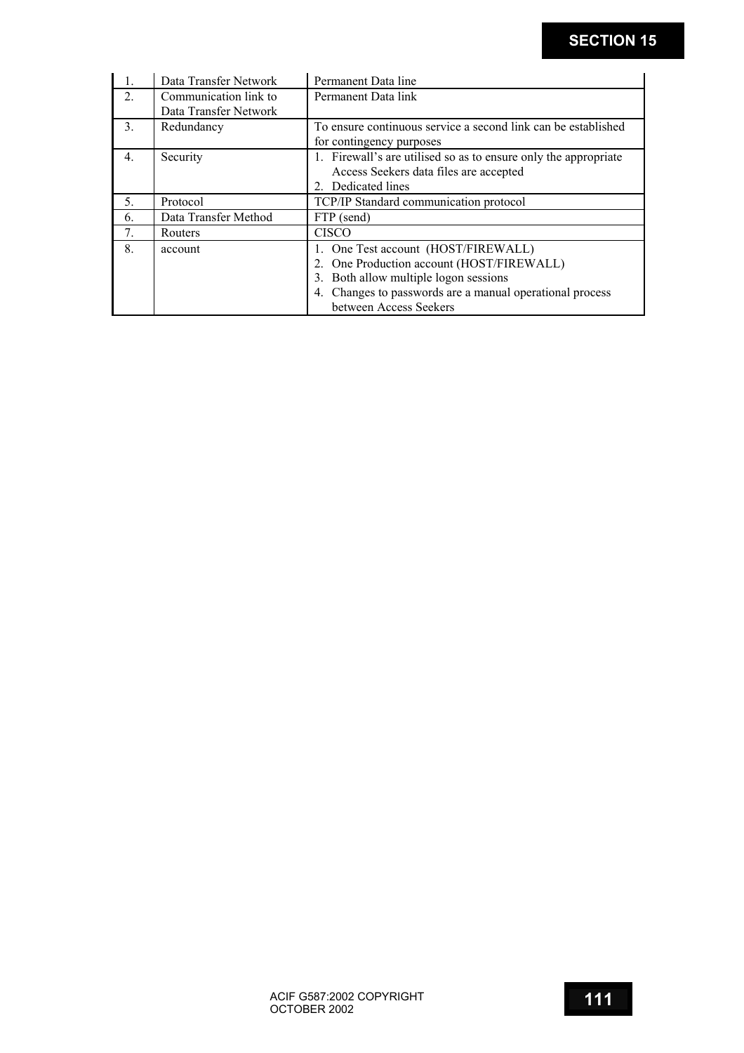| | | |
|---|---|---|
| 1. | Data Transfer Network | Permanent Data line |
| 2. | Communication link to Data Transfer Network | Permanent Data link |
| 3. | Redundancy | To ensure continuous service a second link can be established for contingency purposes |
| 4. | Security | 1. Firewall's are utilised so as to ensure only the appropriate Access Seekers data files are accepted<br>2. Dedicated lines |
| 5. | Protocol | TCP/IP Standard communication protocol |
| 6. | Data Transfer Method | FTP (send) |
| 7. | Routers | CISCO |
| 8. | account | 1. One Test account (HOST/FIREWALL)<br>2. One Production account (HOST/FIREWALL)<br>3. Both allow multiple logon sessions<br>4. Changes to passwords are a manual operational process between Access Seekers |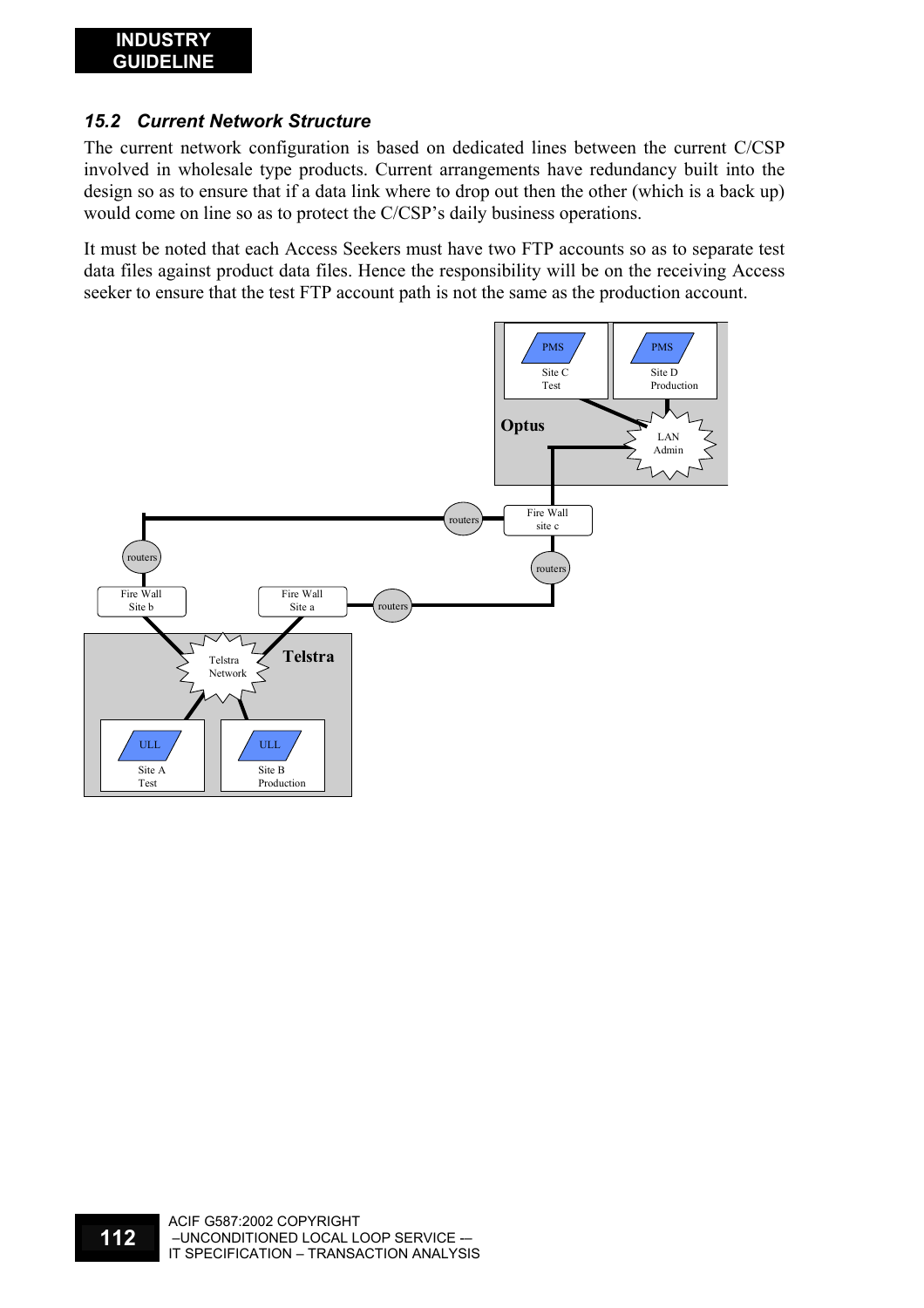### *15.2 Current Network Structure*

The current network configuration is based on dedicated lines between the current C/CSP involved in wholesale type products. Current arrangements have redundancy built into the design so as to ensure that if a data link where to drop out then the other (which is a back up) would come on line so as to protect the C/CSP's daily business operations.

It must be noted that each Access Seekers must have two FTP accounts so as to separate test data files against product data files. Hence the responsibility will be on the receiving Access seeker to ensure that the test FTP account path is not the same as the production account.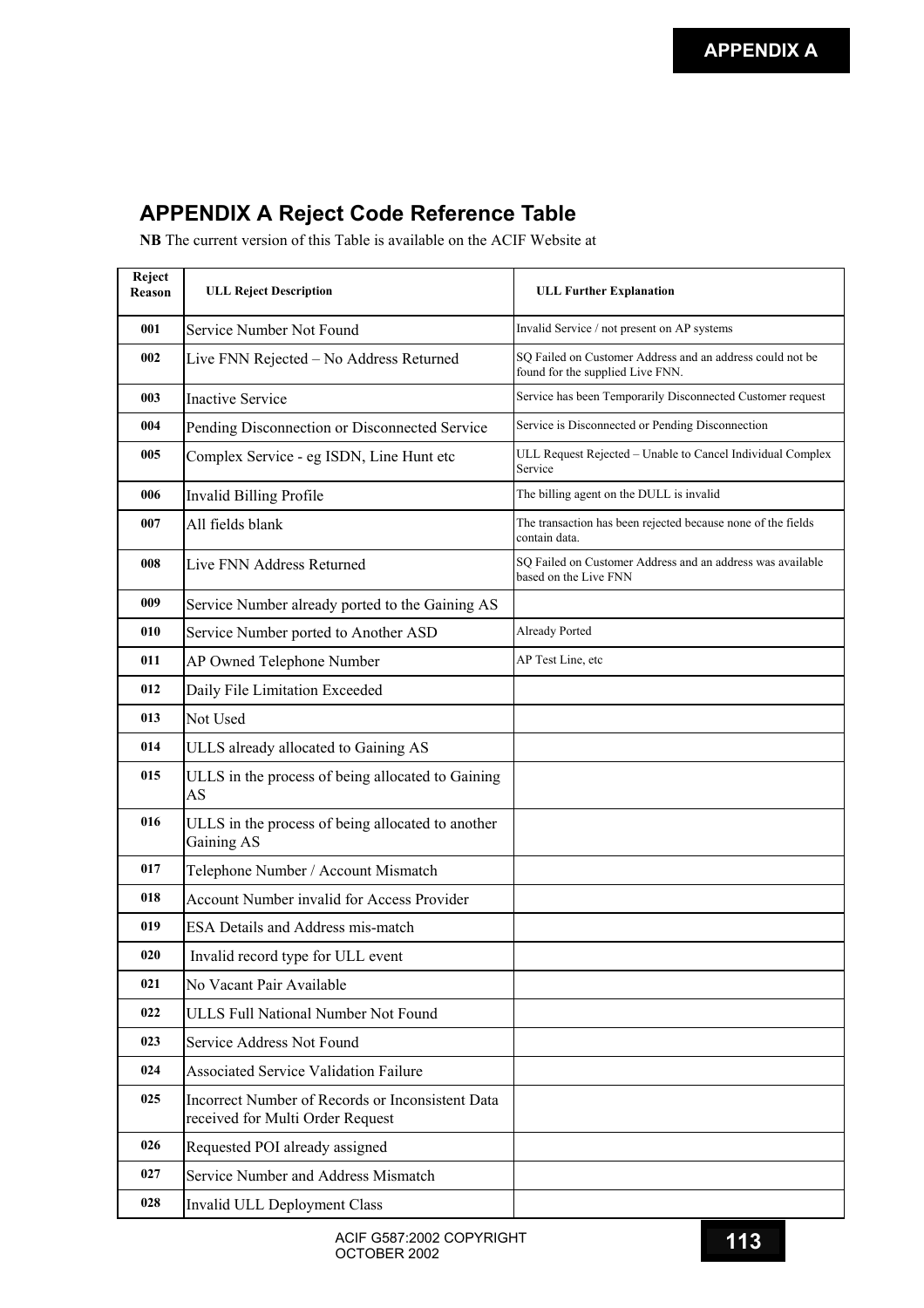# APPENDIX A Reject Code Reference Table

**NB** The current version of this Table is available on the ACIF Website at

| Reject Reason | ULL Reject Description | ULL Further Explanation |
|---|---|---|
| 001 | Service Number Not Found | Invalid Service / not present on AP systems |
| 002 | Live FNN Rejected – No Address Returned | SQ Failed on Customer Address and an address could not be found for the supplied Live FNN. |
| 003 | Inactive Service | Service has been Temporarily Disconnected Customer request |
| 004 | Pending Disconnection or Disconnected Service | Service is Disconnected or Pending Disconnection |
| 005 | Complex Service - eg ISDN, Line Hunt etc | ULL Request Rejected – Unable to Cancel Individual Complex Service |
| 006 | Invalid Billing Profile | The billing agent on the DULL is invalid |
| 007 | All fields blank | The transaction has been rejected because none of the fields contain data. |
| 008 | Live FNN Address Returned | SQ Failed on Customer Address and an address was available based on the Live FNN |
| 009 | Service Number already ported to the Gaining AS | |
| 010 | Service Number ported to Another ASD | Already Ported |
| 011 | AP Owned Telephone Number | AP Test Line, etc |
| 012 | Daily File Limitation Exceeded | |
| 013 | Not Used | |
| 014 | ULLS already allocated to Gaining AS | |
| 015 | ULLS in the process of being allocated to Gaining AS | |
| 016 | ULLS in the process of being allocated to another Gaining AS | |
| 017 | Telephone Number / Account Mismatch | |
| 018 | Account Number invalid for Access Provider | |
| 019 | ESA Details and Address mis-match | |
| 020 | Invalid record type for ULL event | |
| 021 | No Vacant Pair Available | |
| 022 | ULLS Full National Number Not Found | |
| 023 | Service Address Not Found | |
| 024 | Associated Service Validation Failure | |
| 025 | Incorrect Number of Records or Inconsistent Data received for Multi Order Request | |
| 026 | Requested POI already assigned | |
| 027 | Service Number and Address Mismatch | |
| 028 | Invalid ULL Deployment Class | |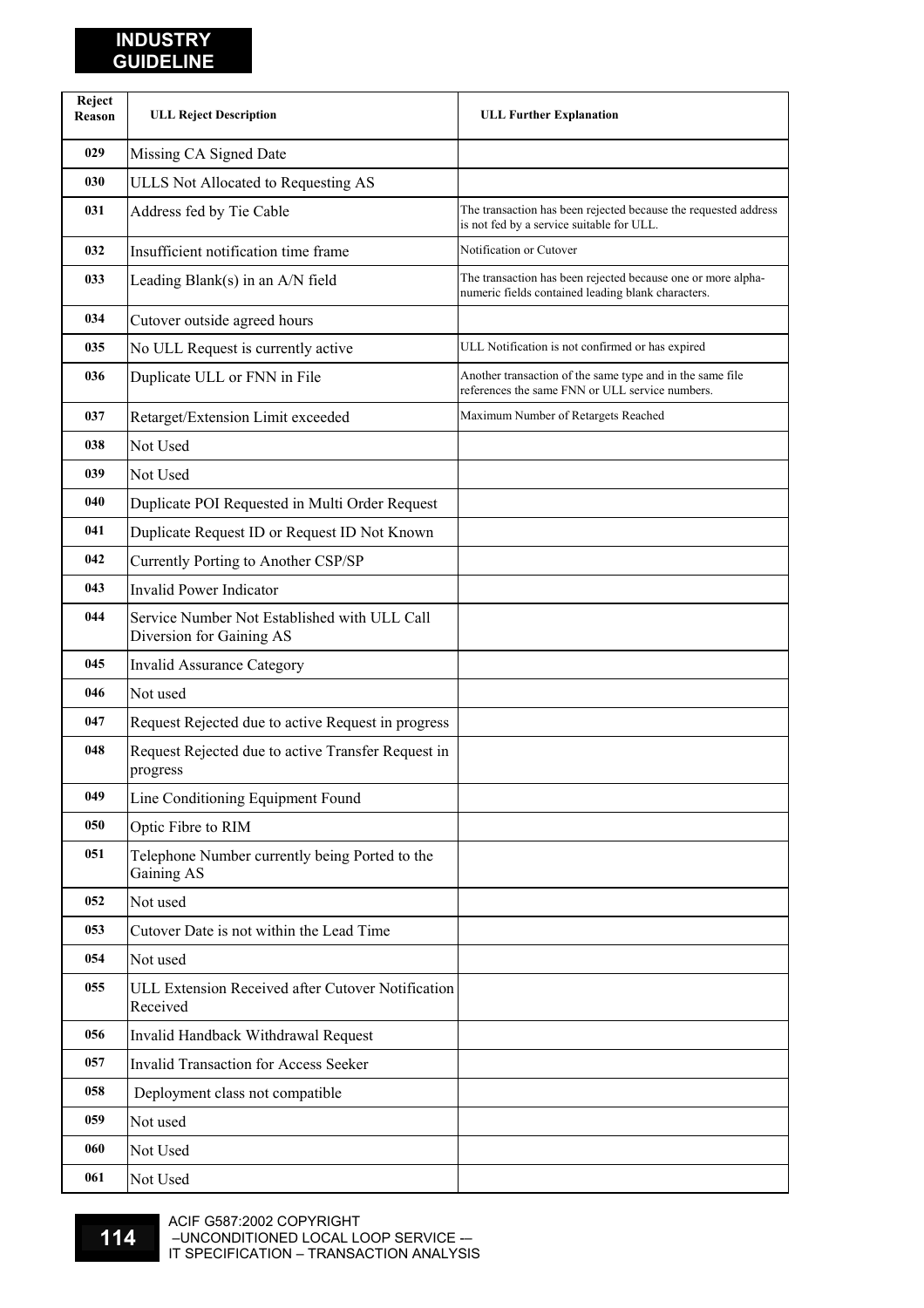| Reject Reason | ULL Reject Description | ULL Further Explanation |
|---|---|---|
| 029 | Missing CA Signed Date | |
| 030 | ULLS Not Allocated to Requesting AS | |
| 031 | Address fed by Tie Cable | The transaction has been rejected because the requested address is not fed by a service suitable for ULL. |
| 032 | Insufficient notification time frame | Notification or Cutover |
| 033 | Leading Blank(s) in an A/N field | The transaction has been rejected because one or more alpha-numeric fields contained leading blank characters. |
| 034 | Cutover outside agreed hours | |
| 035 | No ULL Request is currently active | ULL Notification is not confirmed or has expired |
| 036 | Duplicate ULL or FNN in File | Another transaction of the same type and in the same file references the same FNN or ULL service numbers. |
| 037 | Retarget/Extension Limit exceeded | Maximum Number of Retargets Reached |
| 038 | Not Used | |
| 039 | Not Used | |
| 040 | Duplicate POI Requested in Multi Order Request | |
| 041 | Duplicate Request ID or Request ID Not Known | |
| 042 | Currently Porting to Another CSP/SP | |
| 043 | Invalid Power Indicator | |
| 044 | Service Number Not Established with ULL Call Diversion for Gaining AS | |
| 045 | Invalid Assurance Category | |
| 046 | Not used | |
| 047 | Request Rejected due to active Request in progress | |
| 048 | Request Rejected due to active Transfer Request in progress | |
| 049 | Line Conditioning Equipment Found | |
| 050 | Optic Fibre to RIM | |
| 051 | Telephone Number currently being Ported to the Gaining AS | |
| 052 | Not used | |
| 053 | Cutover Date is not within the Lead Time | |
| 054 | Not used | |
| 055 | ULL Extension Received after Cutover Notification Received | |
| 056 | Invalid Handback Withdrawal Request | |
| 057 | Invalid Transaction for Access Seeker | |
| 058 | Deployment class not compatible | |
| 059 | Not used | |
| 060 | Not Used | |
| 061 | Not Used | |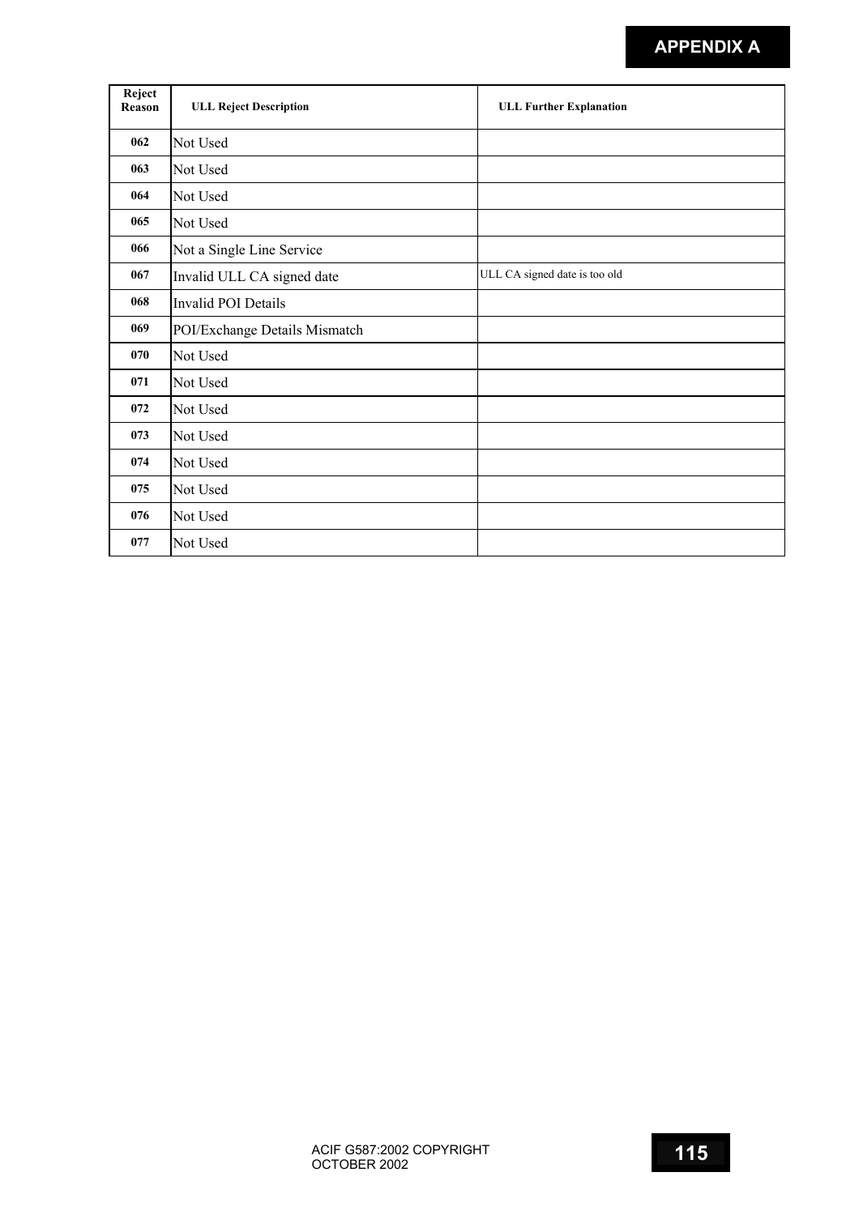| Reject Reason | ULL Reject Description | ULL Further Explanation |
| --- | --- | --- |
| 062 | Not Used | |
| 063 | Not Used | |
| 064 | Not Used | |
| 065 | Not Used | |
| 066 | Not a Single Line Service | |
| 067 | Invalid ULL CA signed date | ULL CA signed date is too old |
| 068 | Invalid POI Details | |
| 069 | POI/Exchange Details Mismatch | |
| 070 | Not Used | |
| 071 | Not Used | |
| 072 | Not Used | |
| 073 | Not Used | |
| 074 | Not Used | |
| 075 | Not Used | |
| 076 | Not Used | |
| 077 | Not Used | |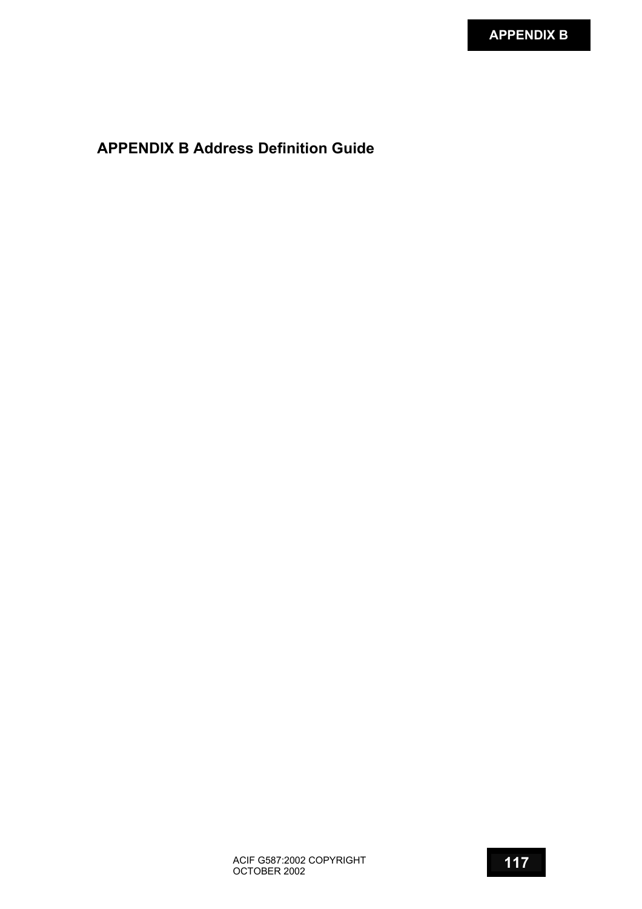# APPENDIX B Address Definition Guide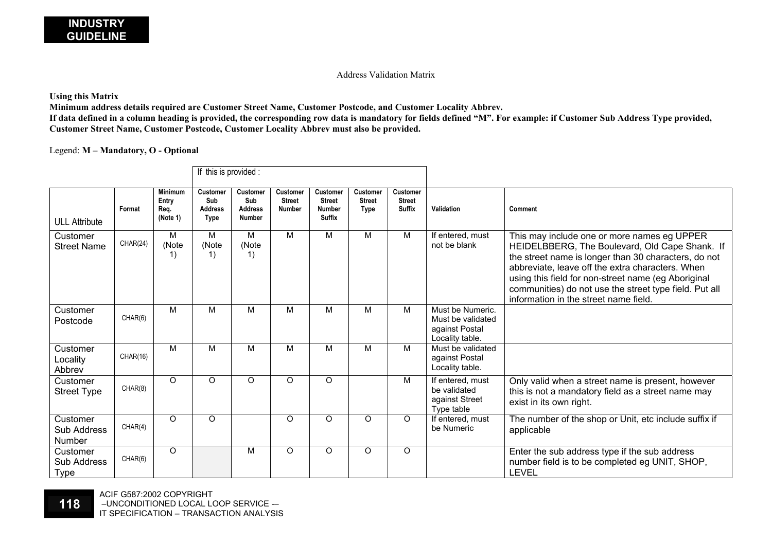Address Validation Matrix

**Using this Matrix**

**Minimum address details required are Customer Street Name, Customer Postcode, and Customer Locality Abbrev.**

**If data defined in a column heading is provided, the corresponding row data is mandatory for fields defined "M". For example: if Customer Sub Address Type provided, Customer Street Name, Customer Postcode, Customer Locality Abbrev must also be provided.**

Legend: **M – Mandatory, O - Optional**

| | | | If this is provided : | | | | | | | |
|---|---|---|---|---|---|---|---|---|---|---|
| ULL Attribute | Format | Minimum Entry Req. (Note 1) | Customer Sub Address Type | Customer Sub Address Number | Customer Street Number | Customer Street Number Suffix | Customer Street Type | Customer Street Suffix | Validation | Comment |
| Customer Street Name | CHAR(24) | M (Note 1) | M (Note 1) | M (Note 1) | M | M | M | M | If entered, must not be blank | This may include one or more names eg UPPER HEIDELBBERG, The Boulevard, Old Cape Shank. If the street name is longer than 30 characters, do not abbreviate, leave off the extra characters. When using this field for non-street name (eg Aboriginal communities) do not use the street type field. Put all information in the street name field. |
| Customer Postcode | CHAR(6) | M | M | M | M | M | M | M | Must be Numeric. Must be validated against Postal Locality table. | |
| Customer Locality Abbrev | CHAR(16) | M | M | M | M | M | M | M | Must be validated against Postal Locality table. | |
| Customer Street Type | CHAR(8) | O | O | O | O | O | | M | If entered, must be validated against Street Type table | Only valid when a street name is present, however this is not a mandatory field as a street name may exist in its own right. |
| Customer Sub Address Number | CHAR(4) | O | O | | O | O | O | O | If entered, must be Numeric | The number of the shop or Unit, etc include suffix if applicable |
| Customer Sub Address Type | CHAR(6) | O | | M | O | O | O | O | | Enter the sub address type if the sub address number field is to be completed eg UNIT, SHOP, LEVEL |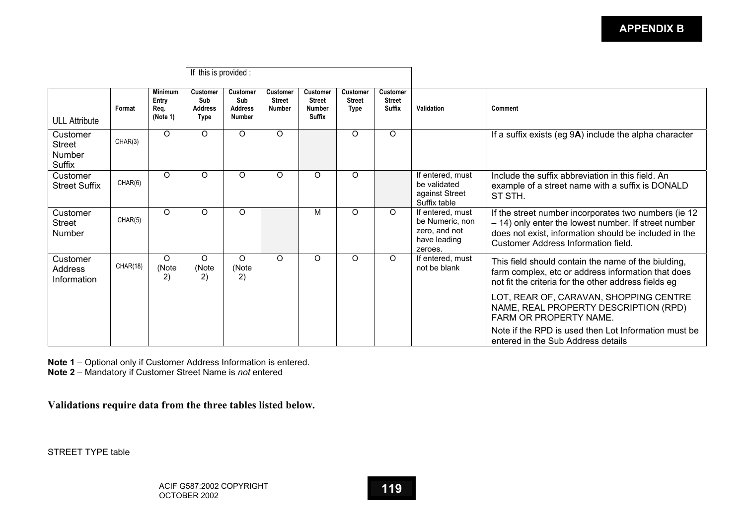**APPENDIX B**

| | | | If this is provided : | | | | | | | | |
|---|---|---|---|---|---|---|---|---|---|---|---|
| ULL Attribute | Format | Minimum Entry Req. (Note 1) | Customer Sub Address Type | Customer Sub Address Number | Customer Street Number | Customer Street Number Suffix | Customer Street Type | Customer Street Suffix | Validation | Comment |
| Customer Street Number Suffix | CHAR(3) | O | O | O | O | | O | O | | If a suffix exists (eg 9**A**) include the alpha character |
| Customer Street Suffix | CHAR(6) | O | O | O | O | O | O | | If entered, must be validated against Street Suffix table | Include the suffix abbreviation in this field. An example of a street name with a suffix is DONALD ST STH. |
| Customer Street Number | CHAR(5) | O | O | O | | M | O | O | If entered, must be Numeric, non zero, and not have leading zeroes. | If the street number incorporates two numbers (ie 12 – 14) only enter the lowest number. If street number does not exist, information should be included in the Customer Address Information field. |
| Customer Address Information | CHAR(18) | O (Note 2) | O (Note 2) | O (Note 2) | O | O | O | O | If entered, must not be blank | This field should contain the name of the biulding, farm complex, etc or address information that does not fit the criteria for the other address fields eg<br><br>LOT, REAR OF, CARAVAN, SHOPPING CENTRE NAME, REAL PROPERTY DESCRIPTION (RPD) FARM OR PROPERTY NAME.<br><br>Note if the RPD is used then Lot Information must be entered in the Sub Address details |

**Note 1** – Optional only if Customer Address Information is entered.
**Note 2** – Mandatory if Customer Street Name is *not* entered

**Validations require data from the three tables listed below.**

STREET TYPE table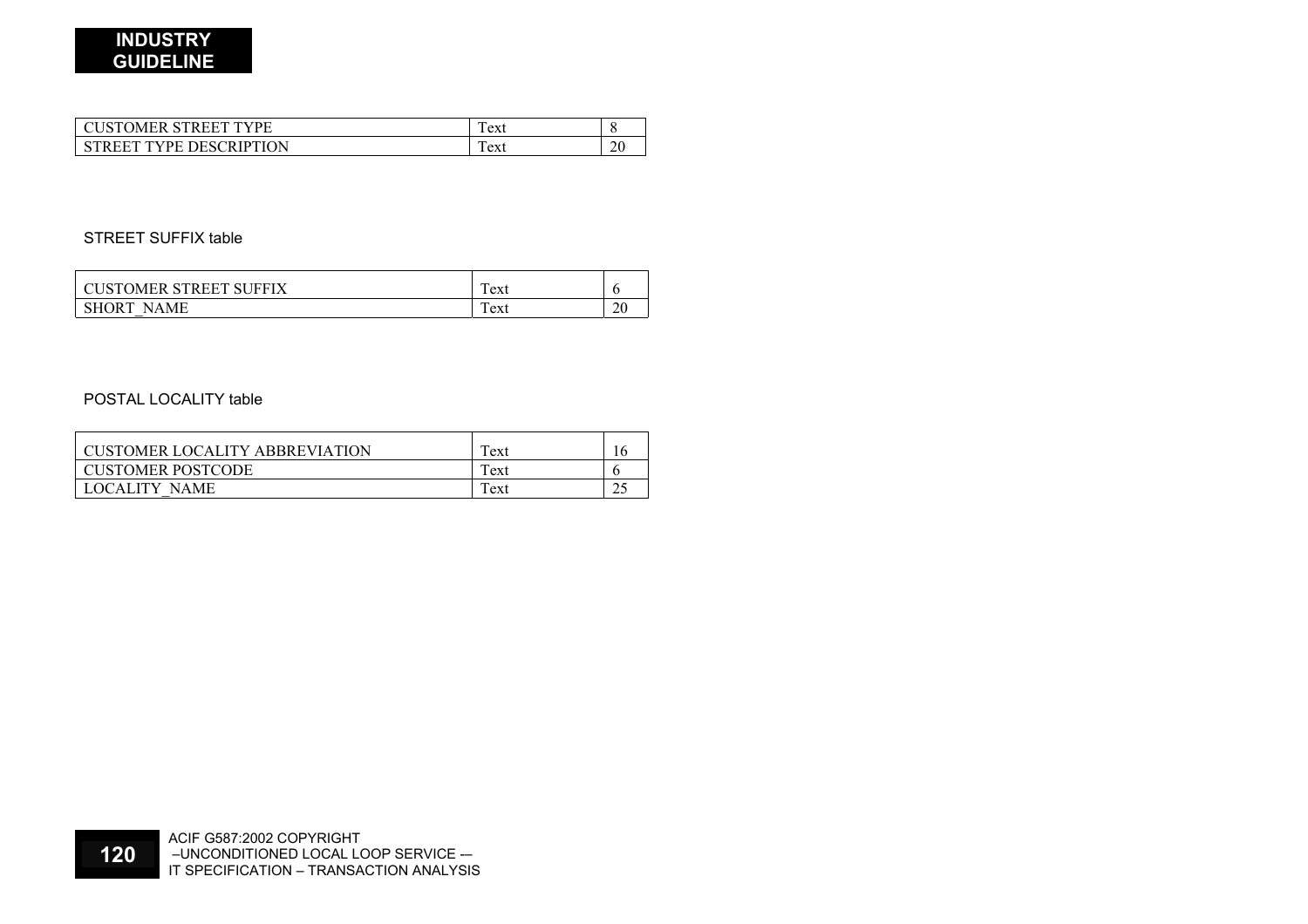| CUSTOMER STREET TYPE | Text | 8 |
|---|---|---|
| STREET TYPE DESCRIPTION | Text | 20 |

STREET SUFFIX table

| CUSTOMER STREET SUFFIX | Text | 6 |
|---|---|---|
| SHORT_NAME | Text | 20 |

POSTAL LOCALITY table

| CUSTOMER LOCALITY ABBREVIATION | Text | 16 |
|---|---|---|
| CUSTOMER POSTCODE | Text | 6 |
| LOCALITY_NAME | Text | 25 |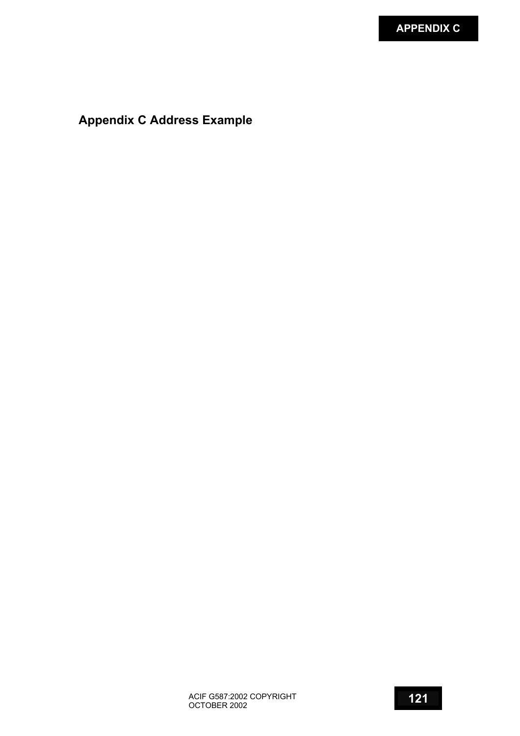# Appendix C Address Example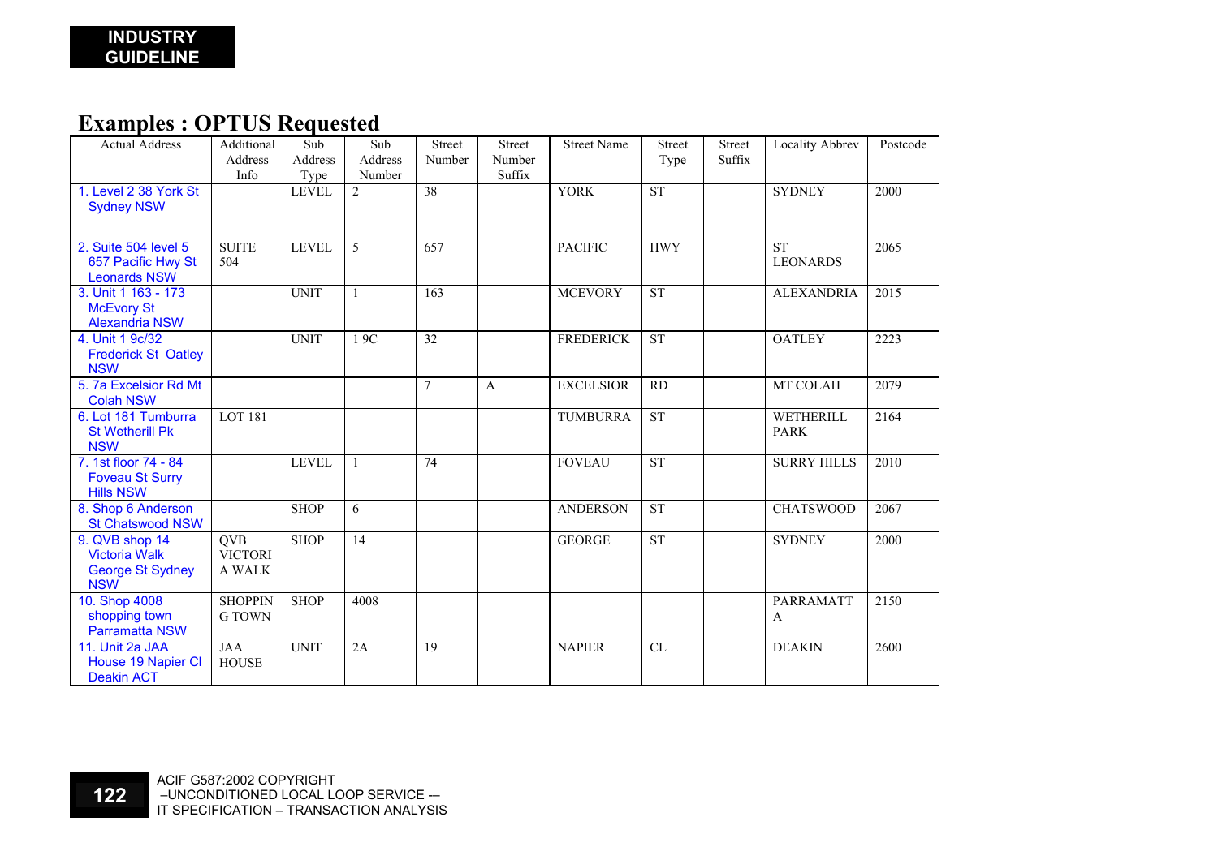**INDUSTRY GUIDELINE**

## Examples : OPTUS Requested

| Actual Address | Additional Address Info | Sub Address Type | Sub Address Number | Street Number | Street Number Suffix | Street Name | Street Type | Street Suffix | Locality Abbrev | Postcode |
|---|---|---|---|---|---|---|---|---|---|---|
| 1. Level 2 38 York St Sydney NSW | | LEVEL | 2 | 38 | | YORK | ST | | SYDNEY | 2000 |
| 2. Suite 504 level 5 657 Pacific Hwy St Leonards NSW | SUITE 504 | LEVEL | 5 | 657 | | PACIFIC | HWY | | ST LEONARDS | 2065 |
| 3. Unit 1 163 - 173 McEvory St Alexandria NSW | | UNIT | 1 | 163 | | MCEVORY | ST | | ALEXANDRIA | 2015 |
| 4. Unit 1 9c/32 Frederick St Oatley NSW | | UNIT | 1 9C | 32 | | FREDERICK | ST | | OATLEY | 2223 |
| 5. 7a Excelsior Rd Mt Colah NSW | | | | 7 | A | EXCELSIOR | RD | | MT COLAH | 2079 |
| 6. Lot 181 Tumburra St Wetherill Pk NSW | LOT 181 | | | | | TUMBURRA | ST | | WETHERILL PARK | 2164 |
| 7. 1st floor 74 - 84 Foveau St Surry Hills NSW | | LEVEL | 1 | 74 | | FOVEAU | ST | | SURRY HILLS | 2010 |
| 8. Shop 6 Anderson St Chatswood NSW | | SHOP | 6 | | | ANDERSON | ST | | CHATSWOOD | 2067 |
| 9. QVB shop 14 Victoria Walk George St Sydney NSW | QVB VICTORIA WALK | SHOP | 14 | | | GEORGE | ST | | SYDNEY | 2000 |
| 10. Shop 4008 shopping town Parramatta NSW | SHOPPING TOWN | SHOP | 4008 | | | | | | PARRAMATTA | 2150 |
| 11. Unit 2a JAA House 19 Napier Cl Deakin ACT | JAA HOUSE | UNIT | 2A | 19 | | NAPIER | CL | | DEAKIN | 2600 |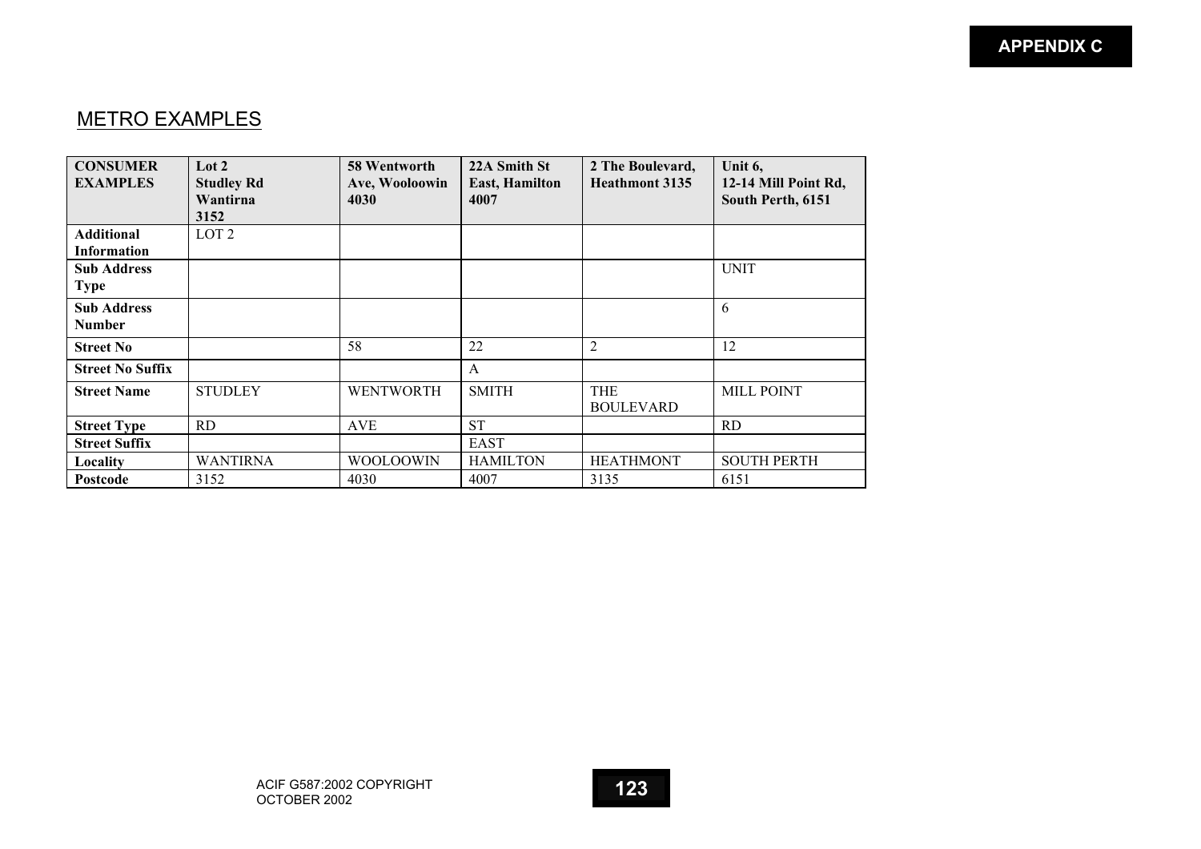## METRO EXAMPLES

| **CONSUMER EXAMPLES** | **Lot 2 Studley Rd Wantirna 3152** | **58 Wentworth Ave, Wooloowin 4030** | **22A Smith St East, Hamilton 4007** | **2 The Boulevard, Heathmont 3135** | **Unit 6, 12-14 Mill Point Rd, South Perth, 6151** |
|---|---|---|---|---|---|
| **Additional Information** | LOT 2 | | | | |
| **Sub Address Type** | | | | | UNIT |
| **Sub Address Number** | | | | | 6 |
| **Street No** | | 58 | 22 | 2 | 12 |
| **Street No Suffix** | | | A | | |
| **Street Name** | STUDLEY | WENTWORTH | SMITH | THE BOULEVARD | MILL POINT |
| **Street Type** | RD | AVE | ST | | RD |
| **Street Suffix** | | | EAST | | |
| **Locality** | WANTIRNA | WOOLOOWIN | HAMILTON | HEATHMONT | SOUTH PERTH |
| **Postcode** | 3152 | 4030 | 4007 | 3135 | 6151 |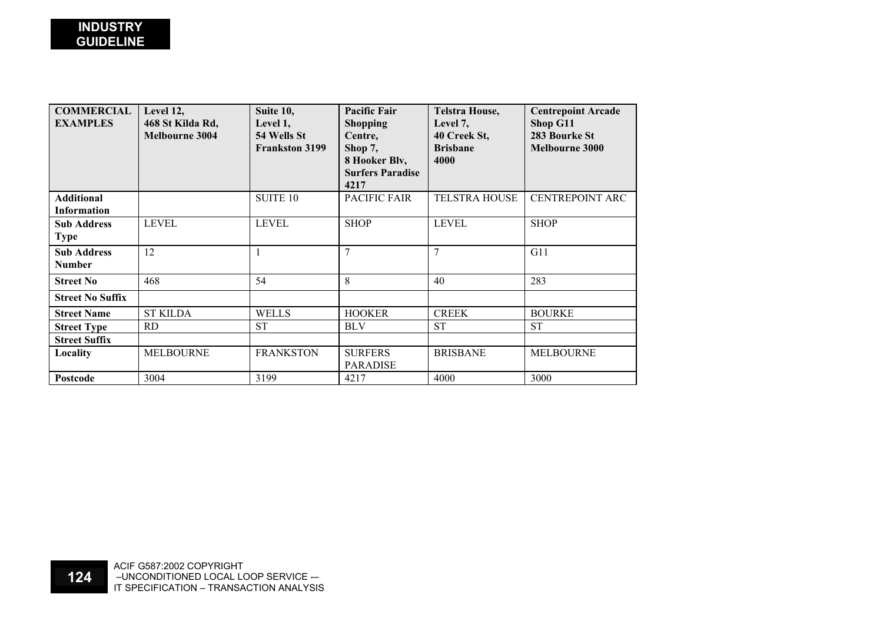| **COMMERCIAL EXAMPLES** | **Level 12, 468 St Kilda Rd, Melbourne 3004** | **Suite 10, Level 1, 54 Wells St Frankston 3199** | **Pacific Fair Shopping Centre, Shop 7, 8 Hooker Blv, Surfers Paradise 4217** | **Telstra House, Level 7, 40 Creek St, Brisbane 4000** | **Centrepoint Arcade Shop G11 283 Bourke St Melbourne 3000** |
|---|---|---|---|---|---|
| **Additional Information** | | SUITE 10 | PACIFIC FAIR | TELSTRA HOUSE | CENTREPOINT ARC |
| **Sub Address Type** | LEVEL | LEVEL | SHOP | LEVEL | SHOP |
| **Sub Address Number** | 12 | 1 | 7 | 7 | G11 |
| **Street No** | 468 | 54 | 8 | 40 | 283 |
| **Street No Suffix** | | | | | |
| **Street Name** | ST KILDA | WELLS | HOOKER | CREEK | BOURKE |
| **Street Type** | RD | ST | BLV | ST | ST |
| **Street Suffix** | | | | | |
| **Locality** | MELBOURNE | FRANKSTON | SURFERS PARADISE | BRISBANE | MELBOURNE |
| **Postcode** | 3004 | 3199 | 4217 | 4000 | 3000 |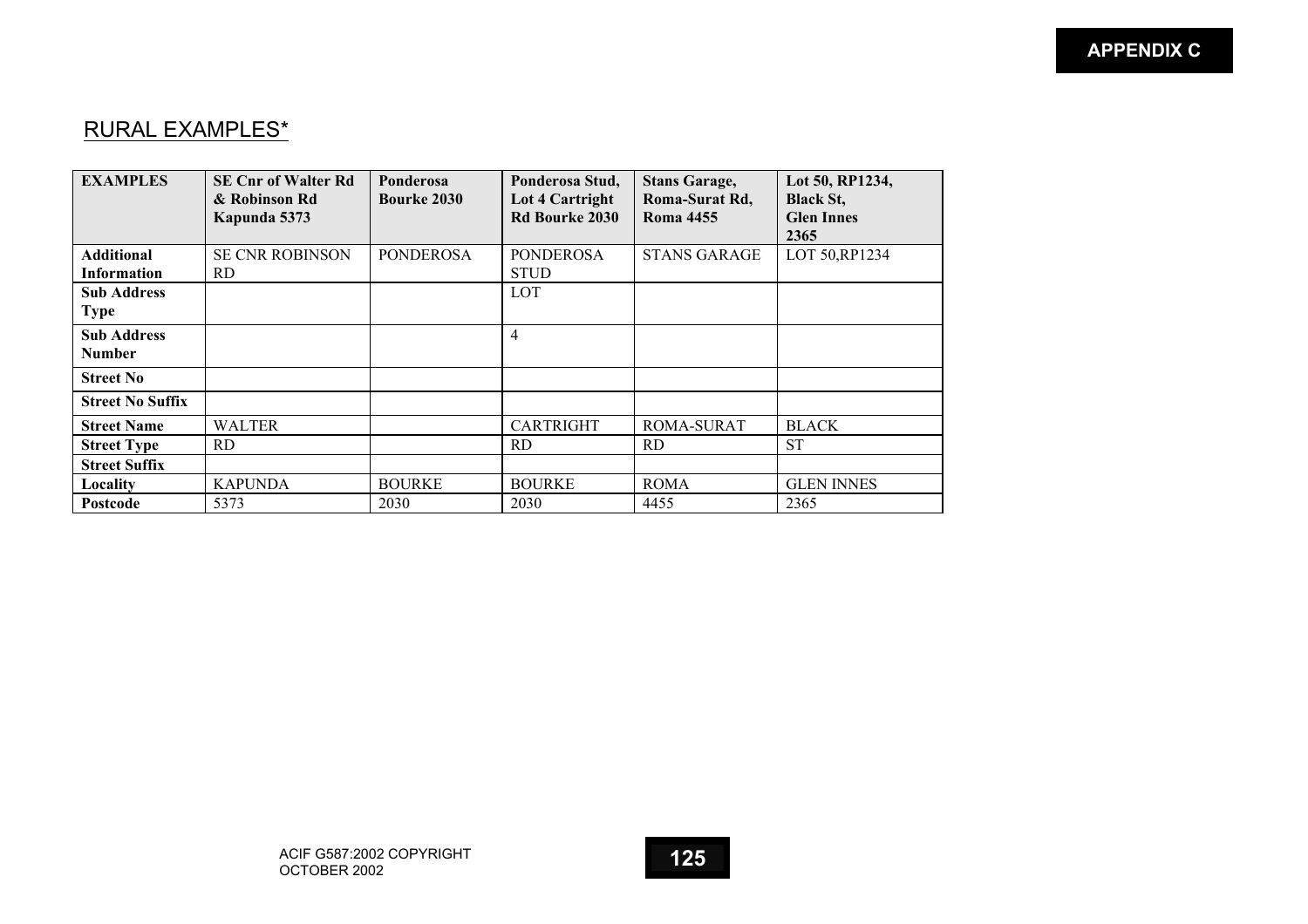## RURAL EXAMPLES*

| EXAMPLES | SE Cnr of Walter Rd & Robinson Rd Kapunda 5373 | Ponderosa Bourke 2030 | Ponderosa Stud, Lot 4 Cartright Rd Bourke 2030 | Stans Garage, Roma-Surat Rd, Roma 4455 | Lot 50, RP1234, Black St, Glen Innes 2365 |
|---|---|---|---|---|---|
| **Additional Information** | SE CNR ROBINSON RD | PONDEROSA | PONDEROSA STUD | STANS GARAGE | LOT 50,RP1234 |
| **Sub Address Type** | | | LOT | | |
| **Sub Address Number** | | | 4 | | |
| **Street No** | | | | | |
| **Street No Suffix** | | | | | |
| **Street Name** | WALTER | | CARTRIGHT | ROMA-SURAT | BLACK |
| **Street Type** | RD | | RD | RD | ST |
| **Street Suffix** | | | | | |
| **Locality** | KAPUNDA | BOURKE | BOURKE | ROMA | GLEN INNES |
| **Postcode** | 5373 | 2030 | 2030 | 4455 | 2365 |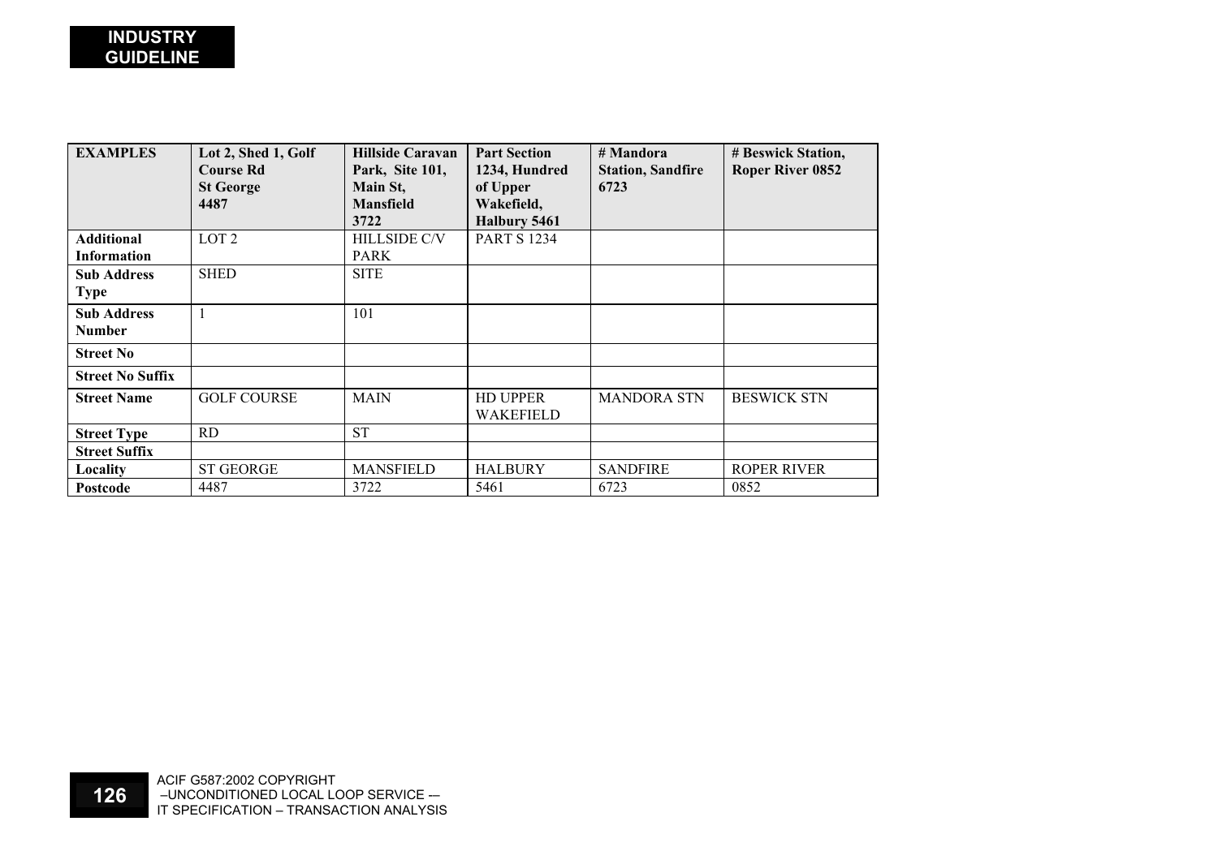| EXAMPLES | Lot 2, Shed 1, Golf Course Rd St George 4487 | Hillside Caravan Park, Site 101, Main St, Mansfield 3722 | Part Section 1234, Hundred of Upper Wakefield, Halbury 5461 | # Mandora Station, Sandfire 6723 | # Beswick Station, Roper River 0852 |
|---|---|---|---|---|---|
| **Additional Information** | LOT 2 | HILLSIDE C/V PARK | PART S 1234 | | |
| **Sub Address Type** | SHED | SITE | | | |
| **Sub Address Number** | 1 | 101 | | | |
| **Street No** | | | | | |
| **Street No Suffix** | | | | | |
| **Street Name** | GOLF COURSE | MAIN | HD UPPER WAKEFIELD | MANDORA STN | BESWICK STN |
| **Street Type** | RD | ST | | | |
| **Street Suffix** | | | | | |
| **Locality** | ST GEORGE | MANSFIELD | HALBURY | SANDFIRE | ROPER RIVER |
| **Postcode** | 4487 | 3722 | 5461 | 6723 | 0852 |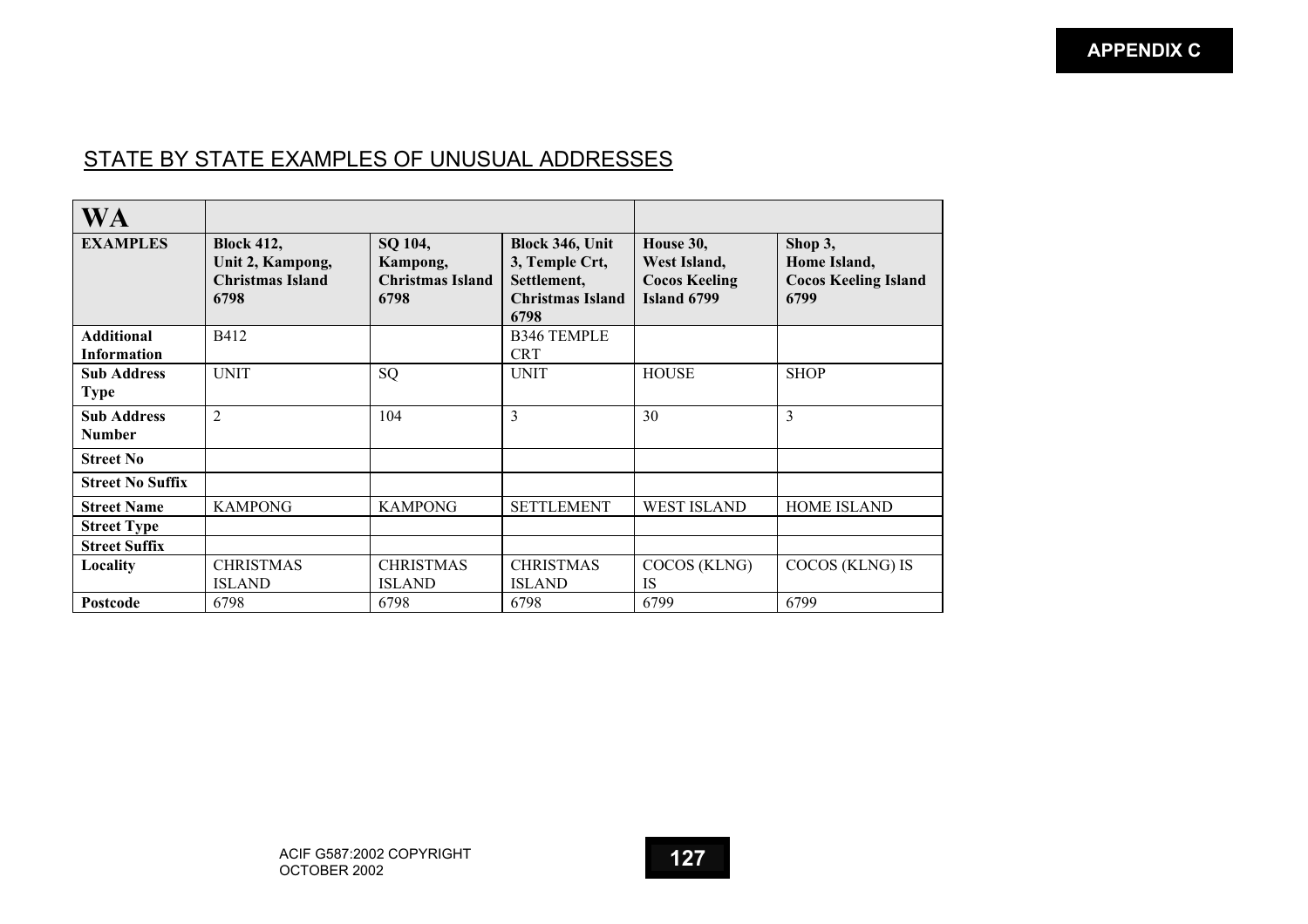**APPENDIX C**

## STATE BY STATE EXAMPLES OF UNUSUAL ADDRESSES

| WA | | | | | |
|---|---|---|---|---|---|
| **EXAMPLES** | **Block 412, Unit 2, Kampong, Christmas Island 6798** | **SQ 104, Kampong, Christmas Island 6798** | **Block 346, Unit 3, Temple Crt, Settlement, Christmas Island 6798** | **House 30, West Island, Cocos Keeling Island 6799** | **Shop 3, Home Island, Cocos Keeling Island 6799** |
| **Additional Information** | B412 | | B346 TEMPLE CRT | | |
| **Sub Address Type** | UNIT | SQ | UNIT | HOUSE | SHOP |
| **Sub Address Number** | 2 | 104 | 3 | 30 | 3 |
| **Street No** | | | | | |
| **Street No Suffix** | | | | | |
| **Street Name** | KAMPONG | KAMPONG | SETTLEMENT | WEST ISLAND | HOME ISLAND |
| **Street Type** | | | | | |
| **Street Suffix** | | | | | |
| **Locality** | CHRISTMAS ISLAND | CHRISTMAS ISLAND | CHRISTMAS ISLAND | COCOS (KLNG) IS | COCOS (KLNG) IS |
| **Postcode** | 6798 | 6798 | 6798 | 6799 | 6799 |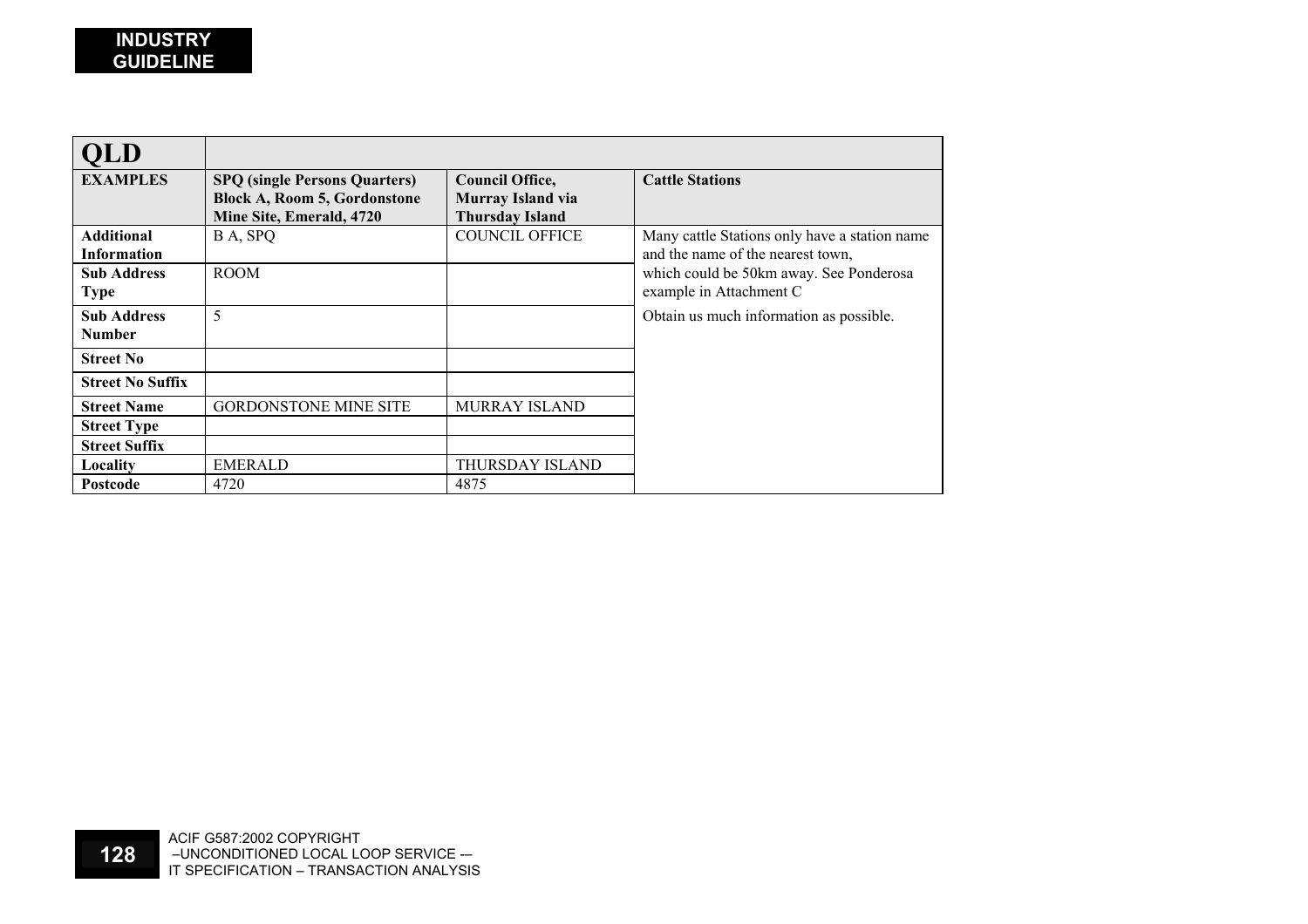| QLD | | | |
|---|---|---|---|
| **EXAMPLES** | **SPQ (single Persons Quarters) Block A, Room 5, Gordonstone Mine Site, Emerald, 4720** | **Council Office, Murray Island via Thursday Island** | **Cattle Stations** |
| **Additional Information** | B A, SPQ | COUNCIL OFFICE | Many cattle Stations only have a station name and the name of the nearest town, which could be 50km away. See Ponderosa example in Attachment C<br><br>Obtain us much information as possible. |
| **Sub Address Type** | ROOM | | |
| **Sub Address Number** | 5 | | |
| **Street No** | | | |
| **Street No Suffix** | | | |
| **Street Name** | GORDONSTONE MINE SITE | MURRAY ISLAND | |
| **Street Type** | | | |
| **Street Suffix** | | | |
| **Locality** | EMERALD | THURSDAY ISLAND | |
| **Postcode** | 4720 | 4875 | |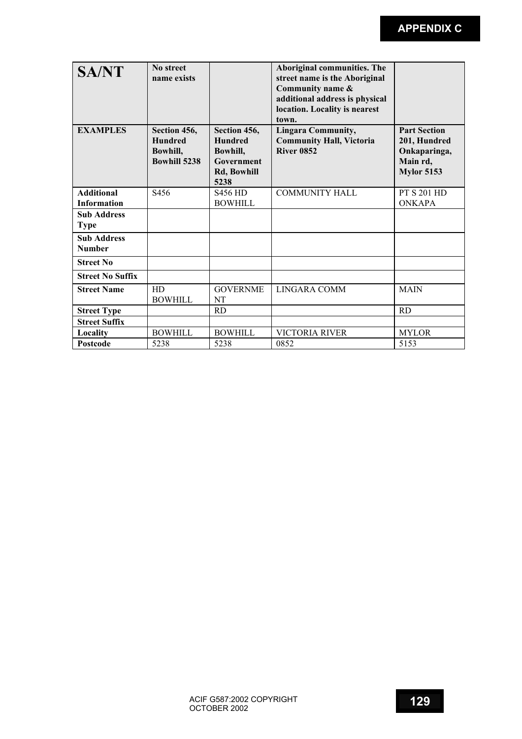## APPENDIX C

| SA/NT | No street name exists | | Aboriginal communities. The street name is the Aboriginal Community name & additional address is physical location. Locality is nearest town. | |
|---|---|---|---|---|
| **EXAMPLES** | **Section 456, Hundred Bowhill, Bowhill 5238** | **Section 456, Hundred Bowhill, Government Rd, Bowhill 5238** | **Lingara Community, Community Hall, Victoria River 0852** | **Part Section 201, Hundred Onkaparinga, Main rd, Mylor 5153** |
| **Additional Information** | S456 | S456 HD BOWHILL | COMMUNITY HALL | PT S 201 HD ONKAPA |
| **Sub Address Type** | | | | |
| **Sub Address Number** | | | | |
| **Street No** | | | | |
| **Street No Suffix** | | | | |
| **Street Name** | HD BOWHILL | GOVERNMENT | LINGARA COMM | MAIN |
| **Street Type** | | RD | | RD |
| **Street Suffix** | | | | |
| **Locality** | BOWHILL | BOWHILL | VICTORIA RIVER | MYLOR |
| **Postcode** | 5238 | 5238 | 0852 | 5153 |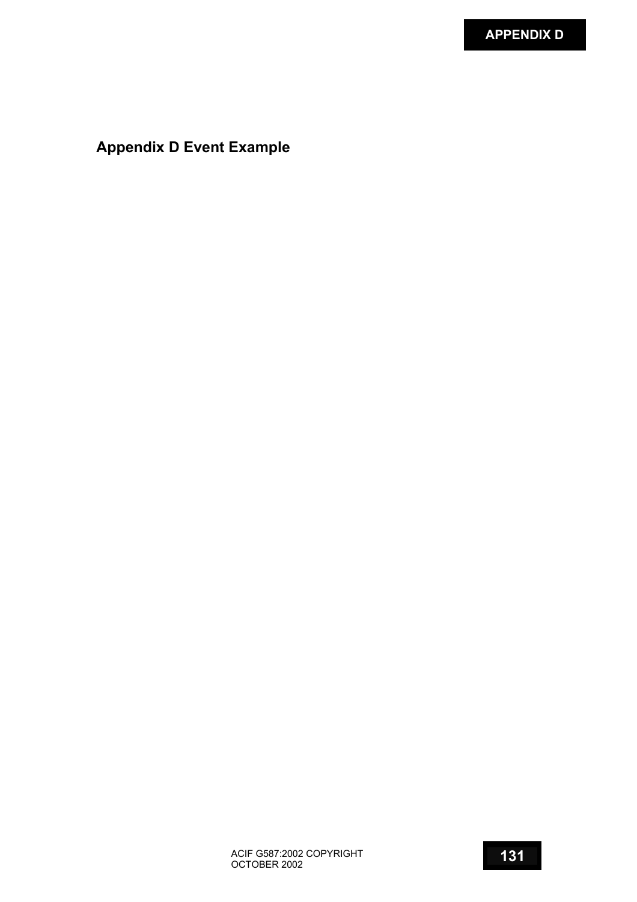# Appendix D Event Example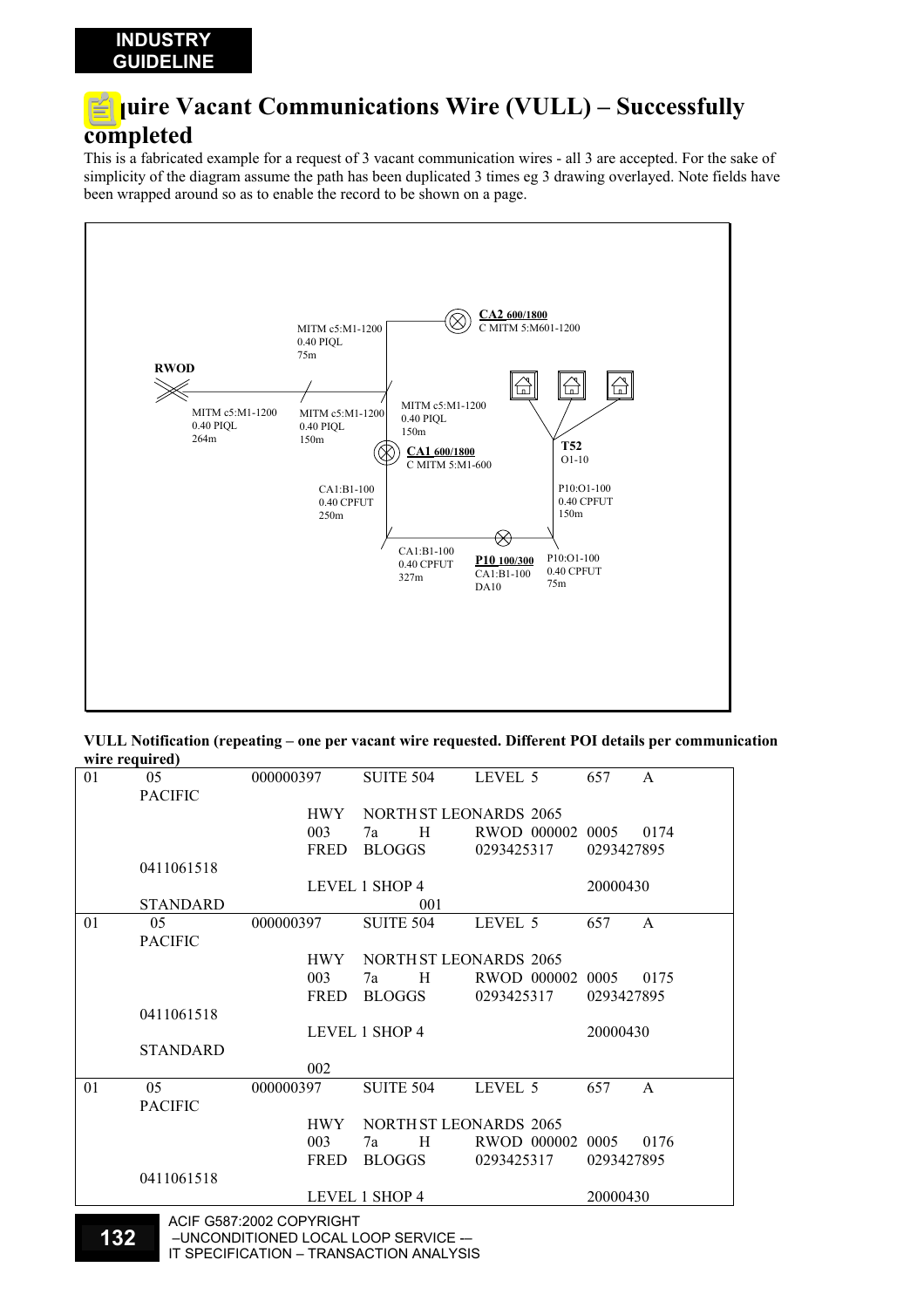## Acquire Vacant Communications Wire (VULL) – Successfully completed

This is a fabricated example for a request of 3 vacant communication wires - all 3 are accepted. For the sake of simplicity of the diagram assume the path has been duplicated 3 times eg 3 drawing overlayed. Note fields have been wrapped around so as to enable the record to be shown on a page.

RWOD

MITM c5:M1-1200
0.40 PIQL
264m

MITM c5:M1-1200
0.40 PIQL
150m

MITM c5:M1-1200
0.40 PIQL
75m

**CA2 600/1800**
C MITM 5:M601-1200

MITM c5:M1-1200
0.40 PIQL
150m

**CA1 600/1800**
C MITM 5:M1-600

CA1:B1-100
0.40 CPFUT
250m

CA1:B1-100
0.40 CPFUT
327m

**P10 100/300**
CA1:B1-100
DA10

P10:O1-100
0.40 CPFUT
75m

P10:O1-100
0.40 CPFUT
150m

**T52**
O1-10

**VULL Notification (repeating – one per vacant wire requested. Different POI details per communication wire required)**

```
01      05          000000397   SUITE 504   LEVEL 5     657    A
        PACIFIC
                        HWY     NORTH ST LEONARDS 2065
                        003     7a     H    RWOD 000002 0005   0174
                        FRED    BLOGGS      0293425317  0293427895
        0411061518
                        LEVEL 1 SHOP 4                  20000430
        STANDARD                    001
01      05          000000397   SUITE 504   LEVEL 5     657    A
        PACIFIC
                        HWY     NORTH ST LEONARDS 2065
                        003     7a     H    RWOD 000002 0005   0175
                        FRED    BLOGGS      0293425317  0293427895
        0411061518
                        LEVEL 1 SHOP 4                  20000430
        STANDARD
                        002
01      05          000000397   SUITE 504   LEVEL 5     657    A
        PACIFIC
                        HWY     NORTH ST LEONARDS 2065
                        003     7a     H    RWOD 000002 0005   0176
                        FRED    BLOGGS      0293425317  0293427895
        0411061518
                        LEVEL 1 SHOP 4                  20000430
```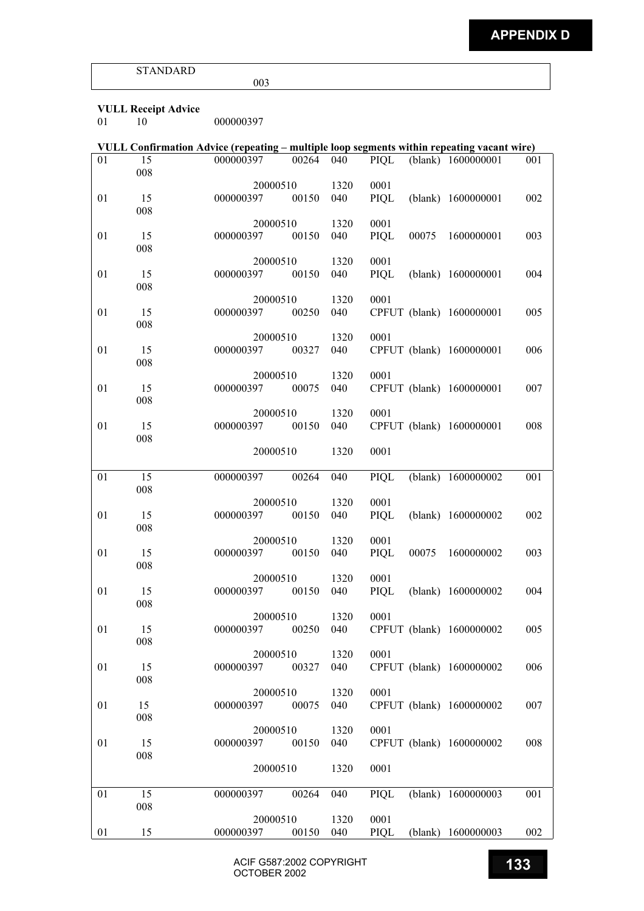```
STANDARD
            003
```

**VULL Receipt Advice**

```
01      10              000000397
```

**VULL Confirmation Advice (repeating – multiple loop segments within repeating vacant wire)**

```
01      15              000000397     00264   040    PIQL    (blank)  1600000001    001
        008
                          20000510     1320    0001
01      15              000000397     00150   040    PIQL    (blank)  1600000001    002
        008
                          20000510     1320    0001
01      15              000000397     00150   040    PIQL    00075    1600000001    003
        008
                          20000510     1320    0001
01      15              000000397     00150   040    PIQL    (blank)  1600000001    004
        008
                          20000510     1320    0001
01      15              000000397     00250   040    CPFUT   (blank)  1600000001    005
        008
                          20000510     1320    0001
01      15              000000397     00327   040    CPFUT   (blank)  1600000001    006
        008
                          20000510     1320    0001
01      15              000000397     00075   040    CPFUT   (blank)  1600000001    007
        008
                          20000510     1320    0001
01      15              000000397     00150   040    CPFUT   (blank)  1600000001    008
        008
                          20000510     1320    0001
```

```
01      15              000000397     00264   040    PIQL    (blank)  1600000002    001
        008
                          20000510     1320    0001
01      15              000000397     00150   040    PIQL    (blank)  1600000002    002
        008
                          20000510     1320    0001
01      15              000000397     00150   040    PIQL    00075    1600000002    003
        008
                          20000510     1320    0001
01      15              000000397     00150   040    PIQL    (blank)  1600000002    004
        008
                          20000510     1320    0001
01      15              000000397     00250   040    CPFUT   (blank)  1600000002    005
        008
                          20000510     1320    0001
01      15              000000397     00327   040    CPFUT   (blank)  1600000002    006
        008
                          20000510     1320    0001
01      15              000000397     00075   040    CPFUT   (blank)  1600000002    007
        008
                          20000510     1320    0001
01      15              000000397     00150   040    CPFUT   (blank)  1600000002    008
        008
                          20000510     1320    0001
```

```
01      15              000000397     00264   040    PIQL    (blank)  1600000003    001
        008
                          20000510     1320    0001
01      15              000000397     00150   040    PIQL    (blank)  1600000003    002
```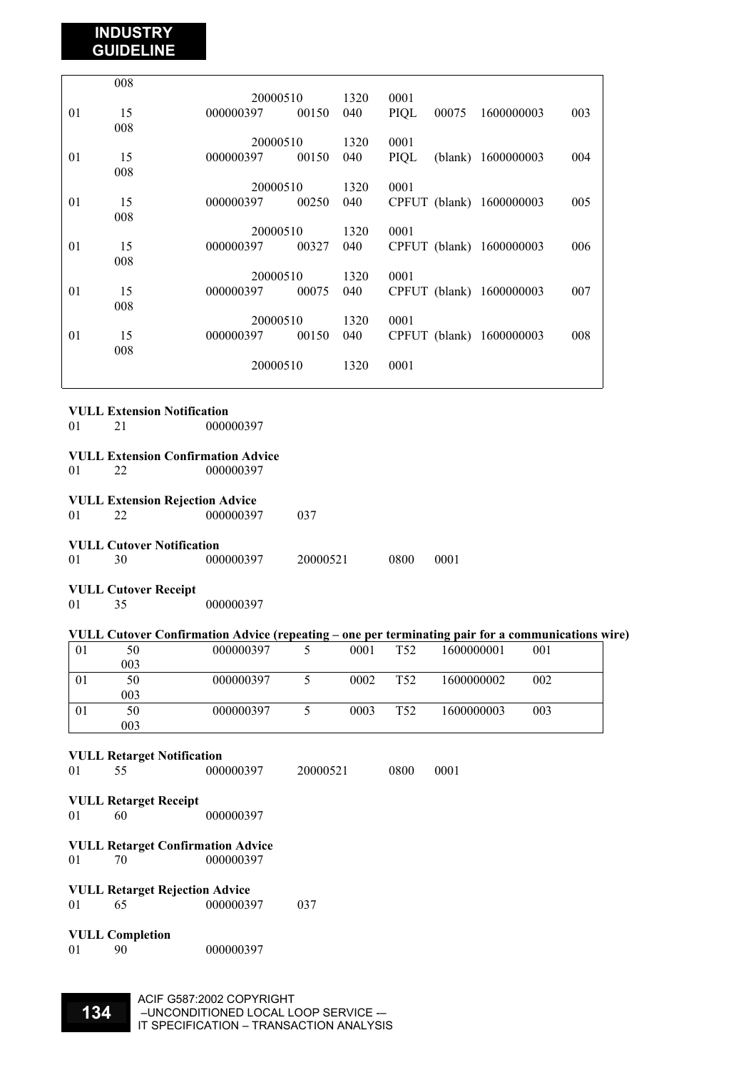| | | | | | | | | |
|---|---|---|---|---|---|---|---|---|
| | 008 | | | | | | | |
| | | 20000510 | | 1320 | 0001 | | | |
| 01 | 15<br>008 | 000000397 | 00150 | 040 | PIQL | 00075 | 1600000003 | 003 |
| | | 20000510 | | 1320 | 0001 | | | |
| 01 | 15<br>008 | 000000397 | 00150 | 040 | PIQL | (blank) | 1600000003 | 004 |
| | | 20000510 | | 1320 | 0001 | | | |
| 01 | 15<br>008 | 000000397 | 00250 | 040 | CPFUT | (blank) | 1600000003 | 005 |
| | | 20000510 | | 1320 | 0001 | | | |
| 01 | 15<br>008 | 000000397 | 00327 | 040 | CPFUT | (blank) | 1600000003 | 006 |
| | | 20000510 | | 1320 | 0001 | | | |
| 01 | 15<br>008 | 000000397 | 00075 | 040 | CPFUT | (blank) | 1600000003 | 007 |
| | | 20000510 | | 1320 | 0001 | | | |
| 01 | 15<br>008 | 000000397 | 00150 | 040 | CPFUT | (blank) | 1600000003 | 008 |
| | | 20000510 | | 1320 | 0001 | | | |

**VULL Extension Notification**

01 21 000000397

**VULL Extension Confirmation Advice**

01 22 000000397

**VULL Extension Rejection Advice**

01 22 000000397 037

**VULL Cutover Notification**

01 30 000000397 20000521 0800 0001

**VULL Cutover Receipt**

01 35 000000397

**VULL Cutover Confirmation Advice (repeating – one per terminating pair for a communications wire)**

| | | | | | | | |
|---|---|---|---|---|---|---|---|
| 01 | 50<br>003 | 000000397 | 5 | 0001 | T52 | 1600000001 | 001 |
| 01 | 50<br>003 | 000000397 | 5 | 0002 | T52 | 1600000002 | 002 |
| 01 | 50<br>003 | 000000397 | 5 | 0003 | T52 | 1600000003 | 003 |

**VULL Retarget Notification**

01 55 000000397 20000521 0800 0001

**VULL Retarget Receipt**

01 60 000000397

**VULL Retarget Confirmation Advice**

01 70 000000397

**VULL Retarget Rejection Advice**

01 65 000000397 037

**VULL Completion**

01 90 000000397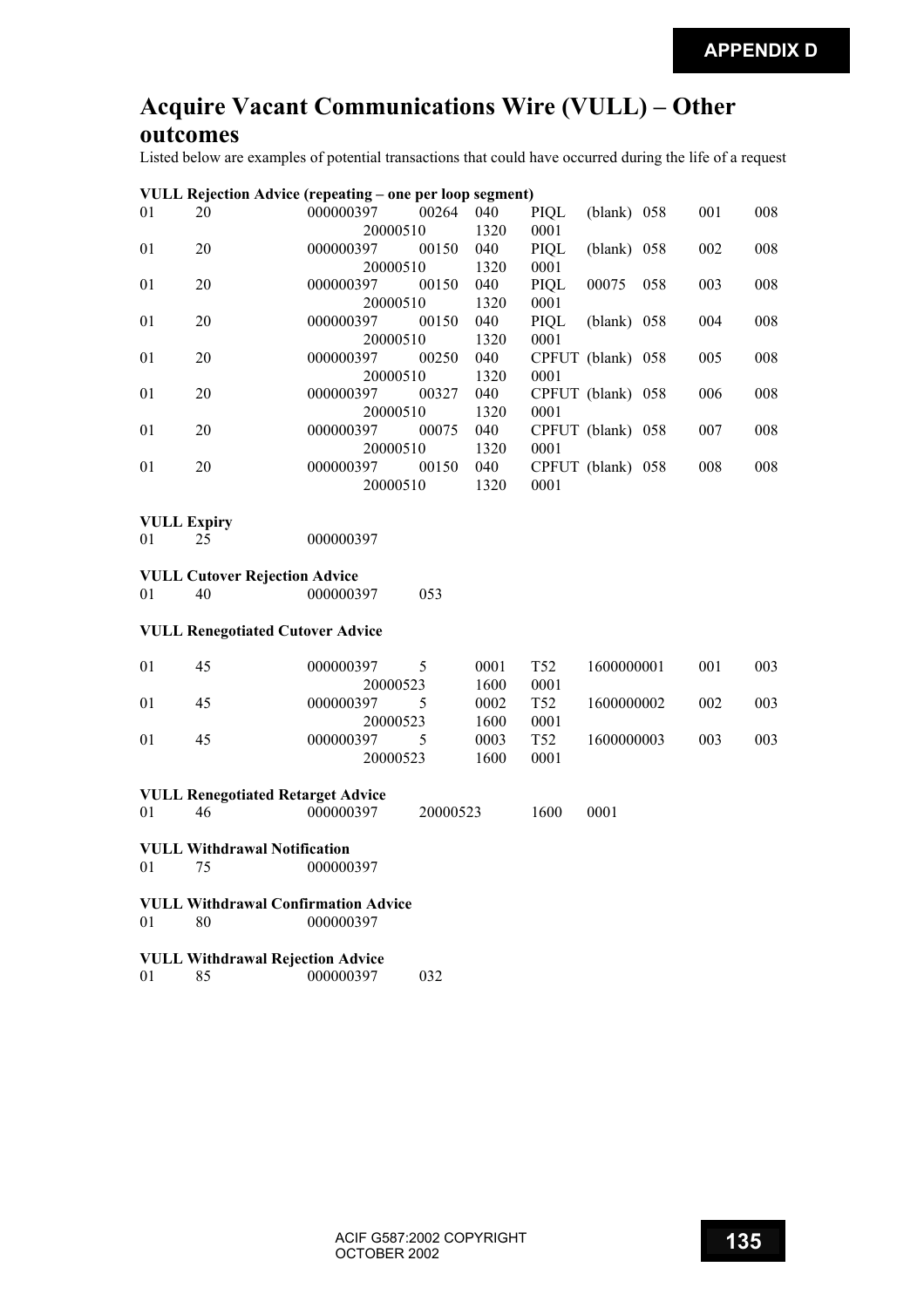# Acquire Vacant Communications Wire (VULL) – Other outcomes

Listed below are examples of potential transactions that could have occurred during the life of a request

**VULL Rejection Advice (repeating – one per loop segment)**

```
01    20    000000397    00264   040    PIQL    (blank)  058    001    008
                 20000510         1320   0001
01    20    000000397    00150   040    PIQL    (blank)  058    002    008
                 20000510         1320   0001
01    20    000000397    00150   040    PIQL    00075    058    003    008
                 20000510         1320   0001
01    20    000000397    00150   040    PIQL    (blank)  058    004    008
                 20000510         1320   0001
01    20    000000397    00250   040    CPFUT   (blank)  058    005    008
                 20000510         1320   0001
01    20    000000397    00327   040    CPFUT   (blank)  058    006    008
                 20000510         1320   0001
01    20    000000397    00075   040    CPFUT   (blank)  058    007    008
                 20000510         1320   0001
01    20    000000397    00150   040    CPFUT   (blank)  058    008    008
                 20000510         1320   0001
```

**VULL Expiry**

```
01    25    000000397
```

**VULL Cutover Rejection Advice**

```
01    40    000000397    053
```

**VULL Renegotiated Cutover Advice**

```
01    45    000000397    5      0001   T52    1600000001    001    003
                 20000523         1600   0001
01    45    000000397    5      0002   T52    1600000002    002    003
                 20000523         1600   0001
01    45    000000397    5      0003   T52    1600000003    003    003
                 20000523         1600   0001
```

**VULL Renegotiated Retarget Advice**

```
01    46    000000397    20000523    1600    0001
```

**VULL Withdrawal Notification**

```
01    75    000000397
```

**VULL Withdrawal Confirmation Advice**

```
01    80    000000397
```

**VULL Withdrawal Rejection Advice**

```
01    85    000000397    032
```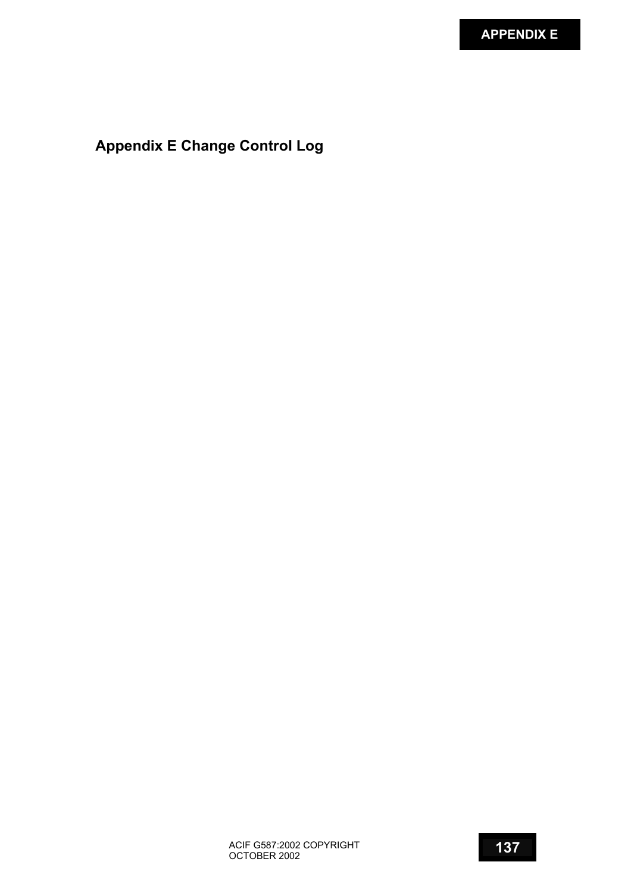# Appendix E Change Control Log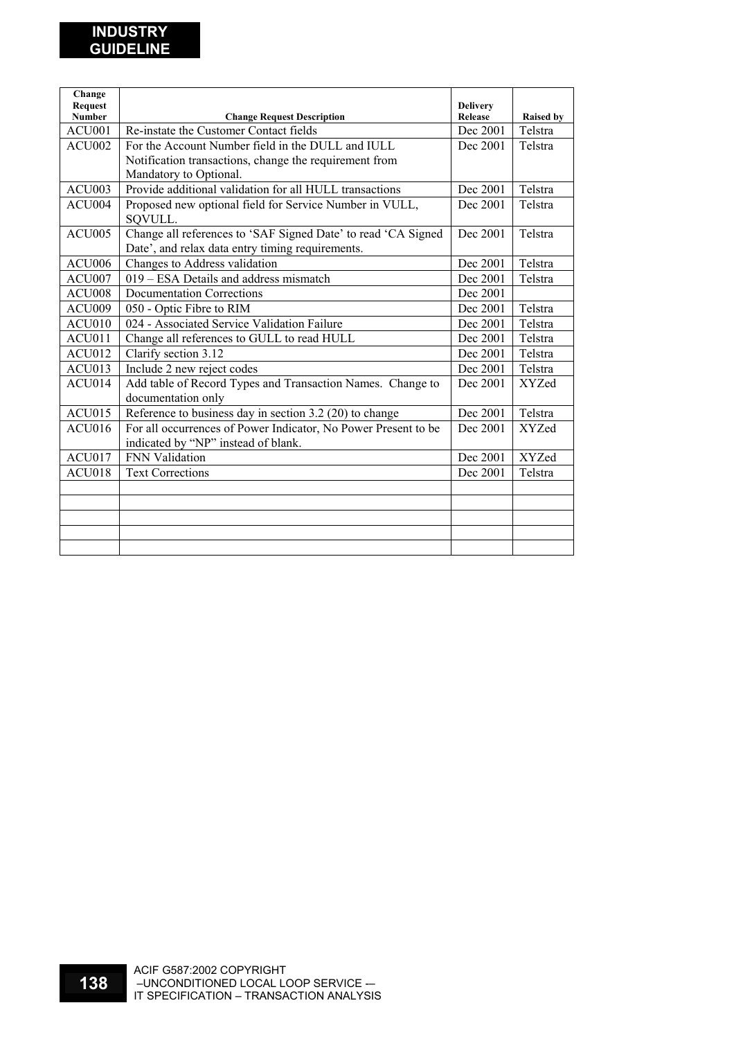| Change Request Number | Change Request Description | Delivery Release | Raised by |
|---|---|---|---|
| ACU001 | Re-instate the Customer Contact fields | Dec 2001 | Telstra |
| ACU002 | For the Account Number field in the DULL and IULL Notification transactions, change the requirement from Mandatory to Optional. | Dec 2001 | Telstra |
| ACU003 | Provide additional validation for all HULL transactions | Dec 2001 | Telstra |
| ACU004 | Proposed new optional field for Service Number in VULL, SQVULL. | Dec 2001 | Telstra |
| ACU005 | Change all references to 'SAF Signed Date' to read 'CA Signed Date', and relax data entry timing requirements. | Dec 2001 | Telstra |
| ACU006 | Changes to Address validation | Dec 2001 | Telstra |
| ACU007 | 019 – ESA Details and address mismatch | Dec 2001 | Telstra |
| ACU008 | Documentation Corrections | Dec 2001 | |
| ACU009 | 050 - Optic Fibre to RIM | Dec 2001 | Telstra |
| ACU010 | 024 - Associated Service Validation Failure | Dec 2001 | Telstra |
| ACU011 | Change all references to GULL to read HULL | Dec 2001 | Telstra |
| ACU012 | Clarify section 3.12 | Dec 2001 | Telstra |
| ACU013 | Include 2 new reject codes | Dec 2001 | Telstra |
| ACU014 | Add table of Record Types and Transaction Names. Change to documentation only | Dec 2001 | XYZed |
| ACU015 | Reference to business day in section 3.2 (20) to change | Dec 2001 | Telstra |
| ACU016 | For all occurrences of Power Indicator, No Power Present to be indicated by "NP" instead of blank. | Dec 2001 | XYZed |
| ACU017 | FNN Validation | Dec 2001 | XYZed |
| ACU018 | Text Corrections | Dec 2001 | Telstra |
| | | | |
| | | | |
| | | | |
| | | | |
| | | | |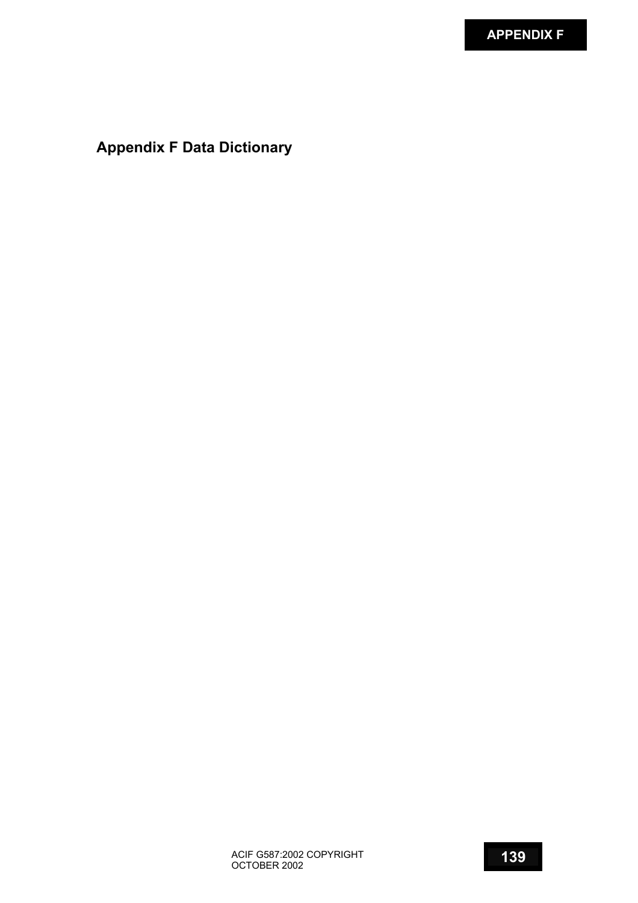# Appendix F Data Dictionary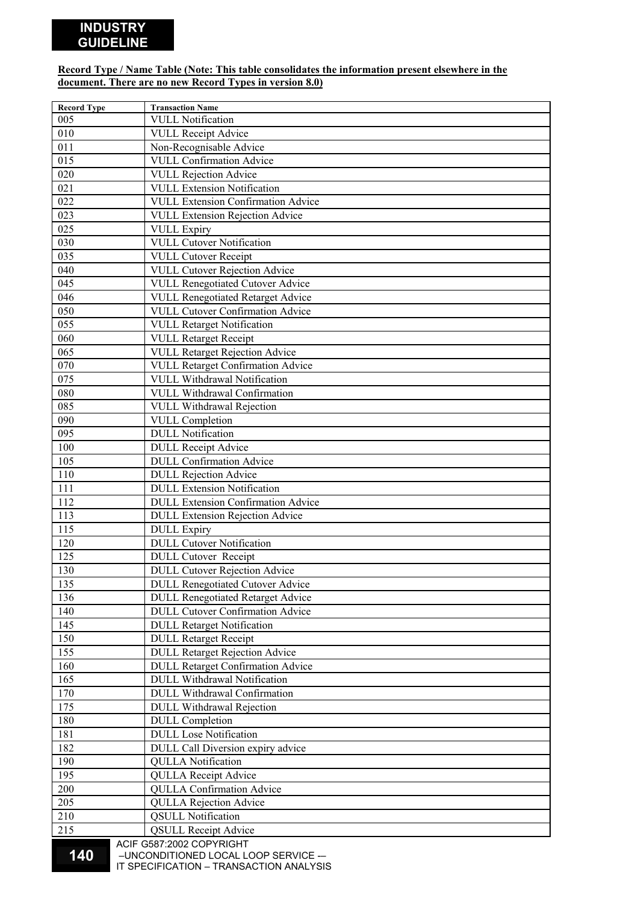**Record Type / Name Table (Note: This table consolidates the information present elsewhere in the document. There are no new Record Types in version 8.0)**

| Record Type | Transaction Name |
|---|---|
| 005 | VULL Notification |
| 010 | VULL Receipt Advice |
| 011 | Non-Recognisable Advice |
| 015 | VULL Confirmation Advice |
| 020 | VULL Rejection Advice |
| 021 | VULL Extension Notification |
| 022 | VULL Extension Confirmation Advice |
| 023 | VULL Extension Rejection Advice |
| 025 | VULL Expiry |
| 030 | VULL Cutover Notification |
| 035 | VULL Cutover Receipt |
| 040 | VULL Cutover Rejection Advice |
| 045 | VULL Renegotiated Cutover Advice |
| 046 | VULL Renegotiated Retarget Advice |
| 050 | VULL Cutover Confirmation Advice |
| 055 | VULL Retarget Notification |
| 060 | VULL Retarget Receipt |
| 065 | VULL Retarget Rejection Advice |
| 070 | VULL Retarget Confirmation Advice |
| 075 | VULL Withdrawal Notification |
| 080 | VULL Withdrawal Confirmation |
| 085 | VULL Withdrawal Rejection |
| 090 | VULL Completion |
| 095 | DULL Notification |
| 100 | DULL Receipt Advice |
| 105 | DULL Confirmation Advice |
| 110 | DULL Rejection Advice |
| 111 | DULL Extension Notification |
| 112 | DULL Extension Confirmation Advice |
| 113 | DULL Extension Rejection Advice |
| 115 | DULL Expiry |
| 120 | DULL Cutover Notification |
| 125 | DULL Cutover Receipt |
| 130 | DULL Cutover Rejection Advice |
| 135 | DULL Renegotiated Cutover Advice |
| 136 | DULL Renegotiated Retarget Advice |
| 140 | DULL Cutover Confirmation Advice |
| 145 | DULL Retarget Notification |
| 150 | DULL Retarget Receipt |
| 155 | DULL Retarget Rejection Advice |
| 160 | DULL Retarget Confirmation Advice |
| 165 | DULL Withdrawal Notification |
| 170 | DULL Withdrawal Confirmation |
| 175 | DULL Withdrawal Rejection |
| 180 | DULL Completion |
| 181 | DULL Lose Notification |
| 182 | DULL Call Diversion expiry advice |
| 190 | QULLA Notification |
| 195 | QULLA Receipt Advice |
| 200 | QULLA Confirmation Advice |
| 205 | QULLA Rejection Advice |
| 210 | QSULL Notification |
| 215 | QSULL Receipt Advice |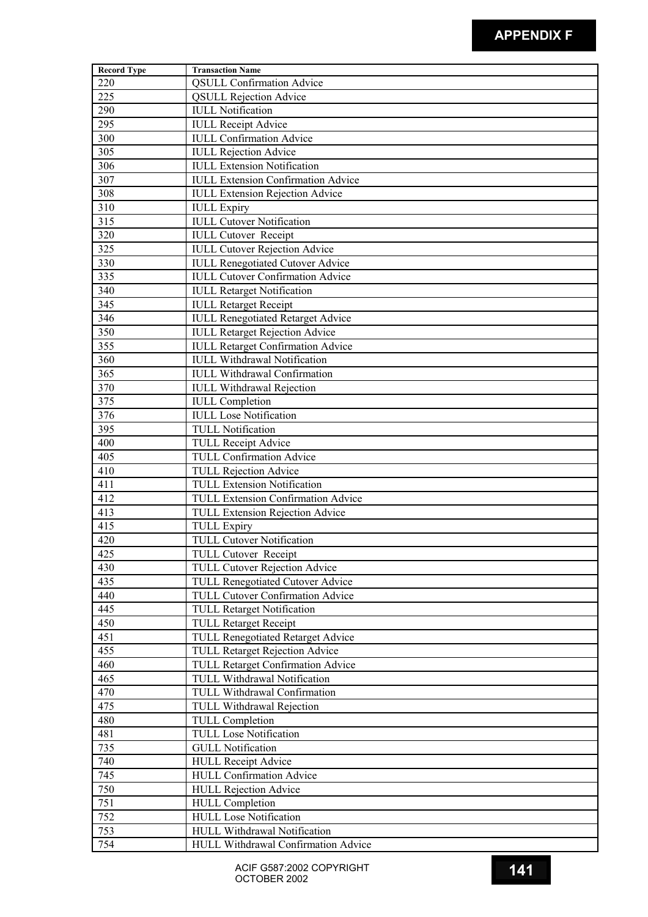| Record Type | Transaction Name |
|---|---|
| 220 | QSULL Confirmation Advice |
| 225 | QSULL Rejection Advice |
| 290 | IULL Notification |
| 295 | IULL Receipt Advice |
| 300 | IULL Confirmation Advice |
| 305 | IULL Rejection Advice |
| 306 | IULL Extension Notification |
| 307 | IULL Extension Confirmation Advice |
| 308 | IULL Extension Rejection Advice |
| 310 | IULL Expiry |
| 315 | IULL Cutover Notification |
| 320 | IULL Cutover Receipt |
| 325 | IULL Cutover Rejection Advice |
| 330 | IULL Renegotiated Cutover Advice |
| 335 | IULL Cutover Confirmation Advice |
| 340 | IULL Retarget Notification |
| 345 | IULL Retarget Receipt |
| 346 | IULL Renegotiated Retarget Advice |
| 350 | IULL Retarget Rejection Advice |
| 355 | IULL Retarget Confirmation Advice |
| 360 | IULL Withdrawal Notification |
| 365 | IULL Withdrawal Confirmation |
| 370 | IULL Withdrawal Rejection |
| 375 | IULL Completion |
| 376 | IULL Lose Notification |
| 395 | TULL Notification |
| 400 | TULL Receipt Advice |
| 405 | TULL Confirmation Advice |
| 410 | TULL Rejection Advice |
| 411 | TULL Extension Notification |
| 412 | TULL Extension Confirmation Advice |
| 413 | TULL Extension Rejection Advice |
| 415 | TULL Expiry |
| 420 | TULL Cutover Notification |
| 425 | TULL Cutover Receipt |
| 430 | TULL Cutover Rejection Advice |
| 435 | TULL Renegotiated Cutover Advice |
| 440 | TULL Cutover Confirmation Advice |
| 445 | TULL Retarget Notification |
| 450 | TULL Retarget Receipt |
| 451 | TULL Renegotiated Retarget Advice |
| 455 | TULL Retarget Rejection Advice |
| 460 | TULL Retarget Confirmation Advice |
| 465 | TULL Withdrawal Notification |
| 470 | TULL Withdrawal Confirmation |
| 475 | TULL Withdrawal Rejection |
| 480 | TULL Completion |
| 481 | TULL Lose Notification |
| 735 | GULL Notification |
| 740 | HULL Receipt Advice |
| 745 | HULL Confirmation Advice |
| 750 | HULL Rejection Advice |
| 751 | HULL Completion |
| 752 | HULL Lose Notification |
| 753 | HULL Withdrawal Notification |
| 754 | HULL Withdrawal Confirmation Advice |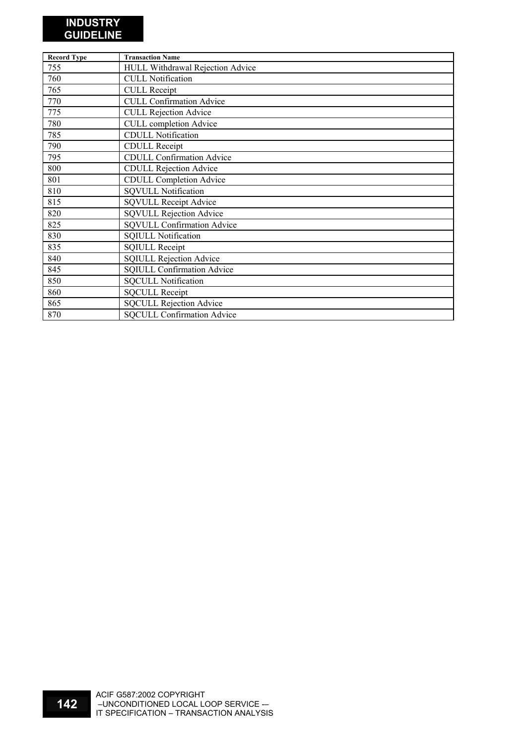| Record Type | Transaction Name |
|---|---|
| 755 | HULL Withdrawal Rejection Advice |
| 760 | CULL Notification |
| 765 | CULL Receipt |
| 770 | CULL Confirmation Advice |
| 775 | CULL Rejection Advice |
| 780 | CULL completion Advice |
| 785 | CDULL Notification |
| 790 | CDULL Receipt |
| 795 | CDULL Confirmation Advice |
| 800 | CDULL Rejection Advice |
| 801 | CDULL Completion Advice |
| 810 | SQVULL Notification |
| 815 | SQVULL Receipt Advice |
| 820 | SQVULL Rejection Advice |
| 825 | SQVULL Confirmation Advice |
| 830 | SQIULL Notification |
| 835 | SQIULL Receipt |
| 840 | SQIULL Rejection Advice |
| 845 | SQIULL Confirmation Advice |
| 850 | SQCULL Notification |
| 860 | SQCULL Receipt |
| 865 | SQCULL Rejection Advice |
| 870 | SQCULL Confirmation Advice |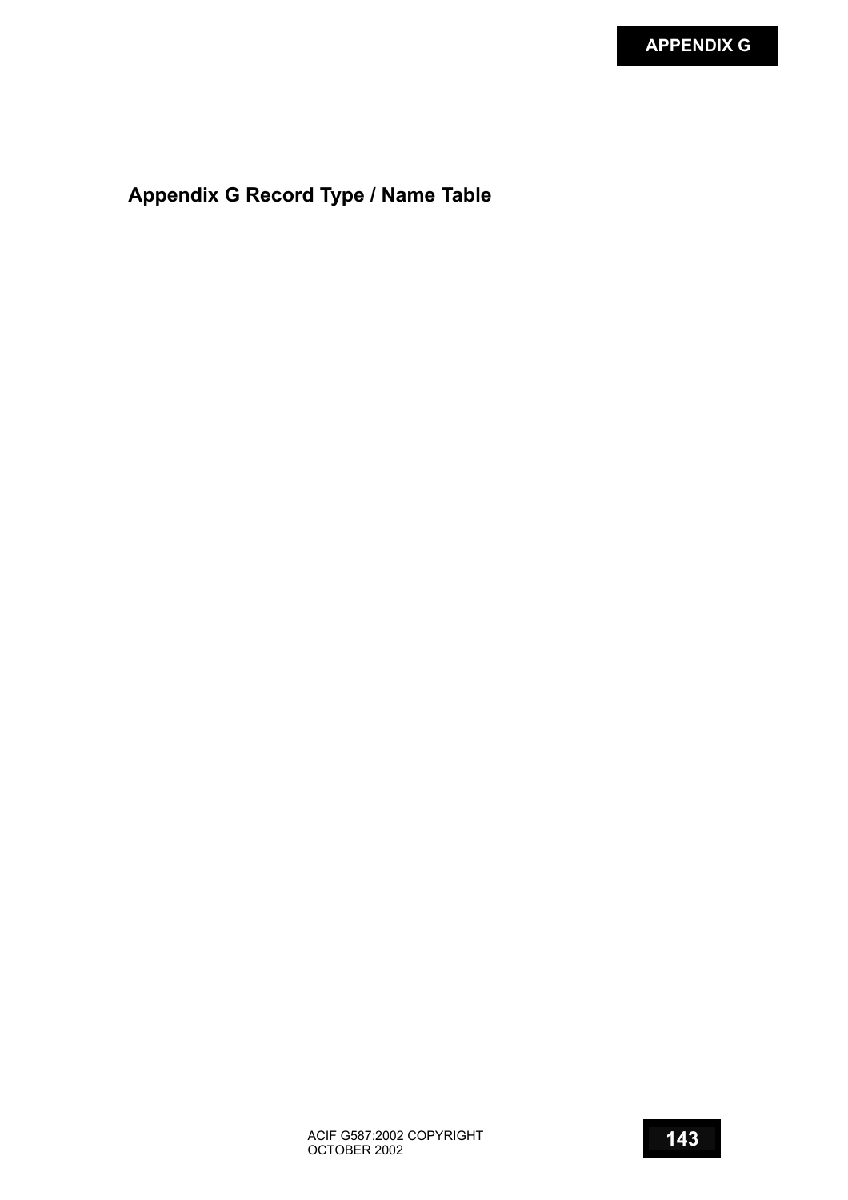# Appendix G Record Type / Name Table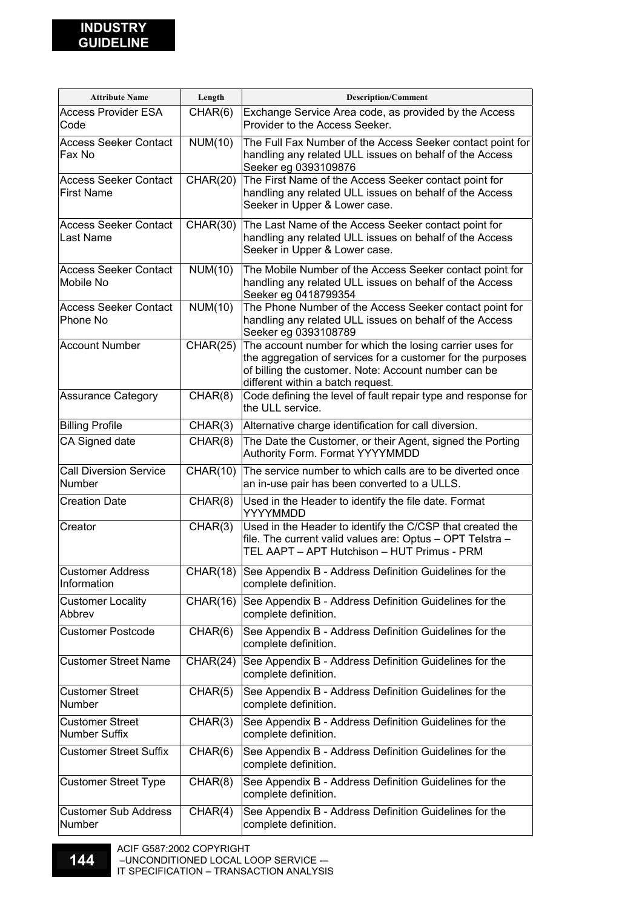| Attribute Name | Length | Description/Comment |
| --- | --- | --- |
| Access Provider ESA Code | CHAR(6) | Exchange Service Area code, as provided by the Access Provider to the Access Seeker. |
| Access Seeker Contact Fax No | NUM(10) | The Full Fax Number of the Access Seeker contact point for handling any related ULL issues on behalf of the Access Seeker eg 0393109876 |
| Access Seeker Contact First Name | CHAR(20) | The First Name of the Access Seeker contact point for handling any related ULL issues on behalf of the Access Seeker in Upper & Lower case. |
| Access Seeker Contact Last Name | CHAR(30) | The Last Name of the Access Seeker contact point for handling any related ULL issues on behalf of the Access Seeker in Upper & Lower case. |
| Access Seeker Contact Mobile No | NUM(10) | The Mobile Number of the Access Seeker contact point for handling any related ULL issues on behalf of the Access Seeker eg 0418799354 |
| Access Seeker Contact Phone No | NUM(10) | The Phone Number of the Access Seeker contact point for handling any related ULL issues on behalf of the Access Seeker eg 0393108789 |
| Account Number | CHAR(25) | The account number for which the losing carrier uses for the aggregation of services for a customer for the purposes of billing the customer. Note: Account number can be different within a batch request. |
| Assurance Category | CHAR(8) | Code defining the level of fault repair type and response for the ULL service. |
| Billing Profile | CHAR(3) | Alternative charge identification for call diversion. |
| CA Signed date | CHAR(8) | The Date the Customer, or their Agent, signed the Porting Authority Form. Format YYYYMMDD |
| Call Diversion Service Number | CHAR(10) | The service number to which calls are to be diverted once an in-use pair has been converted to a ULLS. |
| Creation Date | CHAR(8) | Used in the Header to identify the file date. Format YYYYMMDD |
| Creator | CHAR(3) | Used in the Header to identify the C/CSP that created the file. The current valid values are: Optus – OPT Telstra – TEL AAPT – APT Hutchison – HUT Primus - PRM |
| Customer Address Information | CHAR(18) | See Appendix B - Address Definition Guidelines for the complete definition. |
| Customer Locality Abbrev | CHAR(16) | See Appendix B - Address Definition Guidelines for the complete definition. |
| Customer Postcode | CHAR(6) | See Appendix B - Address Definition Guidelines for the complete definition. |
| Customer Street Name | CHAR(24) | See Appendix B - Address Definition Guidelines for the complete definition. |
| Customer Street Number | CHAR(5) | See Appendix B - Address Definition Guidelines for the complete definition. |
| Customer Street Number Suffix | CHAR(3) | See Appendix B - Address Definition Guidelines for the complete definition. |
| Customer Street Suffix | CHAR(6) | See Appendix B - Address Definition Guidelines for the complete definition. |
| Customer Street Type | CHAR(8) | See Appendix B - Address Definition Guidelines for the complete definition. |
| Customer Sub Address Number | CHAR(4) | See Appendix B - Address Definition Guidelines for the complete definition. |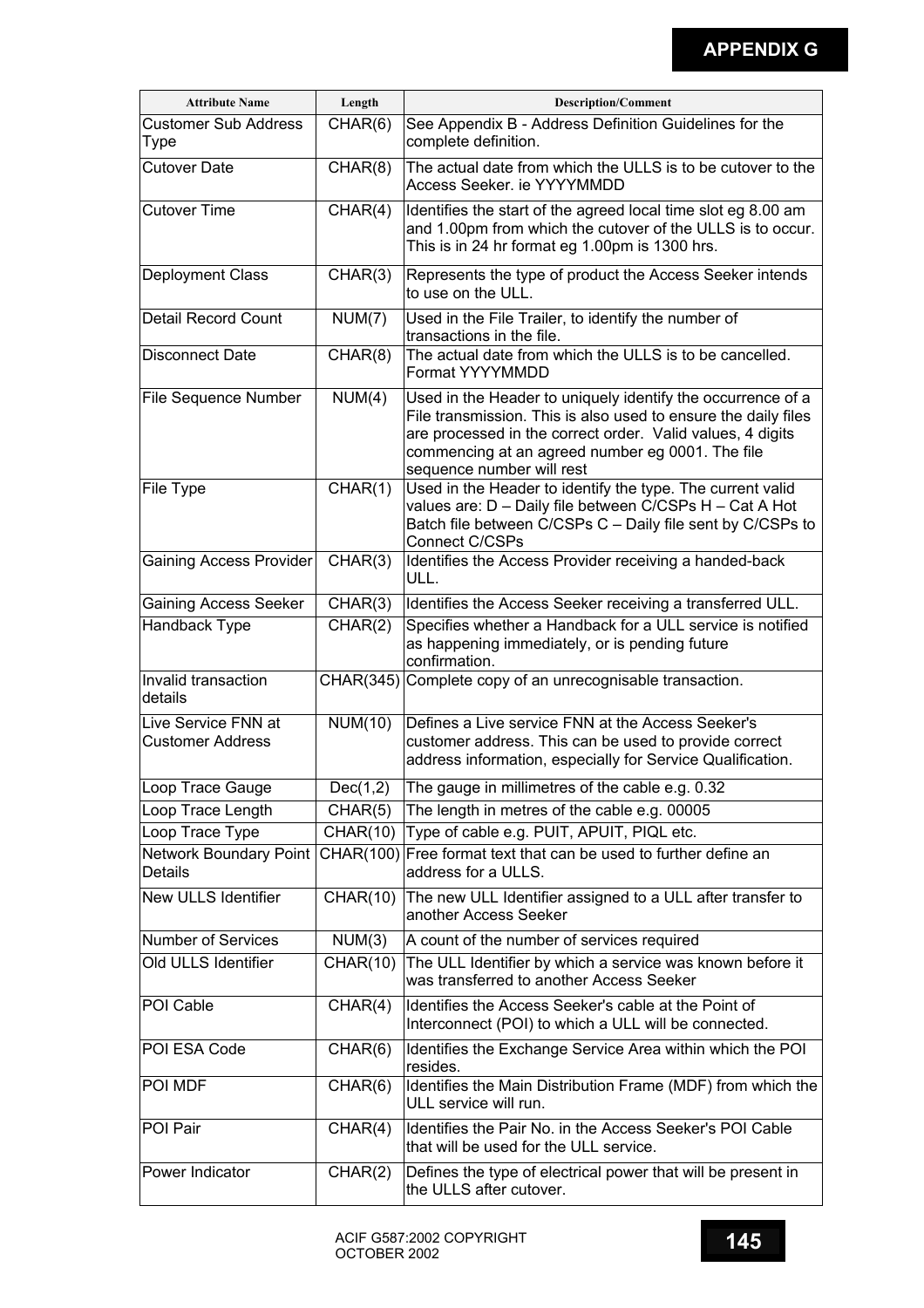| Attribute Name | Length | Description/Comment |
| --- | --- | --- |
| Customer Sub Address Type | CHAR(6) | See Appendix B - Address Definition Guidelines for the complete definition. |
| Cutover Date | CHAR(8) | The actual date from which the ULLS is to be cutover to the Access Seeker. ie YYYYMMDD |
| Cutover Time | CHAR(4) | Identifies the start of the agreed local time slot eg 8.00 am and 1.00pm from which the cutover of the ULLS is to occur. This is in 24 hr format eg 1.00pm is 1300 hrs. |
| Deployment Class | CHAR(3) | Represents the type of product the Access Seeker intends to use on the ULL. |
| Detail Record Count | NUM(7) | Used in the File Trailer, to identify the number of transactions in the file. |
| Disconnect Date | CHAR(8) | The actual date from which the ULLS is to be cancelled. Format YYYYMMDD |
| File Sequence Number | NUM(4) | Used in the Header to uniquely identify the occurrence of a File transmission. This is also used to ensure the daily files are processed in the correct order. Valid values, 4 digits commencing at an agreed number eg 0001. The file sequence number will rest |
| File Type | CHAR(1) | Used in the Header to identify the type. The current valid values are: D – Daily file between C/CSPs H – Cat A Hot Batch file between C/CSPs C – Daily file sent by C/CSPs to Connect C/CSPs |
| Gaining Access Provider | CHAR(3) | Identifies the Access Provider receiving a handed-back ULL. |
| Gaining Access Seeker | CHAR(3) | Identifies the Access Seeker receiving a transferred ULL. |
| Handback Type | CHAR(2) | Specifies whether a Handback for a ULL service is notified as happening immediately, or is pending future confirmation. |
| Invalid transaction details | CHAR(345) | Complete copy of an unrecognisable transaction. |
| Live Service FNN at Customer Address | NUM(10) | Defines a Live service FNN at the Access Seeker's customer address. This can be used to provide correct address information, especially for Service Qualification. |
| Loop Trace Gauge | Dec(1,2) | The gauge in millimetres of the cable e.g. 0.32 |
| Loop Trace Length | CHAR(5) | The length in metres of the cable e.g. 00005 |
| Loop Trace Type | CHAR(10) | Type of cable e.g. PUIT, APUIT, PIQL etc. |
| Network Boundary Point Details | CHAR(100) | Free format text that can be used to further define an address for a ULLS. |
| New ULLS Identifier | CHAR(10) | The new ULL Identifier assigned to a ULL after transfer to another Access Seeker |
| Number of Services | NUM(3) | A count of the number of services required |
| Old ULLS Identifier | CHAR(10) | The ULL Identifier by which a service was known before it was transferred to another Access Seeker |
| POI Cable | CHAR(4) | Identifies the Access Seeker's cable at the Point of Interconnect (POI) to which a ULL will be connected. |
| POI ESA Code | CHAR(6) | Identifies the Exchange Service Area within which the POI resides. |
| POI MDF | CHAR(6) | Identifies the Main Distribution Frame (MDF) from which the ULL service will run. |
| POI Pair | CHAR(4) | Identifies the Pair No. in the Access Seeker's POI Cable that will be used for the ULL service. |
| Power Indicator | CHAR(2) | Defines the type of electrical power that will be present in the ULLS after cutover. |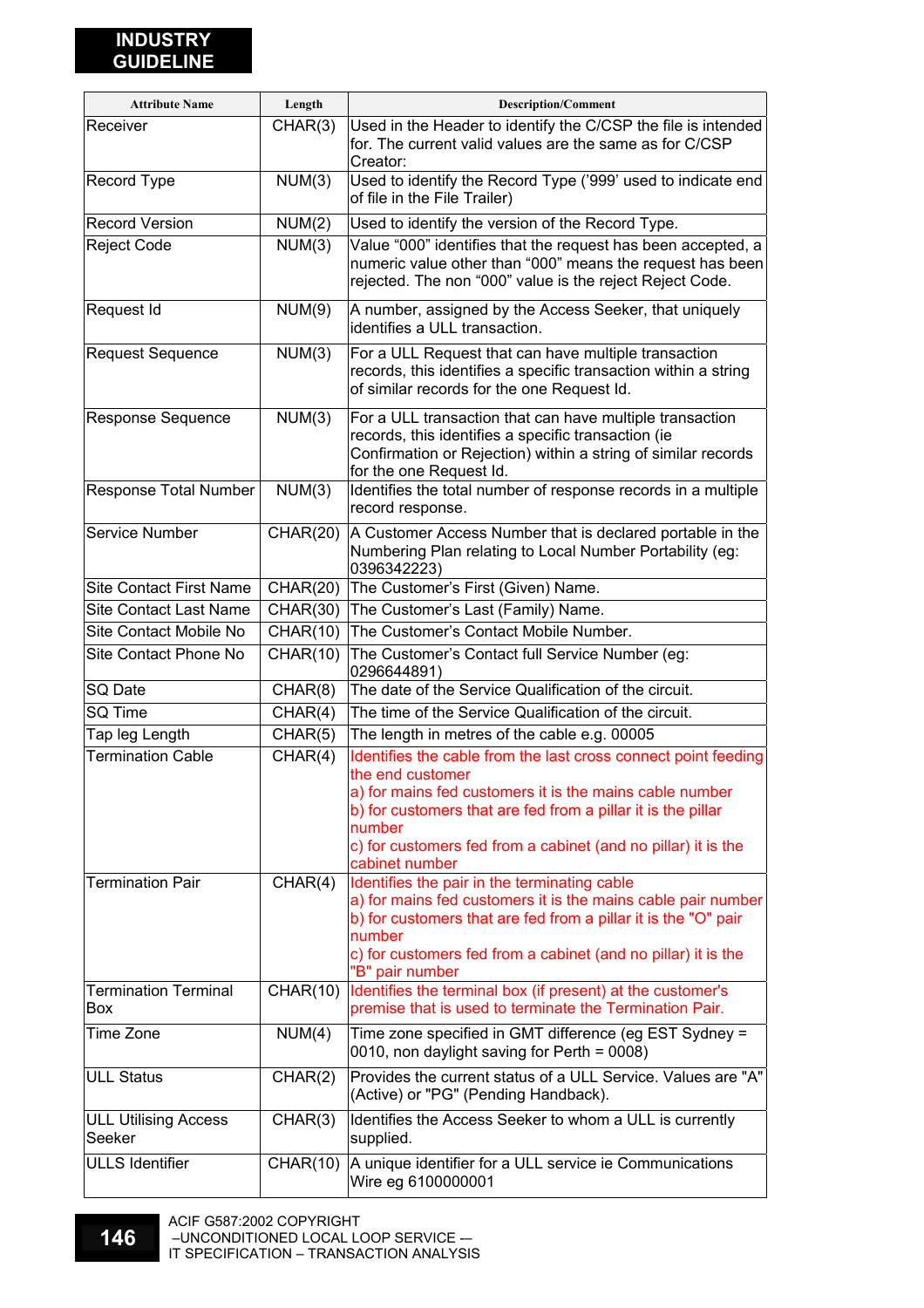| Attribute Name | Length | Description/Comment |
|---|---|---|
| Receiver | CHAR(3) | Used in the Header to identify the C/CSP the file is intended for. The current valid values are the same as for C/CSP Creator: |
| Record Type | NUM(3) | Used to identify the Record Type ('999' used to indicate end of file in the File Trailer) |
| Record Version | NUM(2) | Used to identify the version of the Record Type. |
| Reject Code | NUM(3) | Value "000" identifies that the request has been accepted, a numeric value other than "000" means the request has been rejected. The non "000" value is the reject Reject Code. |
| Request Id | NUM(9) | A number, assigned by the Access Seeker, that uniquely identifies a ULL transaction. |
| Request Sequence | NUM(3) | For a ULL Request that can have multiple transaction records, this identifies a specific transaction within a string of similar records for the one Request Id. |
| Response Sequence | NUM(3) | For a ULL transaction that can have multiple transaction records, this identifies a specific transaction (ie Confirmation or Rejection) within a string of similar records for the one Request Id. |
| Response Total Number | NUM(3) | Identifies the total number of response records in a multiple record response. |
| Service Number | CHAR(20) | A Customer Access Number that is declared portable in the Numbering Plan relating to Local Number Portability (eg: 0396342223) |
| Site Contact First Name | CHAR(20) | The Customer's First (Given) Name. |
| Site Contact Last Name | CHAR(30) | The Customer's Last (Family) Name. |
| Site Contact Mobile No | CHAR(10) | The Customer's Contact Mobile Number. |
| Site Contact Phone No | CHAR(10) | The Customer's Contact full Service Number (eg: 0296644891) |
| SQ Date | CHAR(8) | The date of the Service Qualification of the circuit. |
| SQ Time | CHAR(4) | The time of the Service Qualification of the circuit. |
| Tap leg Length | CHAR(5) | The length in metres of the cable e.g. 00005 |
| Termination Cable | CHAR(4) | Identifies the cable from the last cross connect point feeding the end customer<br>a) for mains fed customers it is the mains cable number<br>b) for customers that are fed from a pillar it is the pillar number<br>c) for customers fed from a cabinet (and no pillar) it is the cabinet number |
| Termination Pair | CHAR(4) | Identifies the pair in the terminating cable<br>a) for mains fed customers it is the mains cable pair number<br>b) for customers that are fed from a pillar it is the "O" pair number<br>c) for customers fed from a cabinet (and no pillar) it is the "B" pair number |
| Termination Terminal Box | CHAR(10) | Identifies the terminal box (if present) at the customer's premise that is used to terminate the Termination Pair. |
| Time Zone | NUM(4) | Time zone specified in GMT difference (eg EST Sydney = 0010, non daylight saving for Perth = 0008) |
| ULL Status | CHAR(2) | Provides the current status of a ULL Service. Values are "A" (Active) or "PG" (Pending Handback). |
| ULL Utilising Access Seeker | CHAR(3) | Identifies the Access Seeker to whom a ULL is currently supplied. |
| ULLS Identifier | CHAR(10) | A unique identifier for a ULL service ie Communications Wire eg 6100000001 |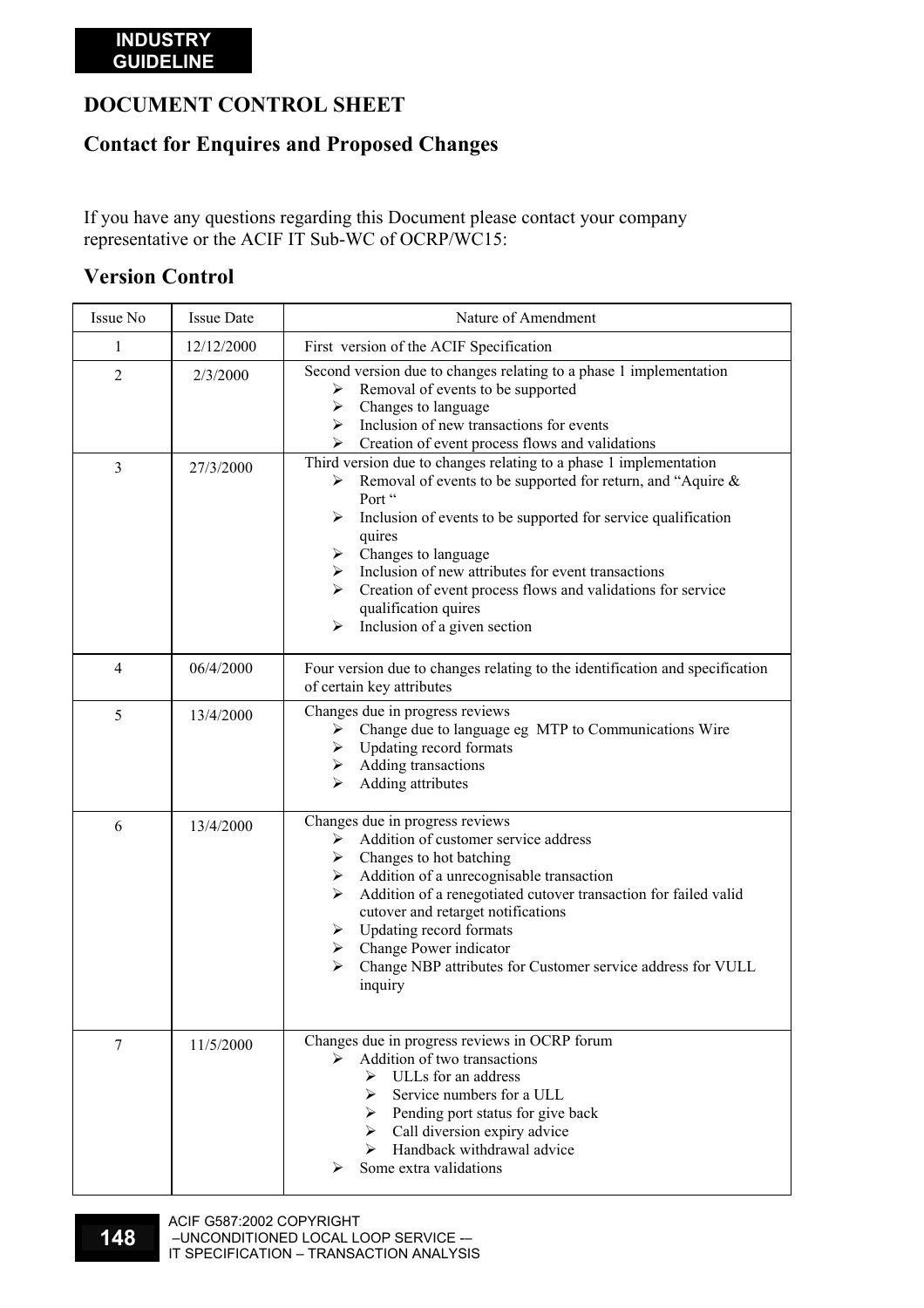**INDUSTRY GUIDELINE**

# DOCUMENT CONTROL SHEET

## Contact for Enquires and Proposed Changes

If you have any questions regarding this Document please contact your company representative or the ACIF IT Sub-WC of OCRP/WC15:

## Version Control

| Issue No | Issue Date | Nature of Amendment |
|---|---|---|
| 1 | 12/12/2000 | First version of the ACIF Specification |
| 2 | 2/3/2000 | Second version due to changes relating to a phase 1 implementation<br>➢ Removal of events to be supported<br>➢ Changes to language<br>➢ Inclusion of new transactions for events<br>➢ Creation of event process flows and validations |
| 3 | 27/3/2000 | Third version due to changes relating to a phase 1 implementation<br>➢ Removal of events to be supported for return, and "Aquire & Port "<br>➢ Inclusion of events to be supported for service qualification quires<br>➢ Changes to language<br>➢ Inclusion of new attributes for event transactions<br>➢ Creation of event process flows and validations for service qualification quires<br>➢ Inclusion of a given section |
| 4 | 06/4/2000 | Four version due to changes relating to the identification and specification of certain key attributes |
| 5 | 13/4/2000 | Changes due in progress reviews<br>➢ Change due to language eg MTP to Communications Wire<br>➢ Updating record formats<br>➢ Adding transactions<br>➢ Adding attributes |
| 6 | 13/4/2000 | Changes due in progress reviews<br>➢ Addition of customer service address<br>➢ Changes to hot batching<br>➢ Addition of a unrecognisable transaction<br>➢ Addition of a renegotiated cutover transaction for failed valid cutover and retarget notifications<br>➢ Updating record formats<br>➢ Change Power indicator<br>➢ Change NBP attributes for Customer service address for VULL inquiry |
| 7 | 11/5/2000 | Changes due in progress reviews in OCRP forum<br>➢ Addition of two transactions<br>&nbsp;&nbsp;&nbsp;&nbsp;➢ ULLs for an address<br>&nbsp;&nbsp;&nbsp;&nbsp;➢ Service numbers for a ULL<br>&nbsp;&nbsp;&nbsp;&nbsp;➢ Pending port status for give back<br>&nbsp;&nbsp;&nbsp;&nbsp;➢ Call diversion expiry advice<br>&nbsp;&nbsp;&nbsp;&nbsp;➢ Handback withdrawal advice<br>➢ Some extra validations |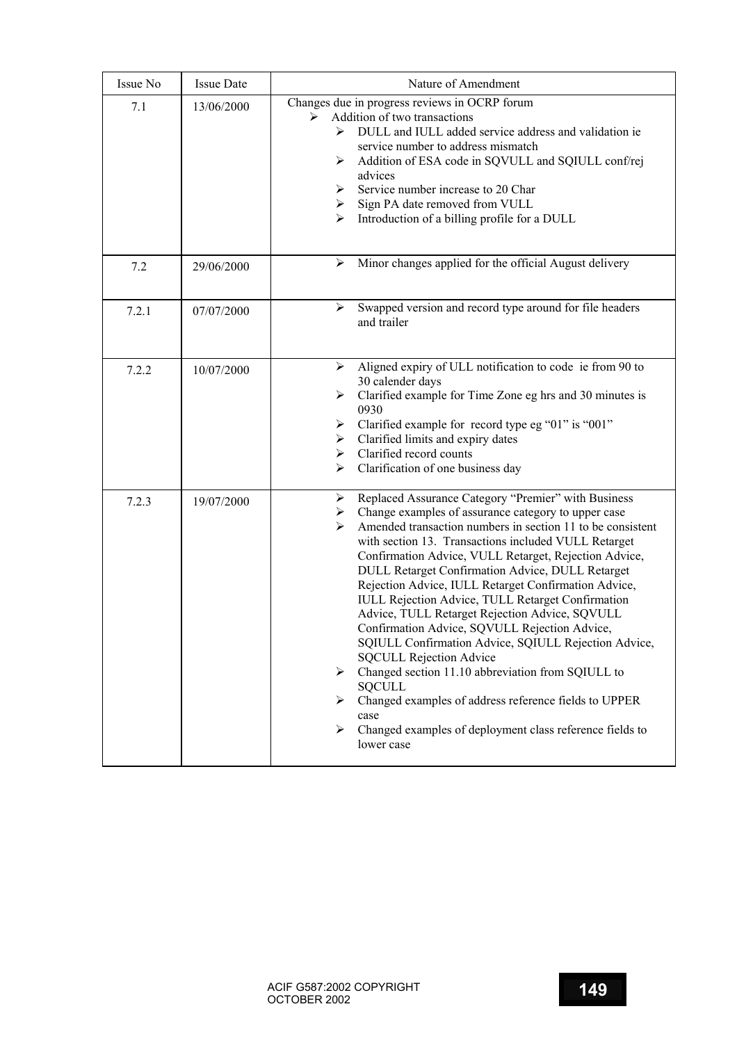| Issue No | Issue Date | Nature of Amendment |
|---|---|---|
| 7.1 | 13/06/2000 | Changes due in progress reviews in OCRP forum<br>➢ Addition of two transactions<br>➢ DULL and IULL added service address and validation ie service number to address mismatch<br>➢ Addition of ESA code in SQVULL and SQIULL conf/rej advices<br>➢ Service number increase to 20 Char<br>➢ Sign PA date removed from VULL<br>➢ Introduction of a billing profile for a DULL |
| 7.2 | 29/06/2000 | ➢ Minor changes applied for the official August delivery |
| 7.2.1 | 07/07/2000 | ➢ Swapped version and record type around for file headers and trailer |
| 7.2.2 | 10/07/2000 | ➢ Aligned expiry of ULL notification to code ie from 90 to 30 calender days<br>➢ Clarified example for Time Zone eg hrs and 30 minutes is 0930<br>➢ Clarified example for record type eg "01" is "001"<br>➢ Clarified limits and expiry dates<br>➢ Clarified record counts<br>➢ Clarification of one business day |
| 7.2.3 | 19/07/2000 | ➢ Replaced Assurance Category "Premier" with Business<br>➢ Change examples of assurance category to upper case<br>➢ Amended transaction numbers in section 11 to be consistent with section 13. Transactions included VULL Retarget Confirmation Advice, VULL Retarget, Rejection Advice, DULL Retarget Confirmation Advice, DULL Retarget Rejection Advice, IULL Retarget Confirmation Advice, IULL Rejection Advice, TULL Retarget Confirmation Advice, TULL Retarget Rejection Advice, SQVULL Confirmation Advice, SQVULL Rejection Advice, SQIULL Confirmation Advice, SQIULL Rejection Advice, SQCULL Rejection Advice<br>➢ Changed section 11.10 abbreviation from SQIULL to SQCULL<br>➢ Changed examples of address reference fields to UPPER case<br>➢ Changed examples of deployment class reference fields to lower case |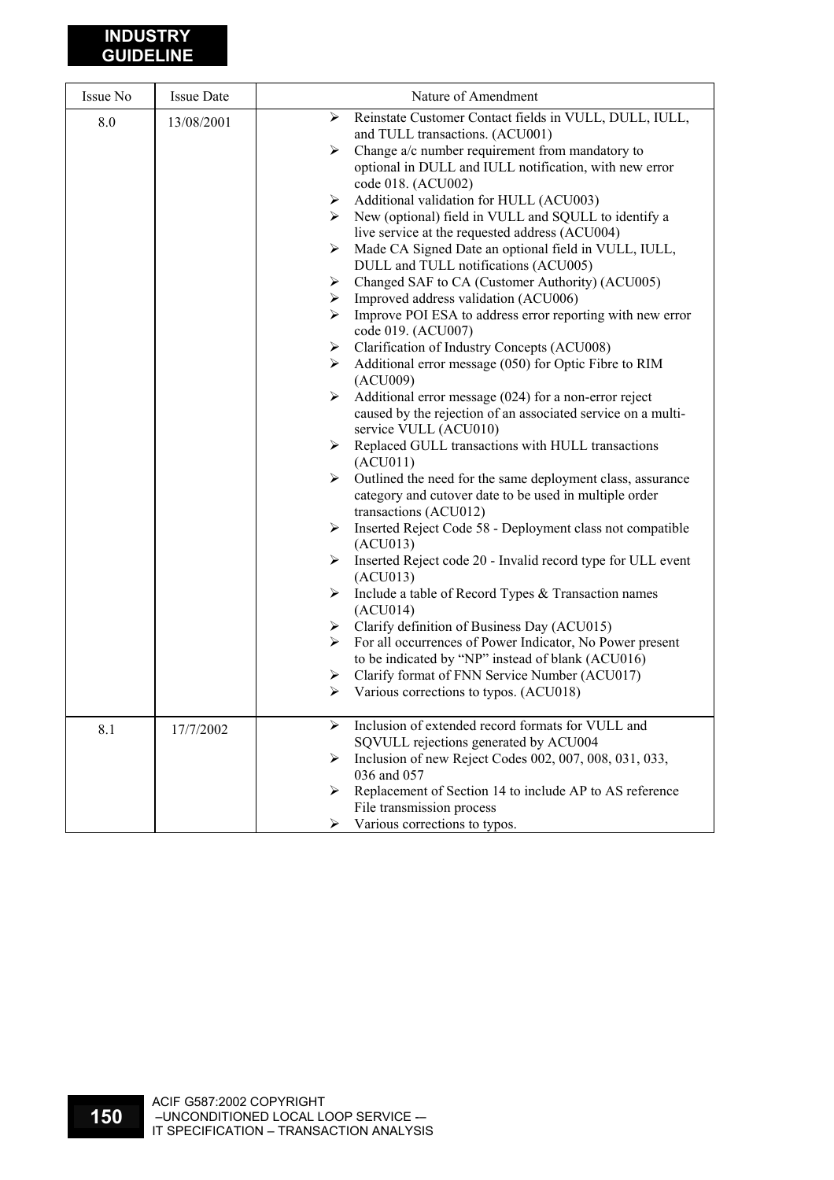| Issue No | Issue Date | Nature of Amendment |
|---|---|---|
| 8.0 | 13/08/2001 | ➢ Reinstate Customer Contact fields in VULL, DULL, IULL, and TULL transactions. (ACU001)<br>➢ Change a/c number requirement from mandatory to optional in DULL and IULL notification, with new error code 018. (ACU002)<br>➢ Additional validation for HULL (ACU003)<br>➢ New (optional) field in VULL and SQULL to identify a live service at the requested address (ACU004)<br>➢ Made CA Signed Date an optional field in VULL, IULL, DULL and TULL notifications (ACU005)<br>➢ Changed SAF to CA (Customer Authority) (ACU005)<br>➢ Improved address validation (ACU006)<br>➢ Improve POI ESA to address error reporting with new error code 019. (ACU007)<br>➢ Clarification of Industry Concepts (ACU008)<br>➢ Additional error message (050) for Optic Fibre to RIM (ACU009)<br>➢ Additional error message (024) for a non-error reject caused by the rejection of an associated service on a multi-service VULL (ACU010)<br>➢ Replaced GULL transactions with HULL transactions (ACU011)<br>➢ Outlined the need for the same deployment class, assurance category and cutover date to be used in multiple order transactions (ACU012)<br>➢ Inserted Reject Code 58 - Deployment class not compatible (ACU013)<br>➢ Inserted Reject code 20 - Invalid record type for ULL event (ACU013)<br>➢ Include a table of Record Types & Transaction names (ACU014)<br>➢ Clarify definition of Business Day (ACU015)<br>➢ For all occurrences of Power Indicator, No Power present to be indicated by "NP" instead of blank (ACU016)<br>➢ Clarify format of FNN Service Number (ACU017)<br>➢ Various corrections to typos. (ACU018) |
| 8.1 | 17/7/2002 | ➢ Inclusion of extended record formats for VULL and SQVULL rejections generated by ACU004<br>➢ Inclusion of new Reject Codes 002, 007, 008, 031, 033, 036 and 057<br>➢ Replacement of Section 14 to include AP to AS reference File transmission process<br>➢ Various corrections to typos. |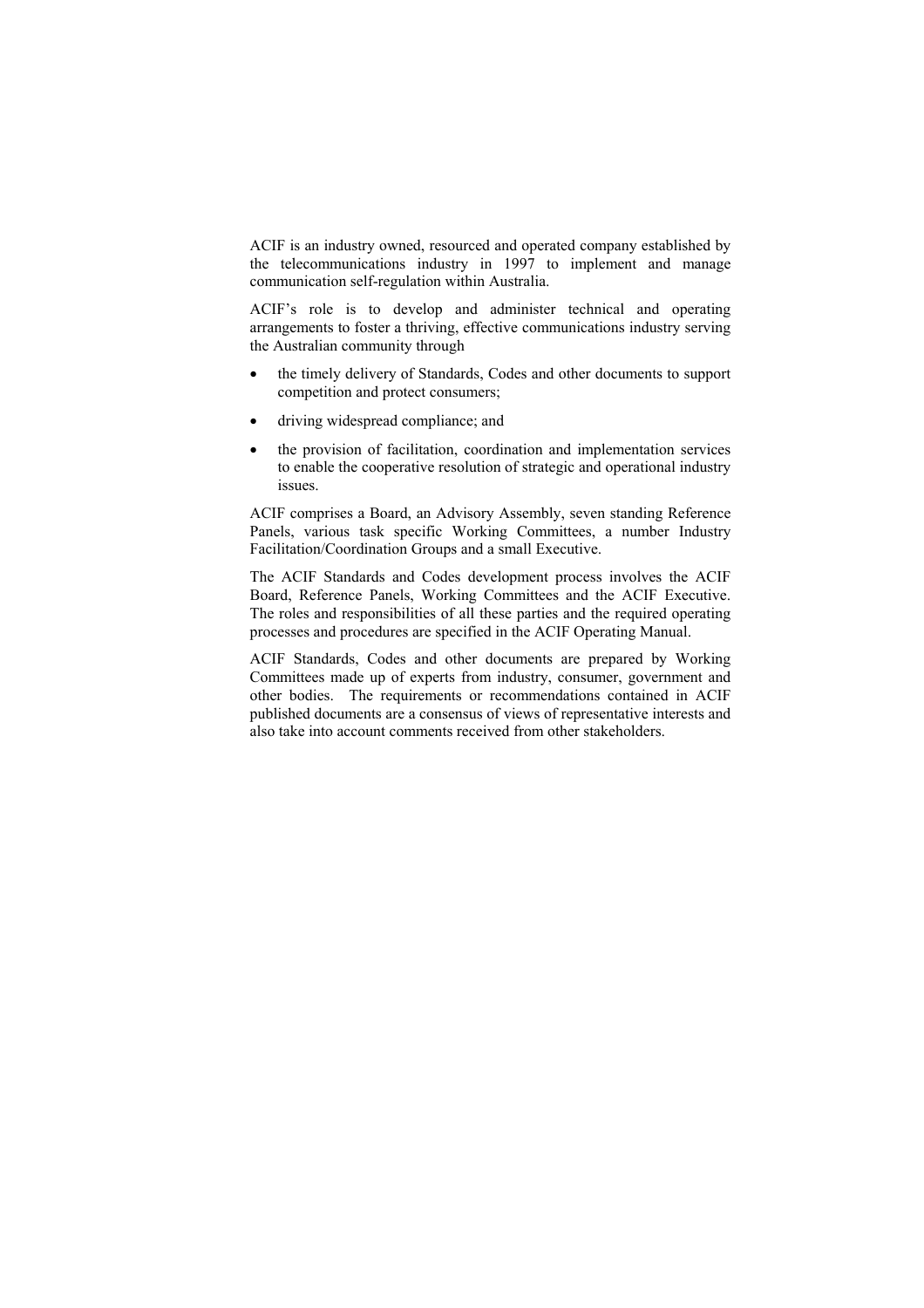ACIF is an industry owned, resourced and operated company established by the telecommunications industry in 1997 to implement and manage communication self-regulation within Australia.

ACIF's role is to develop and administer technical and operating arrangements to foster a thriving, effective communications industry serving the Australian community through

- the timely delivery of Standards, Codes and other documents to support competition and protect consumers;
- driving widespread compliance; and
- the provision of facilitation, coordination and implementation services to enable the cooperative resolution of strategic and operational industry issues.

ACIF comprises a Board, an Advisory Assembly, seven standing Reference Panels, various task specific Working Committees, a number Industry Facilitation/Coordination Groups and a small Executive.

The ACIF Standards and Codes development process involves the ACIF Board, Reference Panels, Working Committees and the ACIF Executive. The roles and responsibilities of all these parties and the required operating processes and procedures are specified in the ACIF Operating Manual.

ACIF Standards, Codes and other documents are prepared by Working Committees made up of experts from industry, consumer, government and other bodies. The requirements or recommendations contained in ACIF published documents are a consensus of views of representative interests and also take into account comments received from other stakeholders.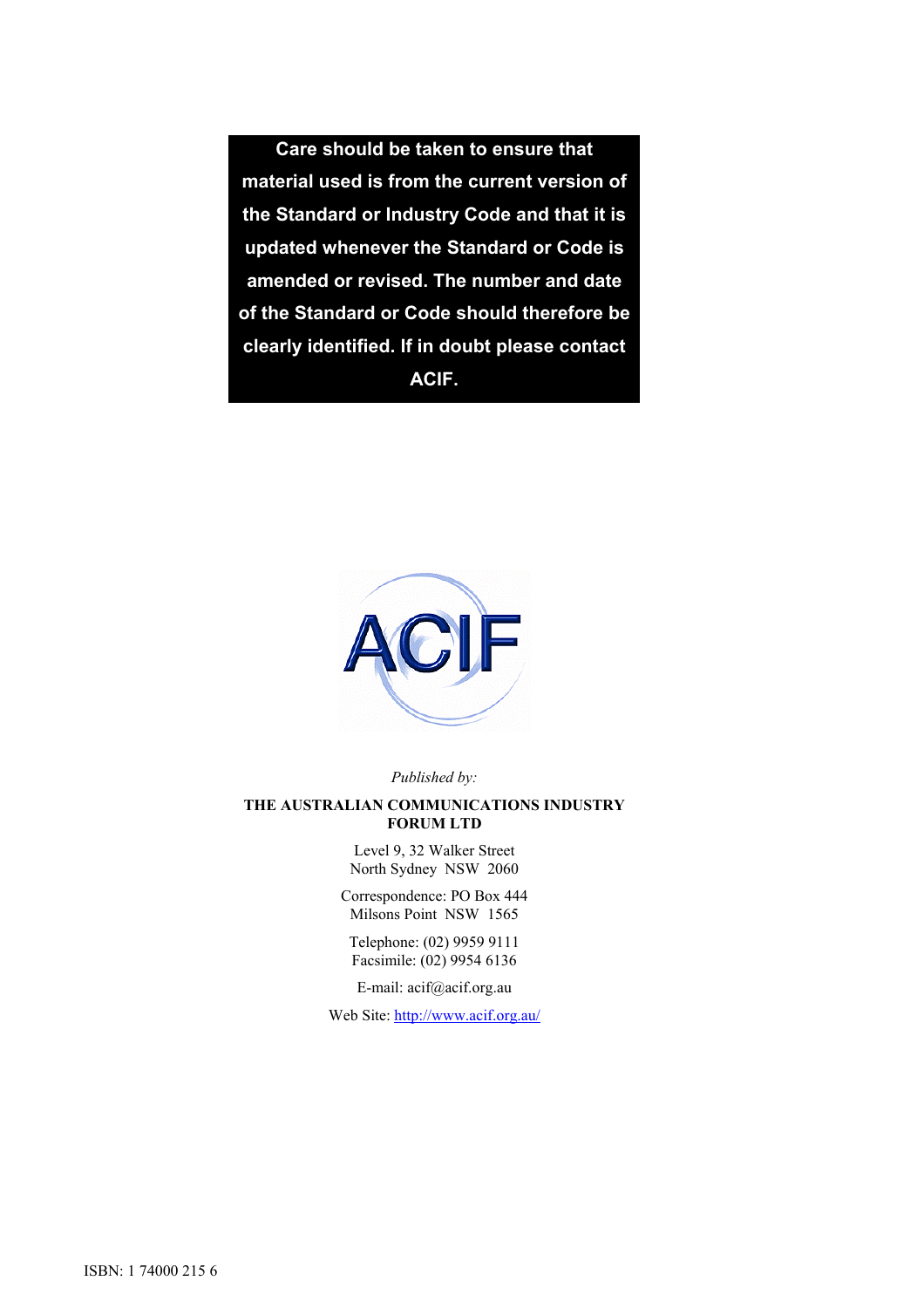**Care should be taken to ensure that material used is from the current version of the Standard or Industry Code and that it is updated whenever the Standard or Code is amended or revised. The number and date of the Standard or Code should therefore be clearly identified. If in doubt please contact ACIF.**

ACIF

*Published by:*

**THE AUSTRALIAN COMMUNICATIONS INDUSTRY FORUM LTD**

Level 9, 32 Walker Street
North Sydney NSW 2060

Correspondence: PO Box 444
Milsons Point NSW 1565

Telephone: (02) 9959 9111
Facsimile: (02) 9954 6136

E-mail: acif@acif.org.au

Web Site: http://www.acif.org.au/

ISBN: 1 74000 215 6